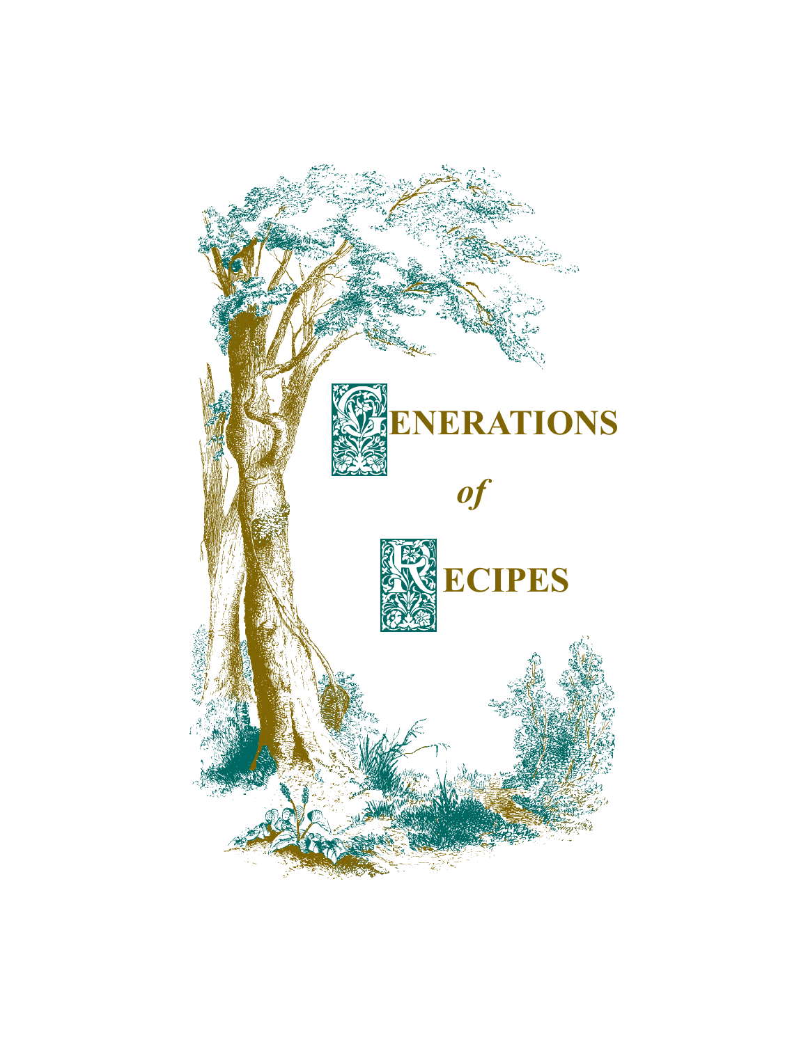# GENERATIONS

*of*

# RECIPES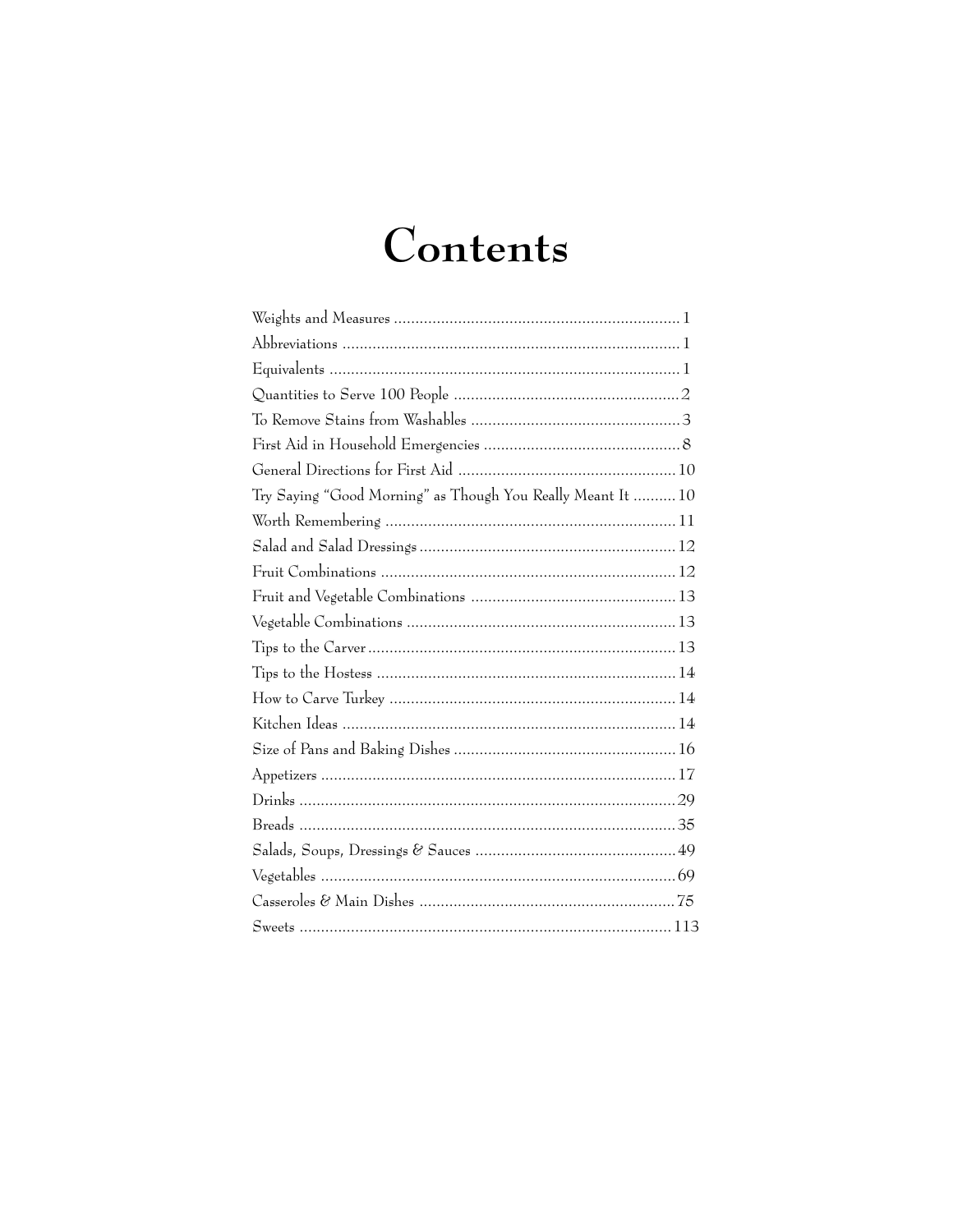# Contents

Weights and Measures ..................................................................... 1
Abbreviations ................................................................................ 1
Equivalents ................................................................................... 1
Quantities to Serve 100 People ....................................................... 2
To Remove Stains from Washables ................................................... 3
First Aid in Household Emergencies ................................................ 8
General Directions for First Aid ..................................................... 10
Try Saying "Good Morning" as Though You Really Meant It .......... 10
Worth Remembering ...................................................................... 11
Salad and Salad Dressings ............................................................. 12
Fruit Combinations ....................................................................... 12
Fruit and Vegetable Combinations ................................................. 13
Vegetable Combinations ................................................................ 13
Tips to the Carver .......................................................................... 13
Tips to the Hostess ........................................................................ 14
How to Carve Turkey .................................................................... 14
Kitchen Ideas ............................................................................... 14
Size of Pans and Baking Dishes ..................................................... 16
Appetizers .................................................................................... 17
Drinks .......................................................................................... 29
Breads .......................................................................................... 35
Salads, Soups, Dressings & Sauces ................................................ 49
Vegetables .................................................................................... 69
Casseroles & Main Dishes ............................................................. 75
Sweets ......................................................................................... 113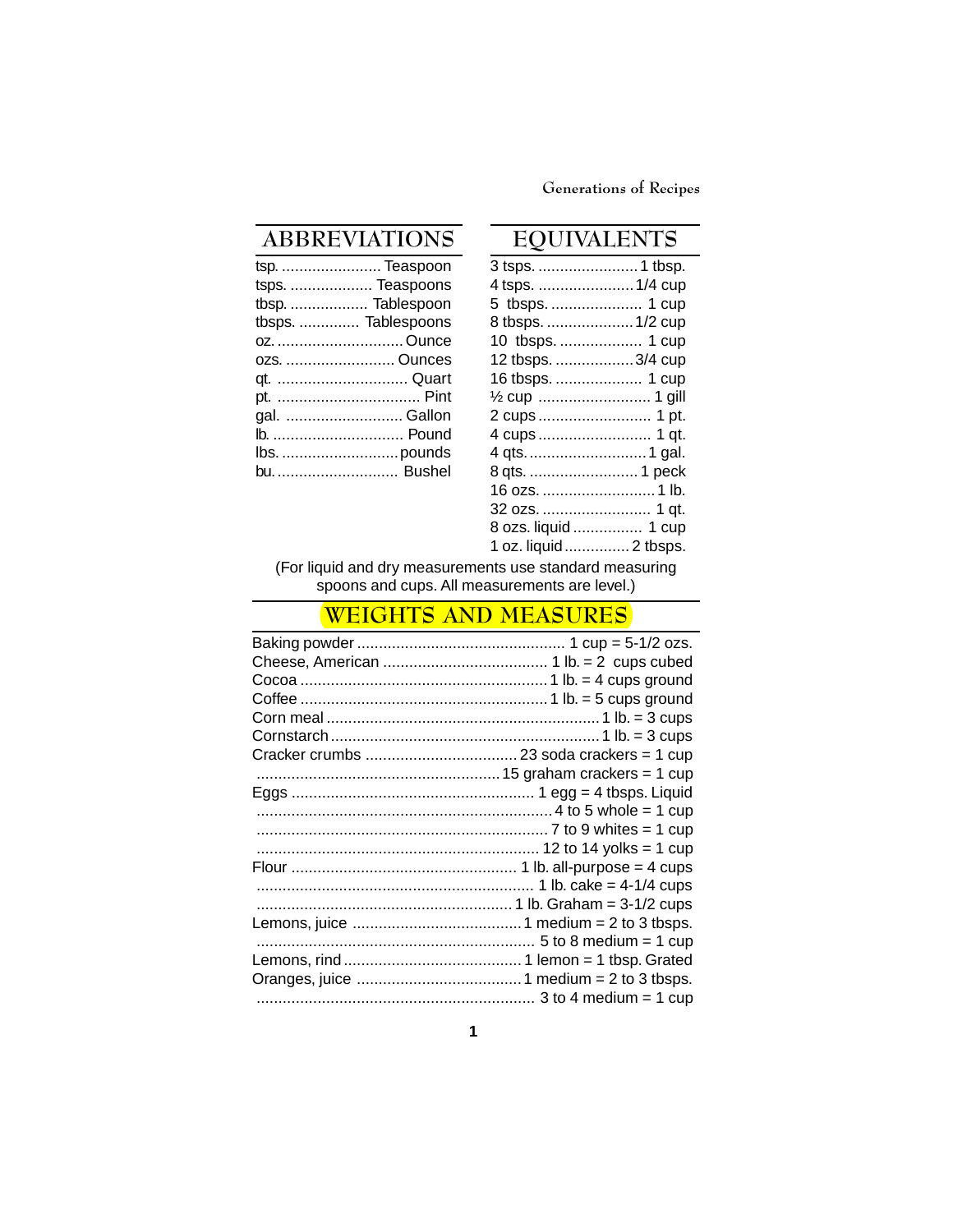## ABBREVIATIONS

| Abbreviation | Meaning |
| --- | --- |
| tsp. | Teaspoon |
| tsps. | Teaspoons |
| tbsp. | Tablespoon |
| tbsps. | Tablespoons |
| oz. | Ounce |
| ozs. | Ounces |
| qt. | Quart |
| pt. | Pint |
| gal. | Gallon |
| lb. | Pound |
| lbs. | pounds |
| bu. | Bushel |

## EQUIVALENTS

| Measure | Equivalent |
| --- | --- |
| 3 tsps. | 1 tbsp. |
| 4 tsps. | 1/4 cup |
| 5 tbsps. | 1 cup |
| 8 tbsps. | 1/2 cup |
| 10 tbsps. | 1 cup |
| 12 tbsps. | 3/4 cup |
| 16 tbsps. | 1 cup |
| ½ cup | 1 gill |
| 2 cups | 1 pt. |
| 4 cups | 1 qt. |
| 4 qts. | 1 gal. |
| 8 qts. | 1 peck |
| 16 ozs. | 1 lb. |
| 32 ozs. | 1 qt. |
| 8 ozs. liquid | 1 cup |
| 1 oz. liquid | 2 tbsps. |

(For liquid and dry measurements use standard measuring spoons and cups. All measurements are level.)

## WEIGHTS AND MEASURES

| Item | Measure |
| --- | --- |
| Baking powder | 1 cup = 5-1/2 ozs. |
| Cheese, American | 1 lb. = 2 cups cubed |
| Cocoa | 1 lb. = 4 cups ground |
| Coffee | 1 lb. = 5 cups ground |
| Corn meal | 1 lb. = 3 cups |
| Cornstarch | 1 lb. = 3 cups |
| Cracker crumbs | 23 soda crackers = 1 cup |
| | 15 graham crackers = 1 cup |
| Eggs | 1 egg = 4 tbsps. Liquid |
| | 4 to 5 whole = 1 cup |
| | 7 to 9 whites = 1 cup |
| | 12 to 14 yolks = 1 cup |
| Flour | 1 lb. all-purpose = 4 cups |
| | 1 lb. cake = 4-1/4 cups |
| | 1 lb. Graham = 3-1/2 cups |
| Lemons, juice | 1 medium = 2 to 3 tbsps. |
| | 5 to 8 medium = 1 cup |
| Lemons, rind | 1 lemon = 1 tbsp. Grated |
| Oranges, juice | 1 medium = 2 to 3 tbsps. |
| | 3 to 4 medium = 1 cup |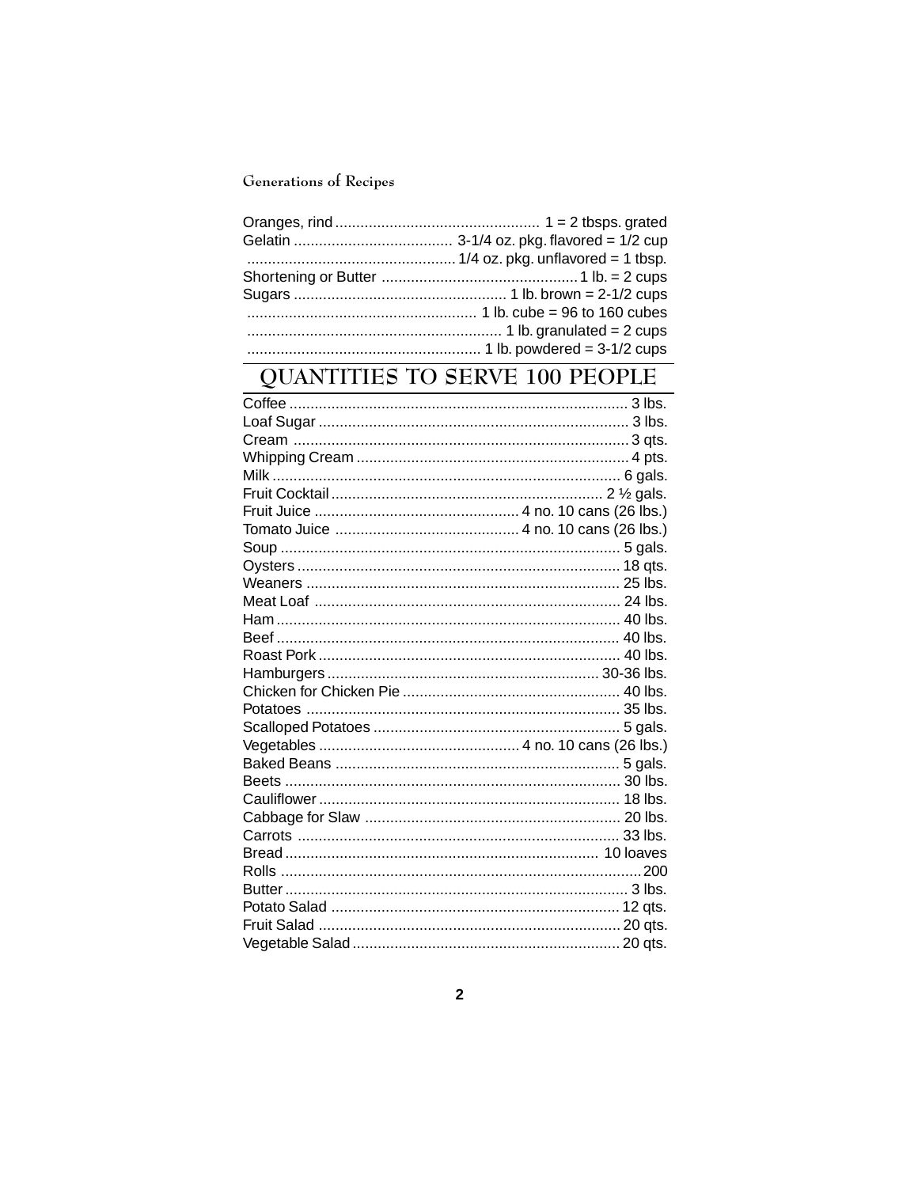| | |
|---|---|
| Oranges, rind | 1 = 2 tbsps. grated |
| Gelatin | 3-1/4 oz. pkg. flavored = 1/2 cup |
| | 1/4 oz. pkg. unflavored = 1 tbsp. |
| Shortening or Butter | 1 lb. = 2 cups |
| Sugars | 1 lb. brown = 2-1/2 cups |
| | 1 lb. cube = 96 to 160 cubes |
| | 1 lb. granulated = 2 cups |
| | 1 lb. powdered = 3-1/2 cups |

## QUANTITIES TO SERVE 100 PEOPLE

| | |
|---|---|
| Coffee | 3 lbs. |
| Loaf Sugar | 3 lbs. |
| Cream | 3 qts. |
| Whipping Cream | 4 pts. |
| Milk | 6 gals. |
| Fruit Cocktail | 2 ½ gals. |
| Fruit Juice | 4 no. 10 cans (26 lbs.) |
| Tomato Juice | 4 no. 10 cans (26 lbs.) |
| Soup | 5 gals. |
| Oysters | 18 qts. |
| Weaners | 25 lbs. |
| Meat Loaf | 24 lbs. |
| Ham | 40 lbs. |
| Beef | 40 lbs. |
| Roast Pork | 40 lbs. |
| Hamburgers | 30-36 lbs. |
| Chicken for Chicken Pie | 40 lbs. |
| Potatoes | 35 lbs. |
| Scalloped Potatoes | 5 gals. |
| Vegetables | 4 no. 10 cans (26 lbs.) |
| Baked Beans | 5 gals. |
| Beets | 30 lbs. |
| Cauliflower | 18 lbs. |
| Cabbage for Slaw | 20 lbs. |
| Carrots | 33 lbs. |
| Bread | 10 loaves |
| Rolls | 200 |
| Butter | 3 lbs. |
| Potato Salad | 12 qts. |
| Fruit Salad | 20 qts. |
| Vegetable Salad | 20 qts. |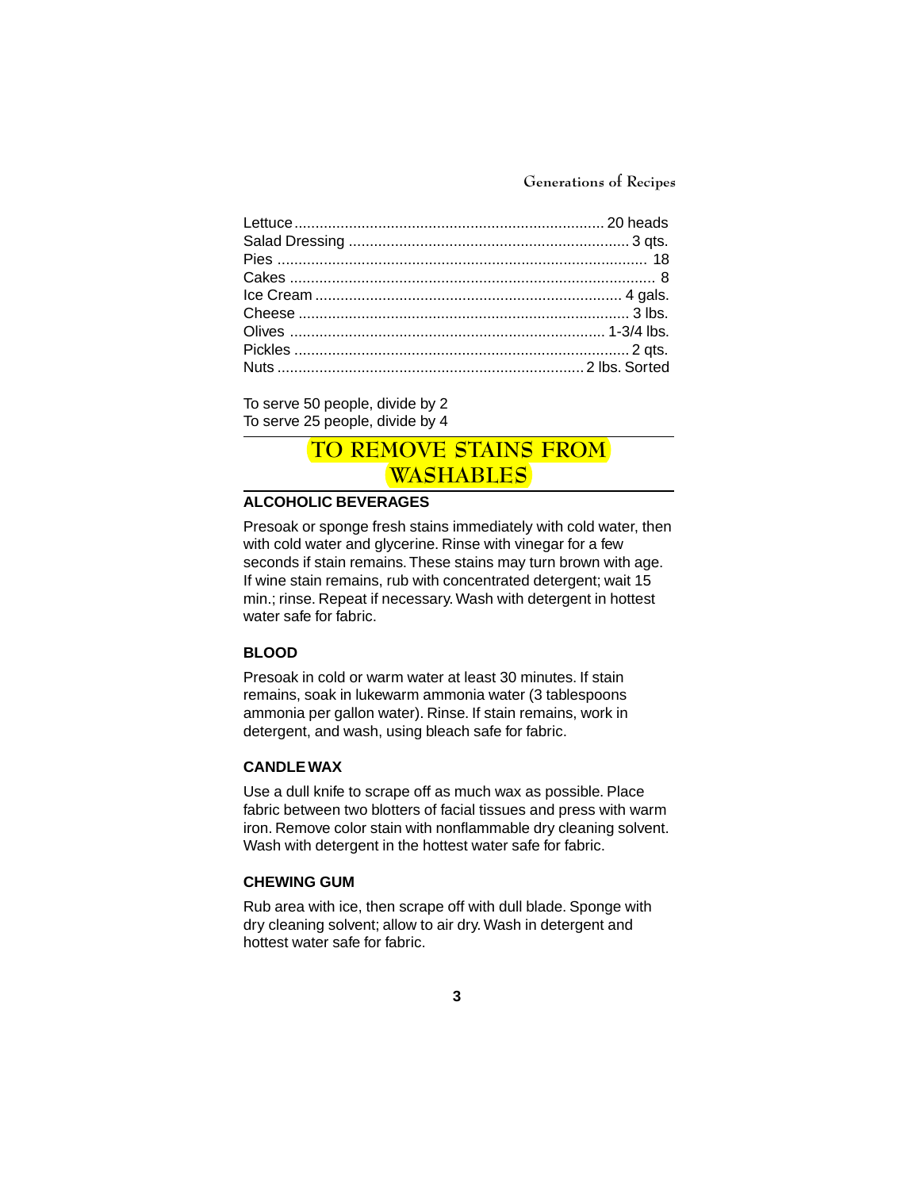| | |
|---|---|
| Lettuce | 20 heads |
| Salad Dressing | 3 qts. |
| Pies | 18 |
| Cakes | 8 |
| Ice Cream | 4 gals. |
| Cheese | 3 lbs. |
| Olives | 1-3/4 lbs. |
| Pickles | 2 qts. |
| Nuts | 2 lbs. Sorted |

To serve 50 people, divide by 2
To serve 25 people, divide by 4

## TO REMOVE STAINS FROM WASHABLES

### ALCOHOLIC BEVERAGES

Presoak or sponge fresh stains immediately with cold water, then with cold water and glycerine. Rinse with vinegar for a few seconds if stain remains. These stains may turn brown with age. If wine stain remains, rub with concentrated detergent; wait 15 min.; rinse. Repeat if necessary. Wash with detergent in hottest water safe for fabric.

### BLOOD

Presoak in cold or warm water at least 30 minutes. If stain remains, soak in lukewarm ammonia water (3 tablespoons ammonia per gallon water). Rinse. If stain remains, work in detergent, and wash, using bleach safe for fabric.

### CANDLE WAX

Use a dull knife to scrape off as much wax as possible. Place fabric between two blotters of facial tissues and press with warm iron. Remove color stain with nonflammable dry cleaning solvent. Wash with detergent in the hottest water safe for fabric.

### CHEWING GUM

Rub area with ice, then scrape off with dull blade. Sponge with dry cleaning solvent; allow to air dry. Wash in detergent and hottest water safe for fabric.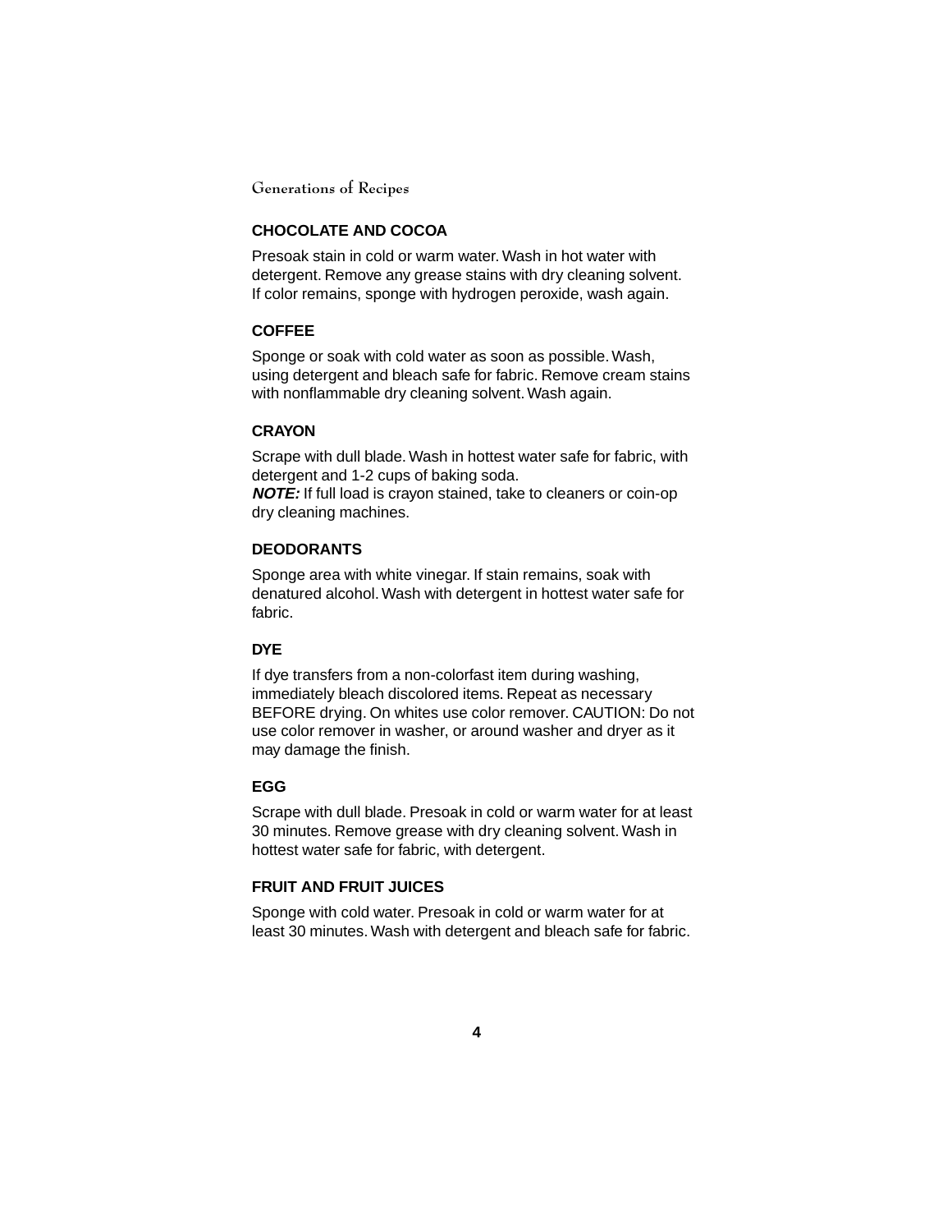### CHOCOLATE AND COCOA

Presoak stain in cold or warm water. Wash in hot water with detergent. Remove any grease stains with dry cleaning solvent. If color remains, sponge with hydrogen peroxide, wash again.

### COFFEE

Sponge or soak with cold water as soon as possible. Wash, using detergent and bleach safe for fabric. Remove cream stains with nonflammable dry cleaning solvent. Wash again.

### CRAYON

Scrape with dull blade. Wash in hottest water safe for fabric, with detergent and 1-2 cups of baking soda.
***NOTE:*** If full load is crayon stained, take to cleaners or coin-op dry cleaning machines.

### DEODORANTS

Sponge area with white vinegar. If stain remains, soak with denatured alcohol. Wash with detergent in hottest water safe for fabric.

### DYE

If dye transfers from a non-colorfast item during washing, immediately bleach discolored items. Repeat as necessary BEFORE drying. On whites use color remover. CAUTION: Do not use color remover in washer, or around washer and dryer as it may damage the finish.

### EGG

Scrape with dull blade. Presoak in cold or warm water for at least 30 minutes. Remove grease with dry cleaning solvent. Wash in hottest water safe for fabric, with detergent.

### FRUIT AND FRUIT JUICES

Sponge with cold water. Presoak in cold or warm water for at least 30 minutes. Wash with detergent and bleach safe for fabric.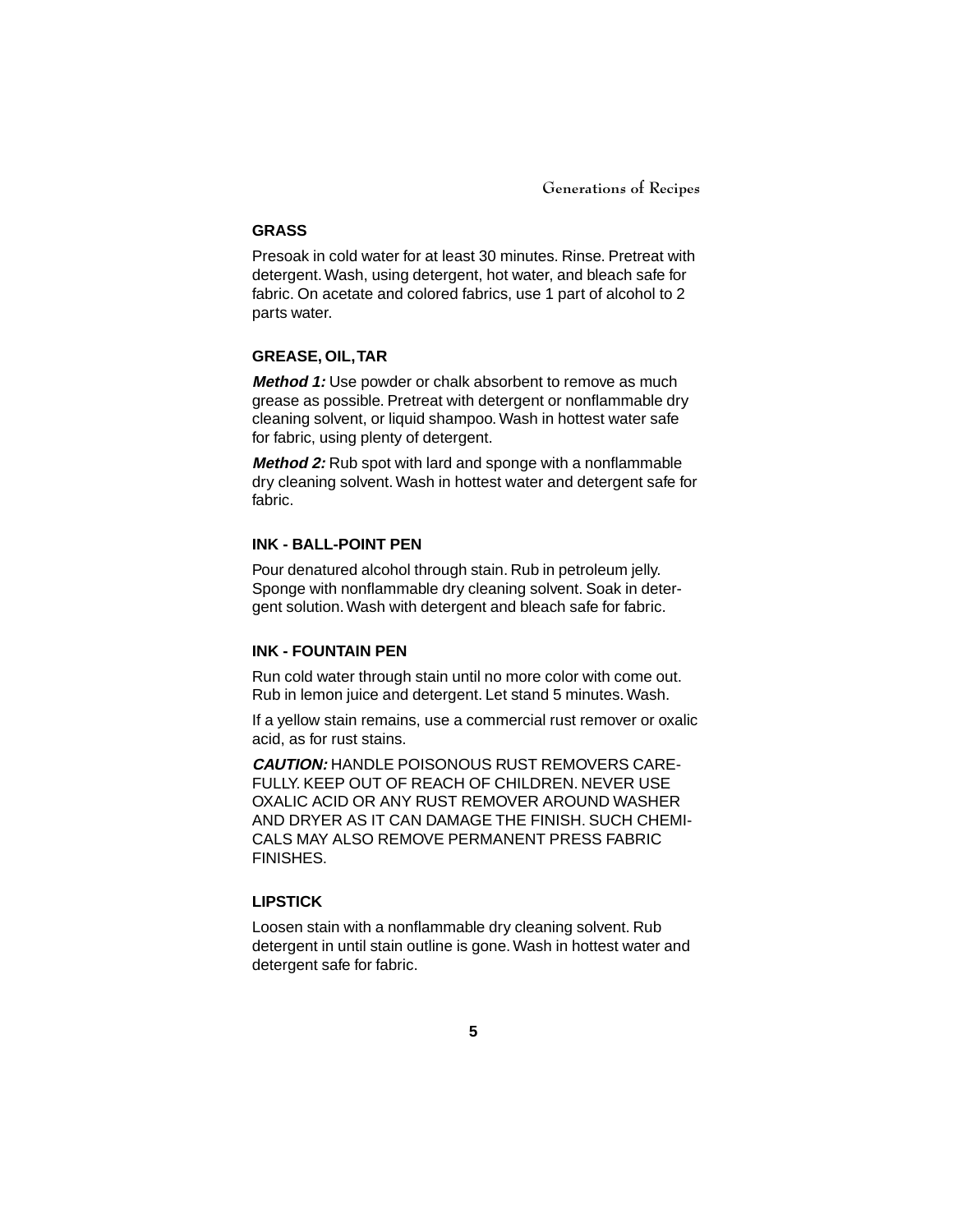## GRASS

Presoak in cold water for at least 30 minutes. Rinse. Pretreat with detergent. Wash, using detergent, hot water, and bleach safe for fabric. On acetate and colored fabrics, use 1 part of alcohol to 2 parts water.

## GREASE, OIL, TAR

***Method 1:*** Use powder or chalk absorbent to remove as much grease as possible. Pretreat with detergent or nonflammable dry cleaning solvent, or liquid shampoo. Wash in hottest water safe for fabric, using plenty of detergent.

***Method 2:*** Rub spot with lard and sponge with a nonflammable dry cleaning solvent. Wash in hottest water and detergent safe for fabric.

## INK - BALL-POINT PEN

Pour denatured alcohol through stain. Rub in petroleum jelly. Sponge with nonflammable dry cleaning solvent. Soak in detergent solution. Wash with detergent and bleach safe for fabric.

## INK - FOUNTAIN PEN

Run cold water through stain until no more color with come out. Rub in lemon juice and detergent. Let stand 5 minutes. Wash.

If a yellow stain remains, use a commercial rust remover or oxalic acid, as for rust stains.

***CAUTION:*** HANDLE POISONOUS RUST REMOVERS CAREFULLY. KEEP OUT OF REACH OF CHILDREN. NEVER USE OXALIC ACID OR ANY RUST REMOVER AROUND WASHER AND DRYER AS IT CAN DAMAGE THE FINISH. SUCH CHEMICALS MAY ALSO REMOVE PERMANENT PRESS FABRIC FINISHES.

## LIPSTICK

Loosen stain with a nonflammable dry cleaning solvent. Rub detergent in until stain outline is gone. Wash in hottest water and detergent safe for fabric.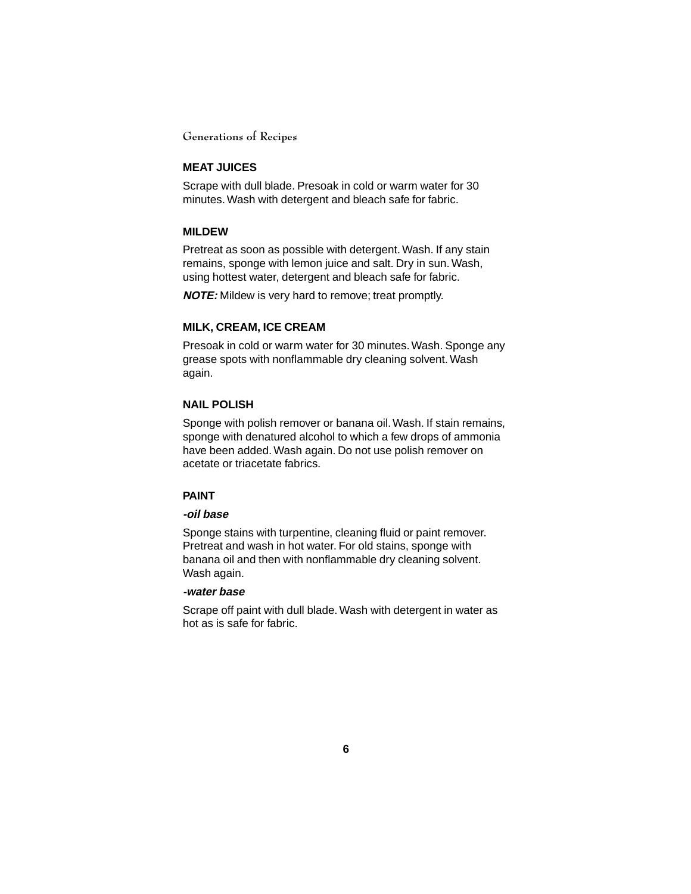### MEAT JUICES

Scrape with dull blade. Presoak in cold or warm water for 30 minutes. Wash with detergent and bleach safe for fabric.

### MILDEW

Pretreat as soon as possible with detergent. Wash. If any stain remains, sponge with lemon juice and salt. Dry in sun. Wash, using hottest water, detergent and bleach safe for fabric.

***NOTE:*** Mildew is very hard to remove; treat promptly.

### MILK, CREAM, ICE CREAM

Presoak in cold or warm water for 30 minutes. Wash. Sponge any grease spots with nonflammable dry cleaning solvent. Wash again.

### NAIL POLISH

Sponge with polish remover or banana oil. Wash. If stain remains, sponge with denatured alcohol to which a few drops of ammonia have been added. Wash again. Do not use polish remover on acetate or triacetate fabrics.

### PAINT

***-oil base***

Sponge stains with turpentine, cleaning fluid or paint remover. Pretreat and wash in hot water. For old stains, sponge with banana oil and then with nonflammable dry cleaning solvent. Wash again.

***-water base***

Scrape off paint with dull blade. Wash with detergent in water as hot as is safe for fabric.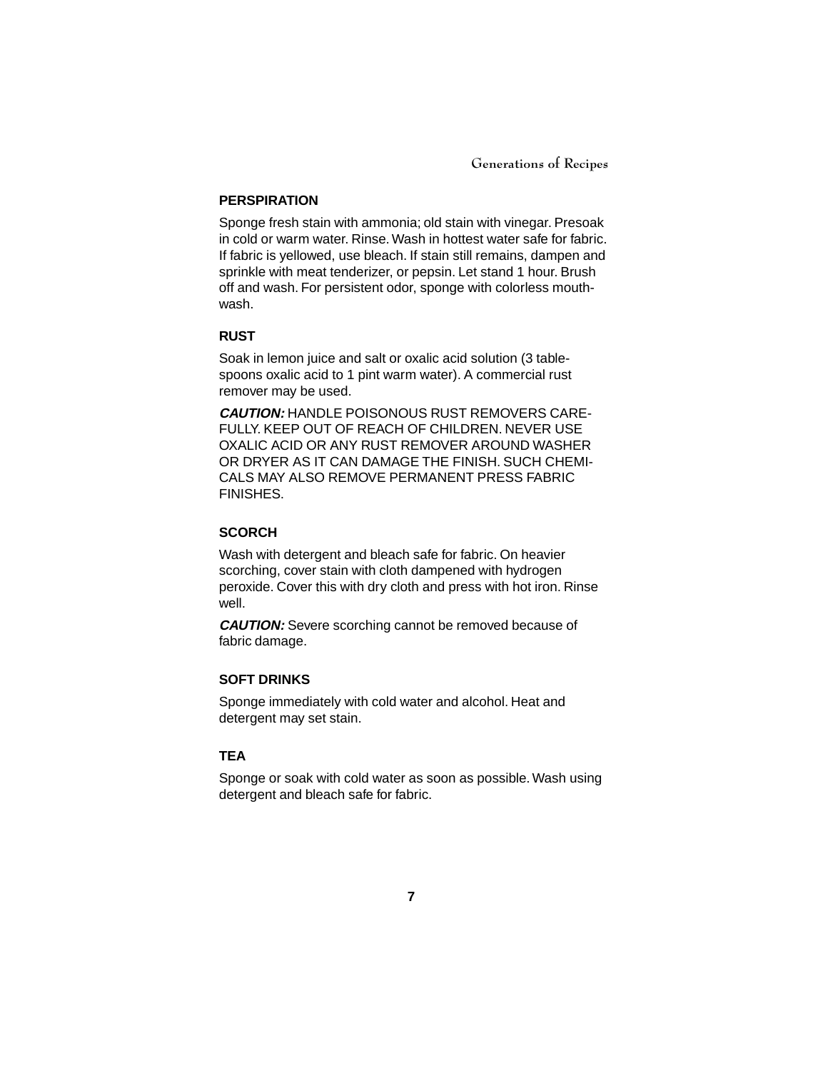### PERSPIRATION

Sponge fresh stain with ammonia; old stain with vinegar. Presoak in cold or warm water. Rinse. Wash in hottest water safe for fabric. If fabric is yellowed, use bleach. If stain still remains, dampen and sprinkle with meat tenderizer, or pepsin. Let stand 1 hour. Brush off and wash. For persistent odor, sponge with colorless mouthwash.

### RUST

Soak in lemon juice and salt or oxalic acid solution (3 tablespoons oxalic acid to 1 pint warm water). A commercial rust remover may be used.

***CAUTION:*** HANDLE POISONOUS RUST REMOVERS CAREFULLY. KEEP OUT OF REACH OF CHILDREN. NEVER USE OXALIC ACID OR ANY RUST REMOVER AROUND WASHER OR DRYER AS IT CAN DAMAGE THE FINISH. SUCH CHEMICALS MAY ALSO REMOVE PERMANENT PRESS FABRIC FINISHES.

### SCORCH

Wash with detergent and bleach safe for fabric. On heavier scorching, cover stain with cloth dampened with hydrogen peroxide. Cover this with dry cloth and press with hot iron. Rinse well.

***CAUTION:*** Severe scorching cannot be removed because of fabric damage.

### SOFT DRINKS

Sponge immediately with cold water and alcohol. Heat and detergent may set stain.

### TEA

Sponge or soak with cold water as soon as possible. Wash using detergent and bleach safe for fabric.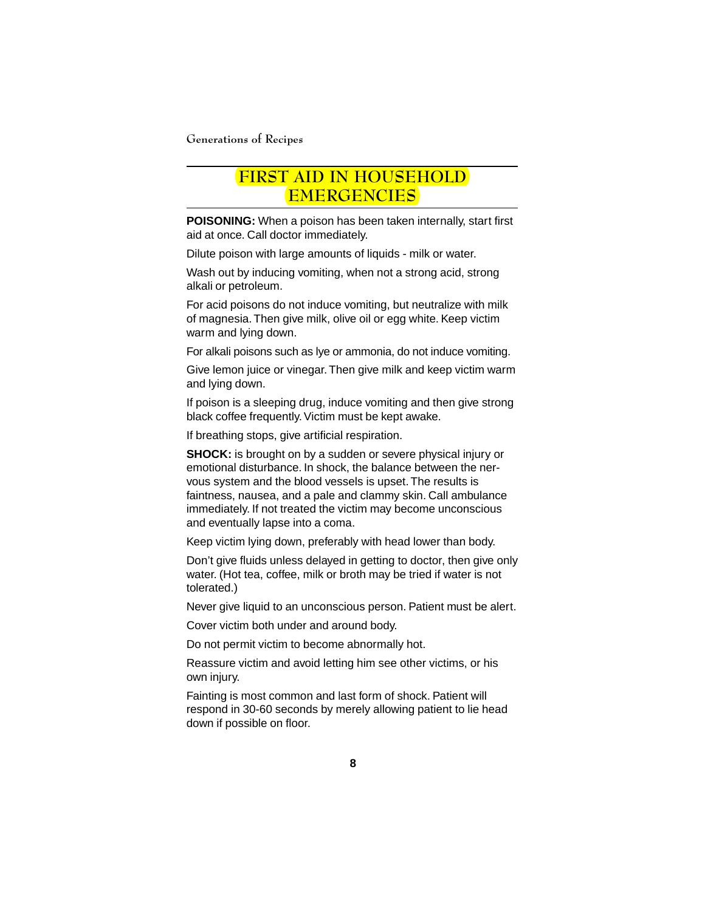# FIRST AID IN HOUSEHOLD EMERGENCIES

**POISONING:** When a poison has been taken internally, start first aid at once. Call doctor immediately.

Dilute poison with large amounts of liquids - milk or water.

Wash out by inducing vomiting, when not a strong acid, strong alkali or petroleum.

For acid poisons do not induce vomiting, but neutralize with milk of magnesia. Then give milk, olive oil or egg white. Keep victim warm and lying down.

For alkali poisons such as lye or ammonia, do not induce vomiting.

Give lemon juice or vinegar. Then give milk and keep victim warm and lying down.

If poison is a sleeping drug, induce vomiting and then give strong black coffee frequently. Victim must be kept awake.

If breathing stops, give artificial respiration.

**SHOCK:** is brought on by a sudden or severe physical injury or emotional disturbance. In shock, the balance between the nervous system and the blood vessels is upset. The results is faintness, nausea, and a pale and clammy skin. Call ambulance immediately. If not treated the victim may become unconscious and eventually lapse into a coma.

Keep victim lying down, preferably with head lower than body.

Don't give fluids unless delayed in getting to doctor, then give only water. (Hot tea, coffee, milk or broth may be tried if water is not tolerated.)

Never give liquid to an unconscious person. Patient must be alert.

Cover victim both under and around body.

Do not permit victim to become abnormally hot.

Reassure victim and avoid letting him see other victims, or his own injury.

Fainting is most common and last form of shock. Patient will respond in 30-60 seconds by merely allowing patient to lie head down if possible on floor.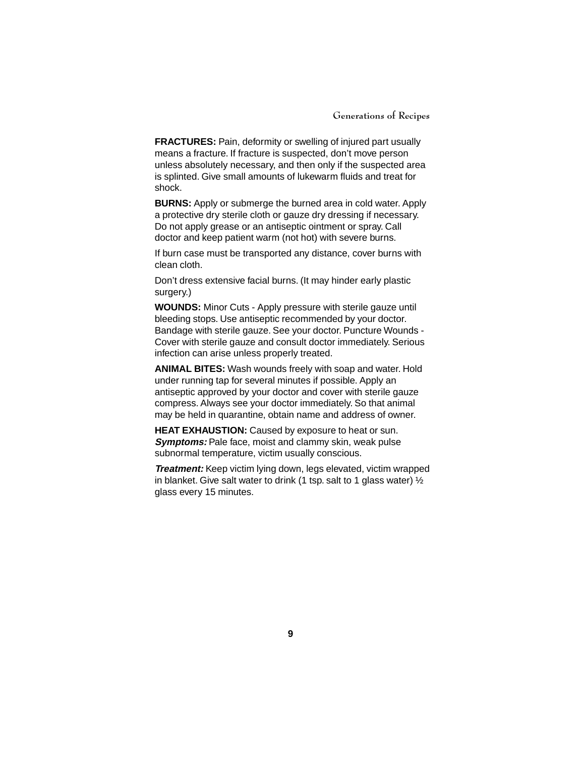**FRACTURES:** Pain, deformity or swelling of injured part usually means a fracture. If fracture is suspected, don't move person unless absolutely necessary, and then only if the suspected area is splinted. Give small amounts of lukewarm fluids and treat for shock.

**BURNS:** Apply or submerge the burned area in cold water. Apply a protective dry sterile cloth or gauze dry dressing if necessary. Do not apply grease or an antiseptic ointment or spray. Call doctor and keep patient warm (not hot) with severe burns.

If burn case must be transported any distance, cover burns with clean cloth.

Don't dress extensive facial burns. (It may hinder early plastic surgery.)

**WOUNDS:** Minor Cuts - Apply pressure with sterile gauze until bleeding stops. Use antiseptic recommended by your doctor. Bandage with sterile gauze. See your doctor. Puncture Wounds - Cover with sterile gauze and consult doctor immediately. Serious infection can arise unless properly treated.

**ANIMAL BITES:** Wash wounds freely with soap and water. Hold under running tap for several minutes if possible. Apply an antiseptic approved by your doctor and cover with sterile gauze compress. Always see your doctor immediately. So that animal may be held in quarantine, obtain name and address of owner.

**HEAT EXHAUSTION:** Caused by exposure to heat or sun. ***Symptoms:*** Pale face, moist and clammy skin, weak pulse subnormal temperature, victim usually conscious.

***Treatment:*** Keep victim lying down, legs elevated, victim wrapped in blanket. Give salt water to drink (1 tsp. salt to 1 glass water) ½ glass every 15 minutes.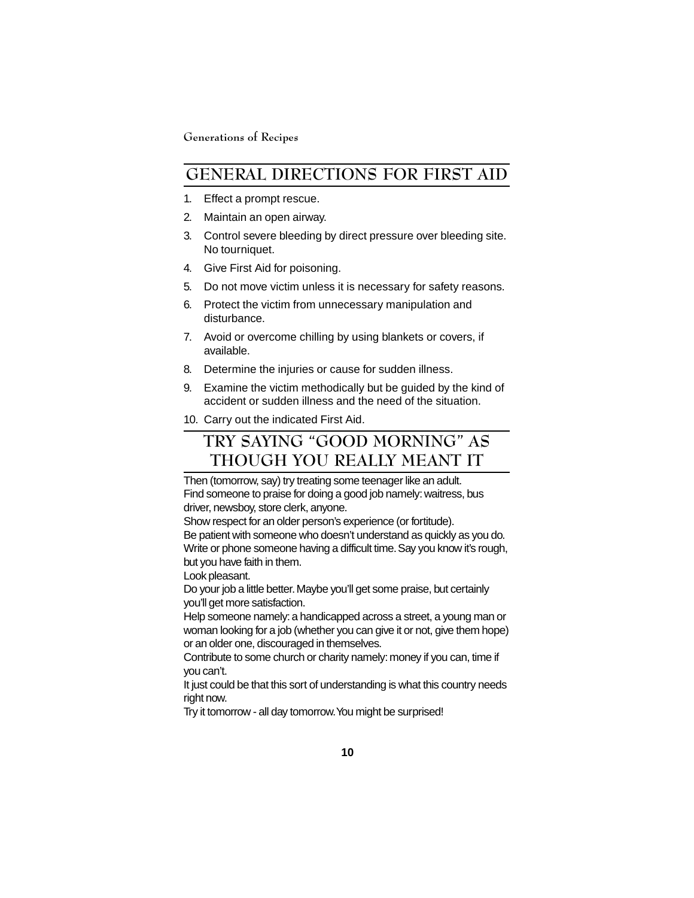## GENERAL DIRECTIONS FOR FIRST AID

1. Effect a prompt rescue.
2. Maintain an open airway.
3. Control severe bleeding by direct pressure over bleeding site. No tourniquet.
4. Give First Aid for poisoning.
5. Do not move victim unless it is necessary for safety reasons.
6. Protect the victim from unnecessary manipulation and disturbance.
7. Avoid or overcome chilling by using blankets or covers, if available.
8. Determine the injuries or cause for sudden illness.
9. Examine the victim methodically but be guided by the kind of accident or sudden illness and the need of the situation.
10. Carry out the indicated First Aid.

## TRY SAYING "GOOD MORNING" AS THOUGH YOU REALLY MEANT IT

Then (tomorrow, say) try treating some teenager like an adult.
Find someone to praise for doing a good job namely: waitress, bus driver, newsboy, store clerk, anyone.
Show respect for an older person's experience (or fortitude).
Be patient with someone who doesn't understand as quickly as you do.
Write or phone someone having a difficult time. Say you know it's rough, but you have faith in them.
Look pleasant.
Do your job a little better. Maybe you'll get some praise, but certainly you'll get more satisfaction.
Help someone namely: a handicapped across a street, a young man or woman looking for a job (whether you can give it or not, give them hope) or an older one, discouraged in themselves.
Contribute to some church or charity namely: money if you can, time if you can't.
It just could be that this sort of understanding is what this country needs right now.
Try it tomorrow - all day tomorrow. You might be surprised!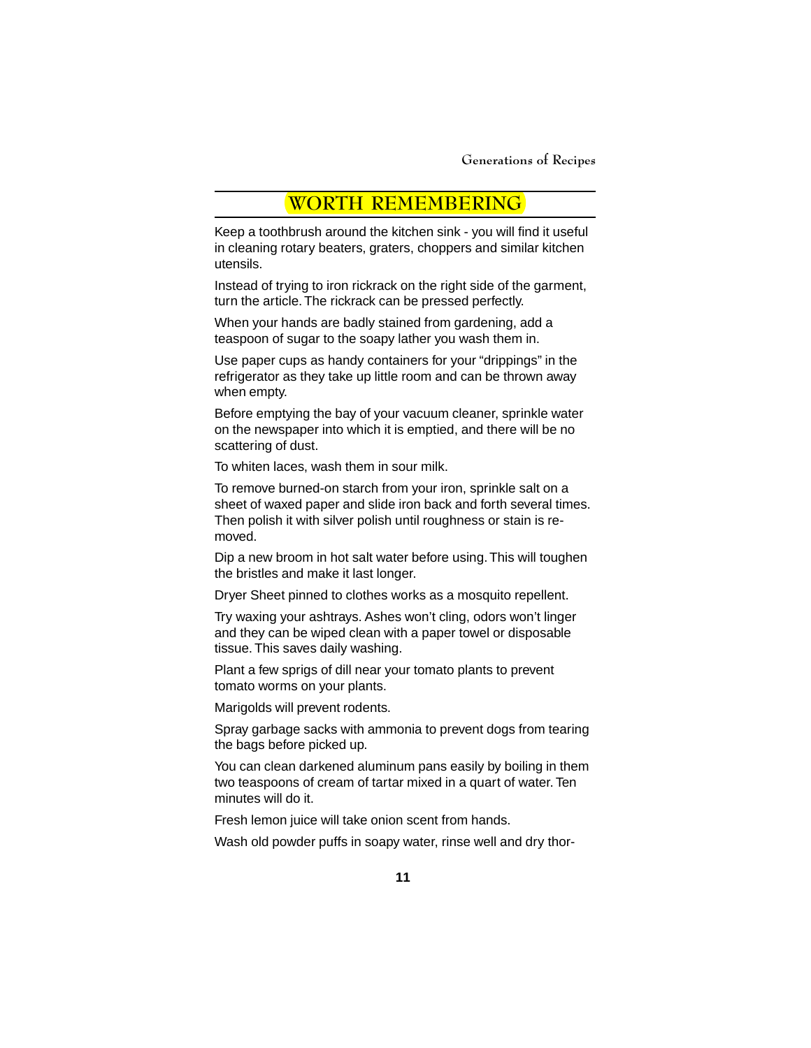## WORTH REMEMBERING

Keep a toothbrush around the kitchen sink - you will find it useful in cleaning rotary beaters, graters, choppers and similar kitchen utensils.

Instead of trying to iron rickrack on the right side of the garment, turn the article. The rickrack can be pressed perfectly.

When your hands are badly stained from gardening, add a teaspoon of sugar to the soapy lather you wash them in.

Use paper cups as handy containers for your “drippings” in the refrigerator as they take up little room and can be thrown away when empty.

Before emptying the bay of your vacuum cleaner, sprinkle water on the newspaper into which it is emptied, and there will be no scattering of dust.

To whiten laces, wash them in sour milk.

To remove burned-on starch from your iron, sprinkle salt on a sheet of waxed paper and slide iron back and forth several times. Then polish it with silver polish until roughness or stain is removed.

Dip a new broom in hot salt water before using. This will toughen the bristles and make it last longer.

Dryer Sheet pinned to clothes works as a mosquito repellent.

Try waxing your ashtrays. Ashes won’t cling, odors won’t linger and they can be wiped clean with a paper towel or disposable tissue. This saves daily washing.

Plant a few sprigs of dill near your tomato plants to prevent tomato worms on your plants.

Marigolds will prevent rodents.

Spray garbage sacks with ammonia to prevent dogs from tearing the bags before picked up.

You can clean darkened aluminum pans easily by boiling in them two teaspoons of cream of tartar mixed in a quart of water. Ten minutes will do it.

Fresh lemon juice will take onion scent from hands.

Wash old powder puffs in soapy water, rinse well and dry thor-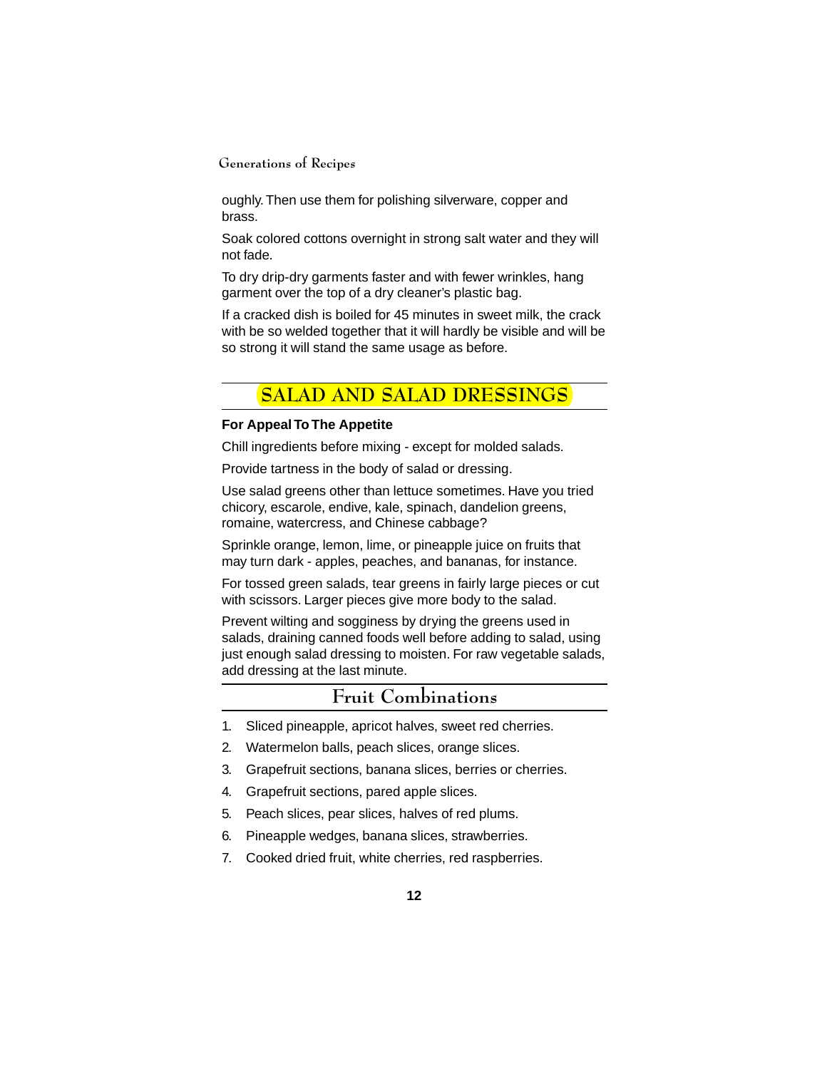oughly. Then use them for polishing silverware, copper and brass.

Soak colored cottons overnight in strong salt water and they will not fade.

To dry drip-dry garments faster and with fewer wrinkles, hang garment over the top of a dry cleaner's plastic bag.

If a cracked dish is boiled for 45 minutes in sweet milk, the crack with be so welded together that it will hardly be visible and will be so strong it will stand the same usage as before.

# SALAD AND SALAD DRESSINGS

**For Appeal To The Appetite**

Chill ingredients before mixing - except for molded salads.

Provide tartness in the body of salad or dressing.

Use salad greens other than lettuce sometimes. Have you tried chicory, escarole, endive, kale, spinach, dandelion greens, romaine, watercress, and Chinese cabbage?

Sprinkle orange, lemon, lime, or pineapple juice on fruits that may turn dark - apples, peaches, and bananas, for instance.

For tossed green salads, tear greens in fairly large pieces or cut with scissors. Larger pieces give more body to the salad.

Prevent wilting and sogginess by drying the greens used in salads, draining canned foods well before adding to salad, using just enough salad dressing to moisten. For raw vegetable salads, add dressing at the last minute.

## Fruit Combinations

1. Sliced pineapple, apricot halves, sweet red cherries.
2. Watermelon balls, peach slices, orange slices.
3. Grapefruit sections, banana slices, berries or cherries.
4. Grapefruit sections, pared apple slices.
5. Peach slices, pear slices, halves of red plums.
6. Pineapple wedges, banana slices, strawberries.
7. Cooked dried fruit, white cherries, red raspberries.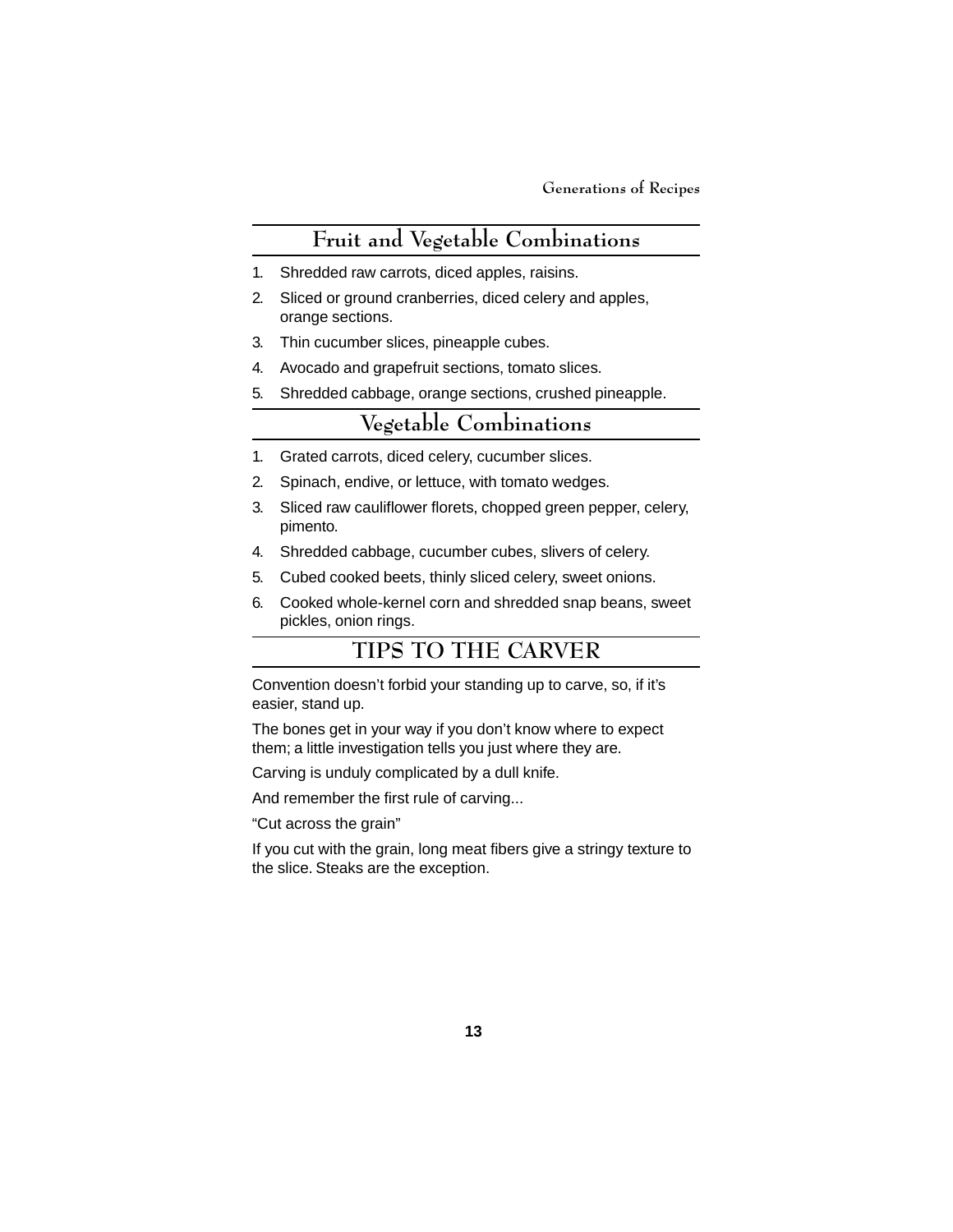## Fruit and Vegetable Combinations

1. Shredded raw carrots, diced apples, raisins.
2. Sliced or ground cranberries, diced celery and apples, orange sections.
3. Thin cucumber slices, pineapple cubes.
4. Avocado and grapefruit sections, tomato slices.
5. Shredded cabbage, orange sections, crushed pineapple.

## Vegetable Combinations

1. Grated carrots, diced celery, cucumber slices.
2. Spinach, endive, or lettuce, with tomato wedges.
3. Sliced raw cauliflower florets, chopped green pepper, celery, pimento.
4. Shredded cabbage, cucumber cubes, slivers of celery.
5. Cubed cooked beets, thinly sliced celery, sweet onions.
6. Cooked whole-kernel corn and shredded snap beans, sweet pickles, onion rings.

## TIPS TO THE CARVER

Convention doesn't forbid your standing up to carve, so, if it's easier, stand up.

The bones get in your way if you don't know where to expect them; a little investigation tells you just where they are.

Carving is unduly complicated by a dull knife.

And remember the first rule of carving...

"Cut across the grain"

If you cut with the grain, long meat fibers give a stringy texture to the slice. Steaks are the exception.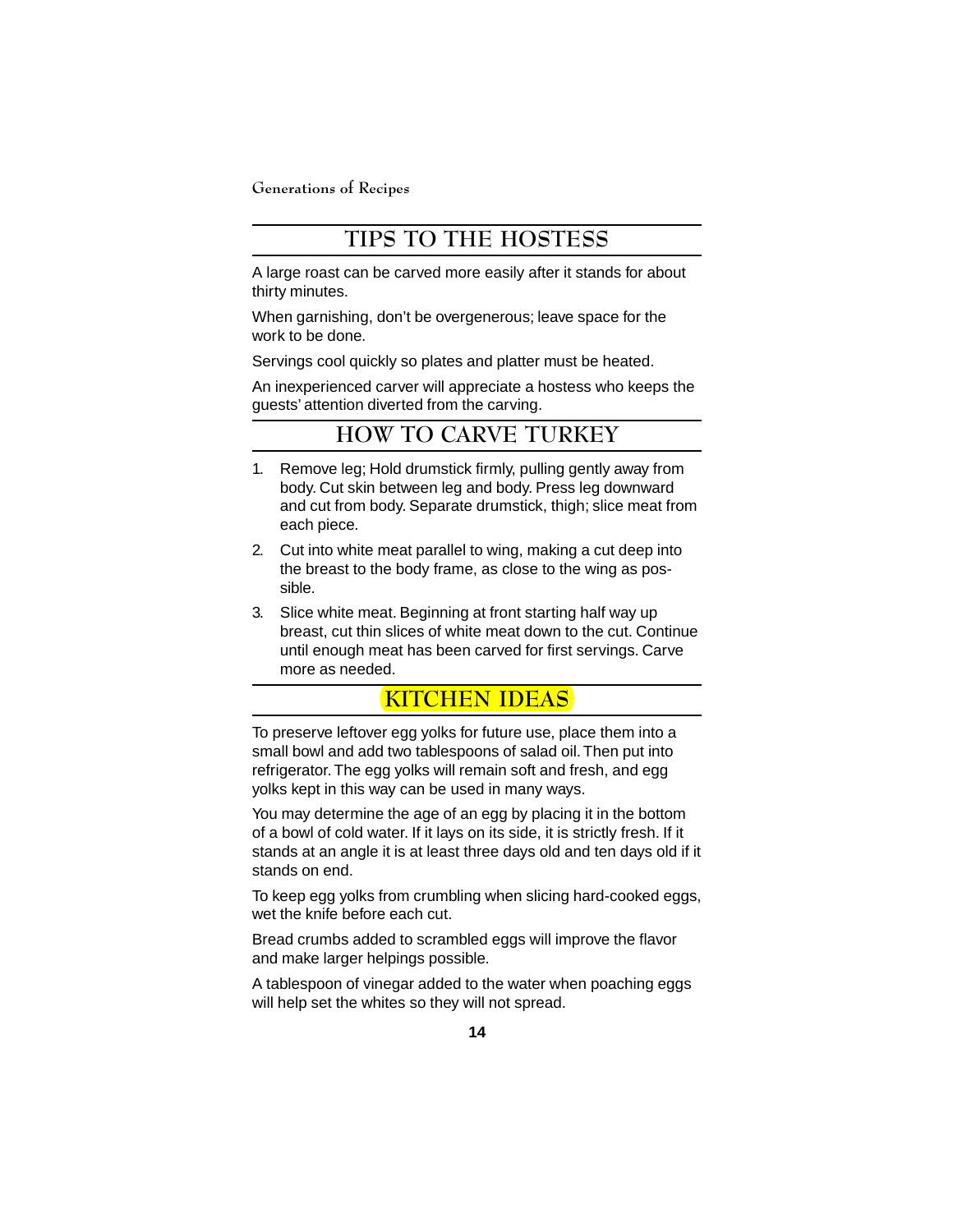## TIPS TO THE HOSTESS

A large roast can be carved more easily after it stands for about thirty minutes.

When garnishing, don't be overgenerous; leave space for the work to be done.

Servings cool quickly so plates and platter must be heated.

An inexperienced carver will appreciate a hostess who keeps the guests' attention diverted from the carving.

## HOW TO CARVE TURKEY

1. Remove leg; Hold drumstick firmly, pulling gently away from body. Cut skin between leg and body. Press leg downward and cut from body. Separate drumstick, thigh; slice meat from each piece.
2. Cut into white meat parallel to wing, making a cut deep into the breast to the body frame, as close to the wing as possible.
3. Slice white meat. Beginning at front starting half way up breast, cut thin slices of white meat down to the cut. Continue until enough meat has been carved for first servings. Carve more as needed.

## KITCHEN IDEAS

To preserve leftover egg yolks for future use, place them into a small bowl and add two tablespoons of salad oil. Then put into refrigerator. The egg yolks will remain soft and fresh, and egg yolks kept in this way can be used in many ways.

You may determine the age of an egg by placing it in the bottom of a bowl of cold water. If it lays on its side, it is strictly fresh. If it stands at an angle it is at least three days old and ten days old if it stands on end.

To keep egg yolks from crumbling when slicing hard-cooked eggs, wet the knife before each cut.

Bread crumbs added to scrambled eggs will improve the flavor and make larger helpings possible.

A tablespoon of vinegar added to the water when poaching eggs will help set the whites so they will not spread.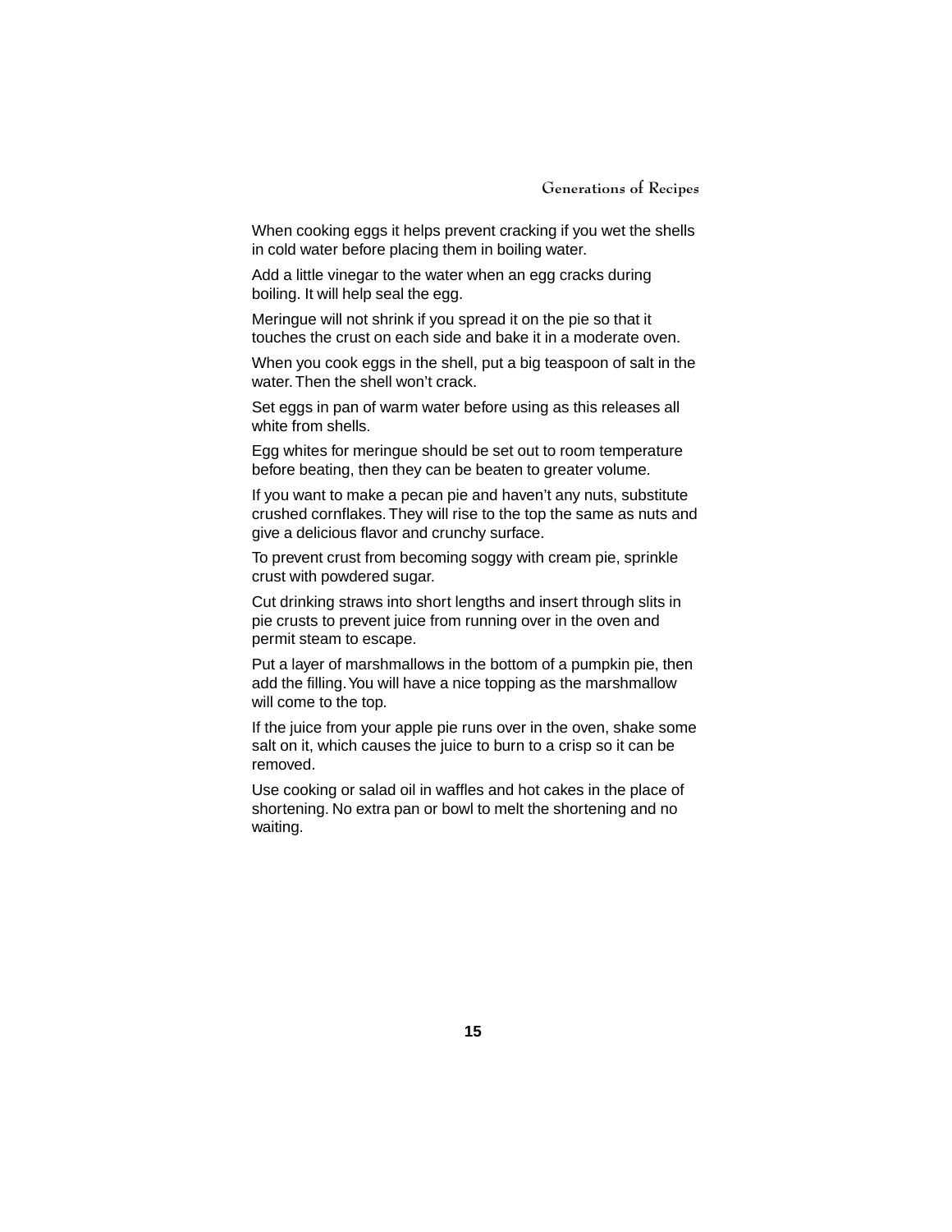When cooking eggs it helps prevent cracking if you wet the shells in cold water before placing them in boiling water.

Add a little vinegar to the water when an egg cracks during boiling. It will help seal the egg.

Meringue will not shrink if you spread it on the pie so that it touches the crust on each side and bake it in a moderate oven.

When you cook eggs in the shell, put a big teaspoon of salt in the water. Then the shell won't crack.

Set eggs in pan of warm water before using as this releases all white from shells.

Egg whites for meringue should be set out to room temperature before beating, then they can be beaten to greater volume.

If you want to make a pecan pie and haven't any nuts, substitute crushed cornflakes. They will rise to the top the same as nuts and give a delicious flavor and crunchy surface.

To prevent crust from becoming soggy with cream pie, sprinkle crust with powdered sugar.

Cut drinking straws into short lengths and insert through slits in pie crusts to prevent juice from running over in the oven and permit steam to escape.

Put a layer of marshmallows in the bottom of a pumpkin pie, then add the filling. You will have a nice topping as the marshmallow will come to the top.

If the juice from your apple pie runs over in the oven, shake some salt on it, which causes the juice to burn to a crisp so it can be removed.

Use cooking or salad oil in waffles and hot cakes in the place of shortening. No extra pan or bowl to melt the shortening and no waiting.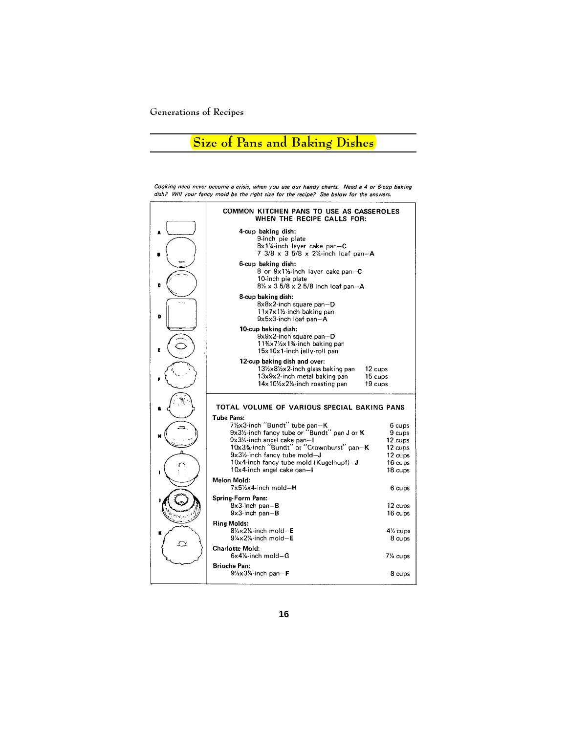# Size of Pans and Baking Dishes

*Cooking need never become a crisis, when you use our handy charts. Need a 4 or 6-cup baking dish? Will your fancy mold be the right size for the recipe? See below for the answers.*

## COMMON KITCHEN PANS TO USE AS CASSEROLES WHEN THE RECIPE CALLS FOR:

**4-cup baking dish:**
- 9-inch pie plate
- 8x1¼-inch layer cake pan—**C**
- 7 3/8 x 3 5/8 x 2¼-inch loaf pan—**A**

**6-cup baking dish:**
- 8 or 9x1½-inch layer cake pan—**C**
- 10-inch pie plate
- 8½ x 3 5/8 x 2 5/8 inch loaf pan—**A**

**8-cup baking dish:**
- 8x8x2-inch square pan—**D**
- 11x7x1½-inch baking pan
- 9x5x3-inch loaf pan—**A**

**10-cup baking dish:**
- 9x9x2-inch square pan—**D**
- 11¾x7½x1¾-inch baking pan
- 15x10x1-inch jelly-roll pan

**12-cup baking dish and over:**

| Pan | Volume |
|---|---|
| 13½x8½x2-inch glass baking pan | 12 cups |
| 13x9x2-inch metal baking pan | 15 cups |
| 14x10½x2½-inch roasting pan | 19 cups |

## TOTAL VOLUME OF VARIOUS SPECIAL BAKING PANS

| Pan | Volume |
|---|---|
| **Tube Pans:** | |
| 7½x3-inch "Bundt" tube pan—**K** | 6 cups |
| 9x3½-inch fancy tube or "Bundt" pan **J** or **K** | 9 cups |
| 9x3½-inch angel cake pan—**I** | 12 cups |
| 10x3¾-inch "Bundt" or "Crownburst" pan—**K** | 12 cups |
| 9x3½-inch fancy tube mold—**J** | 12 cups |
| 10x4-inch fancy tube mold (Kugelhupf)—**J** | 16 cups |
| 10x4-inch angel cake pan—**I** | 18 cups |
| **Melon Mold:** | |
| 7x5½x4-inch mold—**H** | 6 cups |
| **Spring-Form Pans:** | |
| 8x3-inch pan—**B** | 12 cups |
| 9x3-inch pan—**B** | 16 cups |
| **Ring Molds:** | |
| 8½x2¼-inch mold—**E** | 4½ cups |
| 9¼x2¾-inch mold—**E** | 8 cups |
| **Charlotte Mold:** | |
| 6x4¼-inch mold—**G** | 7½ cups |
| **Brioche Pan:** | |
| 9½x3¼-inch pan—**F** | 8 cups |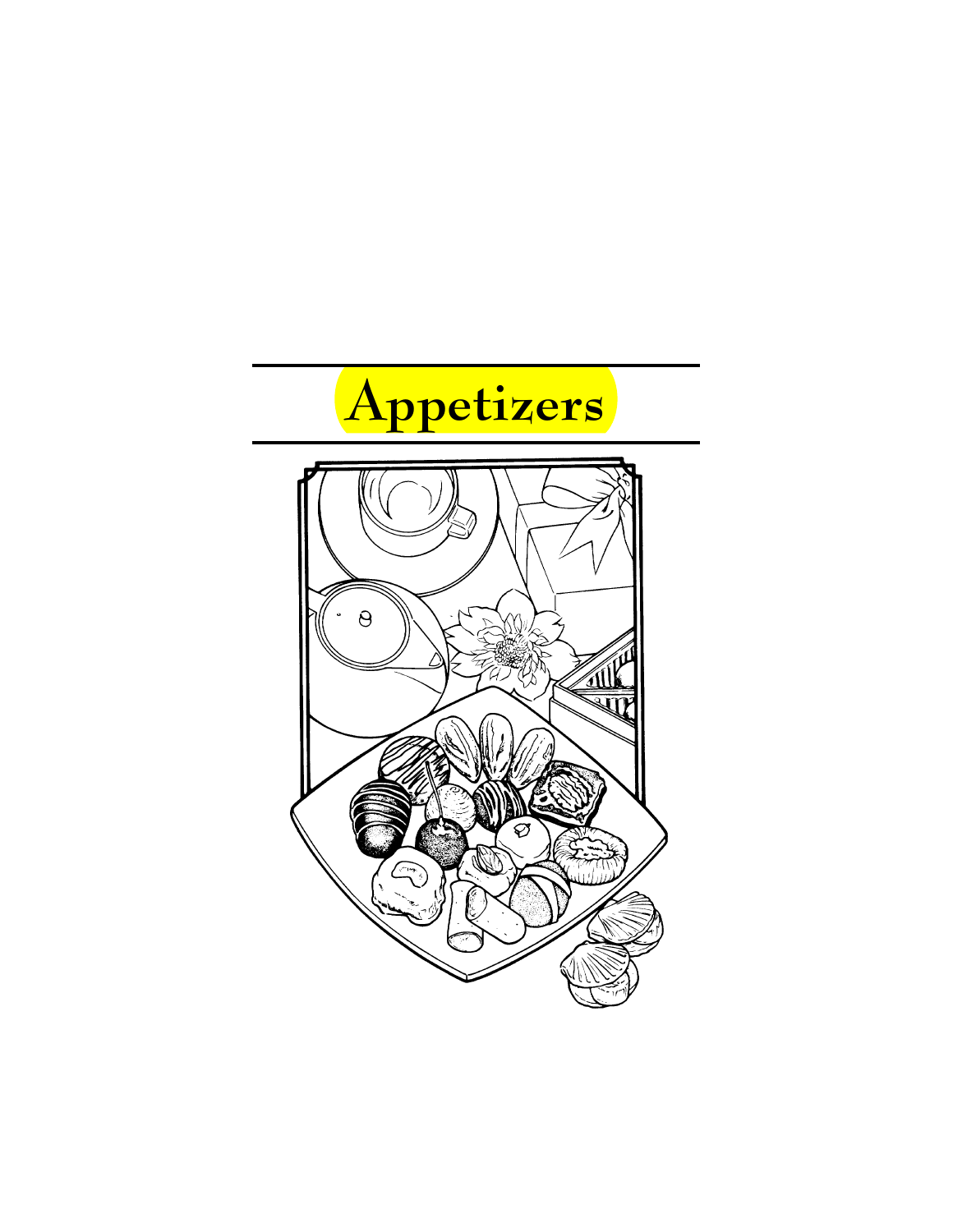# Appetizers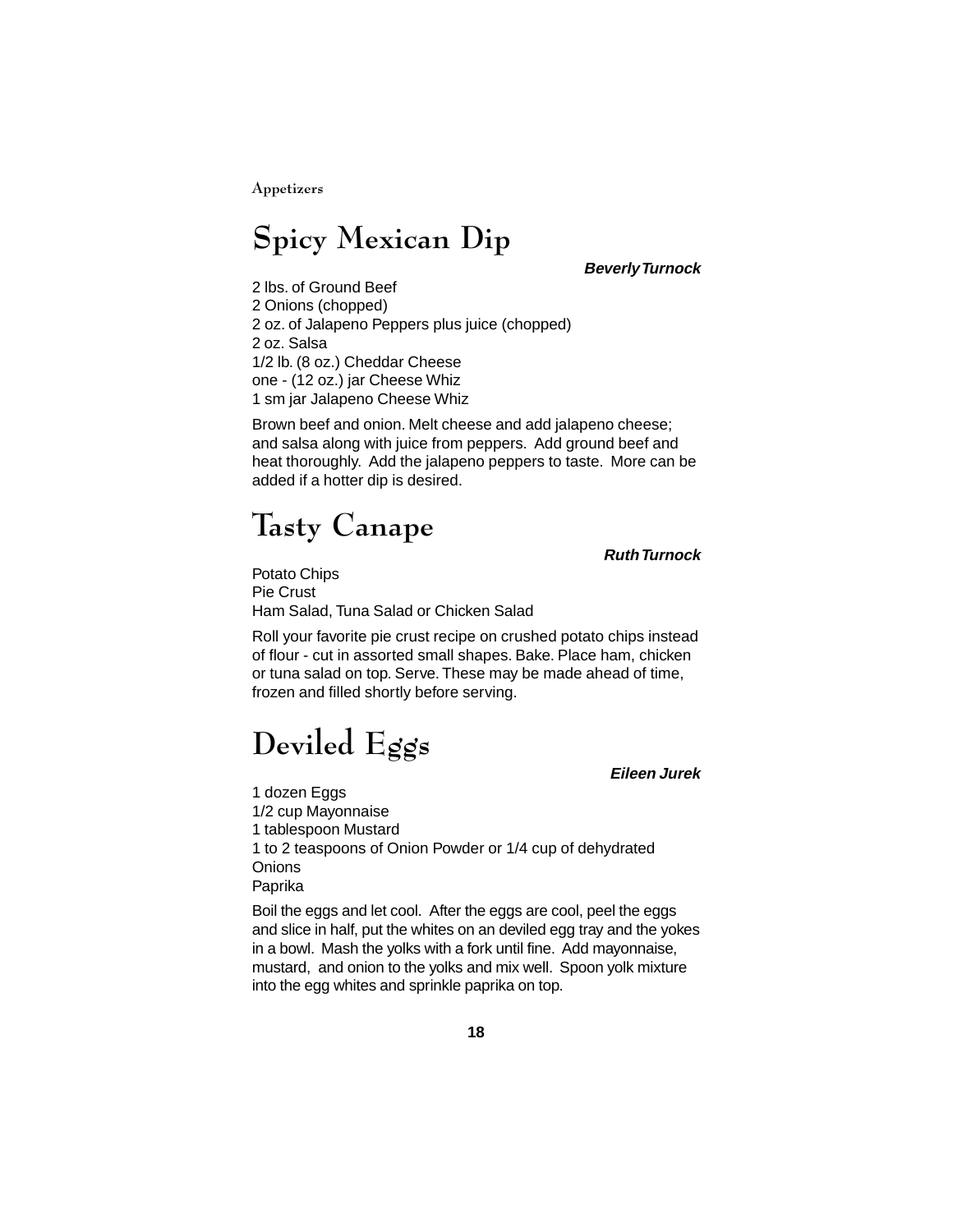Appetizers

# Spicy Mexican Dip

***Beverly Turnock***

2 lbs. of Ground Beef
2 Onions (chopped)
2 oz. of Jalapeno Peppers plus juice (chopped)
2 oz. Salsa
1/2 lb. (8 oz.) Cheddar Cheese
one - (12 oz.) jar Cheese Whiz
1 sm jar Jalapeno Cheese Whiz

Brown beef and onion. Melt cheese and add jalapeno cheese; and salsa along with juice from peppers. Add ground beef and heat thoroughly. Add the jalapeno peppers to taste. More can be added if a hotter dip is desired.

# Tasty Canape

***Ruth Turnock***

Potato Chips
Pie Crust
Ham Salad, Tuna Salad or Chicken Salad

Roll your favorite pie crust recipe on crushed potato chips instead of flour - cut in assorted small shapes. Bake. Place ham, chicken or tuna salad on top. Serve. These may be made ahead of time, frozen and filled shortly before serving.

# Deviled Eggs

***Eileen Jurek***

1 dozen Eggs
1/2 cup Mayonnaise
1 tablespoon Mustard
1 to 2 teaspoons of Onion Powder or 1/4 cup of dehydrated Onions
Paprika

Boil the eggs and let cool. After the eggs are cool, peel the eggs and slice in half, put the whites on an deviled egg tray and the yokes in a bowl. Mash the yolks with a fork until fine. Add mayonnaise, mustard, and onion to the yolks and mix well. Spoon yolk mixture into the egg whites and sprinkle paprika on top.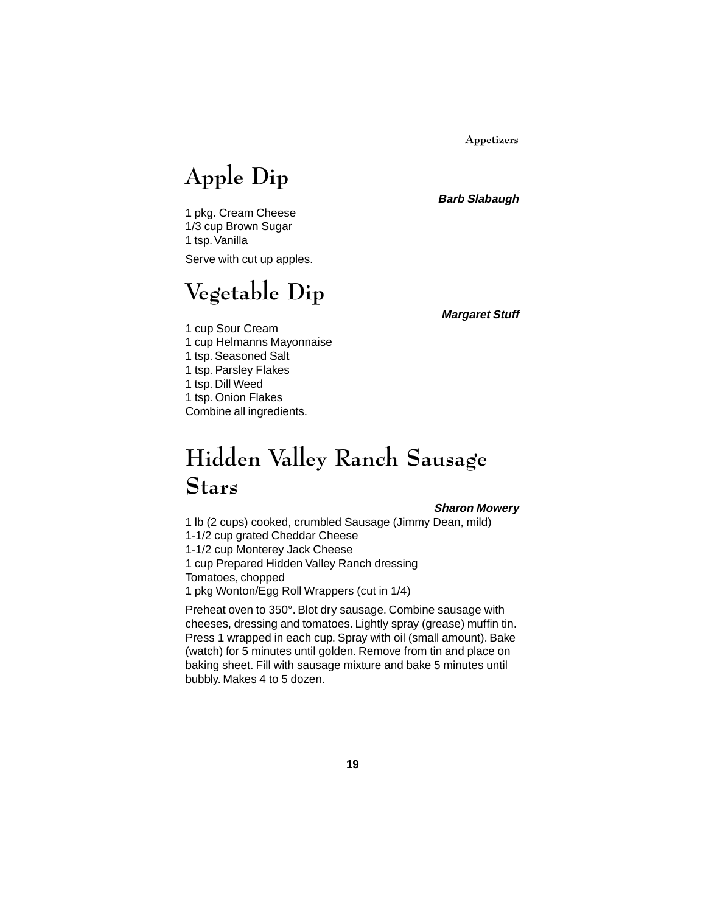# Apple Dip

***Barb Slabaugh***

1 pkg. Cream Cheese
1/3 cup Brown Sugar
1 tsp. Vanilla

Serve with cut up apples.

# Vegetable Dip

***Margaret Stuff***

1 cup Sour Cream
1 cup Helmanns Mayonnaise
1 tsp. Seasoned Salt
1 tsp. Parsley Flakes
1 tsp. Dill Weed
1 tsp. Onion Flakes
Combine all ingredients.

# Hidden Valley Ranch Sausage Stars

***Sharon Mowery***

1 lb (2 cups) cooked, crumbled Sausage (Jimmy Dean, mild)
1-1/2 cup grated Cheddar Cheese
1-1/2 cup Monterey Jack Cheese
1 cup Prepared Hidden Valley Ranch dressing
Tomatoes, chopped
1 pkg Wonton/Egg Roll Wrappers (cut in 1/4)

Preheat oven to 350°. Blot dry sausage. Combine sausage with cheeses, dressing and tomatoes. Lightly spray (grease) muffin tin. Press 1 wrapped in each cup. Spray with oil (small amount). Bake (watch) for 5 minutes until golden. Remove from tin and place on baking sheet. Fill with sausage mixture and bake 5 minutes until bubbly. Makes 4 to 5 dozen.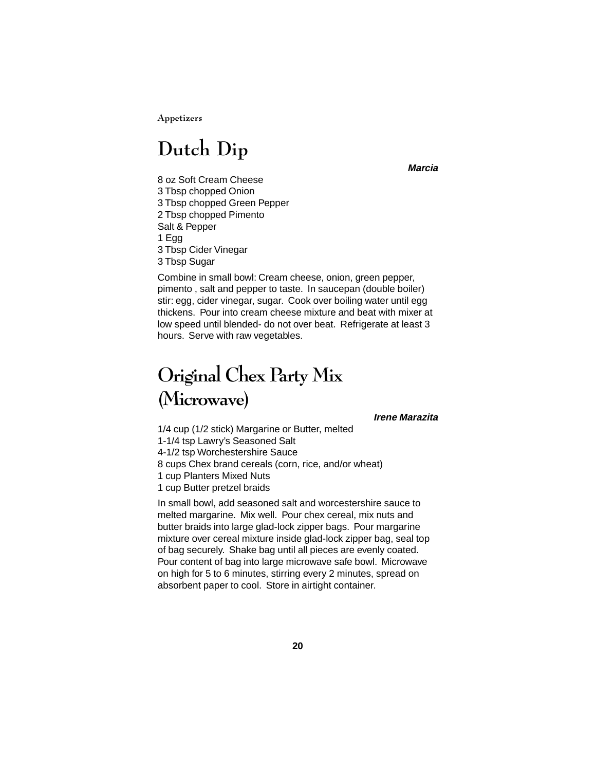# Dutch Dip

***Marcia***

8 oz Soft Cream Cheese
3 Tbsp chopped Onion
3 Tbsp chopped Green Pepper
2 Tbsp chopped Pimento
Salt & Pepper
1 Egg
3 Tbsp Cider Vinegar
3 Tbsp Sugar

Combine in small bowl: Cream cheese, onion, green pepper, pimento , salt and pepper to taste. In saucepan (double boiler) stir: egg, cider vinegar, sugar. Cook over boiling water until egg thickens. Pour into cream cheese mixture and beat with mixer at low speed until blended- do not over beat. Refrigerate at least 3 hours. Serve with raw vegetables.

# Original Chex Party Mix (Microwave)

***Irene Marazita***

1/4 cup (1/2 stick) Margarine or Butter, melted
1-1/4 tsp Lawry's Seasoned Salt
4-1/2 tsp Worchestershire Sauce
8 cups Chex brand cereals (corn, rice, and/or wheat)
1 cup Planters Mixed Nuts
1 cup Butter pretzel braids

In small bowl, add seasoned salt and worcestershire sauce to melted margarine. Mix well. Pour chex cereal, mix nuts and butter braids into large glad-lock zipper bags. Pour margarine mixture over cereal mixture inside glad-lock zipper bag, seal top of bag securely. Shake bag until all pieces are evenly coated. Pour content of bag into large microwave safe bowl. Microwave on high for 5 to 6 minutes, stirring every 2 minutes, spread on absorbent paper to cool. Store in airtight container.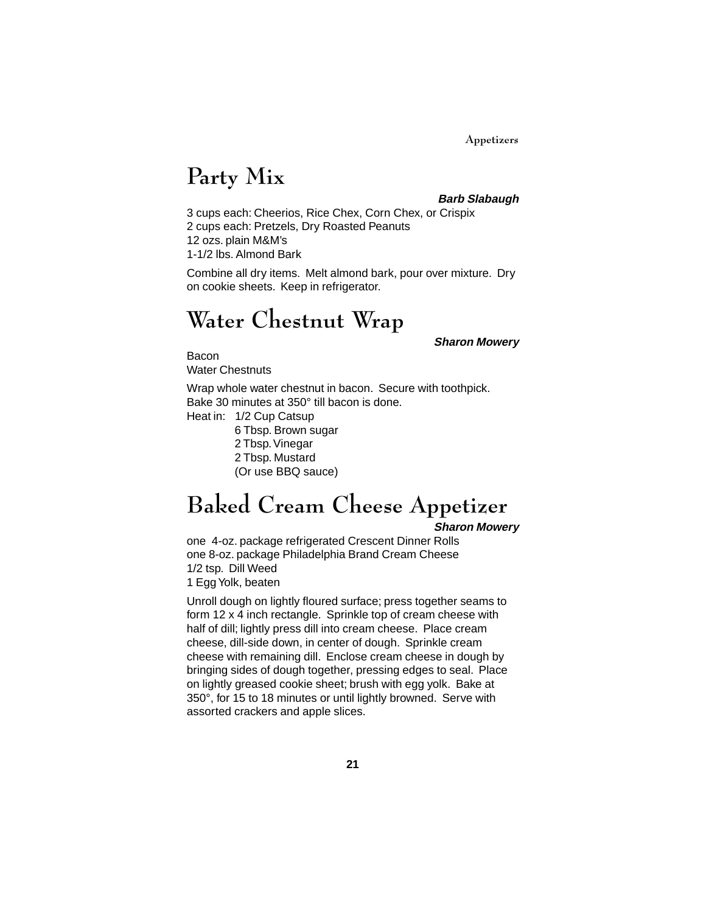# Party Mix

***Barb Slabaugh***

3 cups each: Cheerios, Rice Chex, Corn Chex, or Crispix
2 cups each: Pretzels, Dry Roasted Peanuts
12 ozs. plain M&M's
1-1/2 lbs. Almond Bark

Combine all dry items. Melt almond bark, pour over mixture. Dry on cookie sheets. Keep in refrigerator.

# Water Chestnut Wrap

***Sharon Mowery***

Bacon
Water Chestnuts

Wrap whole water chestnut in bacon. Secure with toothpick. Bake 30 minutes at 350° till bacon is done.
Heat in: 1/2 Cup Catsup
6 Tbsp. Brown sugar
2 Tbsp. Vinegar
2 Tbsp. Mustard
(Or use BBQ sauce)

# Baked Cream Cheese Appetizer

***Sharon Mowery***

one 4-oz. package refrigerated Crescent Dinner Rolls
one 8-oz. package Philadelphia Brand Cream Cheese
1/2 tsp. Dill Weed
1 Egg Yolk, beaten

Unroll dough on lightly floured surface; press together seams to form 12 x 4 inch rectangle. Sprinkle top of cream cheese with half of dill; lightly press dill into cream cheese. Place cream cheese, dill-side down, in center of dough. Sprinkle cream cheese with remaining dill. Enclose cream cheese in dough by bringing sides of dough together, pressing edges to seal. Place on lightly greased cookie sheet; brush with egg yolk. Bake at 350°, for 15 to 18 minutes or until lightly browned. Serve with assorted crackers and apple slices.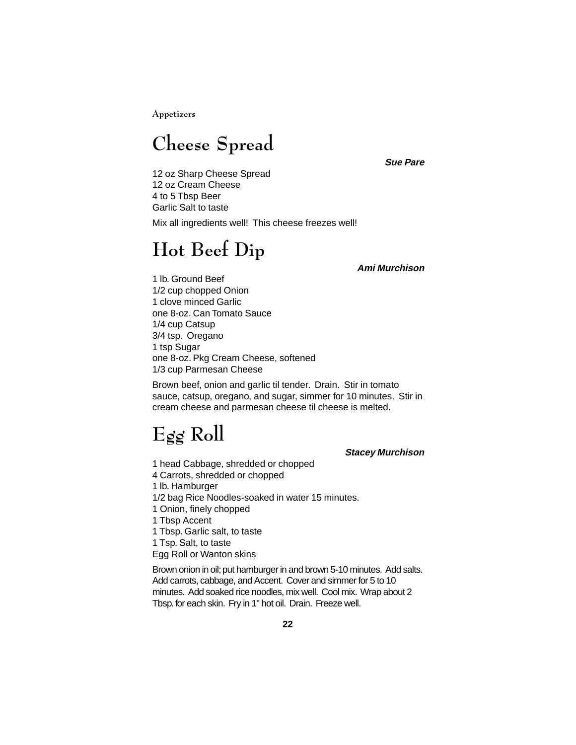# Cheese Spread

***Sue Pare***

12 oz Sharp Cheese Spread
12 oz Cream Cheese
4 to 5 Tbsp Beer
Garlic Salt to taste

Mix all ingredients well! This cheese freezes well!

# Hot Beef Dip

***Ami Murchison***

1 lb. Ground Beef
1/2 cup chopped Onion
1 clove minced Garlic
one 8-oz. Can Tomato Sauce
1/4 cup Catsup
3/4 tsp. Oregano
1 tsp Sugar
one 8-oz. Pkg Cream Cheese, softened
1/3 cup Parmesan Cheese

Brown beef, onion and garlic til tender. Drain. Stir in tomato sauce, catsup, oregano, and sugar, simmer for 10 minutes. Stir in cream cheese and parmesan cheese til cheese is melted.

# Egg Roll

***Stacey Murchison***

1 head Cabbage, shredded or chopped
4 Carrots, shredded or chopped
1 lb. Hamburger
1/2 bag Rice Noodles-soaked in water 15 minutes.
1 Onion, finely chopped
1 Tbsp Accent
1 Tbsp. Garlic salt, to taste
1 Tsp. Salt, to taste
Egg Roll or Wanton skins

Brown onion in oil; put hamburger in and brown 5-10 minutes. Add salts. Add carrots, cabbage, and Accent. Cover and simmer for 5 to 10 minutes. Add soaked rice noodles, mix well. Cool mix. Wrap about 2 Tbsp. for each skin. Fry in 1" hot oil. Drain. Freeze well.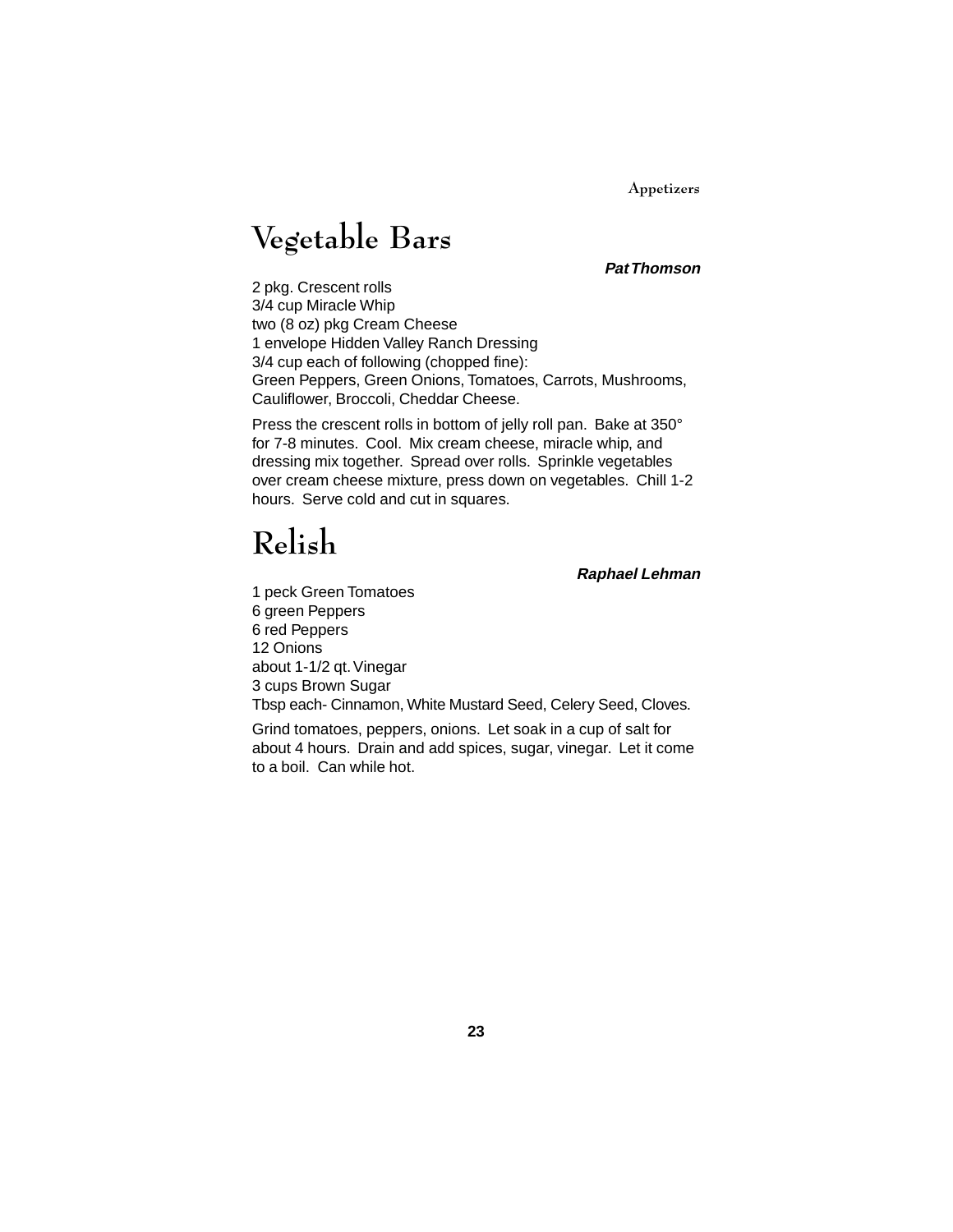# Vegetable Bars

***Pat Thomson***

2 pkg. Crescent rolls
3/4 cup Miracle Whip
two (8 oz) pkg Cream Cheese
1 envelope Hidden Valley Ranch Dressing
3/4 cup each of following (chopped fine):
Green Peppers, Green Onions, Tomatoes, Carrots, Mushrooms, Cauliflower, Broccoli, Cheddar Cheese.

Press the crescent rolls in bottom of jelly roll pan. Bake at 350° for 7-8 minutes. Cool. Mix cream cheese, miracle whip, and dressing mix together. Spread over rolls. Sprinkle vegetables over cream cheese mixture, press down on vegetables. Chill 1-2 hours. Serve cold and cut in squares.

# Relish

***Raphael Lehman***

1 peck Green Tomatoes
6 green Peppers
6 red Peppers
12 Onions
about 1-1/2 qt. Vinegar
3 cups Brown Sugar
Tbsp each- Cinnamon, White Mustard Seed, Celery Seed, Cloves.

Grind tomatoes, peppers, onions. Let soak in a cup of salt for about 4 hours. Drain and add spices, sugar, vinegar. Let it come to a boil. Can while hot.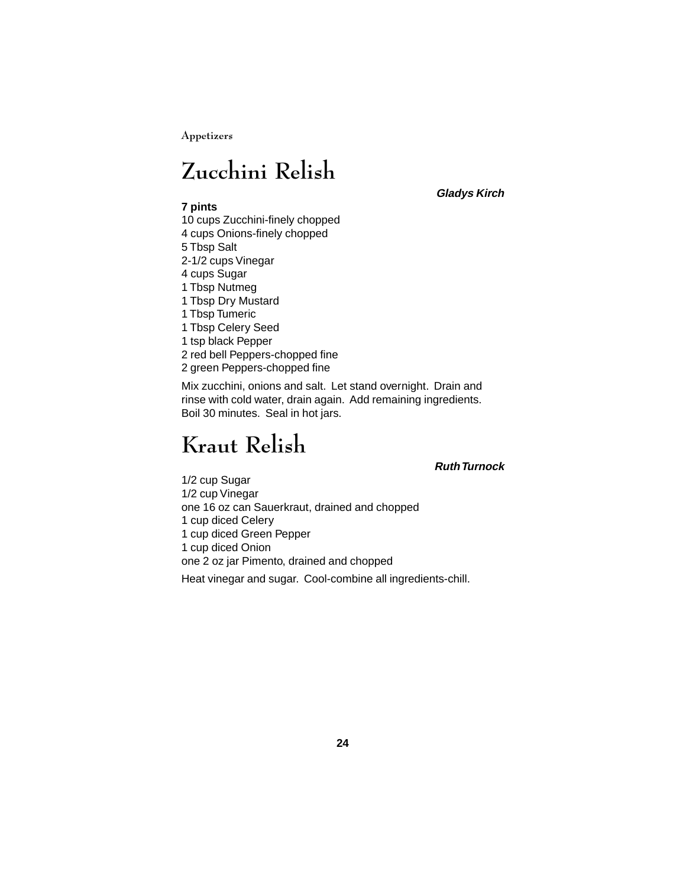# Zucchini Relish

***Gladys Kirch***

**7 pints**

10 cups Zucchini-finely chopped
4 cups Onions-finely chopped
5 Tbsp Salt
2-1/2 cups Vinegar
4 cups Sugar
1 Tbsp Nutmeg
1 Tbsp Dry Mustard
1 Tbsp Tumeric
1 Tbsp Celery Seed
1 tsp black Pepper
2 red bell Peppers-chopped fine
2 green Peppers-chopped fine

Mix zucchini, onions and salt. Let stand overnight. Drain and rinse with cold water, drain again. Add remaining ingredients. Boil 30 minutes. Seal in hot jars.

# Kraut Relish

***Ruth Turnock***

1/2 cup Sugar
1/2 cup Vinegar
one 16 oz can Sauerkraut, drained and chopped
1 cup diced Celery
1 cup diced Green Pepper
1 cup diced Onion
one 2 oz jar Pimento, drained and chopped

Heat vinegar and sugar. Cool-combine all ingredients-chill.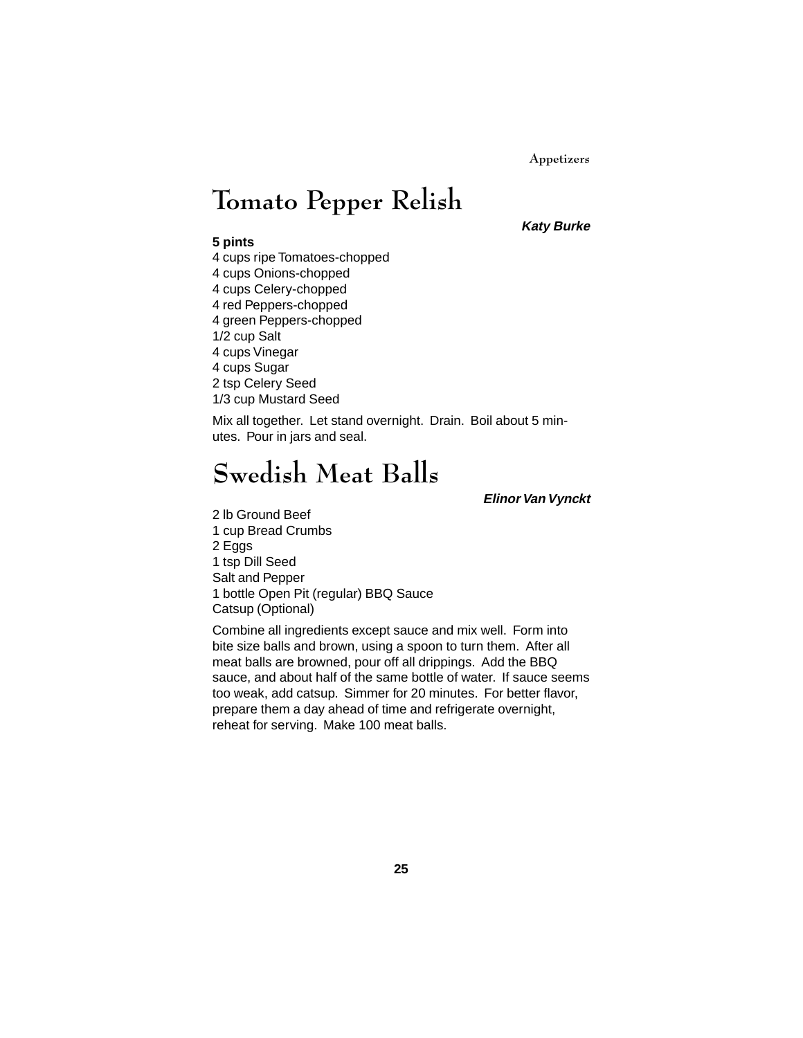# Tomato Pepper Relish

***Katy Burke***

**5 pints**
4 cups ripe Tomatoes-chopped
4 cups Onions-chopped
4 cups Celery-chopped
4 red Peppers-chopped
4 green Peppers-chopped
1/2 cup Salt
4 cups Vinegar
4 cups Sugar
2 tsp Celery Seed
1/3 cup Mustard Seed

Mix all together. Let stand overnight. Drain. Boil about 5 minutes. Pour in jars and seal.

# Swedish Meat Balls

***Elinor Van Vynckt***

2 lb Ground Beef
1 cup Bread Crumbs
2 Eggs
1 tsp Dill Seed
Salt and Pepper
1 bottle Open Pit (regular) BBQ Sauce
Catsup (Optional)

Combine all ingredients except sauce and mix well. Form into bite size balls and brown, using a spoon to turn them. After all meat balls are browned, pour off all drippings. Add the BBQ sauce, and about half of the same bottle of water. If sauce seems too weak, add catsup. Simmer for 20 minutes. For better flavor, prepare them a day ahead of time and refrigerate overnight, reheat for serving. Make 100 meat balls.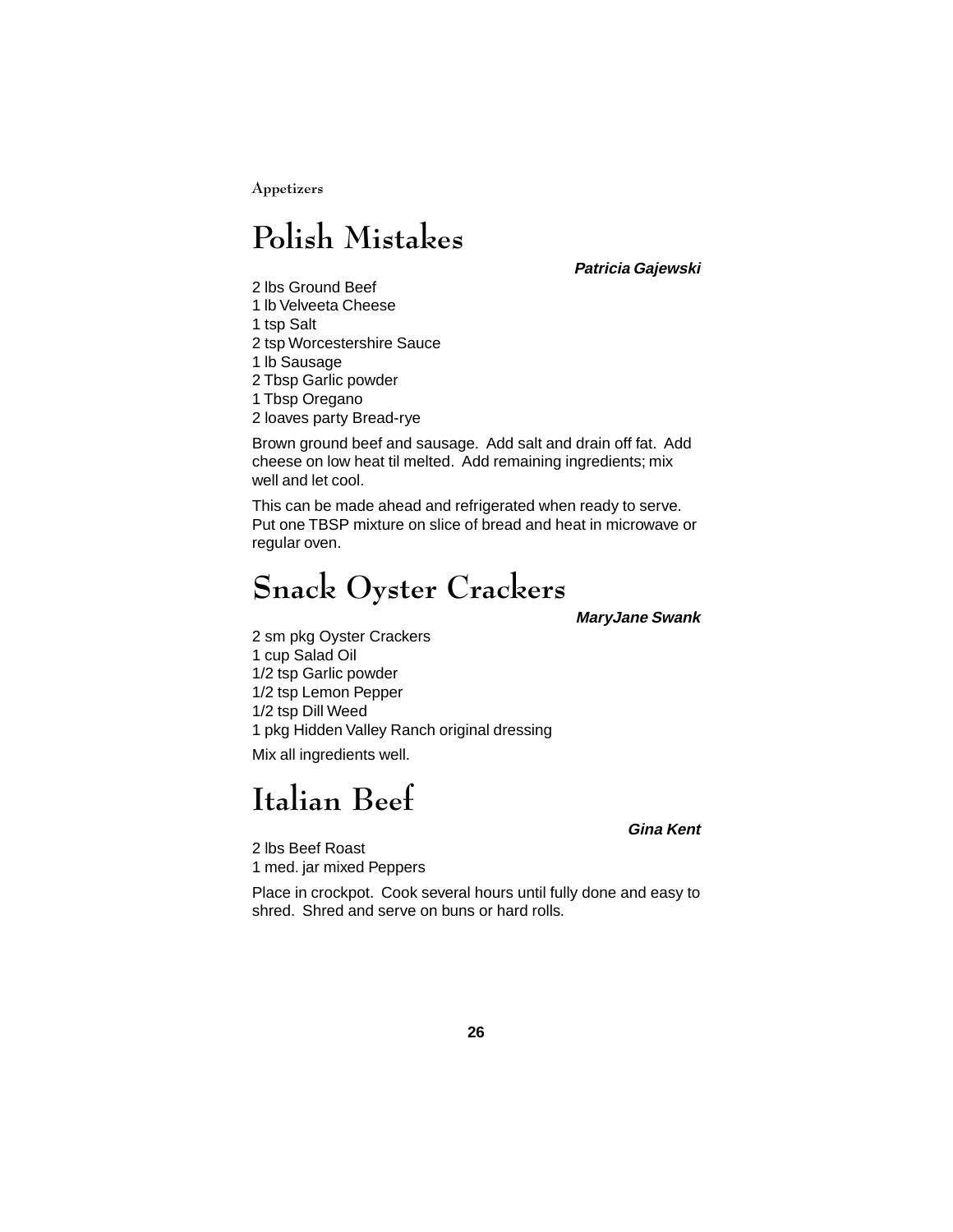# Polish Mistakes

***Patricia Gajewski***

2 lbs Ground Beef
1 lb Velveeta Cheese
1 tsp Salt
2 tsp Worcestershire Sauce
1 lb Sausage
2 Tbsp Garlic powder
1 Tbsp Oregano
2 loaves party Bread-rye

Brown ground beef and sausage. Add salt and drain off fat. Add cheese on low heat til melted. Add remaining ingredients; mix well and let cool.

This can be made ahead and refrigerated when ready to serve. Put one TBSP mixture on slice of bread and heat in microwave or regular oven.

# Snack Oyster Crackers

***MaryJane Swank***

2 sm pkg Oyster Crackers
1 cup Salad Oil
1/2 tsp Garlic powder
1/2 tsp Lemon Pepper
1/2 tsp Dill Weed
1 pkg Hidden Valley Ranch original dressing

Mix all ingredients well.

# Italian Beef

***Gina Kent***

2 lbs Beef Roast
1 med. jar mixed Peppers

Place in crockpot. Cook several hours until fully done and easy to shred. Shred and serve on buns or hard rolls.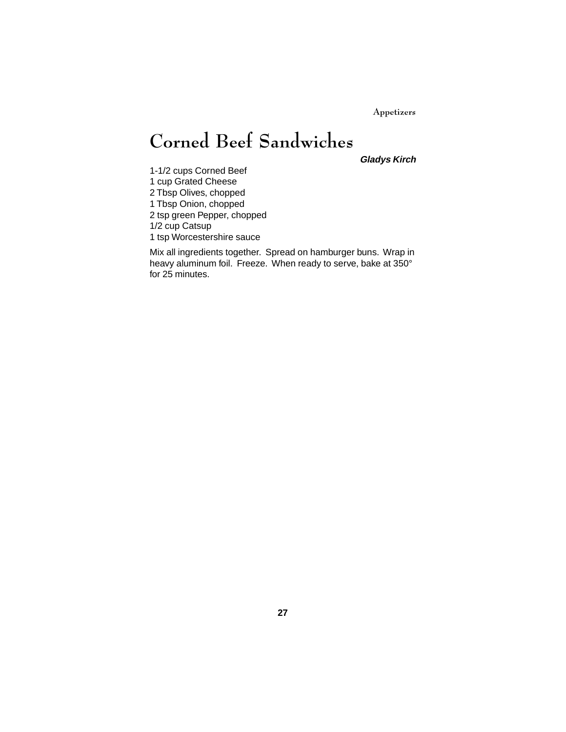# Corned Beef Sandwiches

***Gladys Kirch***

1-1/2 cups Corned Beef
1 cup Grated Cheese
2 Tbsp Olives, chopped
1 Tbsp Onion, chopped
2 tsp green Pepper, chopped
1/2 cup Catsup
1 tsp Worcestershire sauce

Mix all ingredients together. Spread on hamburger buns. Wrap in heavy aluminum foil. Freeze. When ready to serve, bake at 350° for 25 minutes.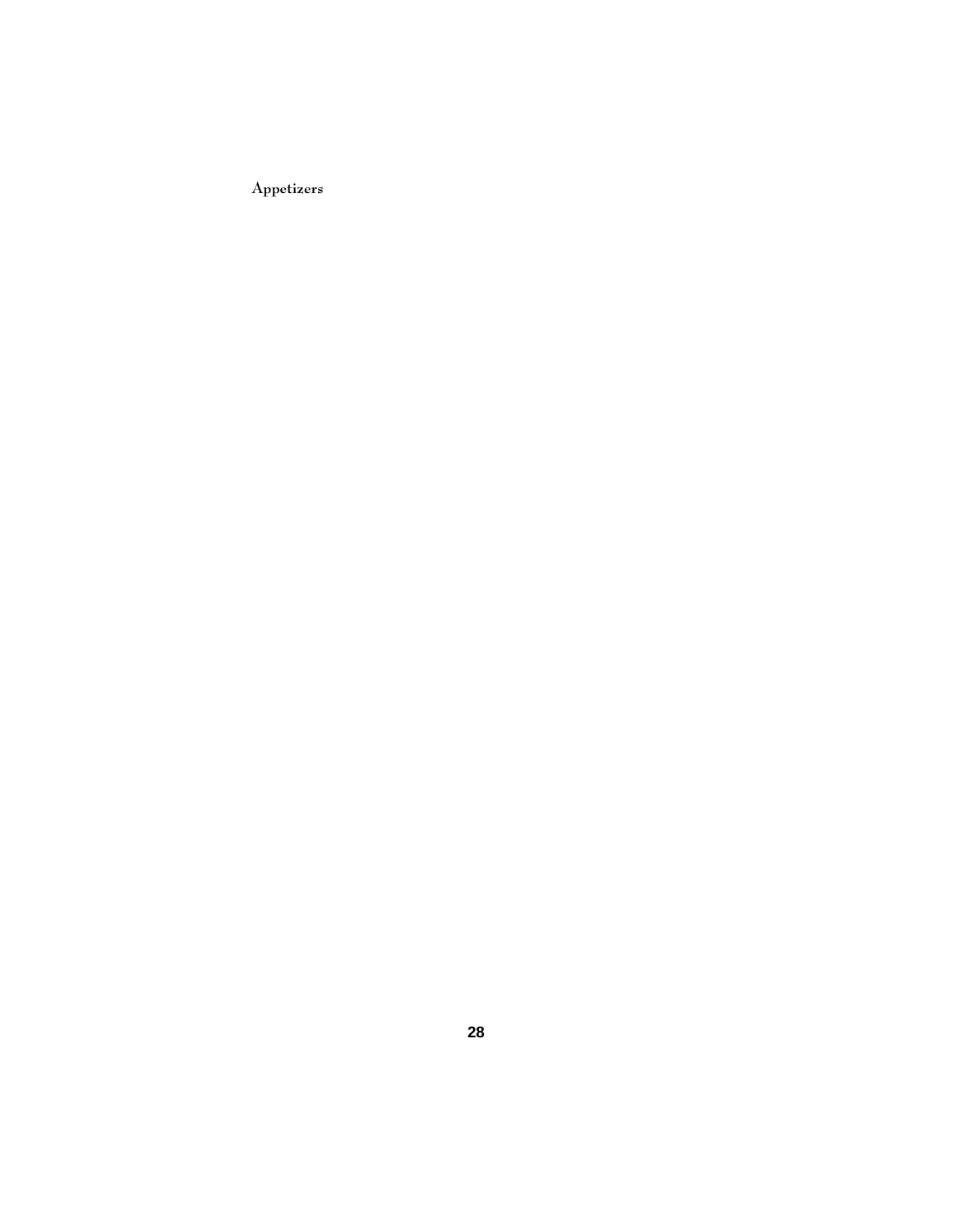Appetizers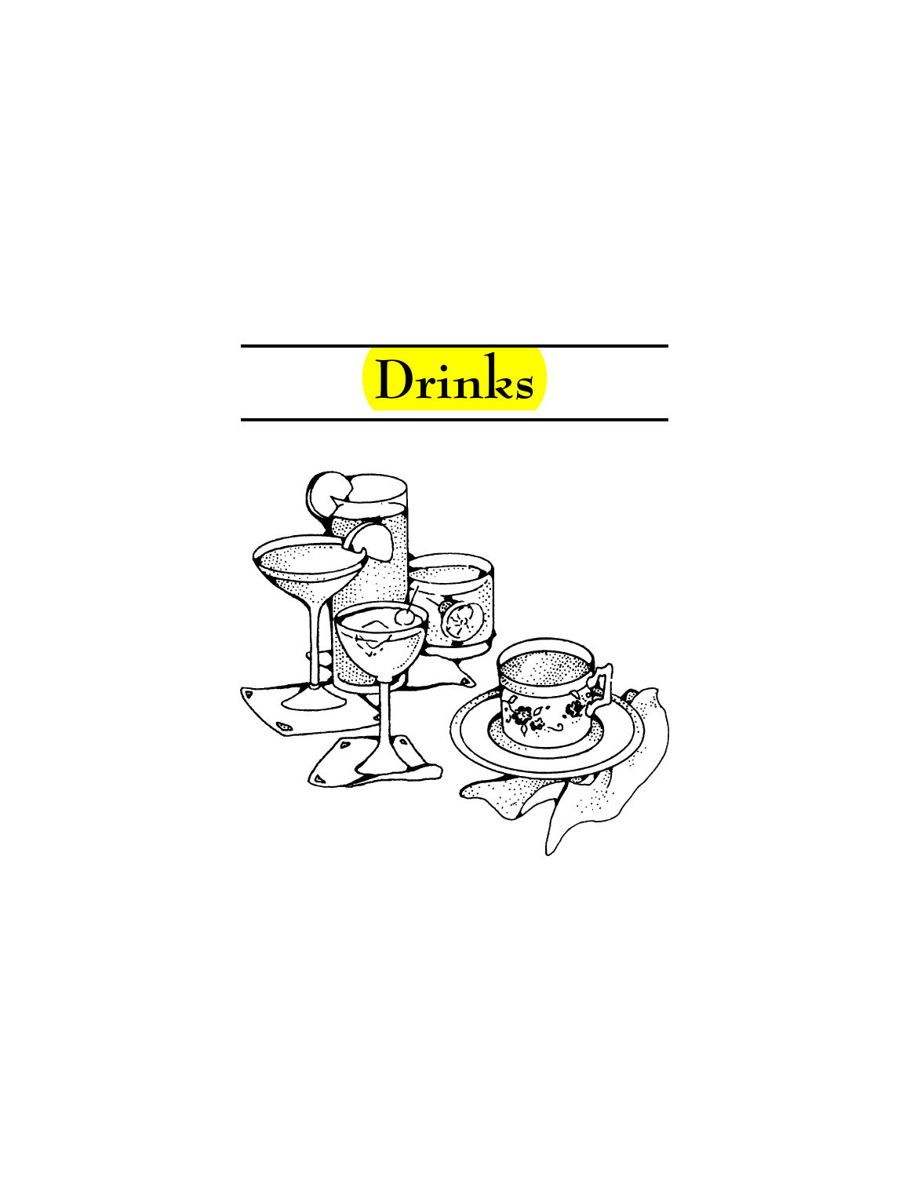# Drinks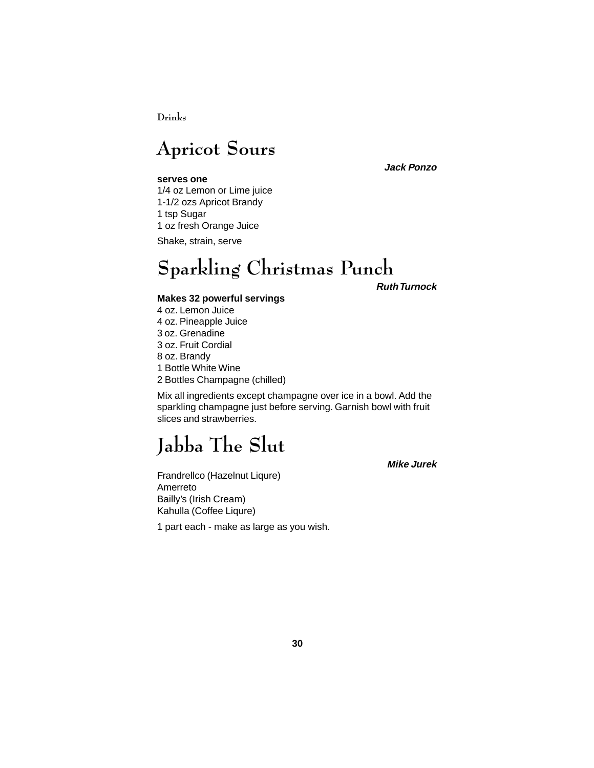## Apricot Sours

***Jack Ponzo***

**serves one**

1/4 oz Lemon or Lime juice
1-1/2 ozs Apricot Brandy
1 tsp Sugar
1 oz fresh Orange Juice

Shake, strain, serve

## Sparkling Christmas Punch

***Ruth Turnock***

**Makes 32 powerful servings**

4 oz. Lemon Juice
4 oz. Pineapple Juice
3 oz. Grenadine
3 oz. Fruit Cordial
8 oz. Brandy
1 Bottle White Wine
2 Bottles Champagne (chilled)

Mix all ingredients except champagne over ice in a bowl. Add the sparkling champagne just before serving. Garnish bowl with fruit slices and strawberries.

## Jabba The Slut

***Mike Jurek***

Frandrellco (Hazelnut Liqure)
Amerreto
Bailly's (Irish Cream)
Kahulla (Coffee Liqure)

1 part each - make as large as you wish.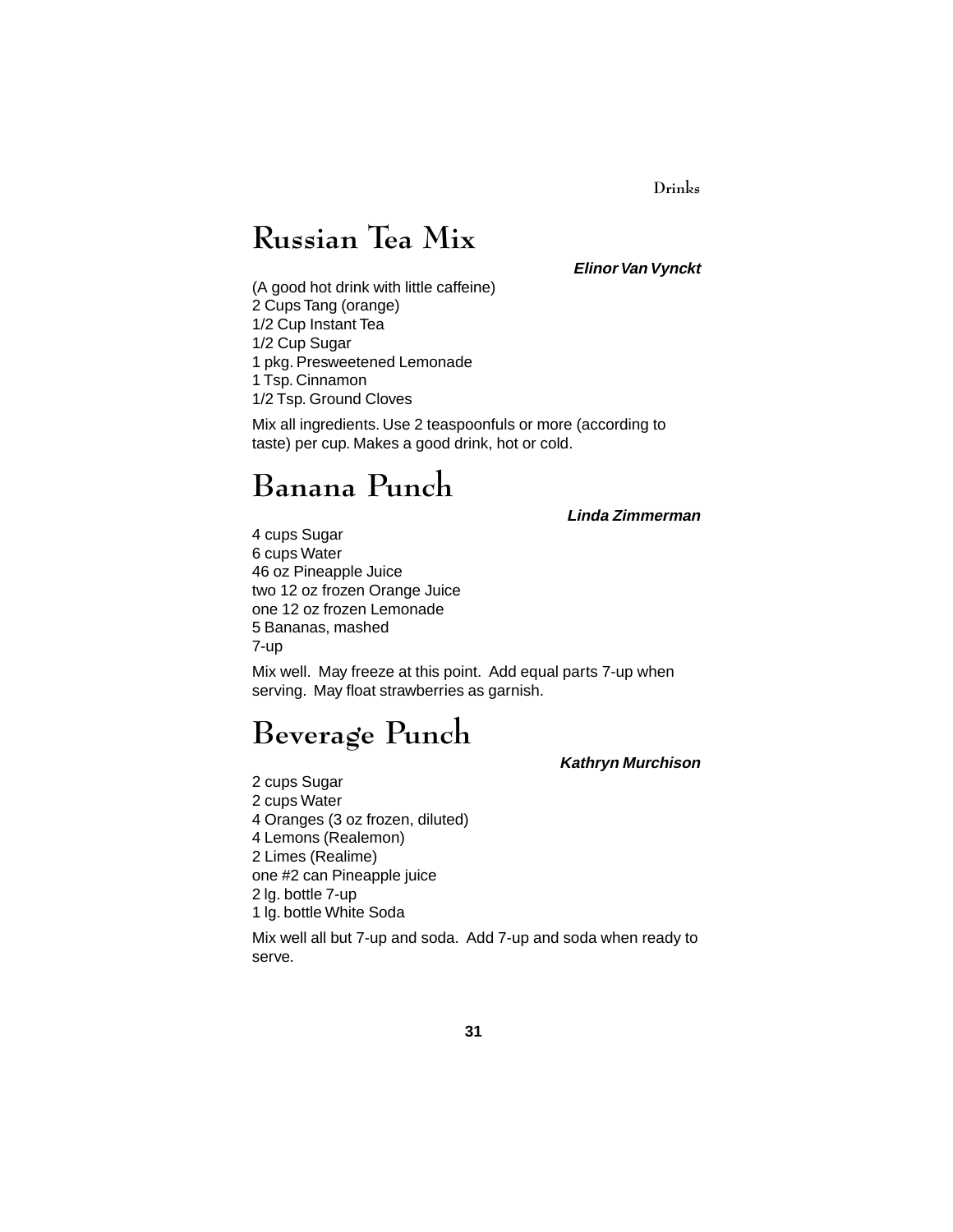# Russian Tea Mix

***Elinor Van Vynckt***

(A good hot drink with little caffeine)
2 Cups Tang (orange)
1/2 Cup Instant Tea
1/2 Cup Sugar
1 pkg. Presweetened Lemonade
1 Tsp. Cinnamon
1/2 Tsp. Ground Cloves

Mix all ingredients. Use 2 teaspoonfuls or more (according to taste) per cup. Makes a good drink, hot or cold.

# Banana Punch

***Linda Zimmerman***

4 cups Sugar
6 cups Water
46 oz Pineapple Juice
two 12 oz frozen Orange Juice
one 12 oz frozen Lemonade
5 Bananas, mashed
7-up

Mix well. May freeze at this point. Add equal parts 7-up when serving. May float strawberries as garnish.

# Beverage Punch

***Kathryn Murchison***

2 cups Sugar
2 cups Water
4 Oranges (3 oz frozen, diluted)
4 Lemons (Realemon)
2 Limes (Realime)
one #2 can Pineapple juice
2 lg. bottle 7-up
1 lg. bottle White Soda

Mix well all but 7-up and soda. Add 7-up and soda when ready to serve.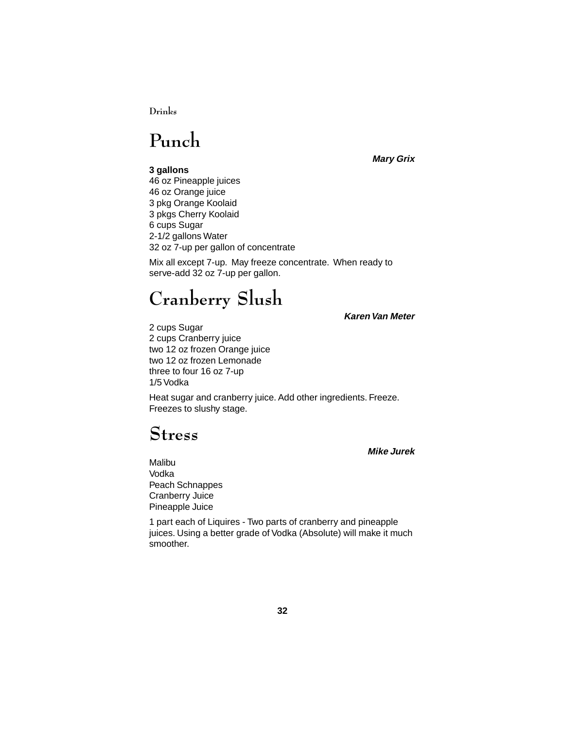# Punch

***Mary Grix***

**3 gallons**
46 oz Pineapple juices
46 oz Orange juice
3 pkg Orange Koolaid
3 pkgs Cherry Koolaid
6 cups Sugar
2-1/2 gallons Water
32 oz 7-up per gallon of concentrate

Mix all except 7-up. May freeze concentrate. When ready to serve-add 32 oz 7-up per gallon.

# Cranberry Slush

***Karen Van Meter***

2 cups Sugar
2 cups Cranberry juice
two 12 oz frozen Orange juice
two 12 oz frozen Lemonade
three to four 16 oz 7-up
1/5 Vodka

Heat sugar and cranberry juice. Add other ingredients. Freeze. Freezes to slushy stage.

# Stress

***Mike Jurek***

Malibu
Vodka
Peach Schnappes
Cranberry Juice
Pineapple Juice

1 part each of Liquires - Two parts of cranberry and pineapple juices. Using a better grade of Vodka (Absolute) will make it much smoother.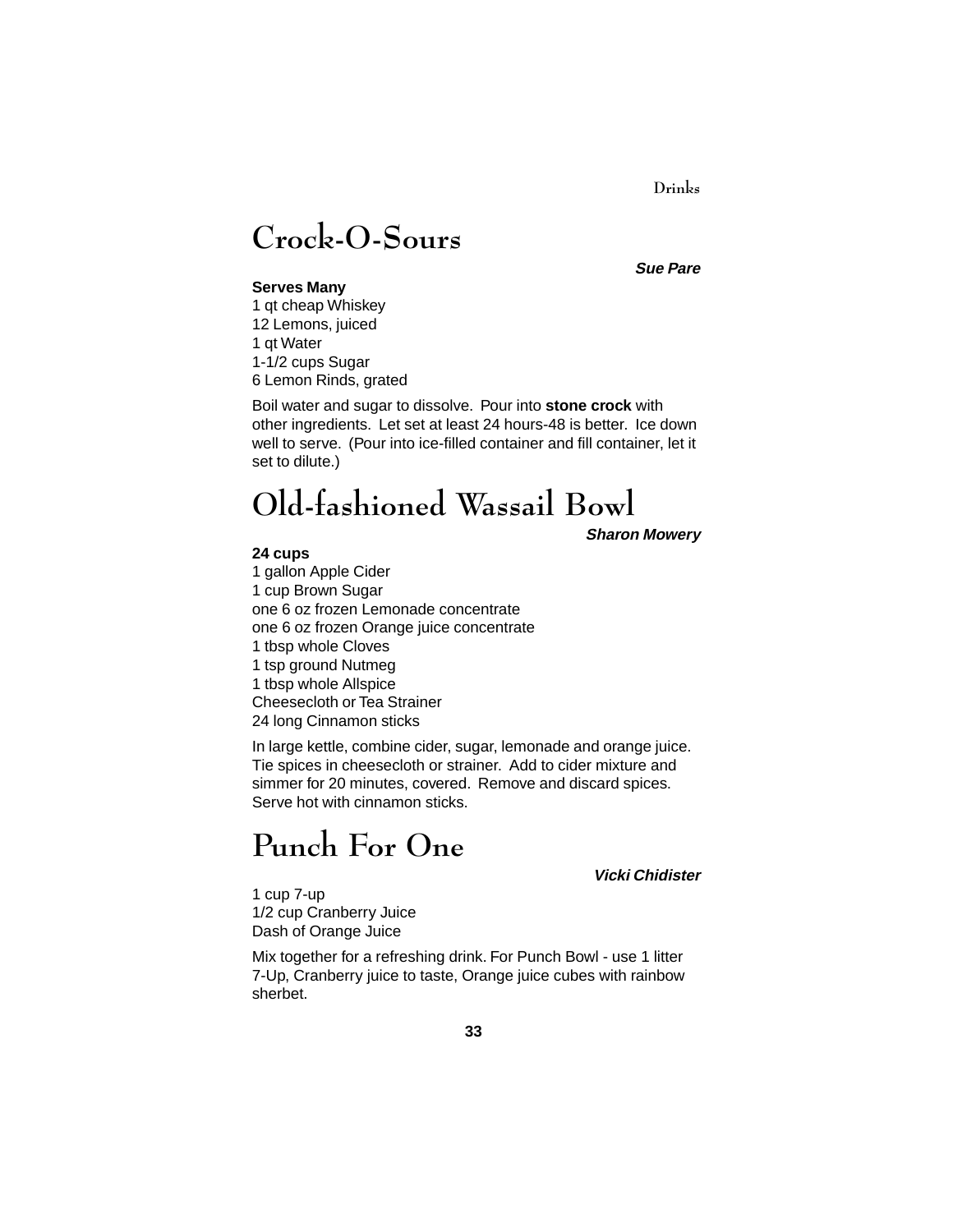# Crock-O-Sours

***Sue Pare***

**Serves Many**

1 qt cheap Whiskey
12 Lemons, juiced
1 qt Water
1-1/2 cups Sugar
6 Lemon Rinds, grated

Boil water and sugar to dissolve. Pour into **stone crock** with other ingredients. Let set at least 24 hours-48 is better. Ice down well to serve. (Pour into ice-filled container and fill container, let it set to dilute.)

# Old-fashioned Wassail Bowl

***Sharon Mowery***

**24 cups**

1 gallon Apple Cider
1 cup Brown Sugar
one 6 oz frozen Lemonade concentrate
one 6 oz frozen Orange juice concentrate
1 tbsp whole Cloves
1 tsp ground Nutmeg
1 tbsp whole Allspice
Cheesecloth or Tea Strainer
24 long Cinnamon sticks

In large kettle, combine cider, sugar, lemonade and orange juice. Tie spices in cheesecloth or strainer. Add to cider mixture and simmer for 20 minutes, covered. Remove and discard spices. Serve hot with cinnamon sticks.

# Punch For One

***Vicki Chidister***

1 cup 7-up
1/2 cup Cranberry Juice
Dash of Orange Juice

Mix together for a refreshing drink. For Punch Bowl - use 1 litter 7-Up, Cranberry juice to taste, Orange juice cubes with rainbow sherbet.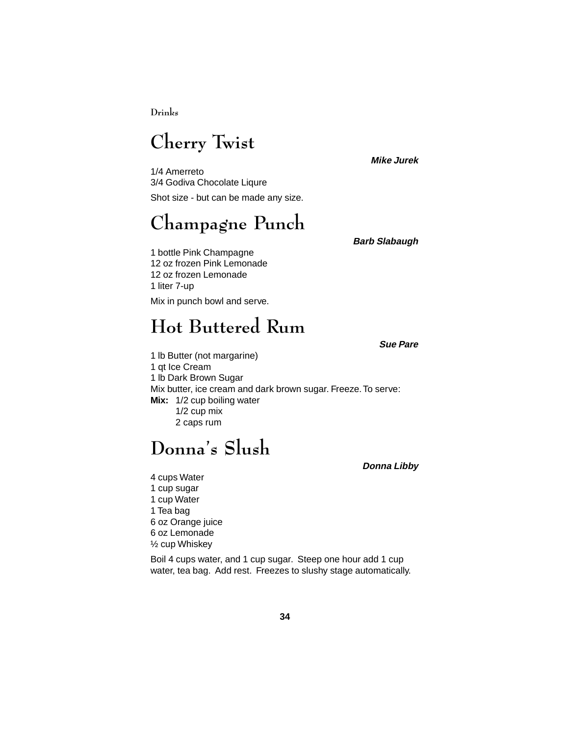Drinks

# Cherry Twist

***Mike Jurek***

1/4 Amerreto
3/4 Godiva Chocolate Liqure

Shot size - but can be made any size.

# Champagne Punch

***Barb Slabaugh***

1 bottle Pink Champagne
12 oz frozen Pink Lemonade
12 oz frozen Lemonade
1 liter 7-up

Mix in punch bowl and serve.

# Hot Buttered Rum

***Sue Pare***

1 lb Butter (not margarine)
1 qt Ice Cream
1 lb Dark Brown Sugar
Mix butter, ice cream and dark brown sugar. Freeze. To serve:
**Mix:** 1/2 cup boiling water
1/2 cup mix
2 caps rum

# Donna's Slush

***Donna Libby***

4 cups Water
1 cup sugar
1 cup Water
1 Tea bag
6 oz Orange juice
6 oz Lemonade
½ cup Whiskey

Boil 4 cups water, and 1 cup sugar. Steep one hour add 1 cup water, tea bag. Add rest. Freezes to slushy stage automatically.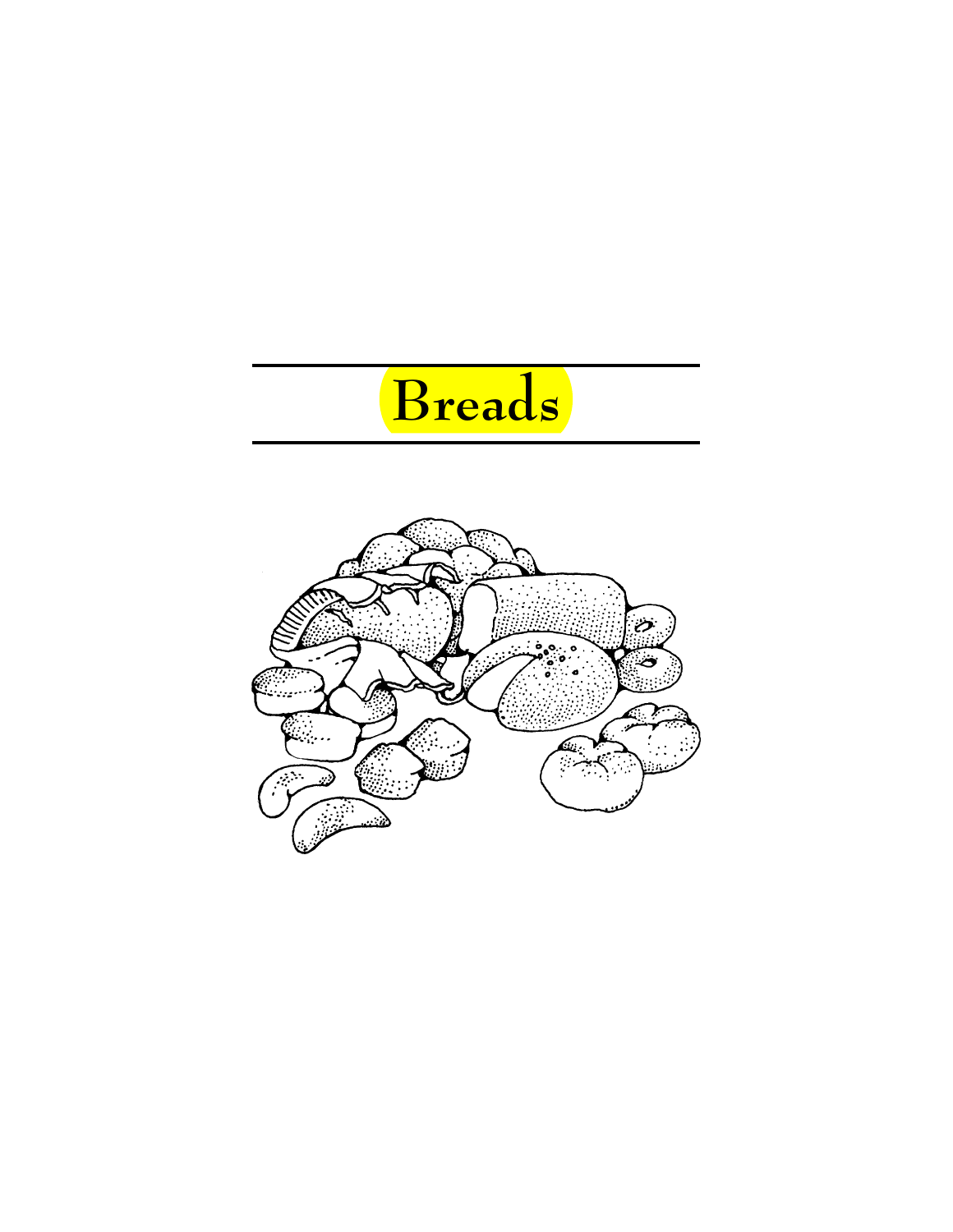# Breads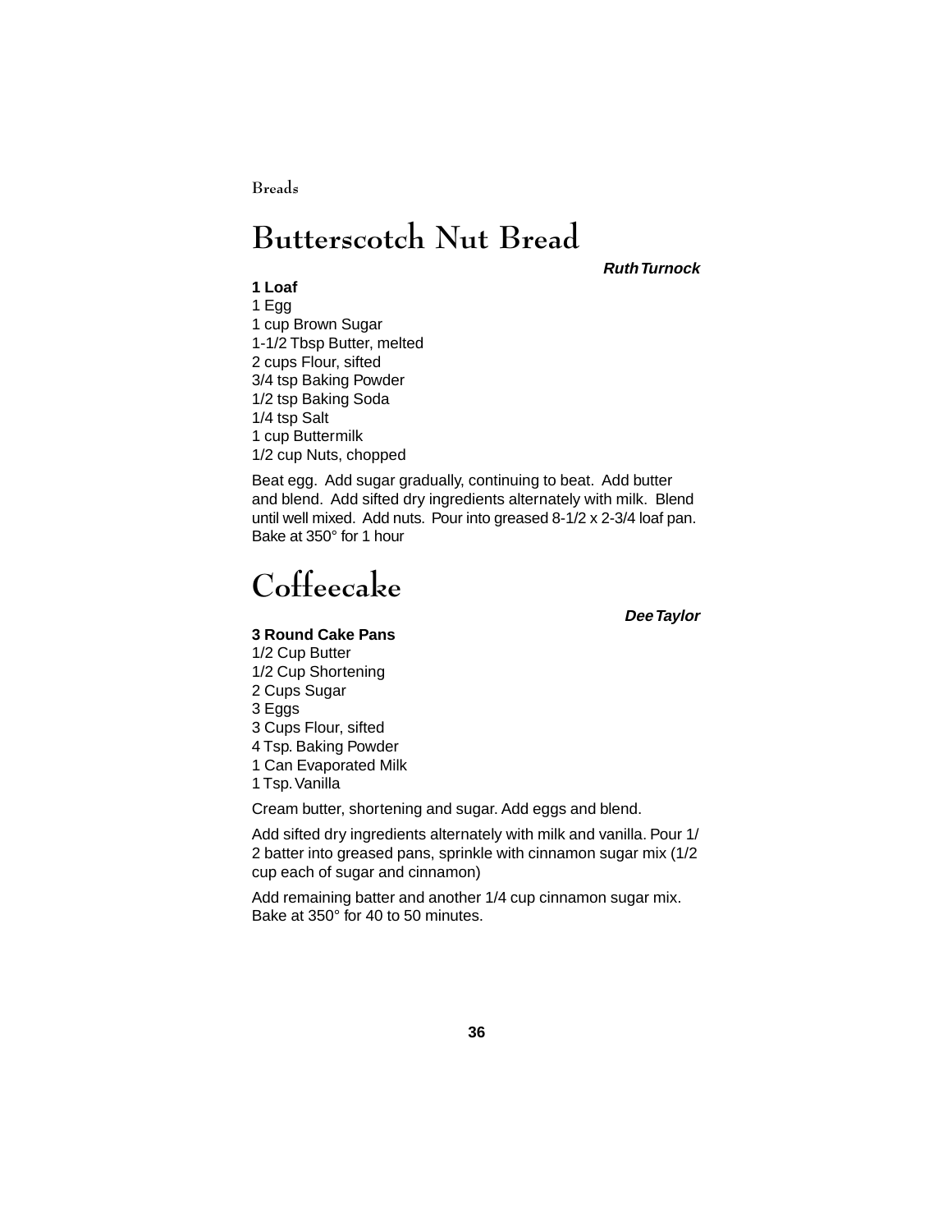# Butterscotch Nut Bread

***Ruth Turnock***

**1 Loaf**

1 Egg
1 cup Brown Sugar
1-1/2 Tbsp Butter, melted
2 cups Flour, sifted
3/4 tsp Baking Powder
1/2 tsp Baking Soda
1/4 tsp Salt
1 cup Buttermilk
1/2 cup Nuts, chopped

Beat egg. Add sugar gradually, continuing to beat. Add butter and blend. Add sifted dry ingredients alternately with milk. Blend until well mixed. Add nuts. Pour into greased 8-1/2 x 2-3/4 loaf pan. Bake at 350° for 1 hour

# Coffeecake

***Dee Taylor***

**3 Round Cake Pans**

1/2 Cup Butter
1/2 Cup Shortening
2 Cups Sugar
3 Eggs
3 Cups Flour, sifted
4 Tsp. Baking Powder
1 Can Evaporated Milk
1 Tsp. Vanilla

Cream butter, shortening and sugar. Add eggs and blend.

Add sifted dry ingredients alternately with milk and vanilla. Pour 1/2 batter into greased pans, sprinkle with cinnamon sugar mix (1/2 cup each of sugar and cinnamon)

Add remaining batter and another 1/4 cup cinnamon sugar mix. Bake at 350° for 40 to 50 minutes.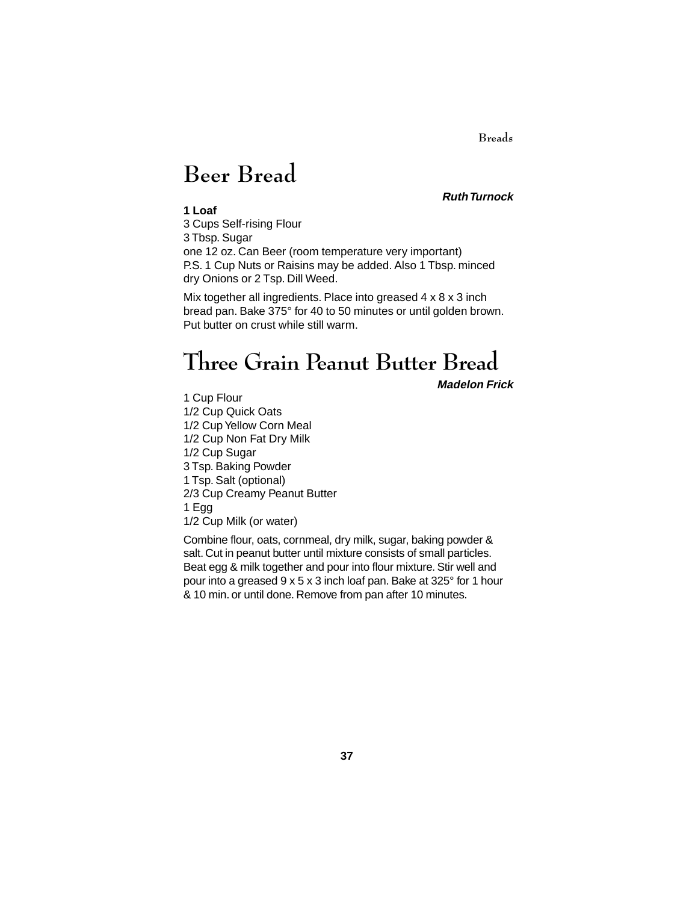# Beer Bread

***Ruth Turnock***

**1 Loaf**

3 Cups Self-rising Flour
3 Tbsp. Sugar
one 12 oz. Can Beer (room temperature very important)
P.S. 1 Cup Nuts or Raisins may be added. Also 1 Tbsp. minced dry Onions or 2 Tsp. Dill Weed.

Mix together all ingredients. Place into greased 4 x 8 x 3 inch bread pan. Bake 375° for 40 to 50 minutes or until golden brown. Put butter on crust while still warm.

# Three Grain Peanut Butter Bread

***Madelon Frick***

1 Cup Flour
1/2 Cup Quick Oats
1/2 Cup Yellow Corn Meal
1/2 Cup Non Fat Dry Milk
1/2 Cup Sugar
3 Tsp. Baking Powder
1 Tsp. Salt (optional)
2/3 Cup Creamy Peanut Butter
1 Egg
1/2 Cup Milk (or water)

Combine flour, oats, cornmeal, dry milk, sugar, baking powder & salt. Cut in peanut butter until mixture consists of small particles. Beat egg & milk together and pour into flour mixture. Stir well and pour into a greased 9 x 5 x 3 inch loaf pan. Bake at 325° for 1 hour & 10 min. or until done. Remove from pan after 10 minutes.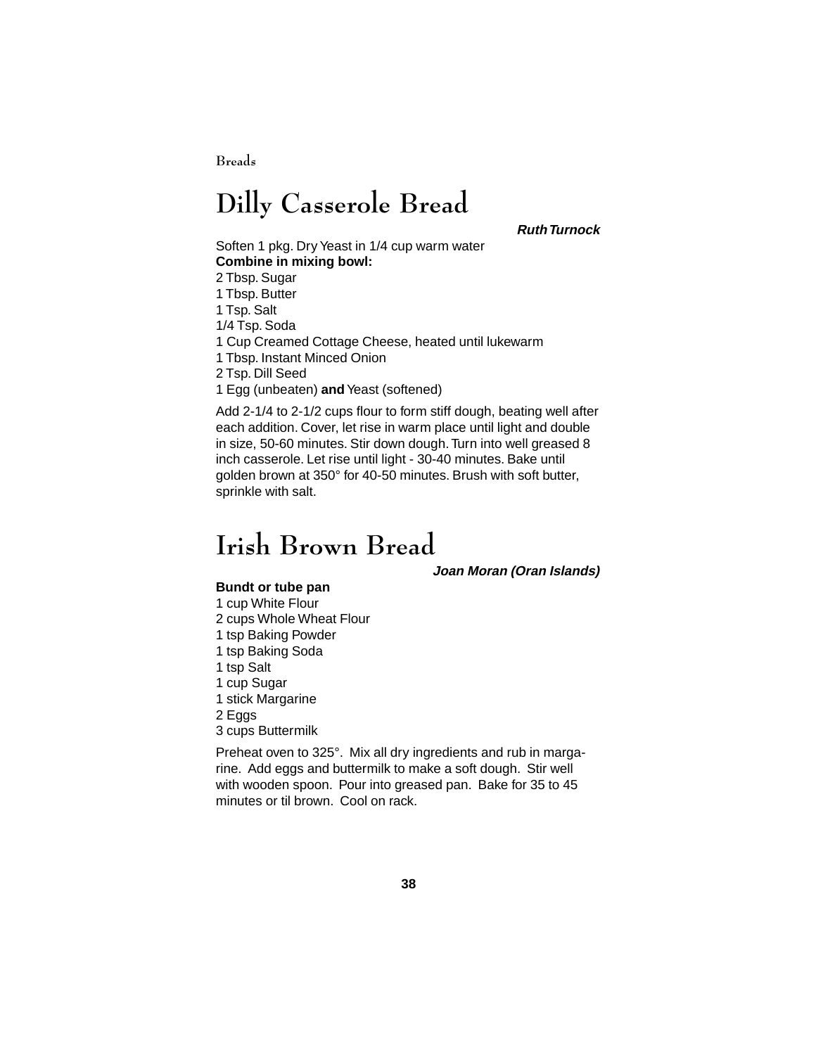# Dilly Casserole Bread

***Ruth Turnock***

Soften 1 pkg. Dry Yeast in 1/4 cup warm water

**Combine in mixing bowl:**

2 Tbsp. Sugar
1 Tbsp. Butter
1 Tsp. Salt
1/4 Tsp. Soda
1 Cup Creamed Cottage Cheese, heated until lukewarm
1 Tbsp. Instant Minced Onion
2 Tsp. Dill Seed
1 Egg (unbeaten) **and** Yeast (softened)

Add 2-1/4 to 2-1/2 cups flour to form stiff dough, beating well after each addition. Cover, let rise in warm place until light and double in size, 50-60 minutes. Stir down dough. Turn into well greased 8 inch casserole. Let rise until light - 30-40 minutes. Bake until golden brown at 350° for 40-50 minutes. Brush with soft butter, sprinkle with salt.

# Irish Brown Bread

***Joan Moran (Oran Islands)***

**Bundt or tube pan**

1 cup White Flour
2 cups Whole Wheat Flour
1 tsp Baking Powder
1 tsp Baking Soda
1 tsp Salt
1 cup Sugar
1 stick Margarine
2 Eggs
3 cups Buttermilk

Preheat oven to 325°. Mix all dry ingredients and rub in margarine. Add eggs and buttermilk to make a soft dough. Stir well with wooden spoon. Pour into greased pan. Bake for 35 to 45 minutes or til brown. Cool on rack.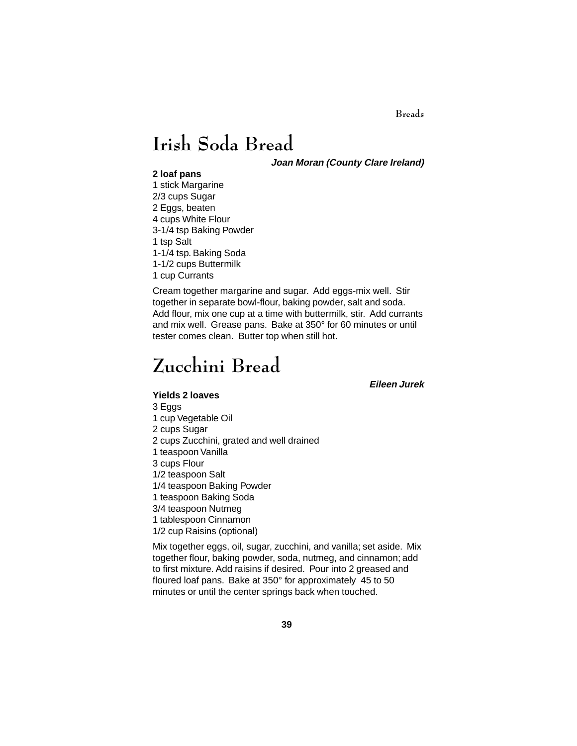# Irish Soda Bread

***Joan Moran (County Clare Ireland)***

**2 loaf pans**

1 stick Margarine
2/3 cups Sugar
2 Eggs, beaten
4 cups White Flour
3-1/4 tsp Baking Powder
1 tsp Salt
1-1/4 tsp. Baking Soda
1-1/2 cups Buttermilk
1 cup Currants

Cream together margarine and sugar. Add eggs-mix well. Stir together in separate bowl-flour, baking powder, salt and soda. Add flour, mix one cup at a time with buttermilk, stir. Add currants and mix well. Grease pans. Bake at 350° for 60 minutes or until tester comes clean. Butter top when still hot.

# Zucchini Bread

***Eileen Jurek***

**Yields 2 loaves**

3 Eggs
1 cup Vegetable Oil
2 cups Sugar
2 cups Zucchini, grated and well drained
1 teaspoon Vanilla
3 cups Flour
1/2 teaspoon Salt
1/4 teaspoon Baking Powder
1 teaspoon Baking Soda
3/4 teaspoon Nutmeg
1 tablespoon Cinnamon
1/2 cup Raisins (optional)

Mix together eggs, oil, sugar, zucchini, and vanilla; set aside. Mix together flour, baking powder, soda, nutmeg, and cinnamon; add to first mixture. Add raisins if desired. Pour into 2 greased and floured loaf pans. Bake at 350° for approximately 45 to 50 minutes or until the center springs back when touched.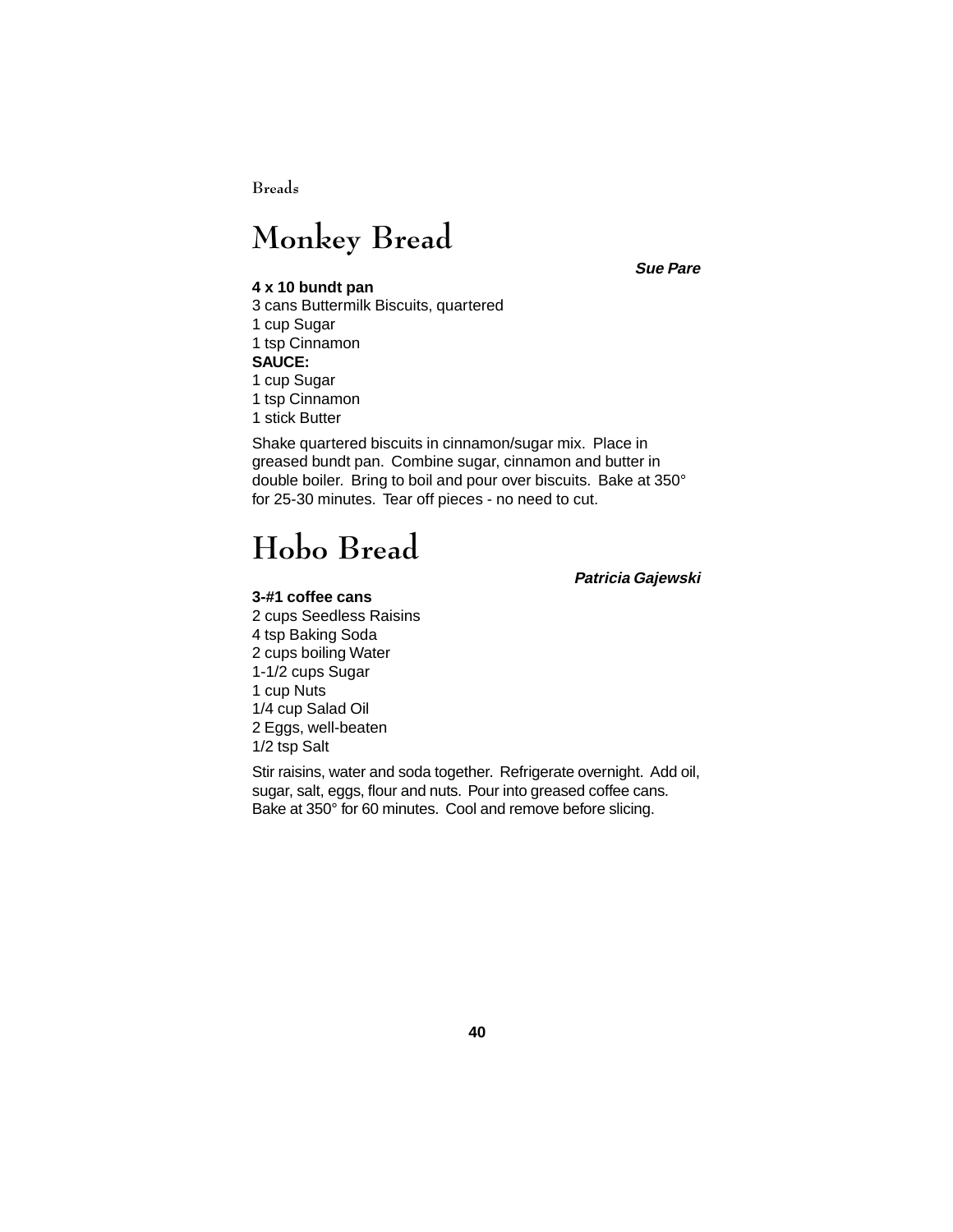# Monkey Bread

***Sue Pare***

**4 x 10 bundt pan**
3 cans Buttermilk Biscuits, quartered
1 cup Sugar
1 tsp Cinnamon
**SAUCE:**
1 cup Sugar
1 tsp Cinnamon
1 stick Butter

Shake quartered biscuits in cinnamon/sugar mix. Place in greased bundt pan. Combine sugar, cinnamon and butter in double boiler. Bring to boil and pour over biscuits. Bake at 350° for 25-30 minutes. Tear off pieces - no need to cut.

# Hobo Bread

***Patricia Gajewski***

**3-#1 coffee cans**
2 cups Seedless Raisins
4 tsp Baking Soda
2 cups boiling Water
1-1/2 cups Sugar
1 cup Nuts
1/4 cup Salad Oil
2 Eggs, well-beaten
1/2 tsp Salt

Stir raisins, water and soda together. Refrigerate overnight. Add oil, sugar, salt, eggs, flour and nuts. Pour into greased coffee cans. Bake at 350° for 60 minutes. Cool and remove before slicing.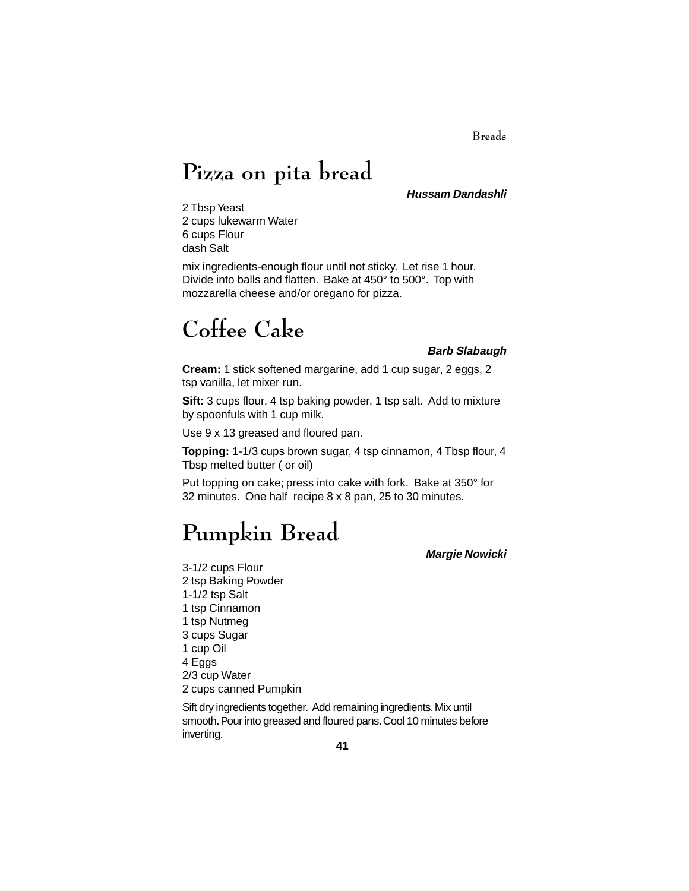## Pizza on pita bread

***Hussam Dandashli***

2 Tbsp Yeast
2 cups lukewarm Water
6 cups Flour
dash Salt

mix ingredients-enough flour until not sticky. Let rise 1 hour. Divide into balls and flatten. Bake at 450° to 500°. Top with mozzarella cheese and/or oregano for pizza.

## Coffee Cake

***Barb Slabaugh***

**Cream:** 1 stick softened margarine, add 1 cup sugar, 2 eggs, 2 tsp vanilla, let mixer run.

**Sift:** 3 cups flour, 4 tsp baking powder, 1 tsp salt. Add to mixture by spoonfuls with 1 cup milk.

Use 9 x 13 greased and floured pan.

**Topping:** 1-1/3 cups brown sugar, 4 tsp cinnamon, 4 Tbsp flour, 4 Tbsp melted butter ( or oil)

Put topping on cake; press into cake with fork. Bake at 350° for 32 minutes. One half recipe 8 x 8 pan, 25 to 30 minutes.

## Pumpkin Bread

***Margie Nowicki***

3-1/2 cups Flour
2 tsp Baking Powder
1-1/2 tsp Salt
1 tsp Cinnamon
1 tsp Nutmeg
3 cups Sugar
1 cup Oil
4 Eggs
2/3 cup Water
2 cups canned Pumpkin

Sift dry ingredients together. Add remaining ingredients. Mix until smooth. Pour into greased and floured pans. Cool 10 minutes before inverting.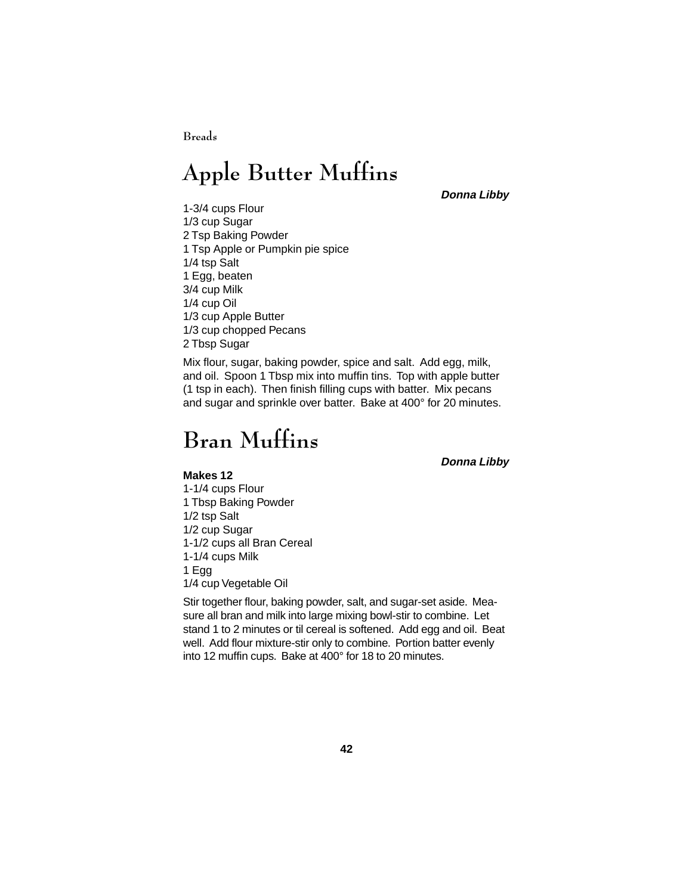## Apple Butter Muffins

***Donna Libby***

1-3/4 cups Flour
1/3 cup Sugar
2 Tsp Baking Powder
1 Tsp Apple or Pumpkin pie spice
1/4 tsp Salt
1 Egg, beaten
3/4 cup Milk
1/4 cup Oil
1/3 cup Apple Butter
1/3 cup chopped Pecans
2 Tbsp Sugar

Mix flour, sugar, baking powder, spice and salt. Add egg, milk, and oil. Spoon 1 Tbsp mix into muffin tins. Top with apple butter (1 tsp in each). Then finish filling cups with batter. Mix pecans and sugar and sprinkle over batter. Bake at 400° for 20 minutes.

## Bran Muffins

***Donna Libby***

**Makes 12**

1-1/4 cups Flour
1 Tbsp Baking Powder
1/2 tsp Salt
1/2 cup Sugar
1-1/2 cups all Bran Cereal
1-1/4 cups Milk
1 Egg
1/4 cup Vegetable Oil

Stir together flour, baking powder, salt, and sugar-set aside. Measure all bran and milk into large mixing bowl-stir to combine. Let stand 1 to 2 minutes or til cereal is softened. Add egg and oil. Beat well. Add flour mixture-stir only to combine. Portion batter evenly into 12 muffin cups. Bake at 400° for 18 to 20 minutes.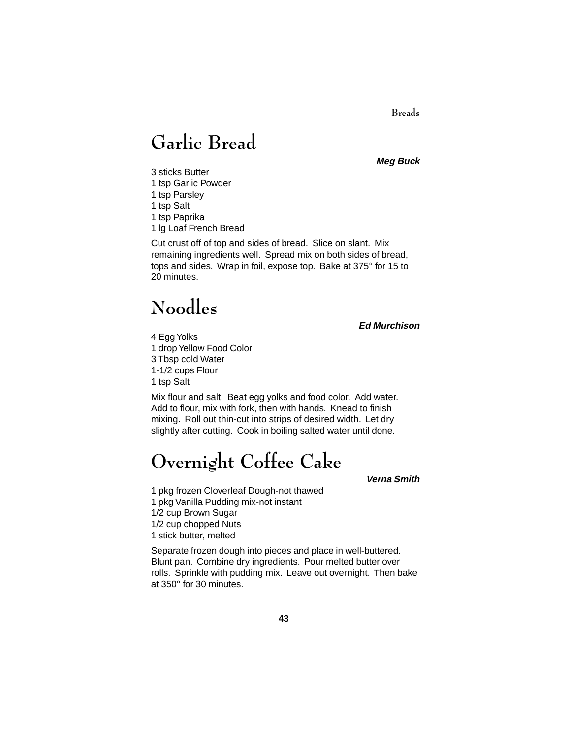# Garlic Bread

***Meg Buck***

3 sticks Butter
1 tsp Garlic Powder
1 tsp Parsley
1 tsp Salt
1 tsp Paprika
1 lg Loaf French Bread

Cut crust off of top and sides of bread. Slice on slant. Mix remaining ingredients well. Spread mix on both sides of bread, tops and sides. Wrap in foil, expose top. Bake at 375° for 15 to 20 minutes.

# Noodles

***Ed Murchison***

4 Egg Yolks
1 drop Yellow Food Color
3 Tbsp cold Water
1-1/2 cups Flour
1 tsp Salt

Mix flour and salt. Beat egg yolks and food color. Add water. Add to flour, mix with fork, then with hands. Knead to finish mixing. Roll out thin-cut into strips of desired width. Let dry slightly after cutting. Cook in boiling salted water until done.

# Overnight Coffee Cake

***Verna Smith***

1 pkg frozen Cloverleaf Dough-not thawed
1 pkg Vanilla Pudding mix-not instant
1/2 cup Brown Sugar
1/2 cup chopped Nuts
1 stick butter, melted

Separate frozen dough into pieces and place in well-buttered. Blunt pan. Combine dry ingredients. Pour melted butter over rolls. Sprinkle with pudding mix. Leave out overnight. Then bake at 350° for 30 minutes.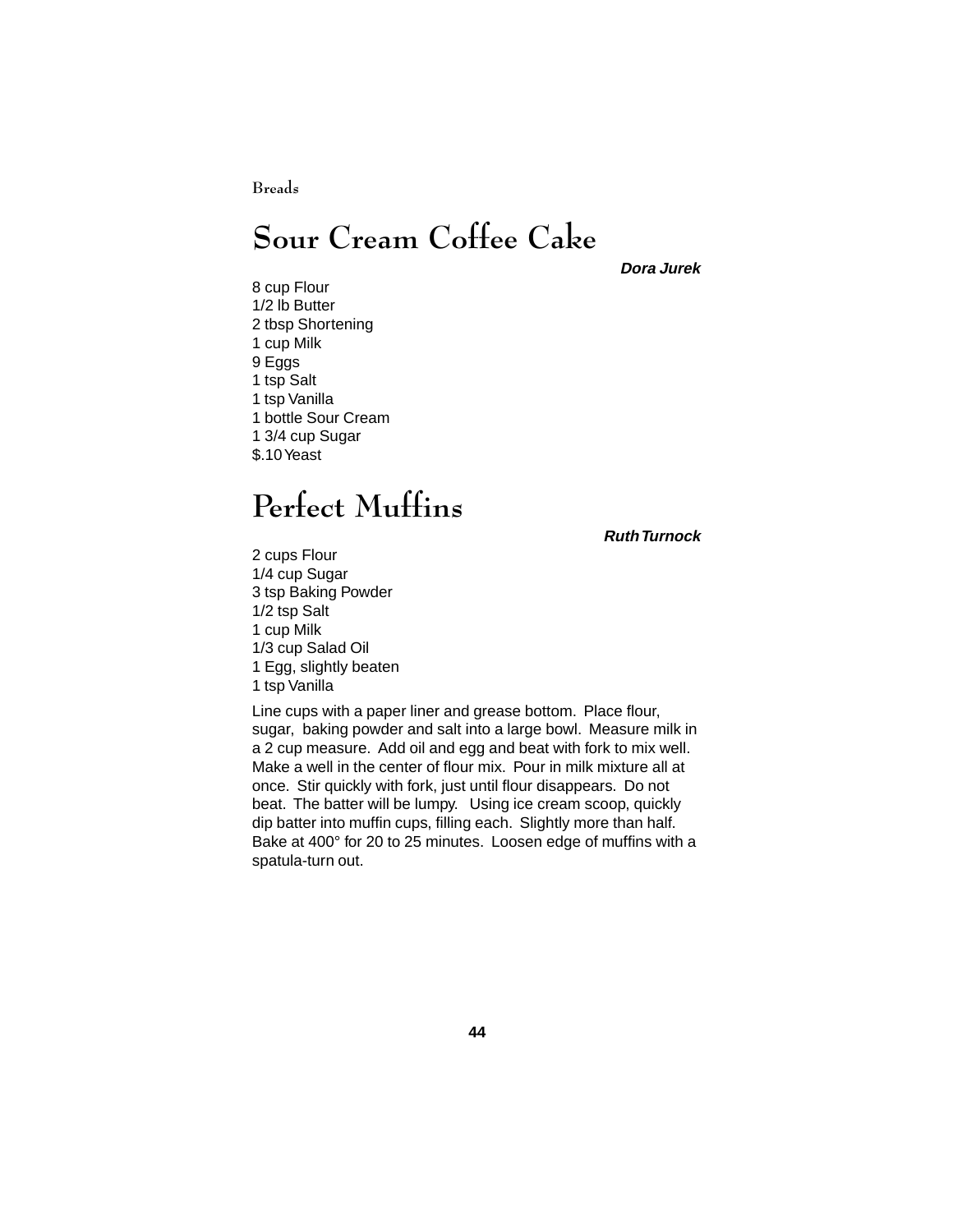Breads

# Sour Cream Coffee Cake

***Dora Jurek***

8 cup Flour
1/2 lb Butter
2 tbsp Shortening
1 cup Milk
9 Eggs
1 tsp Salt
1 tsp Vanilla
1 bottle Sour Cream
1 3/4 cup Sugar
$.10 Yeast

# Perfect Muffins

***Ruth Turnock***

2 cups Flour
1/4 cup Sugar
3 tsp Baking Powder
1/2 tsp Salt
1 cup Milk
1/3 cup Salad Oil
1 Egg, slightly beaten
1 tsp Vanilla

Line cups with a paper liner and grease bottom. Place flour, sugar, baking powder and salt into a large bowl. Measure milk in a 2 cup measure. Add oil and egg and beat with fork to mix well. Make a well in the center of flour mix. Pour in milk mixture all at once. Stir quickly with fork, just until flour disappears. Do not beat. The batter will be lumpy. Using ice cream scoop, quickly dip batter into muffin cups, filling each. Slightly more than half. Bake at 400° for 20 to 25 minutes. Loosen edge of muffins with a spatula-turn out.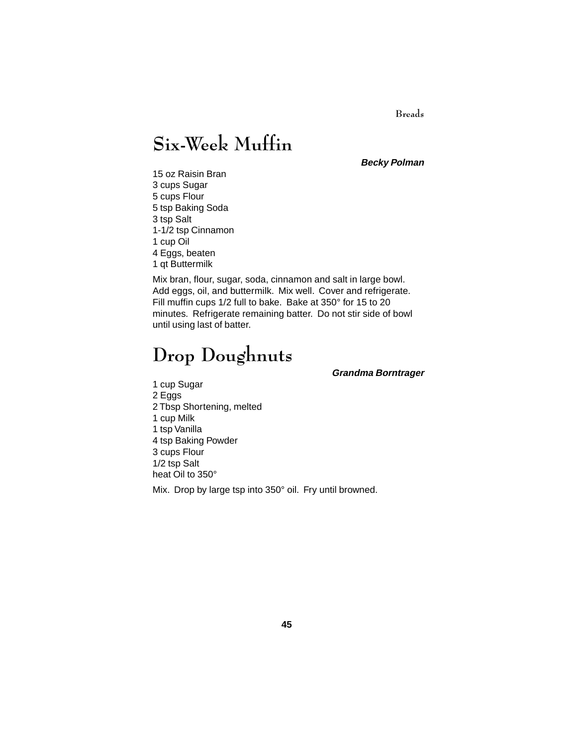# Six-Week Muffin

***Becky Polman***

15 oz Raisin Bran
3 cups Sugar
5 cups Flour
5 tsp Baking Soda
3 tsp Salt
1-1/2 tsp Cinnamon
1 cup Oil
4 Eggs, beaten
1 qt Buttermilk

Mix bran, flour, sugar, soda, cinnamon and salt in large bowl. Add eggs, oil, and buttermilk. Mix well. Cover and refrigerate. Fill muffin cups 1/2 full to bake. Bake at 350° for 15 to 20 minutes. Refrigerate remaining batter. Do not stir side of bowl until using last of batter.

# Drop Doughnuts

***Grandma Borntrager***

1 cup Sugar
2 Eggs
2 Tbsp Shortening, melted
1 cup Milk
1 tsp Vanilla
4 tsp Baking Powder
3 cups Flour
1/2 tsp Salt
heat Oil to 350°

Mix. Drop by large tsp into 350° oil. Fry until browned.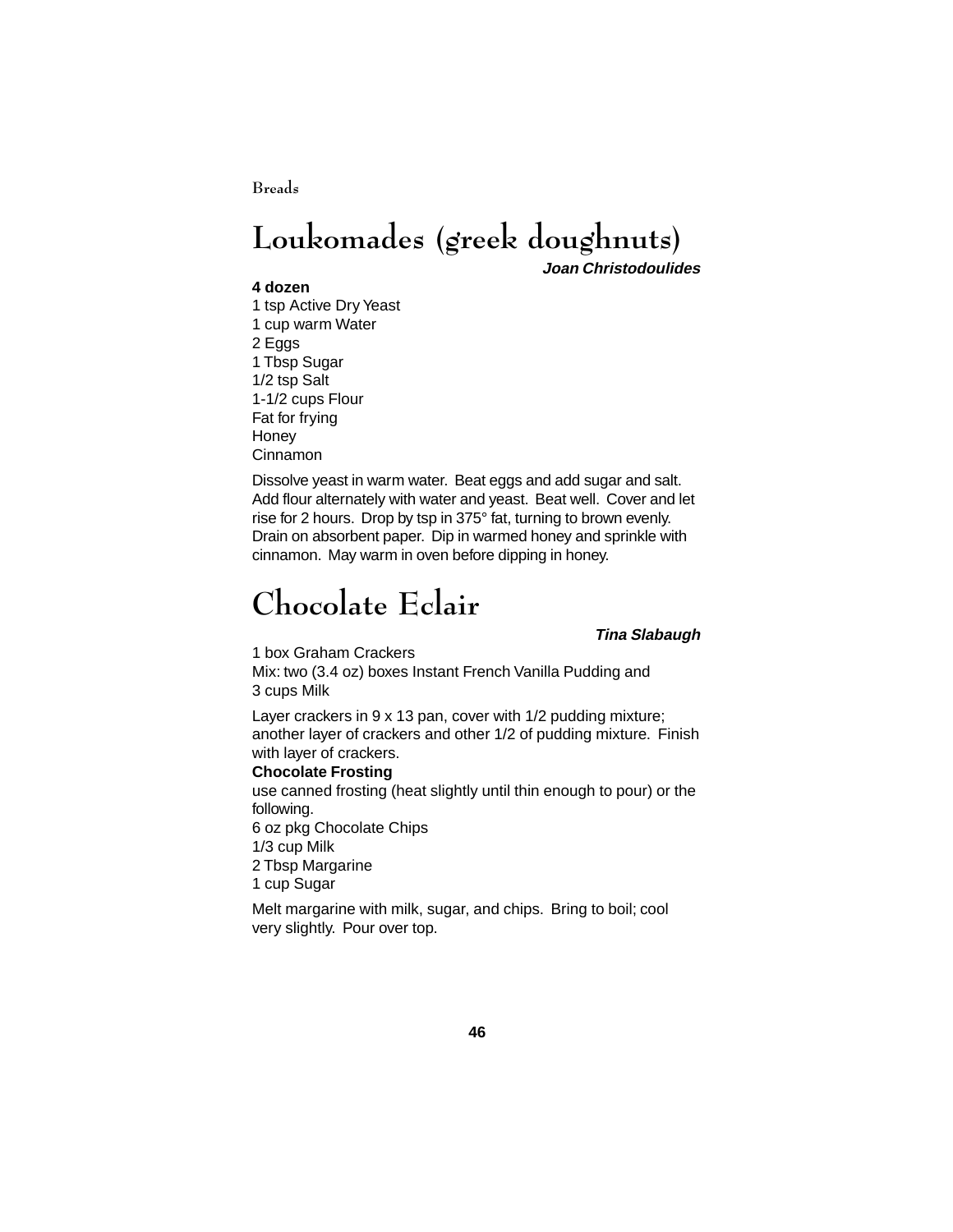# Loukomades (greek doughnuts)

***Joan Christodoulides***

**4 dozen**

1 tsp Active Dry Yeast
1 cup warm Water
2 Eggs
1 Tbsp Sugar
1/2 tsp Salt
1-1/2 cups Flour
Fat for frying
Honey
Cinnamon

Dissolve yeast in warm water. Beat eggs and add sugar and salt. Add flour alternately with water and yeast. Beat well. Cover and let rise for 2 hours. Drop by tsp in 375° fat, turning to brown evenly. Drain on absorbent paper. Dip in warmed honey and sprinkle with cinnamon. May warm in oven before dipping in honey.

# Chocolate Eclair

***Tina Slabaugh***

1 box Graham Crackers
Mix: two (3.4 oz) boxes Instant French Vanilla Pudding and
3 cups Milk

Layer crackers in 9 x 13 pan, cover with 1/2 pudding mixture; another layer of crackers and other 1/2 of pudding mixture. Finish with layer of crackers.

**Chocolate Frosting**

use canned frosting (heat slightly until thin enough to pour) or the following.

6 oz pkg Chocolate Chips
1/3 cup Milk
2 Tbsp Margarine
1 cup Sugar

Melt margarine with milk, sugar, and chips. Bring to boil; cool very slightly. Pour over top.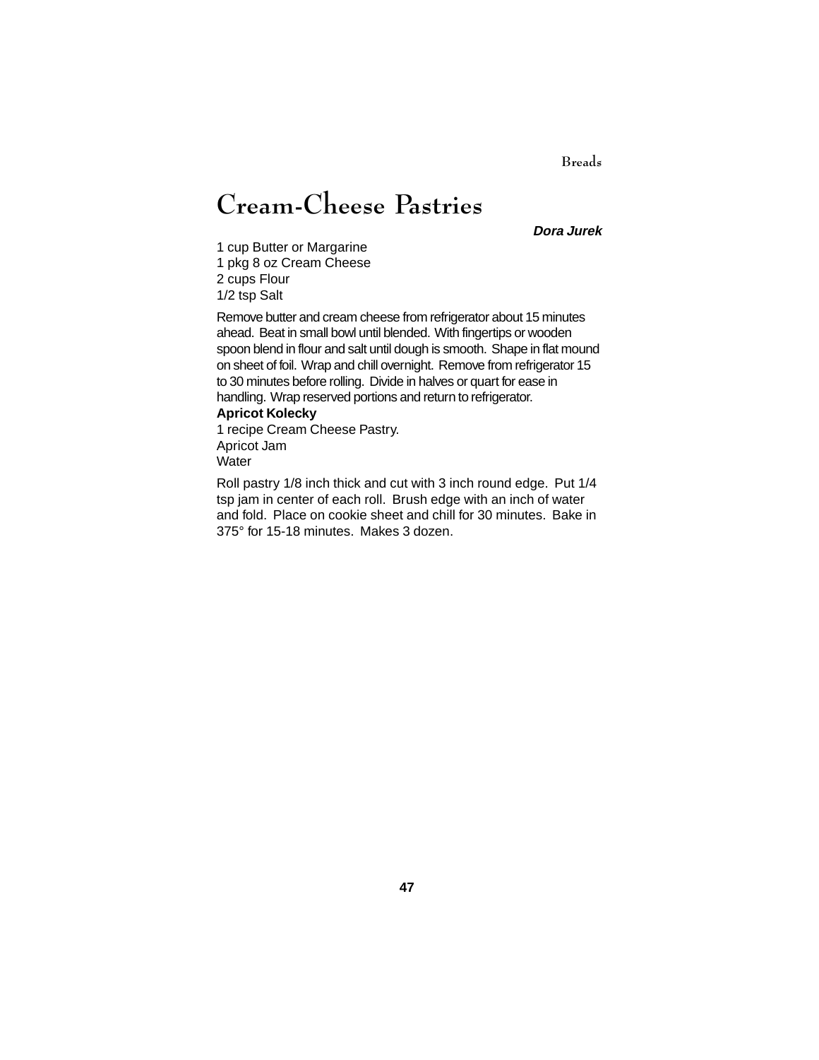# Cream-Cheese Pastries

***Dora Jurek***

1 cup Butter or Margarine
1 pkg 8 oz Cream Cheese
2 cups Flour
1/2 tsp Salt

Remove butter and cream cheese from refrigerator about 15 minutes ahead. Beat in small bowl until blended. With fingertips or wooden spoon blend in flour and salt until dough is smooth. Shape in flat mound on sheet of foil. Wrap and chill overnight. Remove from refrigerator 15 to 30 minutes before rolling. Divide in halves or quart for ease in handling. Wrap reserved portions and return to refrigerator.

**Apricot Kolecky**

1 recipe Cream Cheese Pastry.
Apricot Jam
Water

Roll pastry 1/8 inch thick and cut with 3 inch round edge. Put 1/4 tsp jam in center of each roll. Brush edge with an inch of water and fold. Place on cookie sheet and chill for 30 minutes. Bake in 375° for 15-18 minutes. Makes 3 dozen.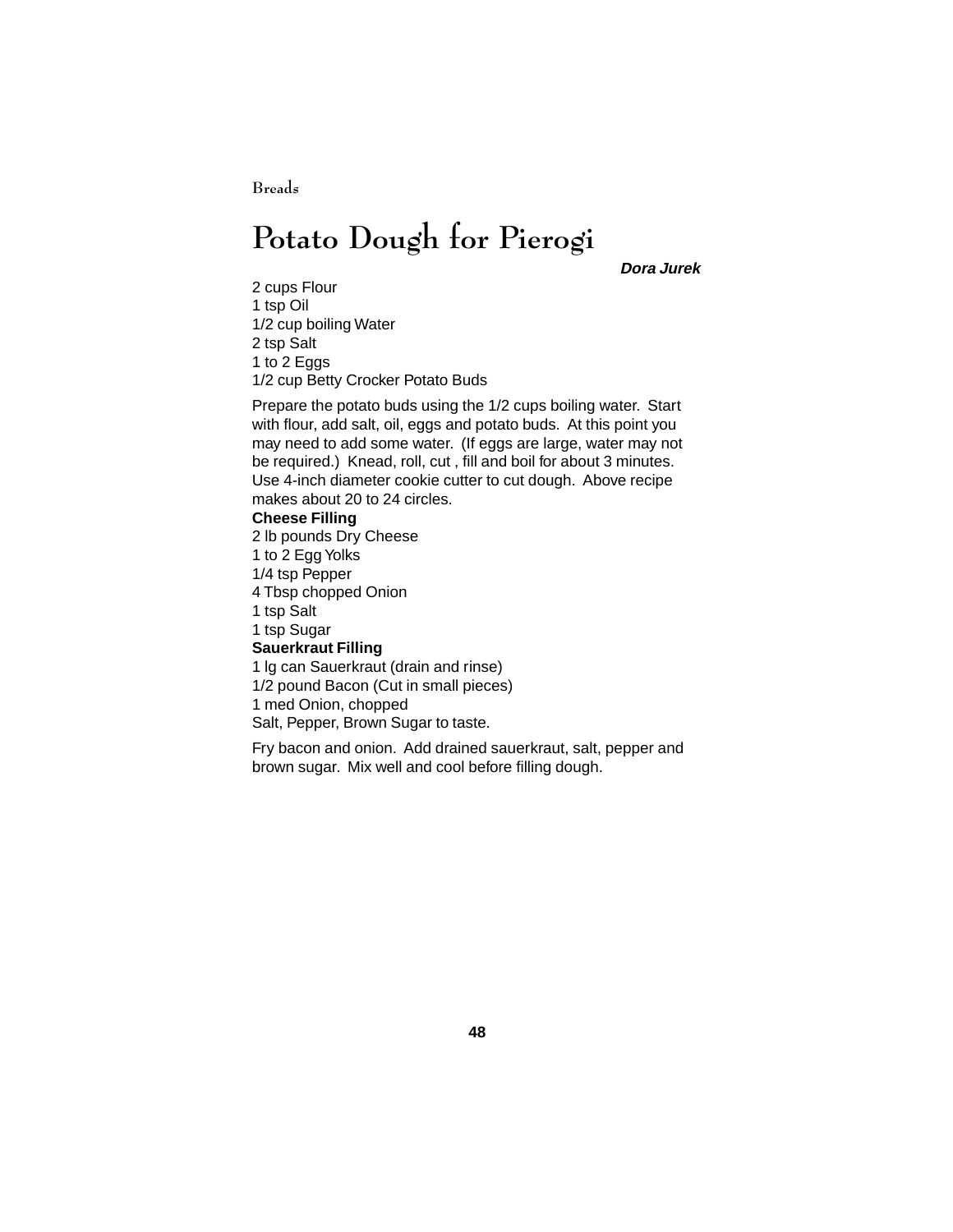# Potato Dough for Pierogi

***Dora Jurek***

2 cups Flour
1 tsp Oil
1/2 cup boiling Water
2 tsp Salt
1 to 2 Eggs
1/2 cup Betty Crocker Potato Buds

Prepare the potato buds using the 1/2 cups boiling water. Start with flour, add salt, oil, eggs and potato buds. At this point you may need to add some water. (If eggs are large, water may not be required.) Knead, roll, cut , fill and boil for about 3 minutes. Use 4-inch diameter cookie cutter to cut dough. Above recipe makes about 20 to 24 circles.

**Cheese Filling**

2 lb pounds Dry Cheese
1 to 2 Egg Yolks
1/4 tsp Pepper
4 Tbsp chopped Onion
1 tsp Salt
1 tsp Sugar

**Sauerkraut Filling**

1 lg can Sauerkraut (drain and rinse)
1/2 pound Bacon (Cut in small pieces)
1 med Onion, chopped
Salt, Pepper, Brown Sugar to taste.

Fry bacon and onion. Add drained sauerkraut, salt, pepper and brown sugar. Mix well and cool before filling dough.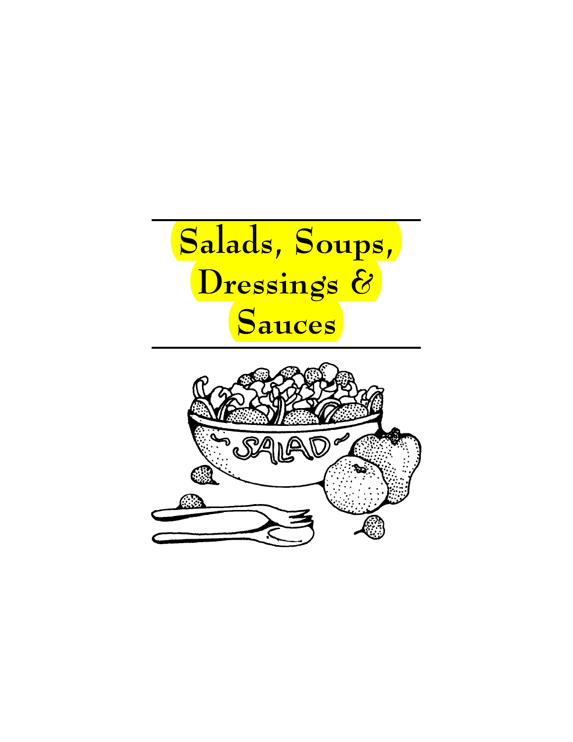# Salads, Soups, Dressings & Sauces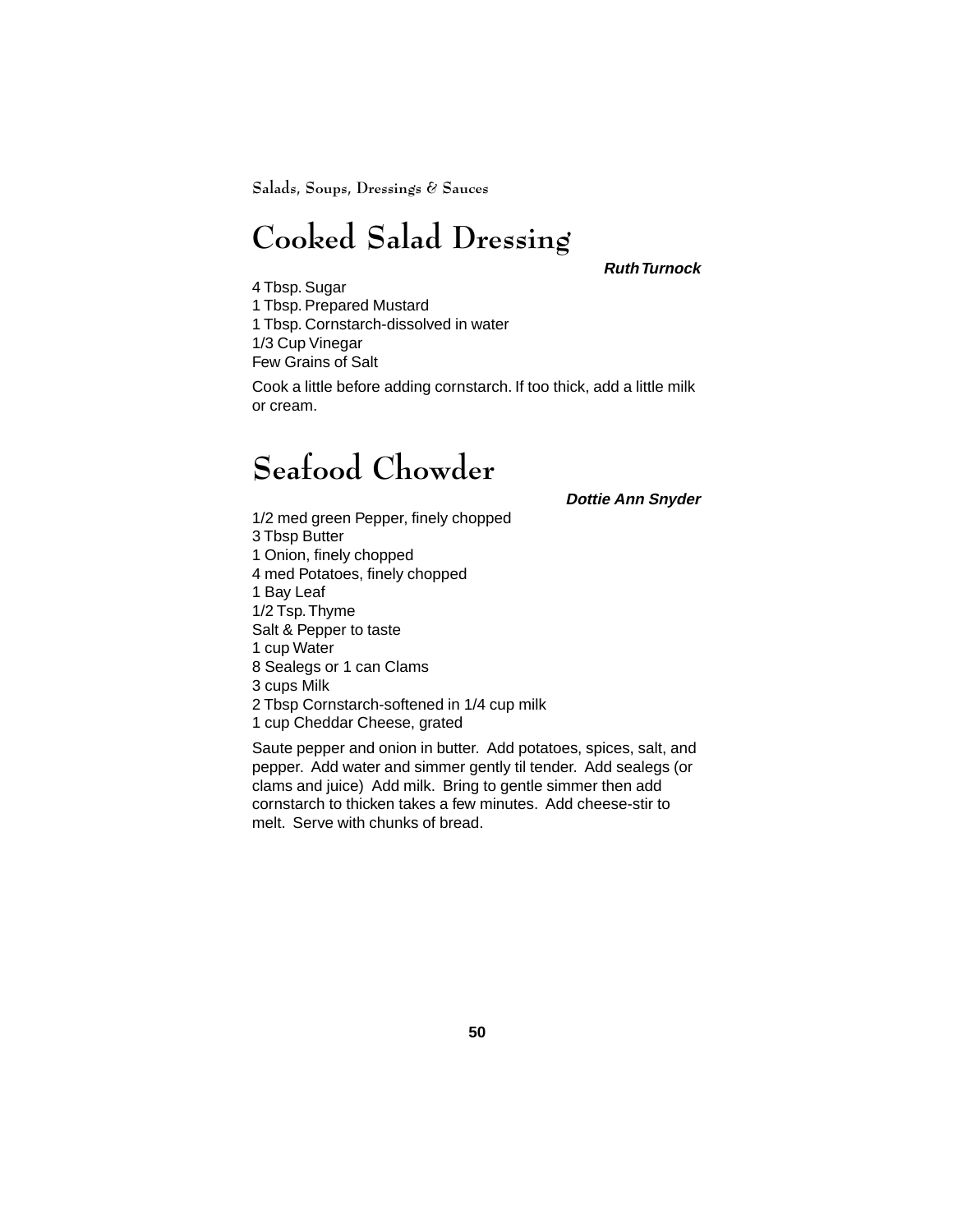# Cooked Salad Dressing

***Ruth Turnock***

4 Tbsp. Sugar
1 Tbsp. Prepared Mustard
1 Tbsp. Cornstarch-dissolved in water
1/3 Cup Vinegar
Few Grains of Salt

Cook a little before adding cornstarch. If too thick, add a little milk or cream.

# Seafood Chowder

***Dottie Ann Snyder***

1/2 med green Pepper, finely chopped
3 Tbsp Butter
1 Onion, finely chopped
4 med Potatoes, finely chopped
1 Bay Leaf
1/2 Tsp. Thyme
Salt & Pepper to taste
1 cup Water
8 Sealegs or 1 can Clams
3 cups Milk
2 Tbsp Cornstarch-softened in 1/4 cup milk
1 cup Cheddar Cheese, grated

Saute pepper and onion in butter. Add potatoes, spices, salt, and pepper. Add water and simmer gently til tender. Add sealegs (or clams and juice) Add milk. Bring to gentle simmer then add cornstarch to thicken takes a few minutes. Add cheese-stir to melt. Serve with chunks of bread.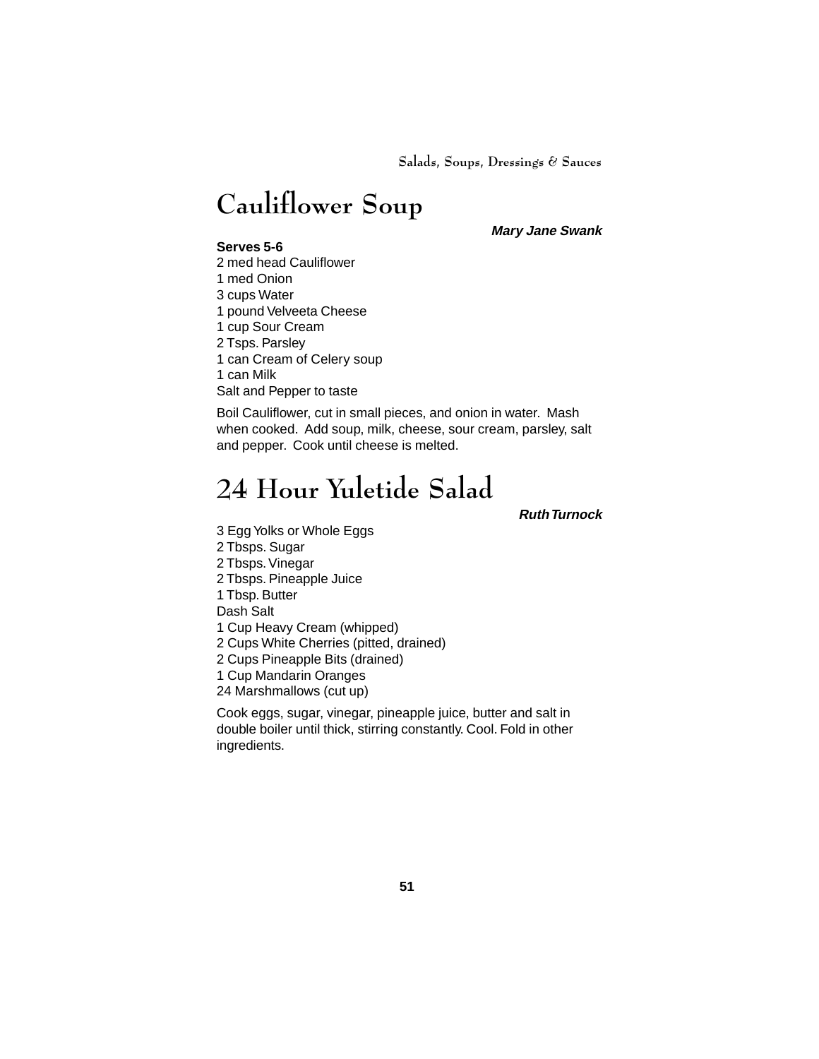# Cauliflower Soup

***Mary Jane Swank***

**Serves 5-6**

2 med head Cauliflower
1 med Onion
3 cups Water
1 pound Velveeta Cheese
1 cup Sour Cream
2 Tsps. Parsley
1 can Cream of Celery soup
1 can Milk
Salt and Pepper to taste

Boil Cauliflower, cut in small pieces, and onion in water. Mash when cooked. Add soup, milk, cheese, sour cream, parsley, salt and pepper. Cook until cheese is melted.

# 24 Hour Yuletide Salad

***Ruth Turnock***

3 Egg Yolks or Whole Eggs
2 Tbsps. Sugar
2 Tbsps. Vinegar
2 Tbsps. Pineapple Juice
1 Tbsp. Butter
Dash Salt
1 Cup Heavy Cream (whipped)
2 Cups White Cherries (pitted, drained)
2 Cups Pineapple Bits (drained)
1 Cup Mandarin Oranges
24 Marshmallows (cut up)

Cook eggs, sugar, vinegar, pineapple juice, butter and salt in double boiler until thick, stirring constantly. Cool. Fold in other ingredients.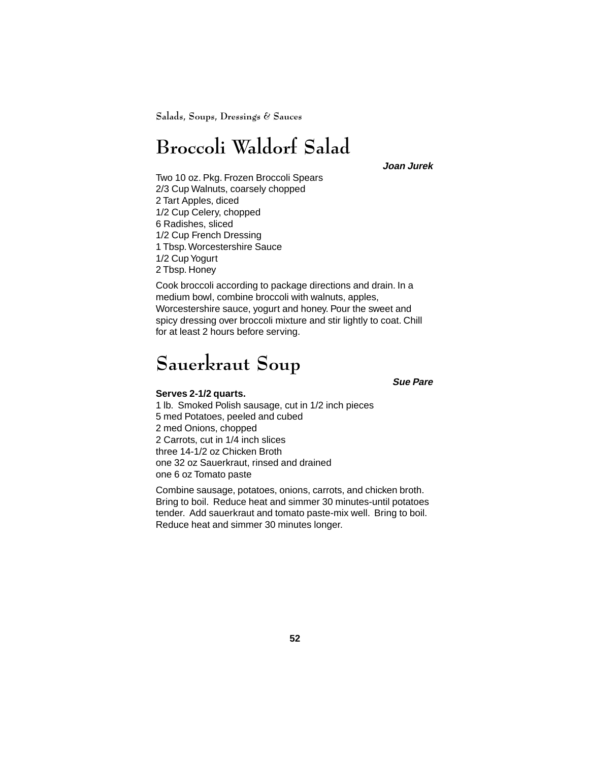# Broccoli Waldorf Salad

***Joan Jurek***

Two 10 oz. Pkg. Frozen Broccoli Spears
2/3 Cup Walnuts, coarsely chopped
2 Tart Apples, diced
1/2 Cup Celery, chopped
6 Radishes, sliced
1/2 Cup French Dressing
1 Tbsp. Worcestershire Sauce
1/2 Cup Yogurt
2 Tbsp. Honey

Cook broccoli according to package directions and drain. In a medium bowl, combine broccoli with walnuts, apples, Worcestershire sauce, yogurt and honey. Pour the sweet and spicy dressing over broccoli mixture and stir lightly to coat. Chill for at least 2 hours before serving.

# Sauerkraut Soup

***Sue Pare***

**Serves 2-1/2 quarts.**
1 lb. Smoked Polish sausage, cut in 1/2 inch pieces
5 med Potatoes, peeled and cubed
2 med Onions, chopped
2 Carrots, cut in 1/4 inch slices
three 14-1/2 oz Chicken Broth
one 32 oz Sauerkraut, rinsed and drained
one 6 oz Tomato paste

Combine sausage, potatoes, onions, carrots, and chicken broth. Bring to boil. Reduce heat and simmer 30 minutes-until potatoes tender. Add sauerkraut and tomato paste-mix well. Bring to boil. Reduce heat and simmer 30 minutes longer.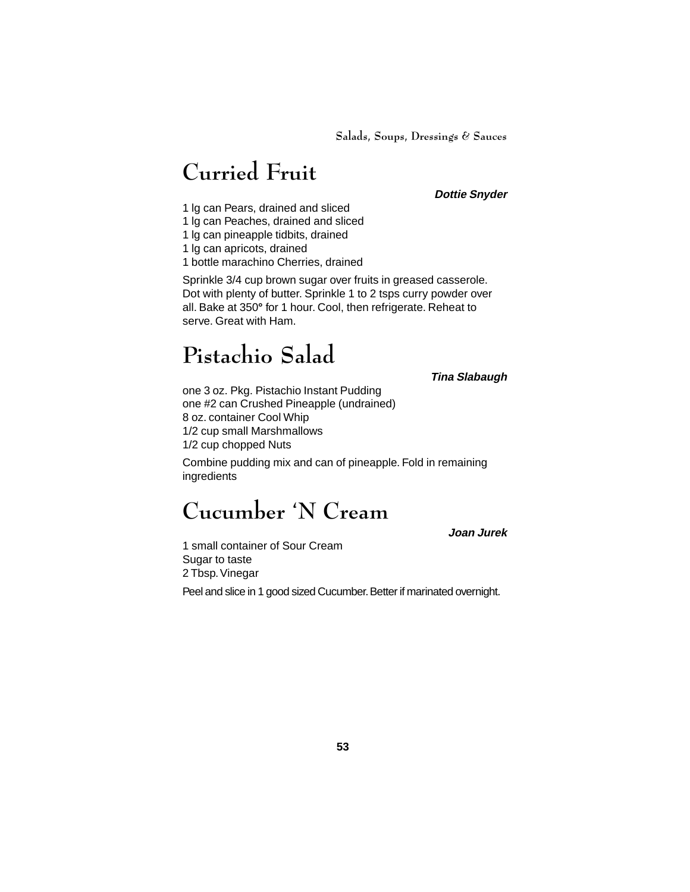# Curried Fruit

***Dottie Snyder***

1 lg can Pears, drained and sliced
1 lg can Peaches, drained and sliced
1 lg can pineapple tidbits, drained
1 lg can apricots, drained
1 bottle marachino Cherries, drained

Sprinkle 3/4 cup brown sugar over fruits in greased casserole. Dot with plenty of butter. Sprinkle 1 to 2 tsps curry powder over all. Bake at 350° for 1 hour. Cool, then refrigerate. Reheat to serve. Great with Ham.

# Pistachio Salad

***Tina Slabaugh***

one 3 oz. Pkg. Pistachio Instant Pudding
one #2 can Crushed Pineapple (undrained)
8 oz. container Cool Whip
1/2 cup small Marshmallows
1/2 cup chopped Nuts

Combine pudding mix and can of pineapple. Fold in remaining ingredients

# Cucumber 'N Cream

***Joan Jurek***

1 small container of Sour Cream
Sugar to taste
2 Tbsp. Vinegar

Peel and slice in 1 good sized Cucumber. Better if marinated overnight.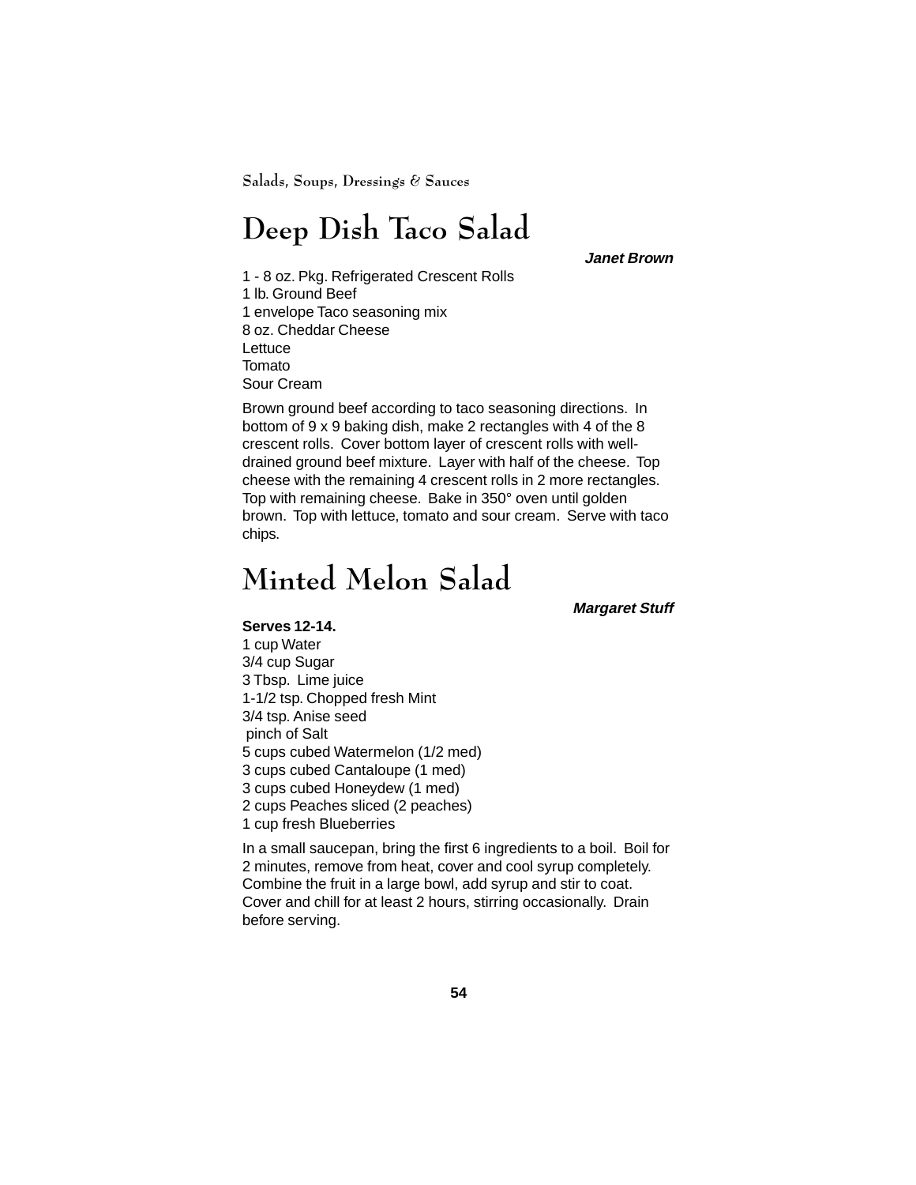# Deep Dish Taco Salad

***Janet Brown***

1 - 8 oz. Pkg. Refrigerated Crescent Rolls
1 lb. Ground Beef
1 envelope Taco seasoning mix
8 oz. Cheddar Cheese
Lettuce
Tomato
Sour Cream

Brown ground beef according to taco seasoning directions. In bottom of 9 x 9 baking dish, make 2 rectangles with 4 of the 8 crescent rolls. Cover bottom layer of crescent rolls with well-drained ground beef mixture. Layer with half of the cheese. Top cheese with the remaining 4 crescent rolls in 2 more rectangles. Top with remaining cheese. Bake in 350° oven until golden brown. Top with lettuce, tomato and sour cream. Serve with taco chips.

# Minted Melon Salad

***Margaret Stuff***

**Serves 12-14.**

1 cup Water
3/4 cup Sugar
3 Tbsp. Lime juice
1-1/2 tsp. Chopped fresh Mint
3/4 tsp. Anise seed
pinch of Salt
5 cups cubed Watermelon (1/2 med)
3 cups cubed Cantaloupe (1 med)
3 cups cubed Honeydew (1 med)
2 cups Peaches sliced (2 peaches)
1 cup fresh Blueberries

In a small saucepan, bring the first 6 ingredients to a boil. Boil for 2 minutes, remove from heat, cover and cool syrup completely. Combine the fruit in a large bowl, add syrup and stir to coat. Cover and chill for at least 2 hours, stirring occasionally. Drain before serving.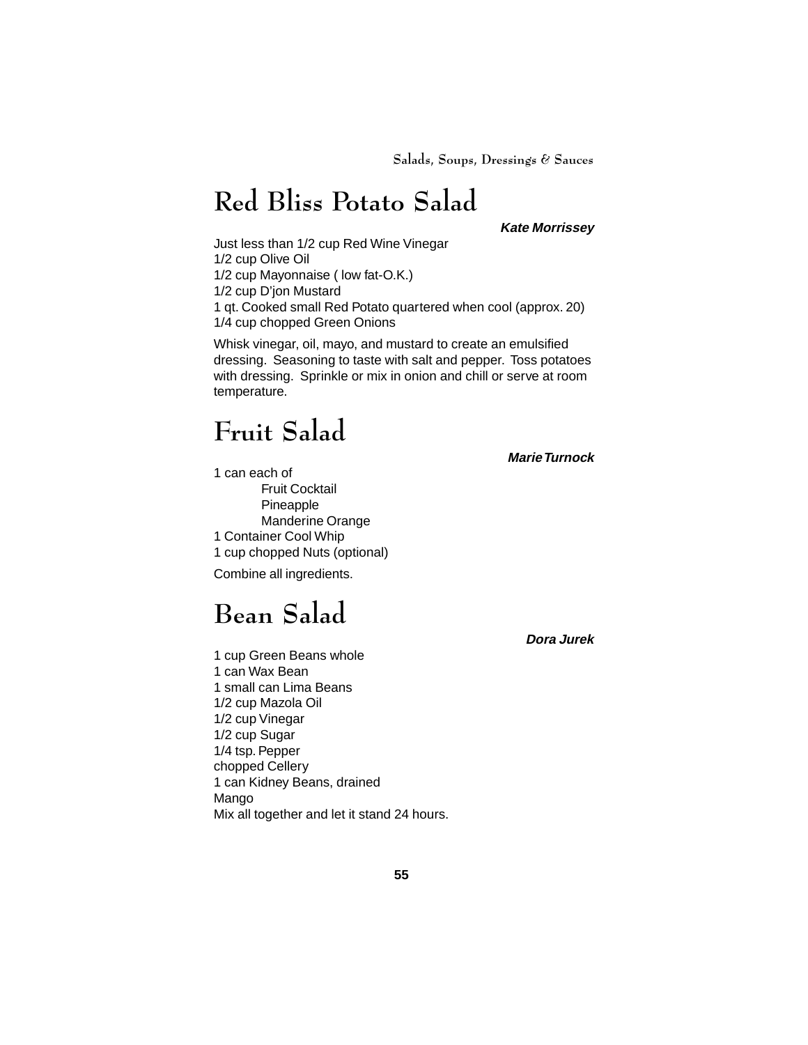# Red Bliss Potato Salad

***Kate Morrissey***

Just less than 1/2 cup Red Wine Vinegar
1/2 cup Olive Oil
1/2 cup Mayonnaise ( low fat-O.K.)
1/2 cup D'jon Mustard
1 qt. Cooked small Red Potato quartered when cool (approx. 20)
1/4 cup chopped Green Onions

Whisk vinegar, oil, mayo, and mustard to create an emulsified dressing. Seasoning to taste with salt and pepper. Toss potatoes with dressing. Sprinkle or mix in onion and chill or serve at room temperature.

# Fruit Salad

***Marie Turnock***

1 can each of
- Fruit Cocktail
- Pineapple
- Manderine Orange

1 Container Cool Whip
1 cup chopped Nuts (optional)

Combine all ingredients.

# Bean Salad

***Dora Jurek***

1 cup Green Beans whole
1 can Wax Bean
1 small can Lima Beans
1/2 cup Mazola Oil
1/2 cup Vinegar
1/2 cup Sugar
1/4 tsp. Pepper
chopped Cellery
1 can Kidney Beans, drained
Mango
Mix all together and let it stand 24 hours.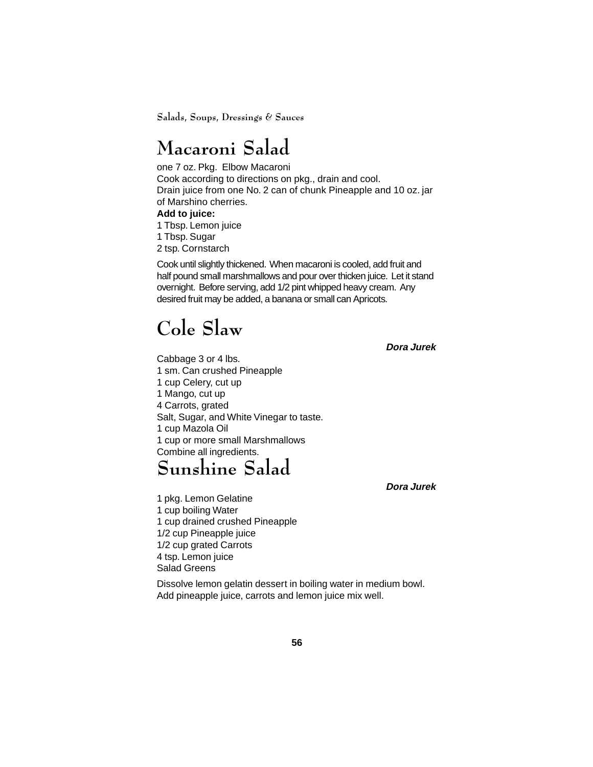# Macaroni Salad

one 7 oz. Pkg.  Elbow Macaroni
Cook according to directions on pkg., drain and cool.
Drain juice from one No. 2 can of chunk Pineapple and 10 oz. jar of Marshino cherries.

**Add to juice:**

1 Tbsp. Lemon juice
1 Tbsp. Sugar
2 tsp. Cornstarch

Cook until slightly thickened.  When macaroni is cooled, add fruit and half pound small marshmallows and pour over thicken juice.  Let it stand overnight.  Before serving, add 1/2 pint whipped heavy cream.  Any desired fruit may be added, a banana or small can Apricots.

# Cole Slaw

***Dora Jurek***

Cabbage 3 or 4 lbs.
1 sm. Can crushed Pineapple
1 cup Celery, cut up
1 Mango, cut up
4 Carrots, grated
Salt, Sugar, and White Vinegar to taste.
1 cup Mazola Oil
1 cup or more small Marshmallows
Combine all ingredients.

# Sunshine Salad

***Dora Jurek***

1 pkg. Lemon Gelatine
1 cup boiling Water
1 cup drained crushed Pineapple
1/2 cup Pineapple juice
1/2 cup grated Carrots
4 tsp. Lemon juice
Salad Greens

Dissolve lemon gelatin dessert in boiling water in medium bowl. Add pineapple juice, carrots and lemon juice mix well.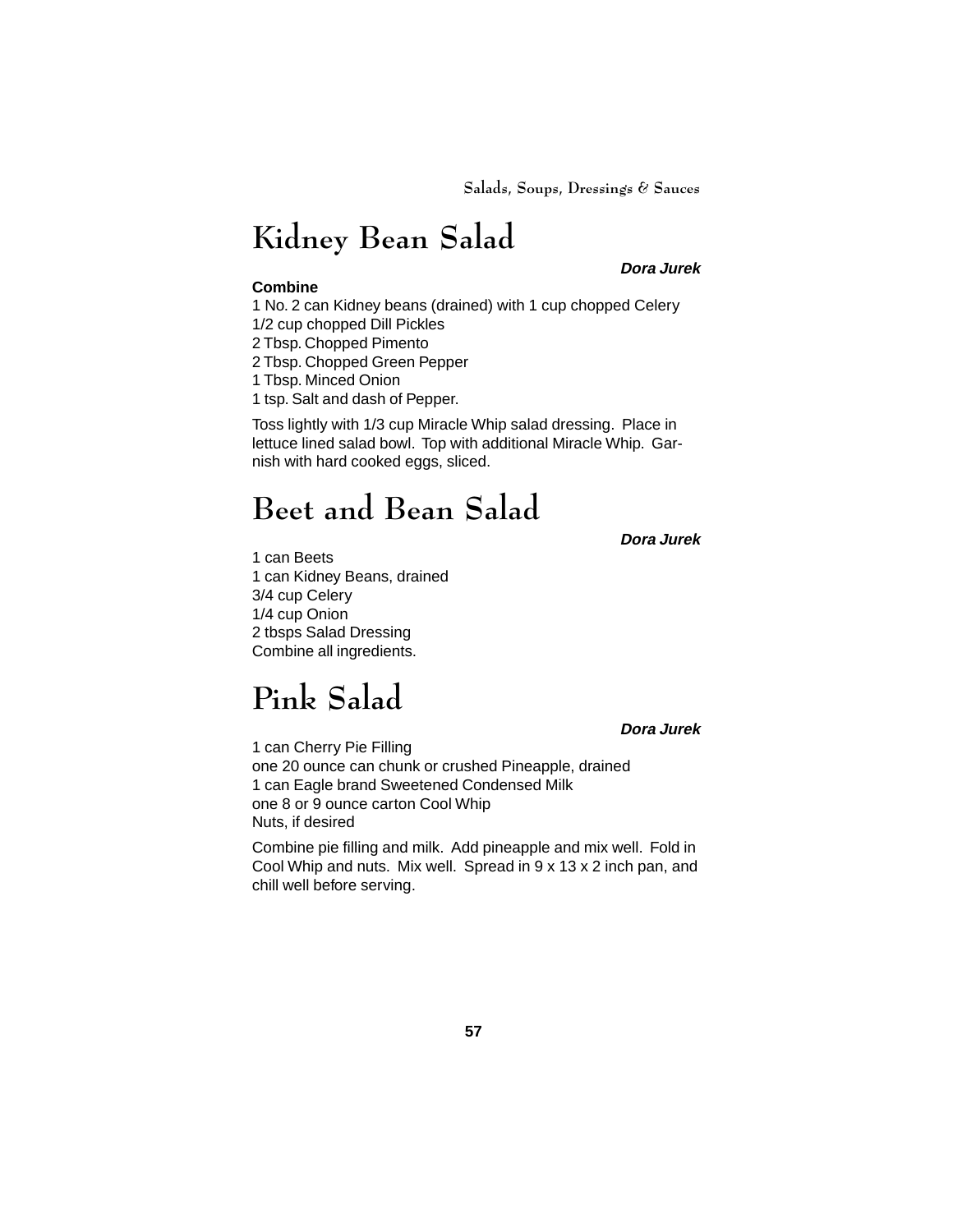# Kidney Bean Salad

***Dora Jurek***

**Combine**

1 No. 2 can Kidney beans (drained) with 1 cup chopped Celery
1/2 cup chopped Dill Pickles
2 Tbsp. Chopped Pimento
2 Tbsp. Chopped Green Pepper
1 Tbsp. Minced Onion
1 tsp. Salt and dash of Pepper.

Toss lightly with 1/3 cup Miracle Whip salad dressing. Place in lettuce lined salad bowl. Top with additional Miracle Whip. Garnish with hard cooked eggs, sliced.

# Beet and Bean Salad

***Dora Jurek***

1 can Beets
1 can Kidney Beans, drained
3/4 cup Celery
1/4 cup Onion
2 tbsps Salad Dressing
Combine all ingredients.

# Pink Salad

***Dora Jurek***

1 can Cherry Pie Filling
one 20 ounce can chunk or crushed Pineapple, drained
1 can Eagle brand Sweetened Condensed Milk
one 8 or 9 ounce carton Cool Whip
Nuts, if desired

Combine pie filling and milk. Add pineapple and mix well. Fold in Cool Whip and nuts. Mix well. Spread in 9 x 13 x 2 inch pan, and chill well before serving.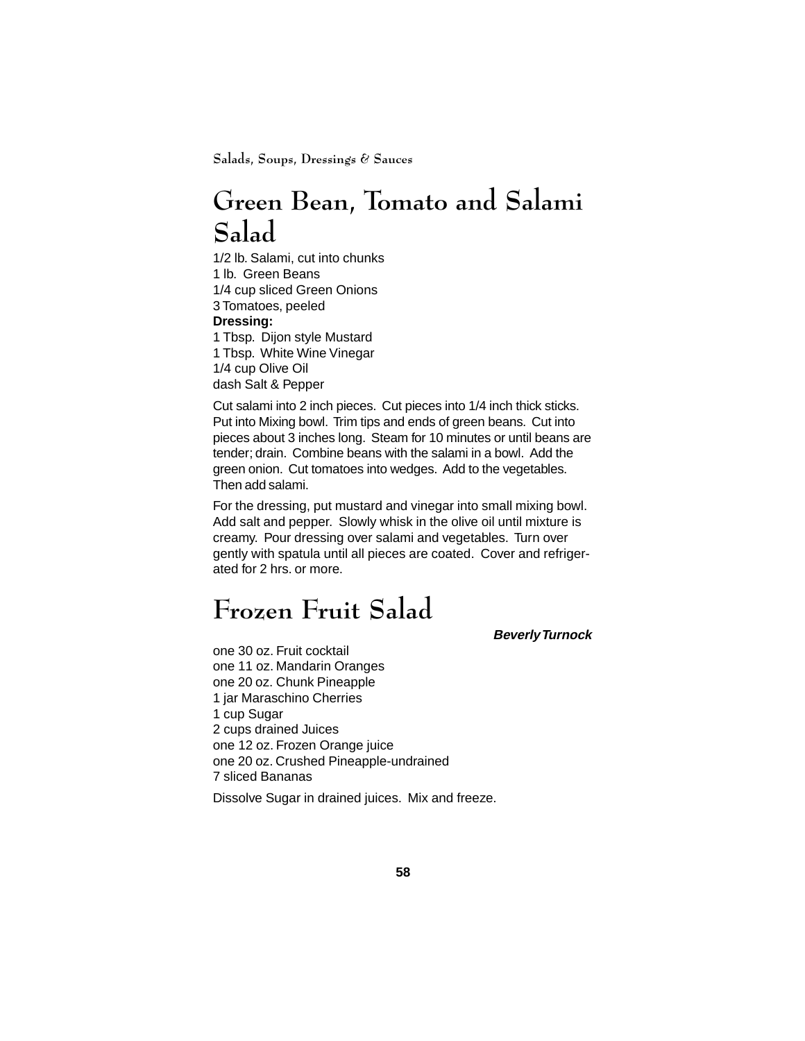# Green Bean, Tomato and Salami Salad

1/2 lb. Salami, cut into chunks
1 lb. Green Beans
1/4 cup sliced Green Onions
3 Tomatoes, peeled
**Dressing:**
1 Tbsp. Dijon style Mustard
1 Tbsp. White Wine Vinegar
1/4 cup Olive Oil
dash Salt & Pepper

Cut salami into 2 inch pieces. Cut pieces into 1/4 inch thick sticks. Put into Mixing bowl. Trim tips and ends of green beans. Cut into pieces about 3 inches long. Steam for 10 minutes or until beans are tender; drain. Combine beans with the salami in a bowl. Add the green onion. Cut tomatoes into wedges. Add to the vegetables. Then add salami.

For the dressing, put mustard and vinegar into small mixing bowl. Add salt and pepper. Slowly whisk in the olive oil until mixture is creamy. Pour dressing over salami and vegetables. Turn over gently with spatula until all pieces are coated. Cover and refrigerated for 2 hrs. or more.

# Frozen Fruit Salad

***Beverly Turnock***

one 30 oz. Fruit cocktail
one 11 oz. Mandarin Oranges
one 20 oz. Chunk Pineapple
1 jar Maraschino Cherries
1 cup Sugar
2 cups drained Juices
one 12 oz. Frozen Orange juice
one 20 oz. Crushed Pineapple-undrained
7 sliced Bananas

Dissolve Sugar in drained juices. Mix and freeze.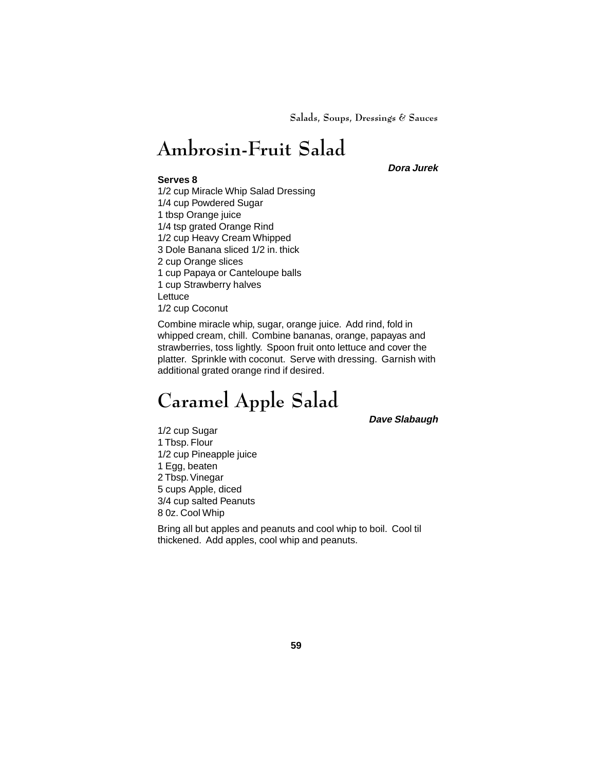# Ambrosin-Fruit Salad

***Dora Jurek***

**Serves 8**

1/2 cup Miracle Whip Salad Dressing
1/4 cup Powdered Sugar
1 tbsp Orange juice
1/4 tsp grated Orange Rind
1/2 cup Heavy Cream Whipped
3 Dole Banana sliced 1/2 in. thick
2 cup Orange slices
1 cup Papaya or Canteloupe balls
1 cup Strawberry halves
Lettuce
1/2 cup Coconut

Combine miracle whip, sugar, orange juice. Add rind, fold in whipped cream, chill. Combine bananas, orange, papayas and strawberries, toss lightly. Spoon fruit onto lettuce and cover the platter. Sprinkle with coconut. Serve with dressing. Garnish with additional grated orange rind if desired.

# Caramel Apple Salad

***Dave Slabaugh***

1/2 cup Sugar
1 Tbsp. Flour
1/2 cup Pineapple juice
1 Egg, beaten
2 Tbsp. Vinegar
5 cups Apple, diced
3/4 cup salted Peanuts
8 0z. Cool Whip

Bring all but apples and peanuts and cool whip to boil. Cool til thickened. Add apples, cool whip and peanuts.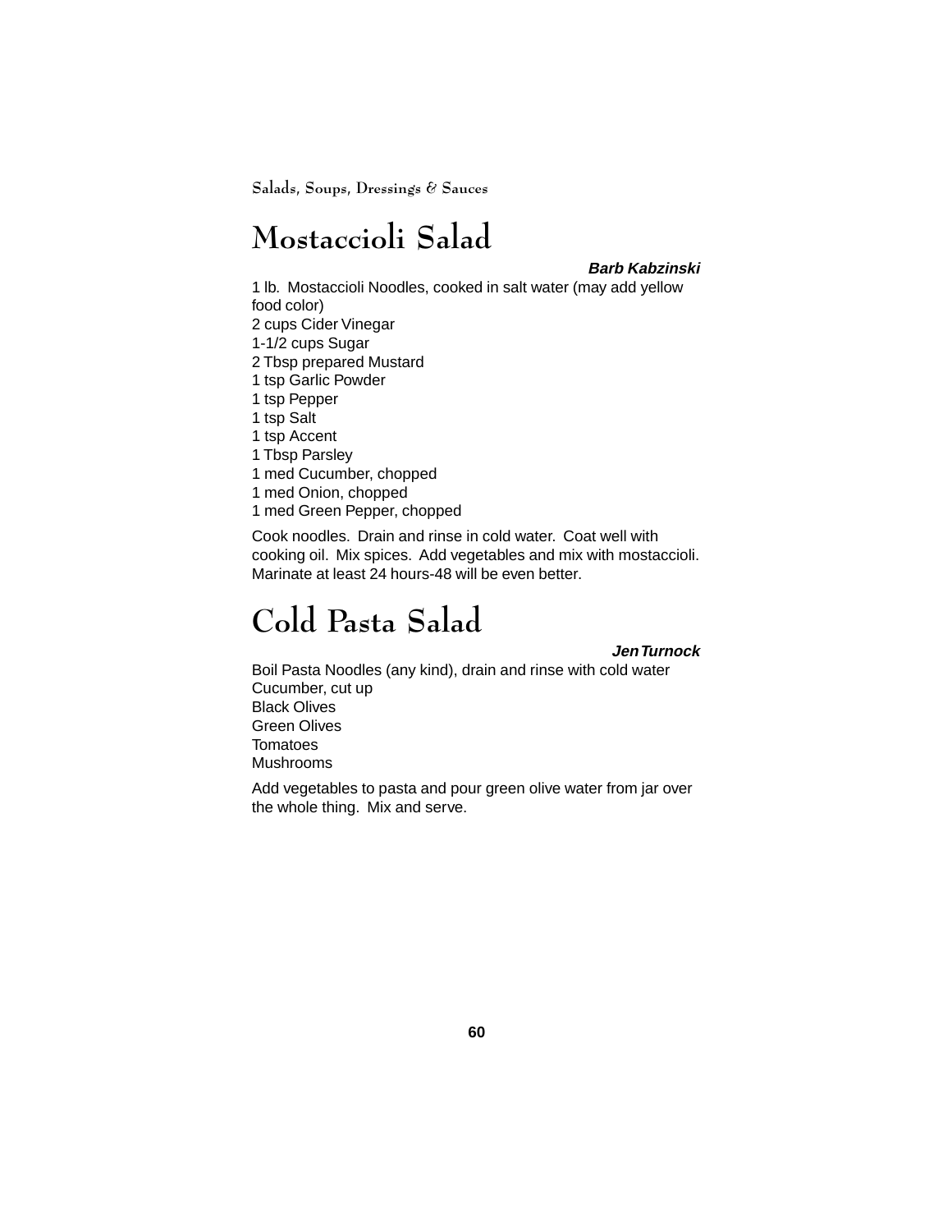# Mostaccioli Salad

***Barb Kabzinski***

1 lb. Mostaccioli Noodles, cooked in salt water (may add yellow food color)
2 cups Cider Vinegar
1-1/2 cups Sugar
2 Tbsp prepared Mustard
1 tsp Garlic Powder
1 tsp Pepper
1 tsp Salt
1 tsp Accent
1 Tbsp Parsley
1 med Cucumber, chopped
1 med Onion, chopped
1 med Green Pepper, chopped

Cook noodles. Drain and rinse in cold water. Coat well with cooking oil. Mix spices. Add vegetables and mix with mostaccioli. Marinate at least 24 hours-48 will be even better.

# Cold Pasta Salad

***Jen Turnock***

Boil Pasta Noodles (any kind), drain and rinse with cold water
Cucumber, cut up
Black Olives
Green Olives
Tomatoes
Mushrooms

Add vegetables to pasta and pour green olive water from jar over the whole thing. Mix and serve.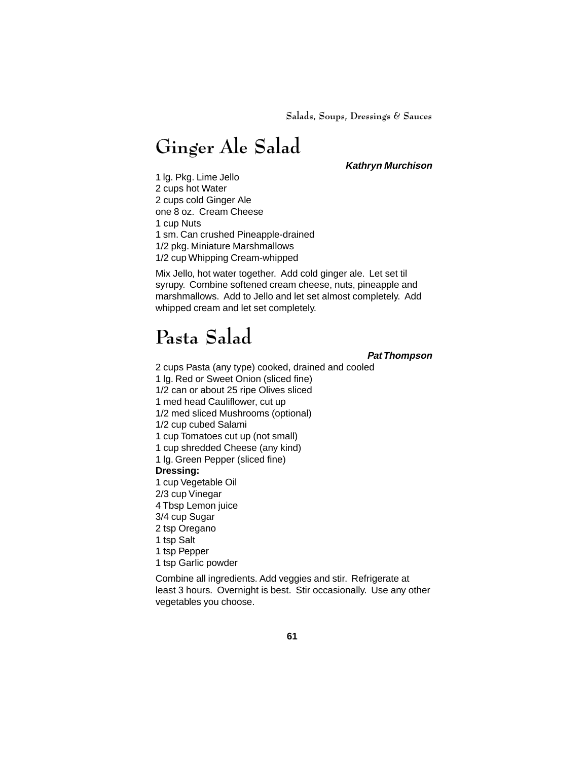# Ginger Ale Salad

***Kathryn Murchison***

1 lg. Pkg. Lime Jello
2 cups hot Water
2 cups cold Ginger Ale
one 8 oz. Cream Cheese
1 cup Nuts
1 sm. Can crushed Pineapple-drained
1/2 pkg. Miniature Marshmallows
1/2 cup Whipping Cream-whipped

Mix Jello, hot water together. Add cold ginger ale. Let set til syrupy. Combine softened cream cheese, nuts, pineapple and marshmallows. Add to Jello and let set almost completely. Add whipped cream and let set completely.

# Pasta Salad

***Pat Thompson***

2 cups Pasta (any type) cooked, drained and cooled
1 lg. Red or Sweet Onion (sliced fine)
1/2 can or about 25 ripe Olives sliced
1 med head Cauliflower, cut up
1/2 med sliced Mushrooms (optional)
1/2 cup cubed Salami
1 cup Tomatoes cut up (not small)
1 cup shredded Cheese (any kind)
1 lg. Green Pepper (sliced fine)

**Dressing:**

1 cup Vegetable Oil
2/3 cup Vinegar
4 Tbsp Lemon juice
3/4 cup Sugar
2 tsp Oregano
1 tsp Salt
1 tsp Pepper
1 tsp Garlic powder

Combine all ingredients. Add veggies and stir. Refrigerate at least 3 hours. Overnight is best. Stir occasionally. Use any other vegetables you choose.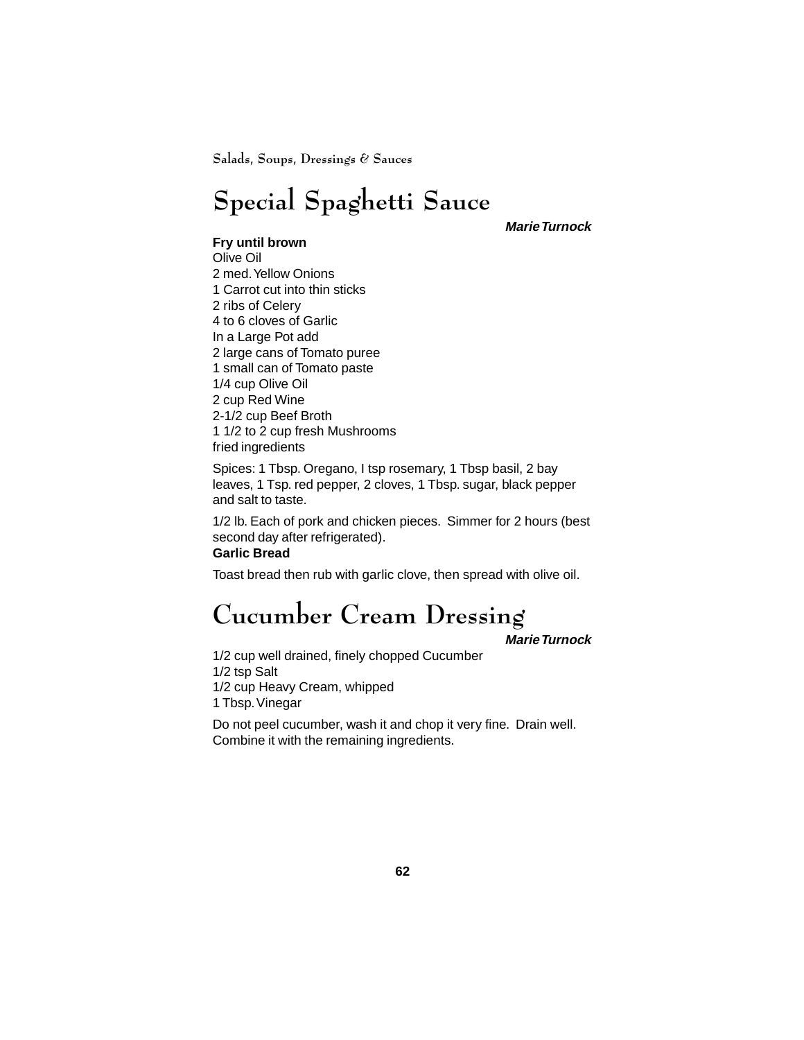# Special Spaghetti Sauce

***Marie Turnock***

**Fry until brown**
Olive Oil
2 med. Yellow Onions
1 Carrot cut into thin sticks
2 ribs of Celery
4 to 6 cloves of Garlic
In a Large Pot add
2 large cans of Tomato puree
1 small can of Tomato paste
1/4 cup Olive Oil
2 cup Red Wine
2-1/2 cup Beef Broth
1 1/2 to 2 cup fresh Mushrooms
fried ingredients

Spices: 1 Tbsp. Oregano, I tsp rosemary, 1 Tbsp basil, 2 bay leaves, 1 Tsp. red pepper, 2 cloves, 1 Tbsp. sugar, black pepper and salt to taste.

1/2 lb. Each of pork and chicken pieces. Simmer for 2 hours (best second day after refrigerated).

**Garlic Bread**

Toast bread then rub with garlic clove, then spread with olive oil.

# Cucumber Cream Dressing

***Marie Turnock***

1/2 cup well drained, finely chopped Cucumber
1/2 tsp Salt
1/2 cup Heavy Cream, whipped
1 Tbsp. Vinegar

Do not peel cucumber, wash it and chop it very fine. Drain well. Combine it with the remaining ingredients.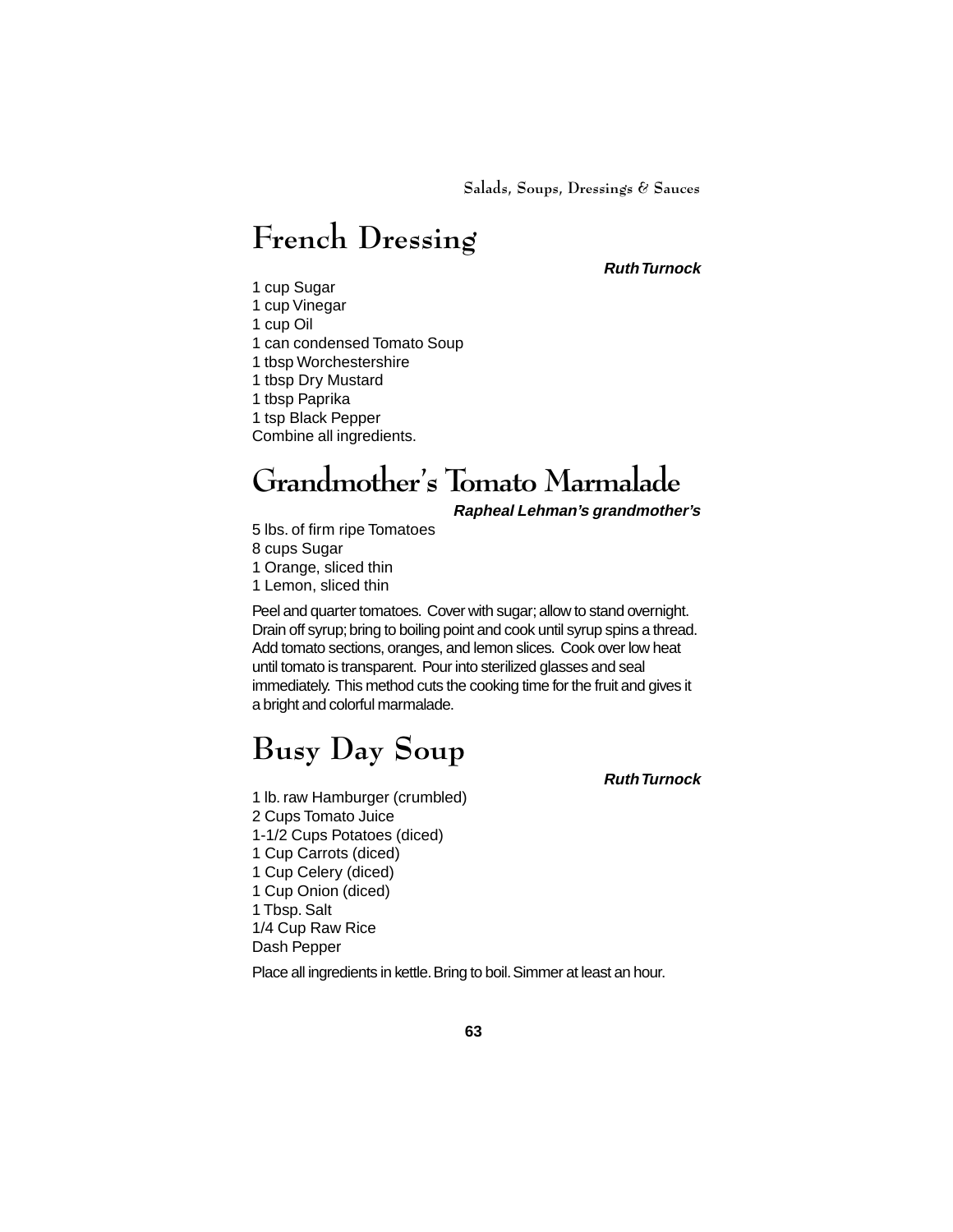# French Dressing

***Ruth Turnock***

1 cup Sugar
1 cup Vinegar
1 cup Oil
1 can condensed Tomato Soup
1 tbsp Worchestershire
1 tbsp Dry Mustard
1 tbsp Paprika
1 tsp Black Pepper
Combine all ingredients.

# Grandmother's Tomato Marmalade

***Rapheal Lehman's grandmother's***

5 lbs. of firm ripe Tomatoes
8 cups Sugar
1 Orange, sliced thin
1 Lemon, sliced thin

Peel and quarter tomatoes. Cover with sugar; allow to stand overnight. Drain off syrup; bring to boiling point and cook until syrup spins a thread. Add tomato sections, oranges, and lemon slices. Cook over low heat until tomato is transparent. Pour into sterilized glasses and seal immediately. This method cuts the cooking time for the fruit and gives it a bright and colorful marmalade.

# Busy Day Soup

***Ruth Turnock***

1 lb. raw Hamburger (crumbled)
2 Cups Tomato Juice
1-1/2 Cups Potatoes (diced)
1 Cup Carrots (diced)
1 Cup Celery (diced)
1 Cup Onion (diced)
1 Tbsp. Salt
1/4 Cup Raw Rice
Dash Pepper

Place all ingredients in kettle. Bring to boil. Simmer at least an hour.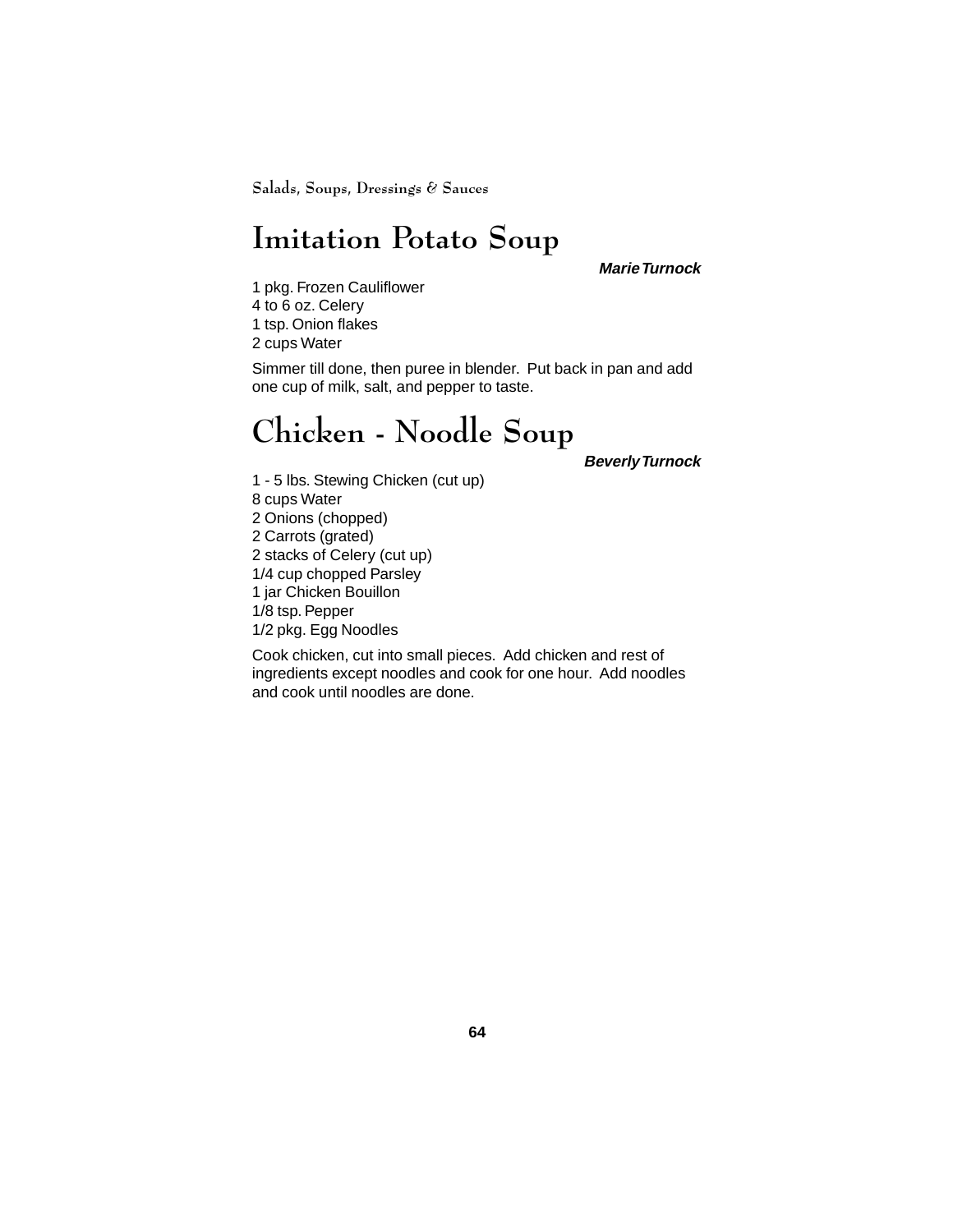# Imitation Potato Soup

***Marie Turnock***

1 pkg. Frozen Cauliflower
4 to 6 oz. Celery
1 tsp. Onion flakes
2 cups Water

Simmer till done, then puree in blender. Put back in pan and add one cup of milk, salt, and pepper to taste.

# Chicken - Noodle Soup

***Beverly Turnock***

1 - 5 lbs. Stewing Chicken (cut up)
8 cups Water
2 Onions (chopped)
2 Carrots (grated)
2 stacks of Celery (cut up)
1/4 cup chopped Parsley
1 jar Chicken Bouillon
1/8 tsp. Pepper
1/2 pkg. Egg Noodles

Cook chicken, cut into small pieces. Add chicken and rest of ingredients except noodles and cook for one hour. Add noodles and cook until noodles are done.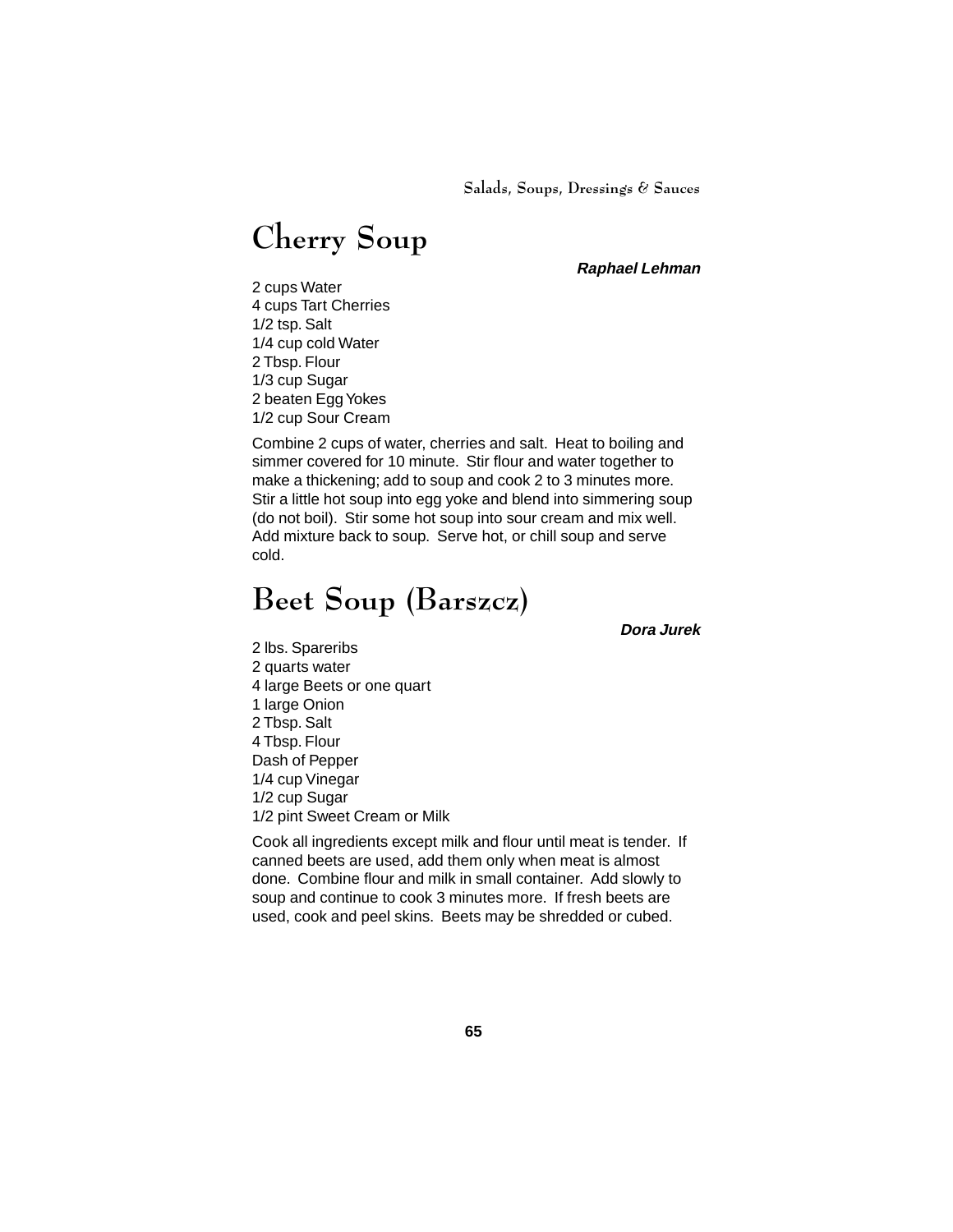# Cherry Soup

***Raphael Lehman***

2 cups Water
4 cups Tart Cherries
1/2 tsp. Salt
1/4 cup cold Water
2 Tbsp. Flour
1/3 cup Sugar
2 beaten Egg Yokes
1/2 cup Sour Cream

Combine 2 cups of water, cherries and salt. Heat to boiling and simmer covered for 10 minute. Stir flour and water together to make a thickening; add to soup and cook 2 to 3 minutes more. Stir a little hot soup into egg yoke and blend into simmering soup (do not boil). Stir some hot soup into sour cream and mix well. Add mixture back to soup. Serve hot, or chill soup and serve cold.

# Beet Soup (Barszcz)

***Dora Jurek***

2 lbs. Spareribs
2 quarts water
4 large Beets or one quart
1 large Onion
2 Tbsp. Salt
4 Tbsp. Flour
Dash of Pepper
1/4 cup Vinegar
1/2 cup Sugar
1/2 pint Sweet Cream or Milk

Cook all ingredients except milk and flour until meat is tender. If canned beets are used, add them only when meat is almost done. Combine flour and milk in small container. Add slowly to soup and continue to cook 3 minutes more. If fresh beets are used, cook and peel skins. Beets may be shredded or cubed.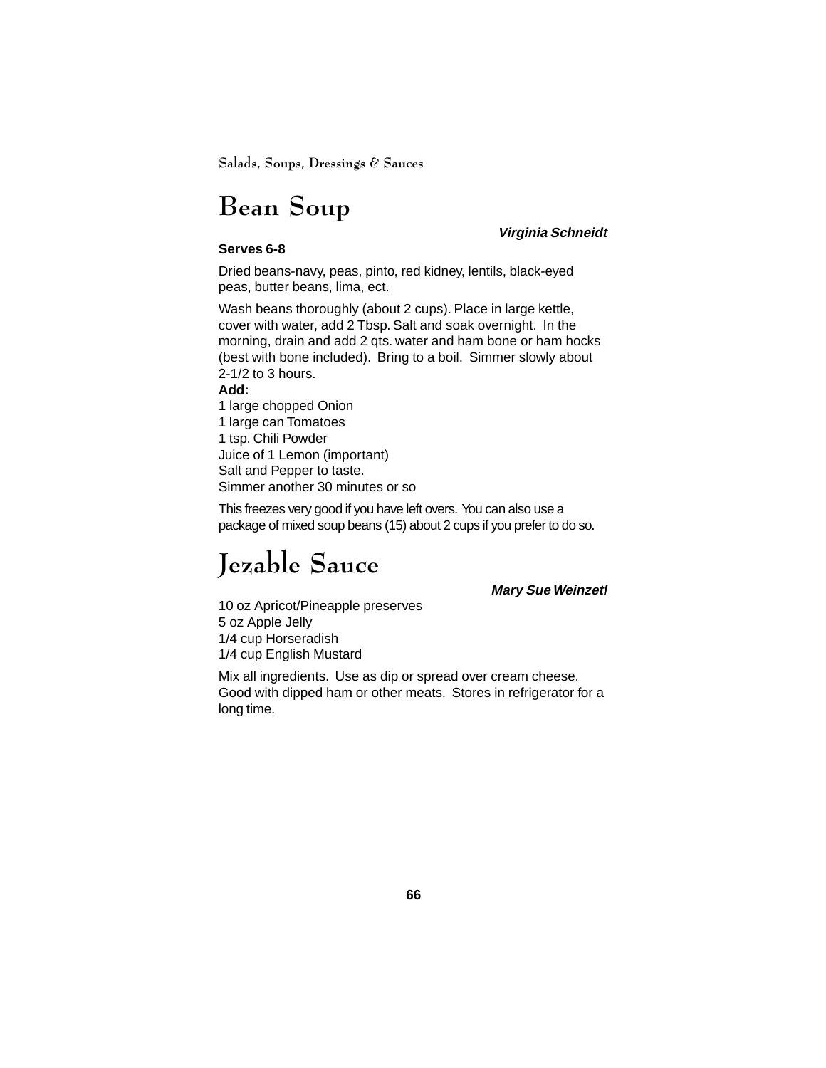# Bean Soup

***Virginia Schneidt***

**Serves 6-8**

Dried beans-navy, peas, pinto, red kidney, lentils, black-eyed peas, butter beans, lima, ect.

Wash beans thoroughly (about 2 cups). Place in large kettle, cover with water, add 2 Tbsp. Salt and soak overnight. In the morning, drain and add 2 qts. water and ham bone or ham hocks (best with bone included). Bring to a boil. Simmer slowly about 2-1/2 to 3 hours.

**Add:**

1 large chopped Onion
1 large can Tomatoes
1 tsp. Chili Powder
Juice of 1 Lemon (important)
Salt and Pepper to taste.
Simmer another 30 minutes or so

This freezes very good if you have left overs. You can also use a package of mixed soup beans (15) about 2 cups if you prefer to do so.

# Jezable Sauce

***Mary Sue Weinzetl***

10 oz Apricot/Pineapple preserves
5 oz Apple Jelly
1/4 cup Horseradish
1/4 cup English Mustard

Mix all ingredients. Use as dip or spread over cream cheese. Good with dipped ham or other meats. Stores in refrigerator for a long time.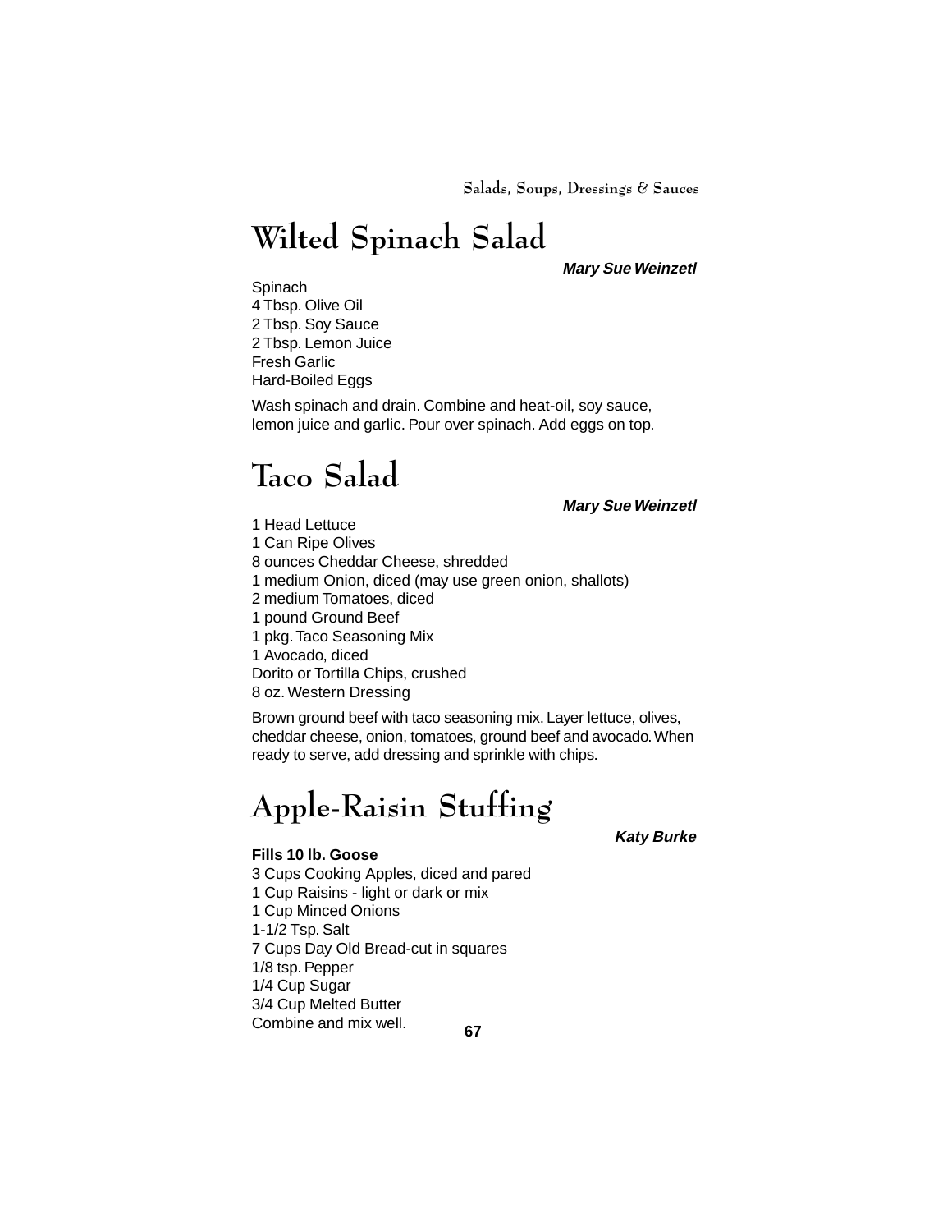# Wilted Spinach Salad

***Mary Sue Weinzetl***

Spinach
4 Tbsp. Olive Oil
2 Tbsp. Soy Sauce
2 Tbsp. Lemon Juice
Fresh Garlic
Hard-Boiled Eggs

Wash spinach and drain. Combine and heat-oil, soy sauce, lemon juice and garlic. Pour over spinach. Add eggs on top.

# Taco Salad

***Mary Sue Weinzetl***

1 Head Lettuce
1 Can Ripe Olives
8 ounces Cheddar Cheese, shredded
1 medium Onion, diced (may use green onion, shallots)
2 medium Tomatoes, diced
1 pound Ground Beef
1 pkg. Taco Seasoning Mix
1 Avocado, diced
Dorito or Tortilla Chips, crushed
8 oz. Western Dressing

Brown ground beef with taco seasoning mix. Layer lettuce, olives, cheddar cheese, onion, tomatoes, ground beef and avocado. When ready to serve, add dressing and sprinkle with chips.

# Apple-Raisin Stuffing

***Katy Burke***

**Fills 10 lb. Goose**
3 Cups Cooking Apples, diced and pared
1 Cup Raisins - light or dark or mix
1 Cup Minced Onions
1-1/2 Tsp. Salt
7 Cups Day Old Bread-cut in squares
1/8 tsp. Pepper
1/4 Cup Sugar
3/4 Cup Melted Butter
Combine and mix well.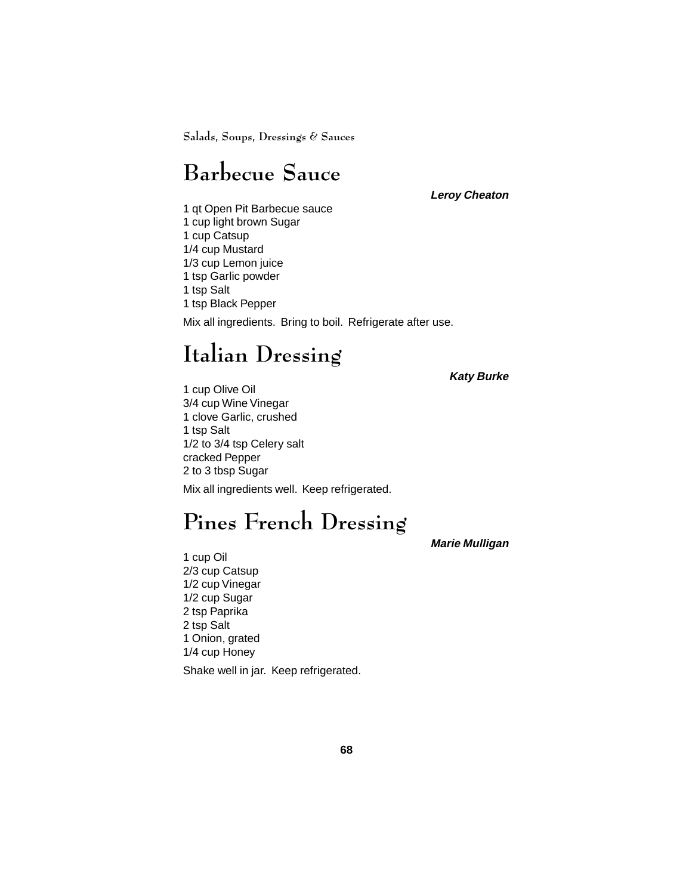# Barbecue Sauce

***Leroy Cheaton***

1 qt Open Pit Barbecue sauce
1 cup light brown Sugar
1 cup Catsup
1/4 cup Mustard
1/3 cup Lemon juice
1 tsp Garlic powder
1 tsp Salt
1 tsp Black Pepper

Mix all ingredients. Bring to boil. Refrigerate after use.

# Italian Dressing

***Katy Burke***

1 cup Olive Oil
3/4 cup Wine Vinegar
1 clove Garlic, crushed
1 tsp Salt
1/2 to 3/4 tsp Celery salt
cracked Pepper
2 to 3 tbsp Sugar

Mix all ingredients well. Keep refrigerated.

# Pines French Dressing

***Marie Mulligan***

1 cup Oil
2/3 cup Catsup
1/2 cup Vinegar
1/2 cup Sugar
2 tsp Paprika
2 tsp Salt
1 Onion, grated
1/4 cup Honey

Shake well in jar. Keep refrigerated.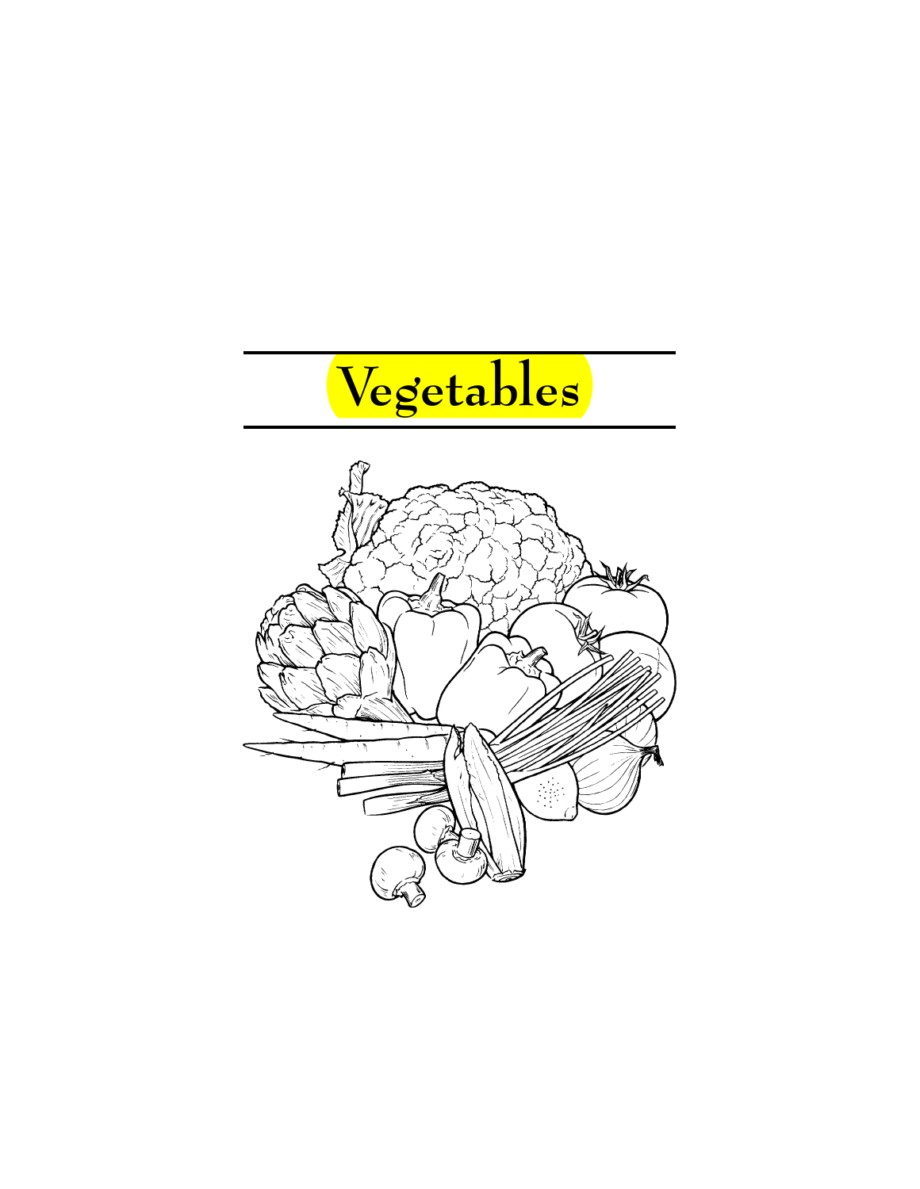# Vegetables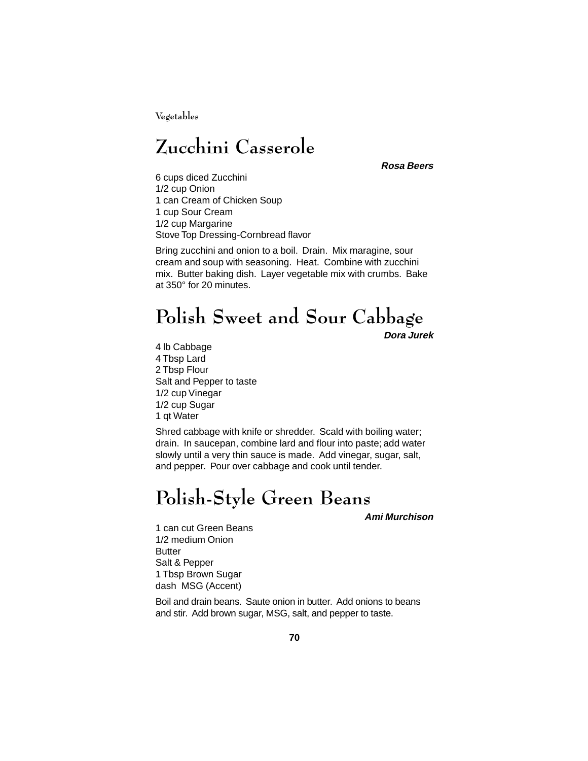# Zucchini Casserole

***Rosa Beers***

6 cups diced Zucchini
1/2 cup Onion
1 can Cream of Chicken Soup
1 cup Sour Cream
1/2 cup Margarine
Stove Top Dressing-Cornbread flavor

Bring zucchini and onion to a boil. Drain. Mix maragine, sour cream and soup with seasoning. Heat. Combine with zucchini mix. Butter baking dish. Layer vegetable mix with crumbs. Bake at 350° for 20 minutes.

# Polish Sweet and Sour Cabbage

***Dora Jurek***

4 lb Cabbage
4 Tbsp Lard
2 Tbsp Flour
Salt and Pepper to taste
1/2 cup Vinegar
1/2 cup Sugar
1 qt Water

Shred cabbage with knife or shredder. Scald with boiling water; drain. In saucepan, combine lard and flour into paste; add water slowly until a very thin sauce is made. Add vinegar, sugar, salt, and pepper. Pour over cabbage and cook until tender.

# Polish-Style Green Beans

***Ami Murchison***

1 can cut Green Beans
1/2 medium Onion
Butter
Salt & Pepper
1 Tbsp Brown Sugar
dash MSG (Accent)

Boil and drain beans. Saute onion in butter. Add onions to beans and stir. Add brown sugar, MSG, salt, and pepper to taste.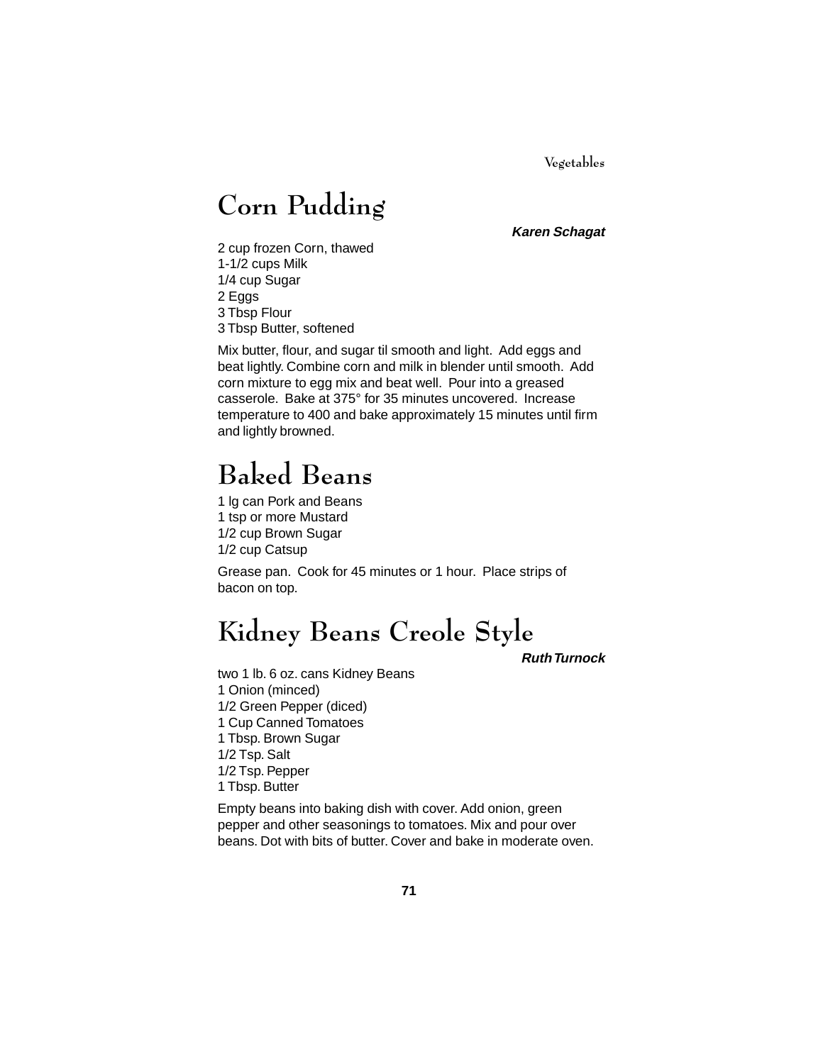# Corn Pudding

***Karen Schagat***

2 cup frozen Corn, thawed
1-1/2 cups Milk
1/4 cup Sugar
2 Eggs
3 Tbsp Flour
3 Tbsp Butter, softened

Mix butter, flour, and sugar til smooth and light. Add eggs and beat lightly. Combine corn and milk in blender until smooth. Add corn mixture to egg mix and beat well. Pour into a greased casserole. Bake at 375° for 35 minutes uncovered. Increase temperature to 400 and bake approximately 15 minutes until firm and lightly browned.

# Baked Beans

1 lg can Pork and Beans
1 tsp or more Mustard
1/2 cup Brown Sugar
1/2 cup Catsup

Grease pan. Cook for 45 minutes or 1 hour. Place strips of bacon on top.

# Kidney Beans Creole Style

***Ruth Turnock***

two 1 lb. 6 oz. cans Kidney Beans
1 Onion (minced)
1/2 Green Pepper (diced)
1 Cup Canned Tomatoes
1 Tbsp. Brown Sugar
1/2 Tsp. Salt
1/2 Tsp. Pepper
1 Tbsp. Butter

Empty beans into baking dish with cover. Add onion, green pepper and other seasonings to tomatoes. Mix and pour over beans. Dot with bits of butter. Cover and bake in moderate oven.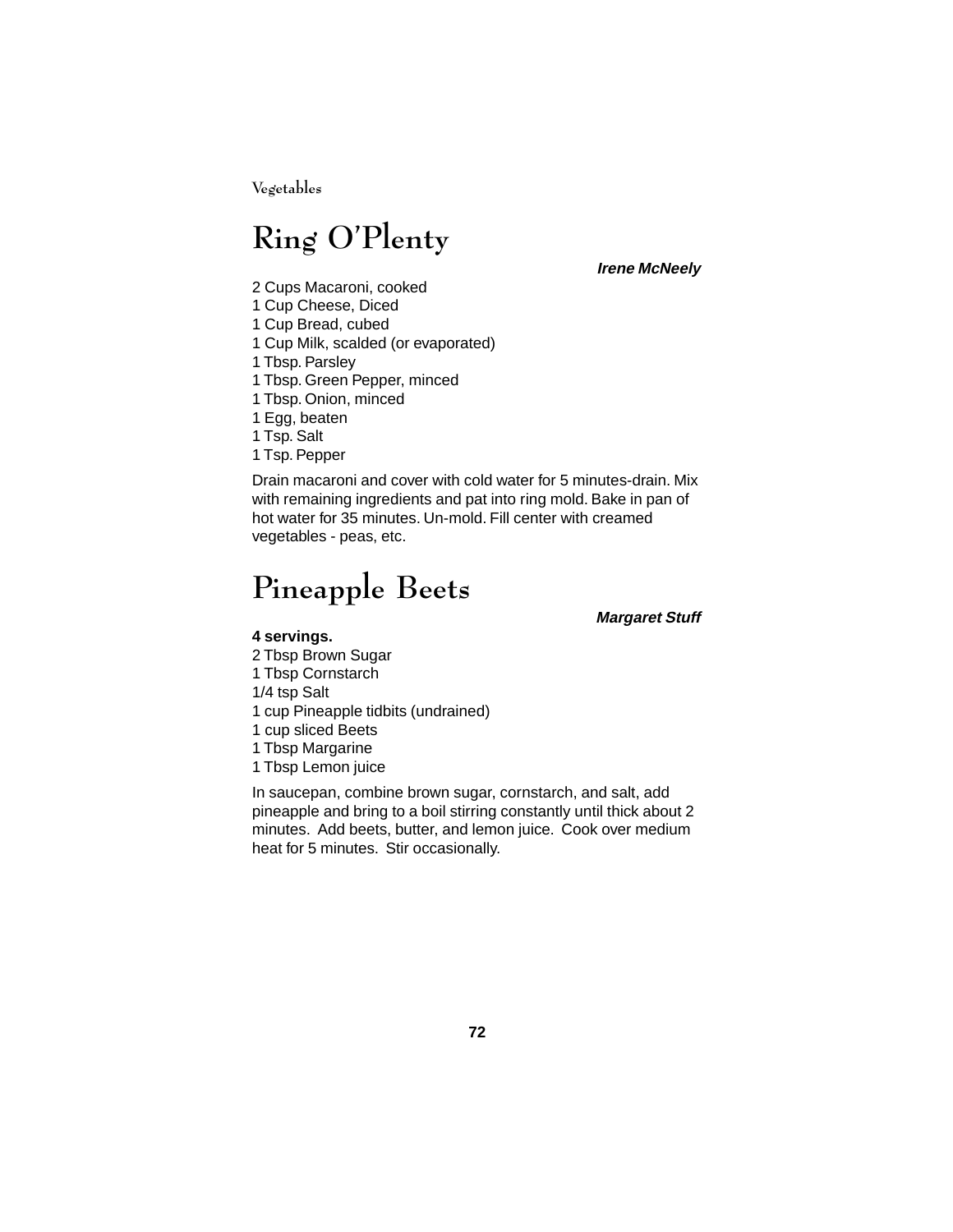# Ring O'Plenty

***Irene McNeely***

2 Cups Macaroni, cooked
1 Cup Cheese, Diced
1 Cup Bread, cubed
1 Cup Milk, scalded (or evaporated)
1 Tbsp. Parsley
1 Tbsp. Green Pepper, minced
1 Tbsp. Onion, minced
1 Egg, beaten
1 Tsp. Salt
1 Tsp. Pepper

Drain macaroni and cover with cold water for 5 minutes-drain. Mix with remaining ingredients and pat into ring mold. Bake in pan of hot water for 35 minutes. Un-mold. Fill center with creamed vegetables - peas, etc.

# Pineapple Beets

***Margaret Stuff***

**4 servings.**
2 Tbsp Brown Sugar
1 Tbsp Cornstarch
1/4 tsp Salt
1 cup Pineapple tidbits (undrained)
1 cup sliced Beets
1 Tbsp Margarine
1 Tbsp Lemon juice

In saucepan, combine brown sugar, cornstarch, and salt, add pineapple and bring to a boil stirring constantly until thick about 2 minutes. Add beets, butter, and lemon juice. Cook over medium heat for 5 minutes. Stir occasionally.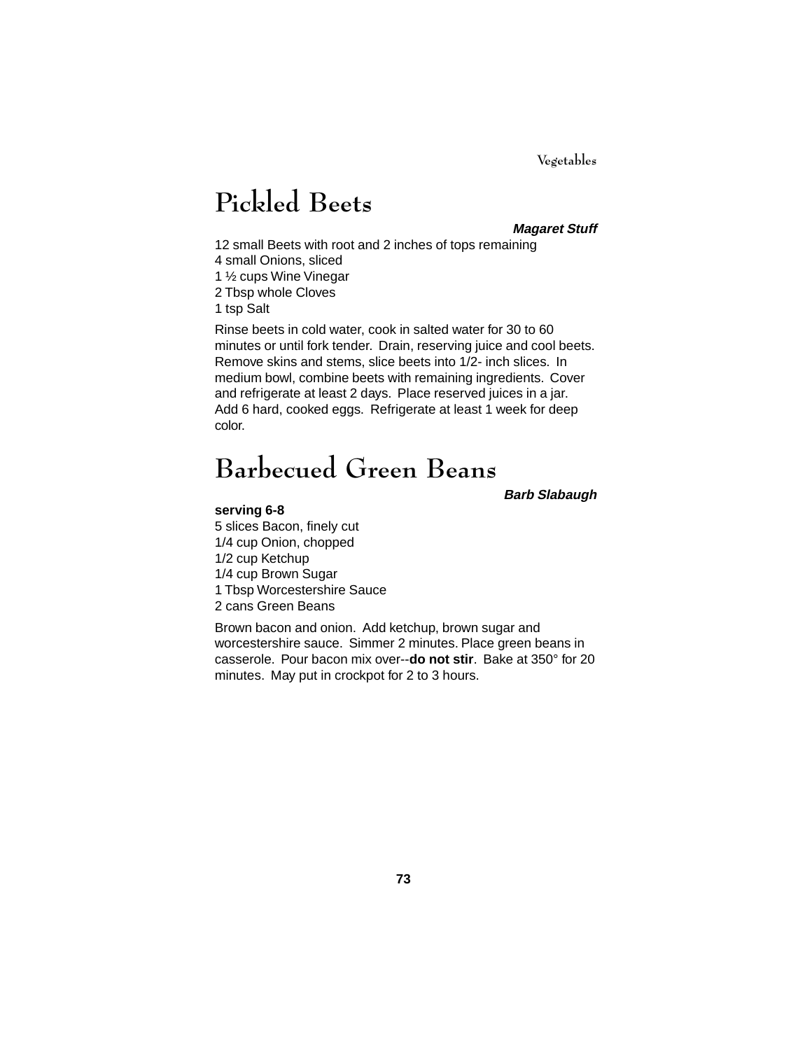# Pickled Beets

***Magaret Stuff***

12 small Beets with root and 2 inches of tops remaining
4 small Onions, sliced
1 ½ cups Wine Vinegar
2 Tbsp whole Cloves
1 tsp Salt

Rinse beets in cold water, cook in salted water for 30 to 60 minutes or until fork tender. Drain, reserving juice and cool beets. Remove skins and stems, slice beets into 1/2- inch slices. In medium bowl, combine beets with remaining ingredients. Cover and refrigerate at least 2 days. Place reserved juices in a jar. Add 6 hard, cooked eggs. Refrigerate at least 1 week for deep color.

# Barbecued Green Beans

***Barb Slabaugh***

**serving 6-8**

5 slices Bacon, finely cut
1/4 cup Onion, chopped
1/2 cup Ketchup
1/4 cup Brown Sugar
1 Tbsp Worcestershire Sauce
2 cans Green Beans

Brown bacon and onion. Add ketchup, brown sugar and worcestershire sauce. Simmer 2 minutes. Place green beans in casserole. Pour bacon mix over--**do not stir**. Bake at 350° for 20 minutes. May put in crockpot for 2 to 3 hours.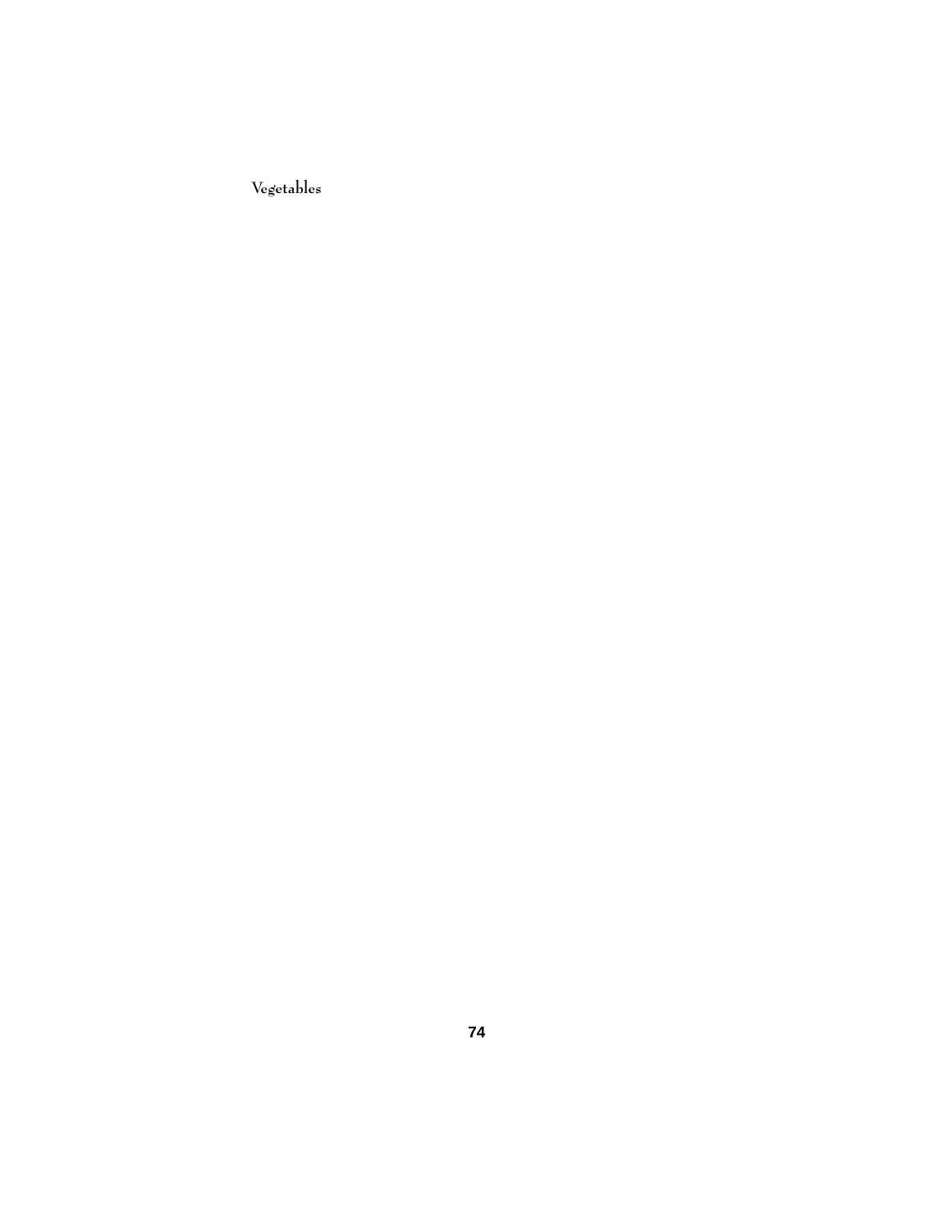Vegetables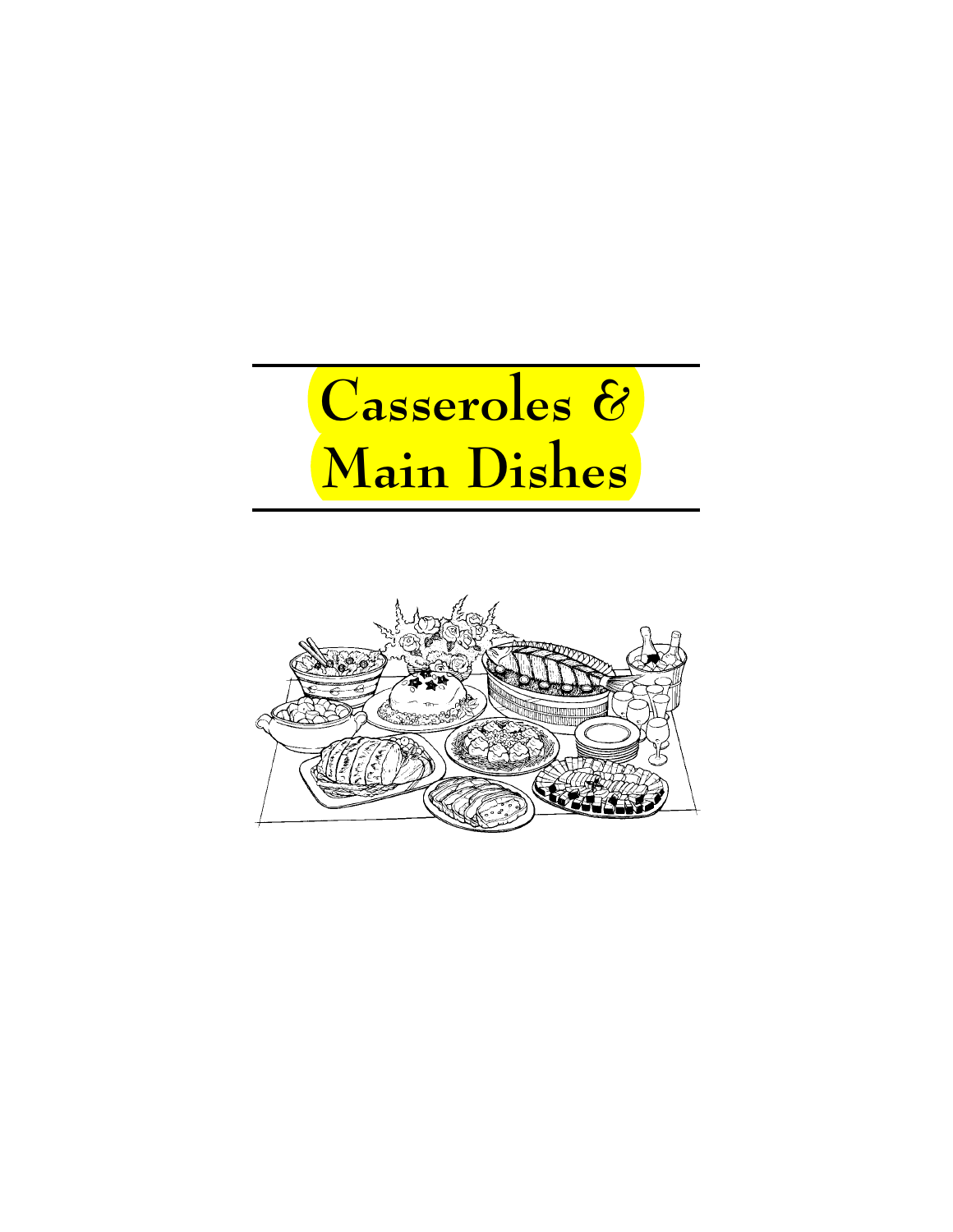# Casseroles & Main Dishes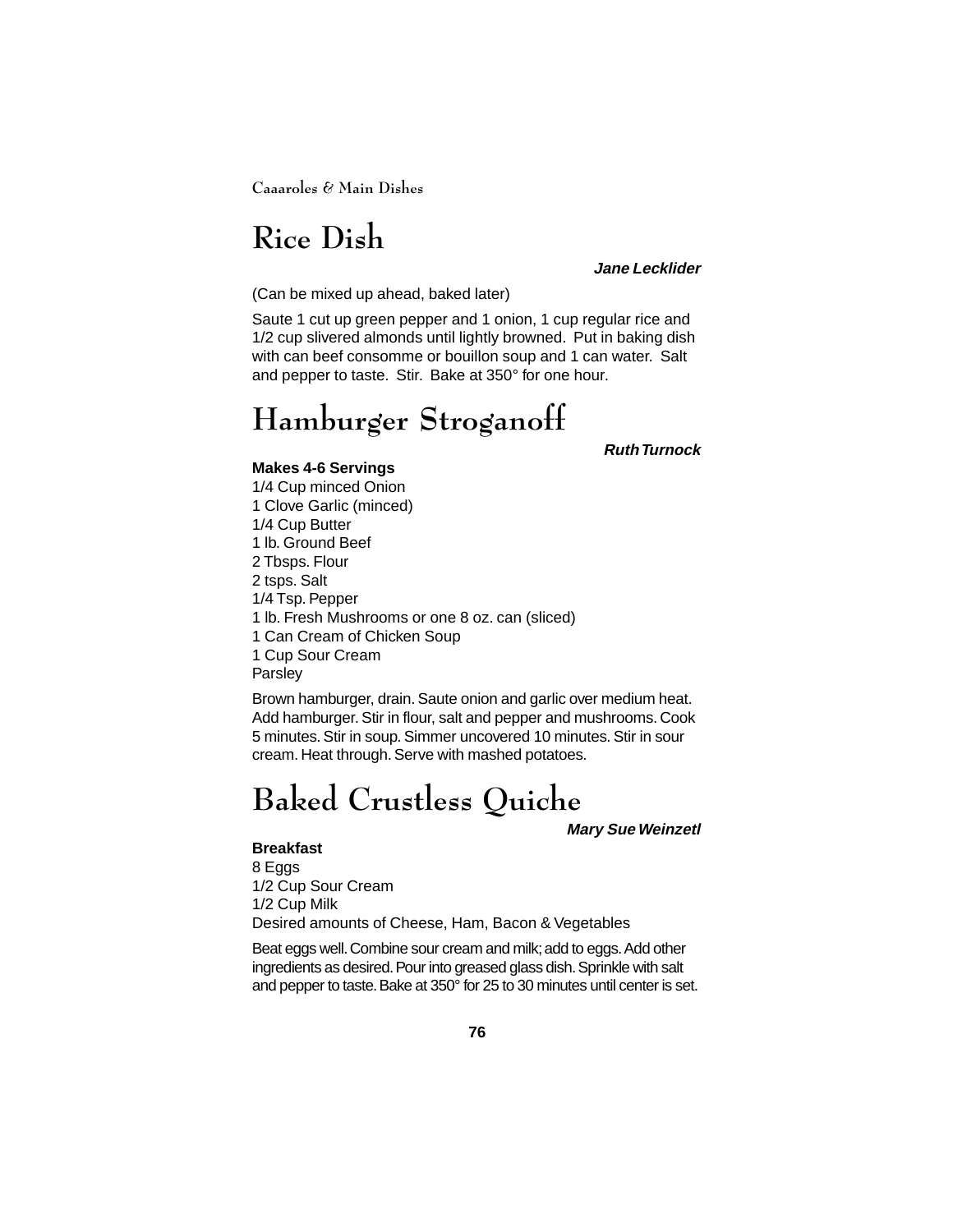# Rice Dish

***Jane Lecklider***

(Can be mixed up ahead, baked later)

Saute 1 cut up green pepper and 1 onion, 1 cup regular rice and 1/2 cup slivered almonds until lightly browned. Put in baking dish with can beef consomme or bouillon soup and 1 can water. Salt and pepper to taste. Stir. Bake at 350° for one hour.

# Hamburger Stroganoff

***Ruth Turnock***

**Makes 4-6 Servings**

1/4 Cup minced Onion
1 Clove Garlic (minced)
1/4 Cup Butter
1 lb. Ground Beef
2 Tbsps. Flour
2 tsps. Salt
1/4 Tsp. Pepper
1 lb. Fresh Mushrooms or one 8 oz. can (sliced)
1 Can Cream of Chicken Soup
1 Cup Sour Cream
Parsley

Brown hamburger, drain. Saute onion and garlic over medium heat. Add hamburger. Stir in flour, salt and pepper and mushrooms. Cook 5 minutes. Stir in soup. Simmer uncovered 10 minutes. Stir in sour cream. Heat through. Serve with mashed potatoes.

# Baked Crustless Quiche

***Mary Sue Weinzetl***

**Breakfast**

8 Eggs
1/2 Cup Sour Cream
1/2 Cup Milk
Desired amounts of Cheese, Ham, Bacon & Vegetables

Beat eggs well. Combine sour cream and milk; add to eggs. Add other ingredients as desired. Pour into greased glass dish. Sprinkle with salt and pepper to taste. Bake at 350° for 25 to 30 minutes until center is set.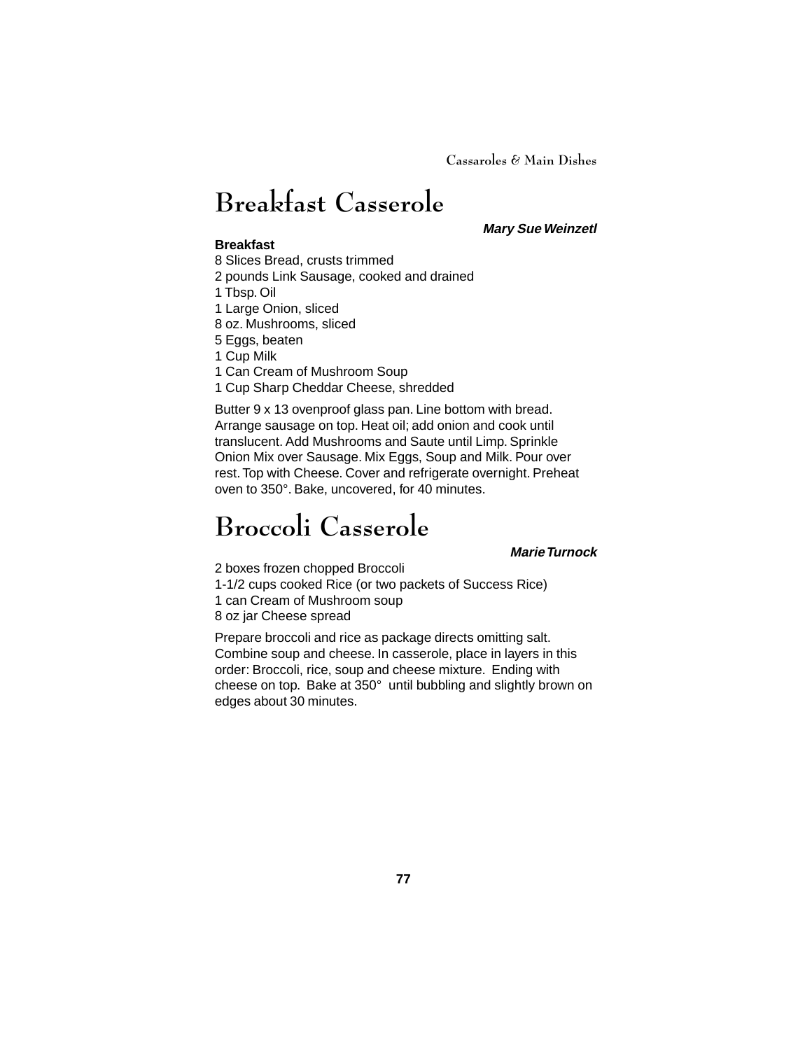# Breakfast Casserole

***Mary Sue Weinzetl***

**Breakfast**

8 Slices Bread, crusts trimmed
2 pounds Link Sausage, cooked and drained
1 Tbsp. Oil
1 Large Onion, sliced
8 oz. Mushrooms, sliced
5 Eggs, beaten
1 Cup Milk
1 Can Cream of Mushroom Soup
1 Cup Sharp Cheddar Cheese, shredded

Butter 9 x 13 ovenproof glass pan. Line bottom with bread. Arrange sausage on top. Heat oil; add onion and cook until translucent. Add Mushrooms and Saute until Limp. Sprinkle Onion Mix over Sausage. Mix Eggs, Soup and Milk. Pour over rest. Top with Cheese. Cover and refrigerate overnight. Preheat oven to 350°. Bake, uncovered, for 40 minutes.

# Broccoli Casserole

***Marie Turnock***

2 boxes frozen chopped Broccoli
1-1/2 cups cooked Rice (or two packets of Success Rice)
1 can Cream of Mushroom soup
8 oz jar Cheese spread

Prepare broccoli and rice as package directs omitting salt. Combine soup and cheese. In casserole, place in layers in this order: Broccoli, rice, soup and cheese mixture. Ending with cheese on top. Bake at 350° until bubbling and slightly brown on edges about 30 minutes.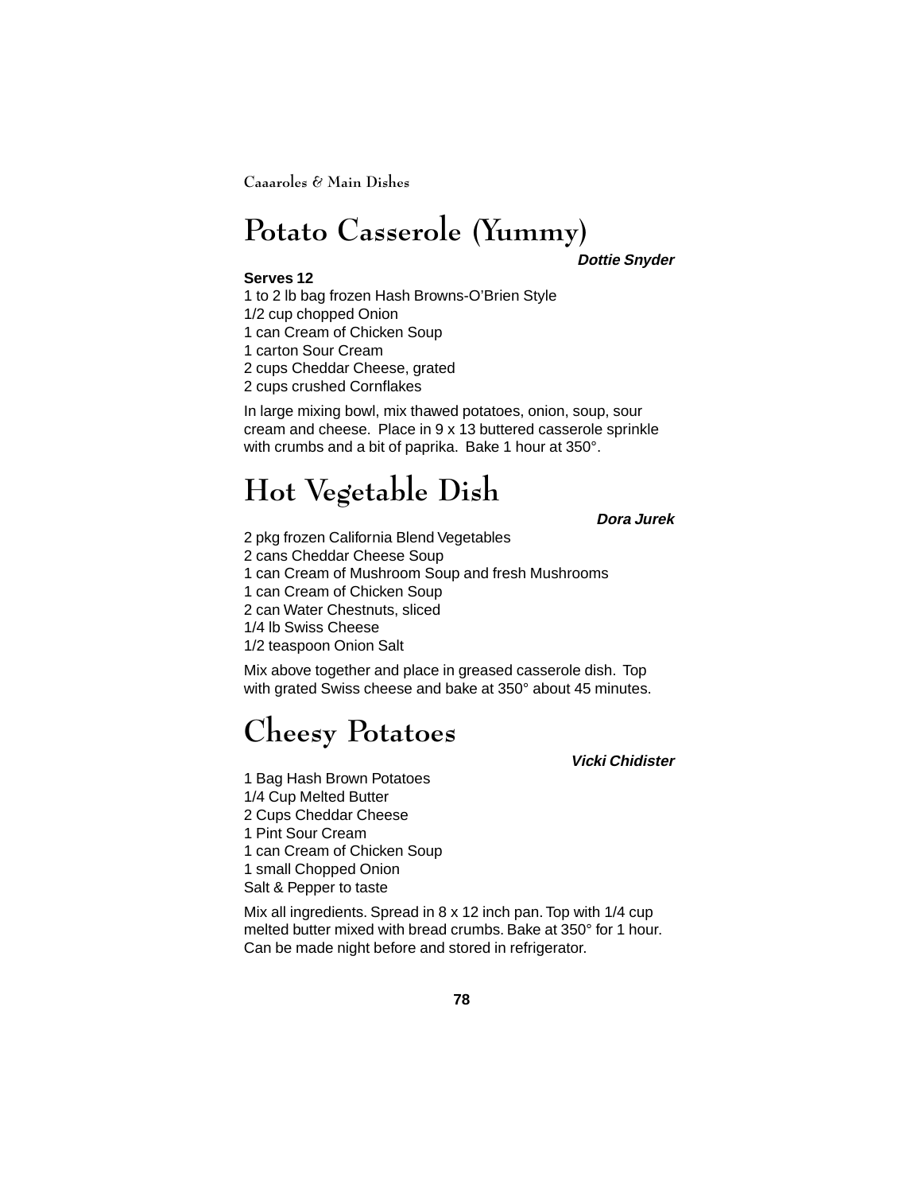## Potato Casserole (Yummy)

***Dottie Snyder***

**Serves 12**

1 to 2 lb bag frozen Hash Browns-O'Brien Style
1/2 cup chopped Onion
1 can Cream of Chicken Soup
1 carton Sour Cream
2 cups Cheddar Cheese, grated
2 cups crushed Cornflakes

In large mixing bowl, mix thawed potatoes, onion, soup, sour cream and cheese. Place in 9 x 13 buttered casserole sprinkle with crumbs and a bit of paprika. Bake 1 hour at 350°.

## Hot Vegetable Dish

***Dora Jurek***

2 pkg frozen California Blend Vegetables
2 cans Cheddar Cheese Soup
1 can Cream of Mushroom Soup and fresh Mushrooms
1 can Cream of Chicken Soup
2 can Water Chestnuts, sliced
1/4 lb Swiss Cheese
1/2 teaspoon Onion Salt

Mix above together and place in greased casserole dish. Top with grated Swiss cheese and bake at 350° about 45 minutes.

## Cheesy Potatoes

***Vicki Chidister***

1 Bag Hash Brown Potatoes
1/4 Cup Melted Butter
2 Cups Cheddar Cheese
1 Pint Sour Cream
1 can Cream of Chicken Soup
1 small Chopped Onion
Salt & Pepper to taste

Mix all ingredients. Spread in 8 x 12 inch pan. Top with 1/4 cup melted butter mixed with bread crumbs. Bake at 350° for 1 hour. Can be made night before and stored in refrigerator.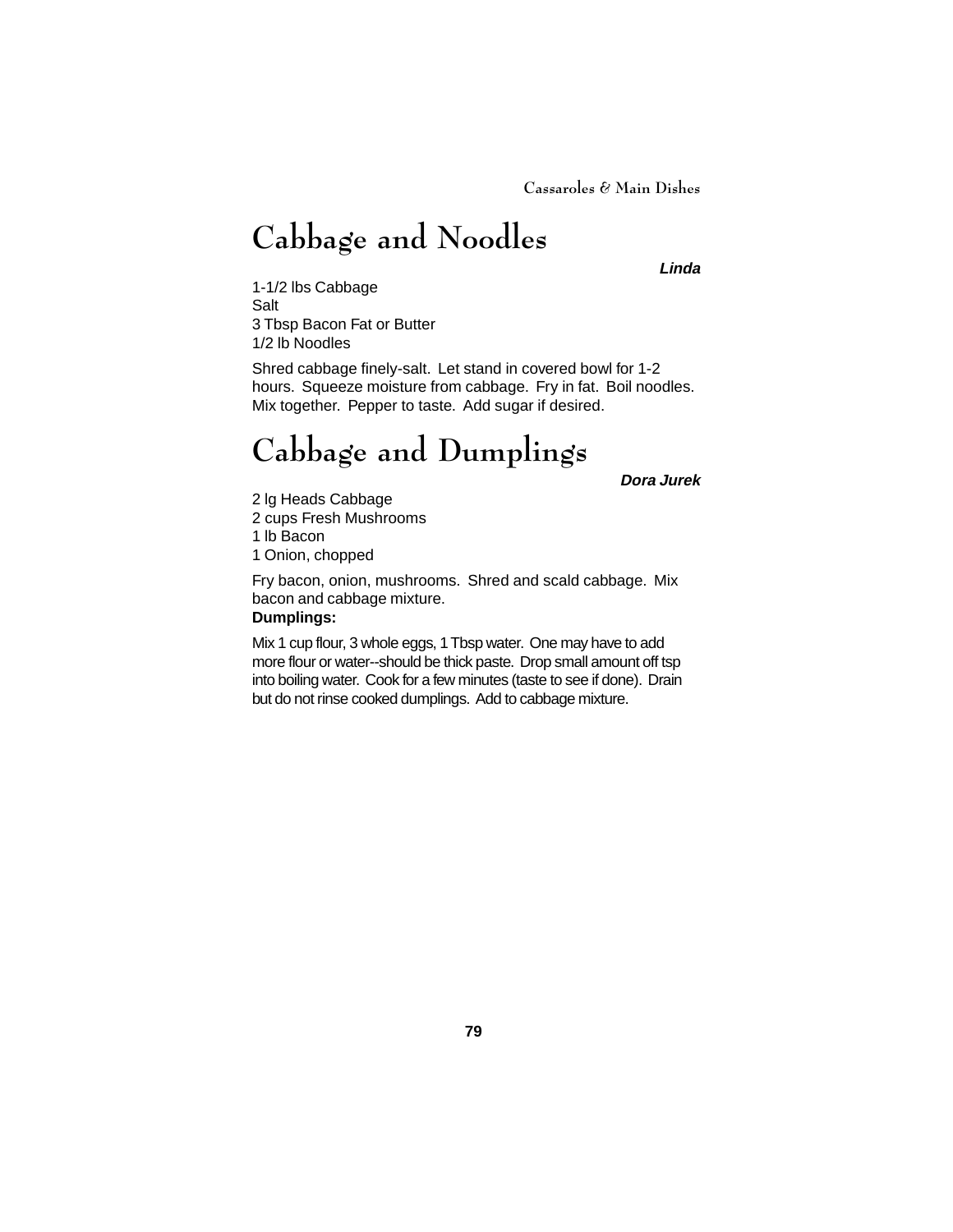# Cabbage and Noodles

***Linda***

1-1/2 lbs Cabbage
Salt
3 Tbsp Bacon Fat or Butter
1/2 lb Noodles

Shred cabbage finely-salt. Let stand in covered bowl for 1-2 hours. Squeeze moisture from cabbage. Fry in fat. Boil noodles. Mix together. Pepper to taste. Add sugar if desired.

# Cabbage and Dumplings

***Dora Jurek***

2 lg Heads Cabbage
2 cups Fresh Mushrooms
1 lb Bacon
1 Onion, chopped

Fry bacon, onion, mushrooms. Shred and scald cabbage. Mix bacon and cabbage mixture.

**Dumplings:**

Mix 1 cup flour, 3 whole eggs, 1 Tbsp water. One may have to add more flour or water--should be thick paste. Drop small amount off tsp into boiling water. Cook for a few minutes (taste to see if done). Drain but do not rinse cooked dumplings. Add to cabbage mixture.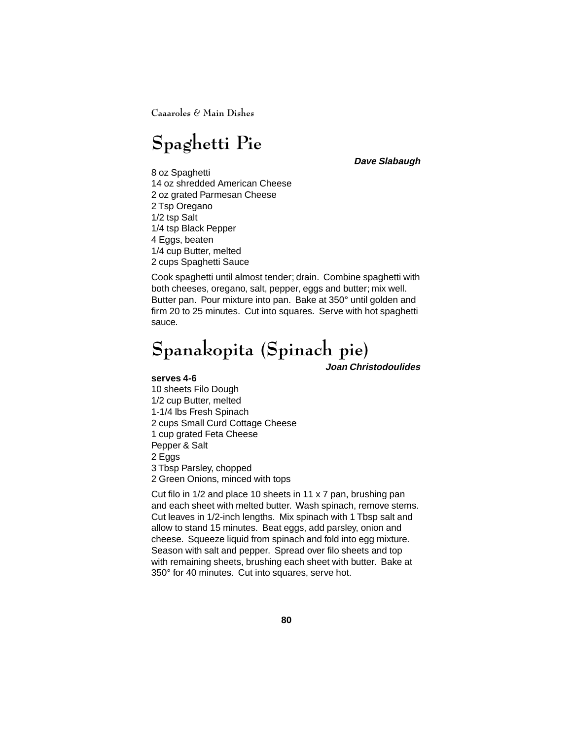# Spaghetti Pie

***Dave Slabaugh***

8 oz Spaghetti
14 oz shredded American Cheese
2 oz grated Parmesan Cheese
2 Tsp Oregano
1/2 tsp Salt
1/4 tsp Black Pepper
4 Eggs, beaten
1/4 cup Butter, melted
2 cups Spaghetti Sauce

Cook spaghetti until almost tender; drain. Combine spaghetti with both cheeses, oregano, salt, pepper, eggs and butter; mix well. Butter pan. Pour mixture into pan. Bake at 350° until golden and firm 20 to 25 minutes. Cut into squares. Serve with hot spaghetti sauce.

# Spanakopita (Spinach pie)

***Joan Christodoulides***

**serves 4-6**

10 sheets Filo Dough
1/2 cup Butter, melted
1-1/4 lbs Fresh Spinach
2 cups Small Curd Cottage Cheese
1 cup grated Feta Cheese
Pepper & Salt
2 Eggs
3 Tbsp Parsley, chopped
2 Green Onions, minced with tops

Cut filo in 1/2 and place 10 sheets in 11 x 7 pan, brushing pan and each sheet with melted butter. Wash spinach, remove stems. Cut leaves in 1/2-inch lengths. Mix spinach with 1 Tbsp salt and allow to stand 15 minutes. Beat eggs, add parsley, onion and cheese. Squeeze liquid from spinach and fold into egg mixture. Season with salt and pepper. Spread over filo sheets and top with remaining sheets, brushing each sheet with butter. Bake at 350° for 40 minutes. Cut into squares, serve hot.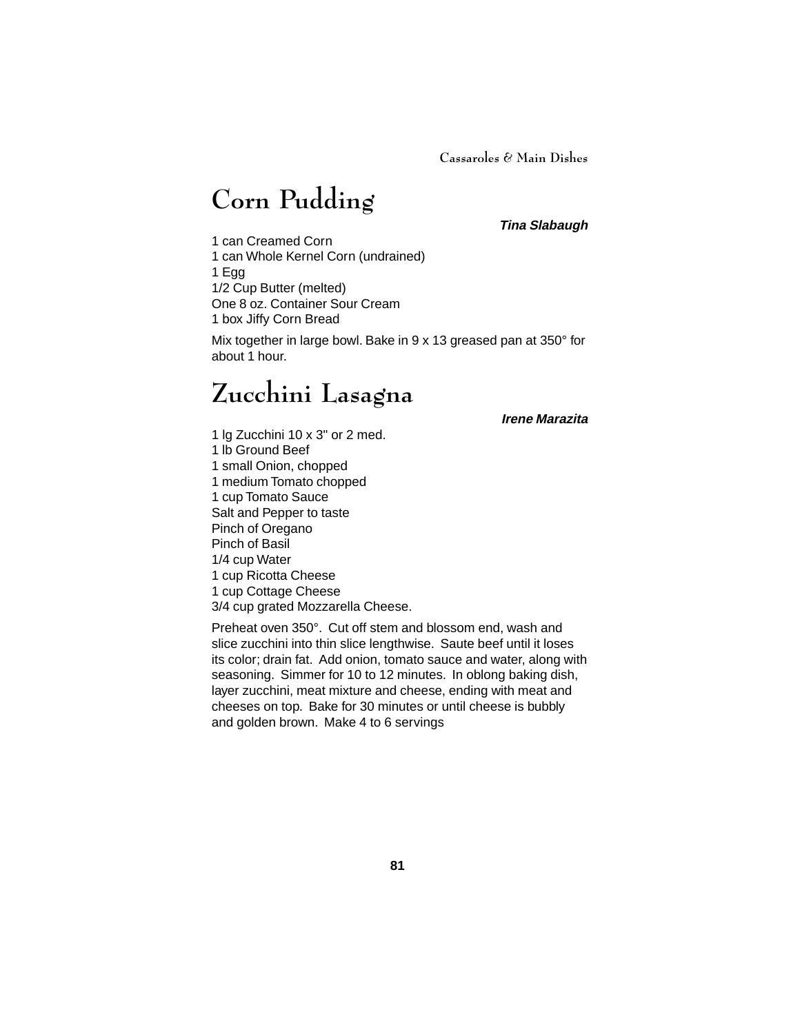# Corn Pudding

***Tina Slabaugh***

1 can Creamed Corn
1 can Whole Kernel Corn (undrained)
1 Egg
1/2 Cup Butter (melted)
One 8 oz. Container Sour Cream
1 box Jiffy Corn Bread

Mix together in large bowl. Bake in 9 x 13 greased pan at 350° for about 1 hour.

# Zucchini Lasagna

***Irene Marazita***

1 lg Zucchini 10 x 3" or 2 med.
1 lb Ground Beef
1 small Onion, chopped
1 medium Tomato chopped
1 cup Tomato Sauce
Salt and Pepper to taste
Pinch of Oregano
Pinch of Basil
1/4 cup Water
1 cup Ricotta Cheese
1 cup Cottage Cheese
3/4 cup grated Mozzarella Cheese.

Preheat oven 350°. Cut off stem and blossom end, wash and slice zucchini into thin slice lengthwise. Saute beef until it loses its color; drain fat. Add onion, tomato sauce and water, along with seasoning. Simmer for 10 to 12 minutes. In oblong baking dish, layer zucchini, meat mixture and cheese, ending with meat and cheeses on top. Bake for 30 minutes or until cheese is bubbly and golden brown. Make 4 to 6 servings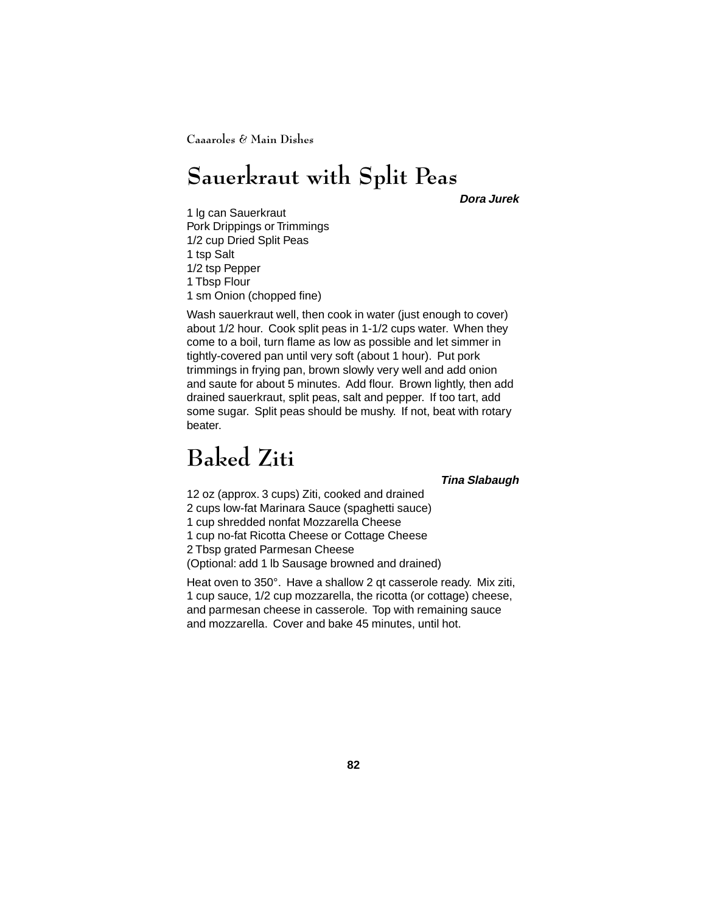# Sauerkraut with Split Peas

***Dora Jurek***

1 lg can Sauerkraut
Pork Drippings or Trimmings
1/2 cup Dried Split Peas
1 tsp Salt
1/2 tsp Pepper
1 Tbsp Flour
1 sm Onion (chopped fine)

Wash sauerkraut well, then cook in water (just enough to cover) about 1/2 hour. Cook split peas in 1-1/2 cups water. When they come to a boil, turn flame as low as possible and let simmer in tightly-covered pan until very soft (about 1 hour). Put pork trimmings in frying pan, brown slowly very well and add onion and saute for about 5 minutes. Add flour. Brown lightly, then add drained sauerkraut, split peas, salt and pepper. If too tart, add some sugar. Split peas should be mushy. If not, beat with rotary beater.

# Baked Ziti

***Tina Slabaugh***

12 oz (approx. 3 cups) Ziti, cooked and drained
2 cups low-fat Marinara Sauce (spaghetti sauce)
1 cup shredded nonfat Mozzarella Cheese
1 cup no-fat Ricotta Cheese or Cottage Cheese
2 Tbsp grated Parmesan Cheese
(Optional: add 1 lb Sausage browned and drained)

Heat oven to 350°. Have a shallow 2 qt casserole ready. Mix ziti, 1 cup sauce, 1/2 cup mozzarella, the ricotta (or cottage) cheese, and parmesan cheese in casserole. Top with remaining sauce and mozzarella. Cover and bake 45 minutes, until hot.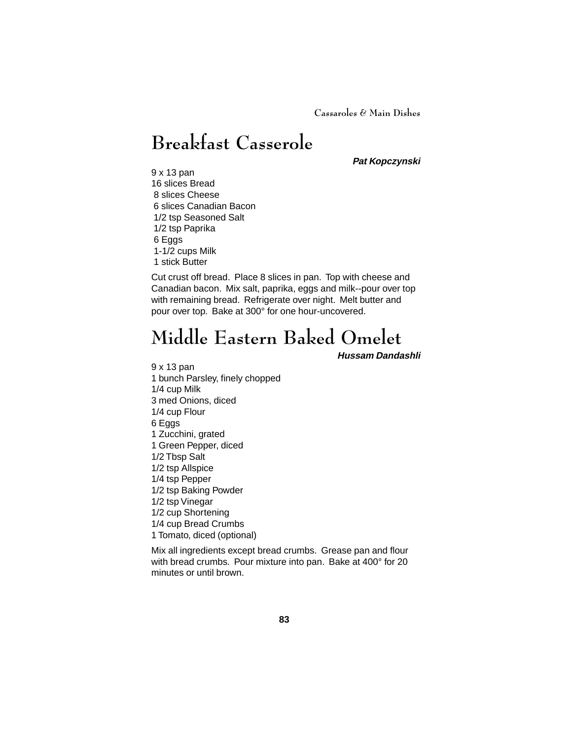# Breakfast Casserole

***Pat Kopczynski***

9 x 13 pan
16 slices Bread
8 slices Cheese
6 slices Canadian Bacon
1/2 tsp Seasoned Salt
1/2 tsp Paprika
6 Eggs
1-1/2 cups Milk
1 stick Butter

Cut crust off bread. Place 8 slices in pan. Top with cheese and Canadian bacon. Mix salt, paprika, eggs and milk--pour over top with remaining bread. Refrigerate over night. Melt butter and pour over top. Bake at 300° for one hour-uncovered.

# Middle Eastern Baked Omelet

***Hussam Dandashli***

9 x 13 pan
1 bunch Parsley, finely chopped
1/4 cup Milk
3 med Onions, diced
1/4 cup Flour
6 Eggs
1 Zucchini, grated
1 Green Pepper, diced
1/2 Tbsp Salt
1/2 tsp Allspice
1/4 tsp Pepper
1/2 tsp Baking Powder
1/2 tsp Vinegar
1/2 cup Shortening
1/4 cup Bread Crumbs
1 Tomato, diced (optional)

Mix all ingredients except bread crumbs. Grease pan and flour with bread crumbs. Pour mixture into pan. Bake at 400° for 20 minutes or until brown.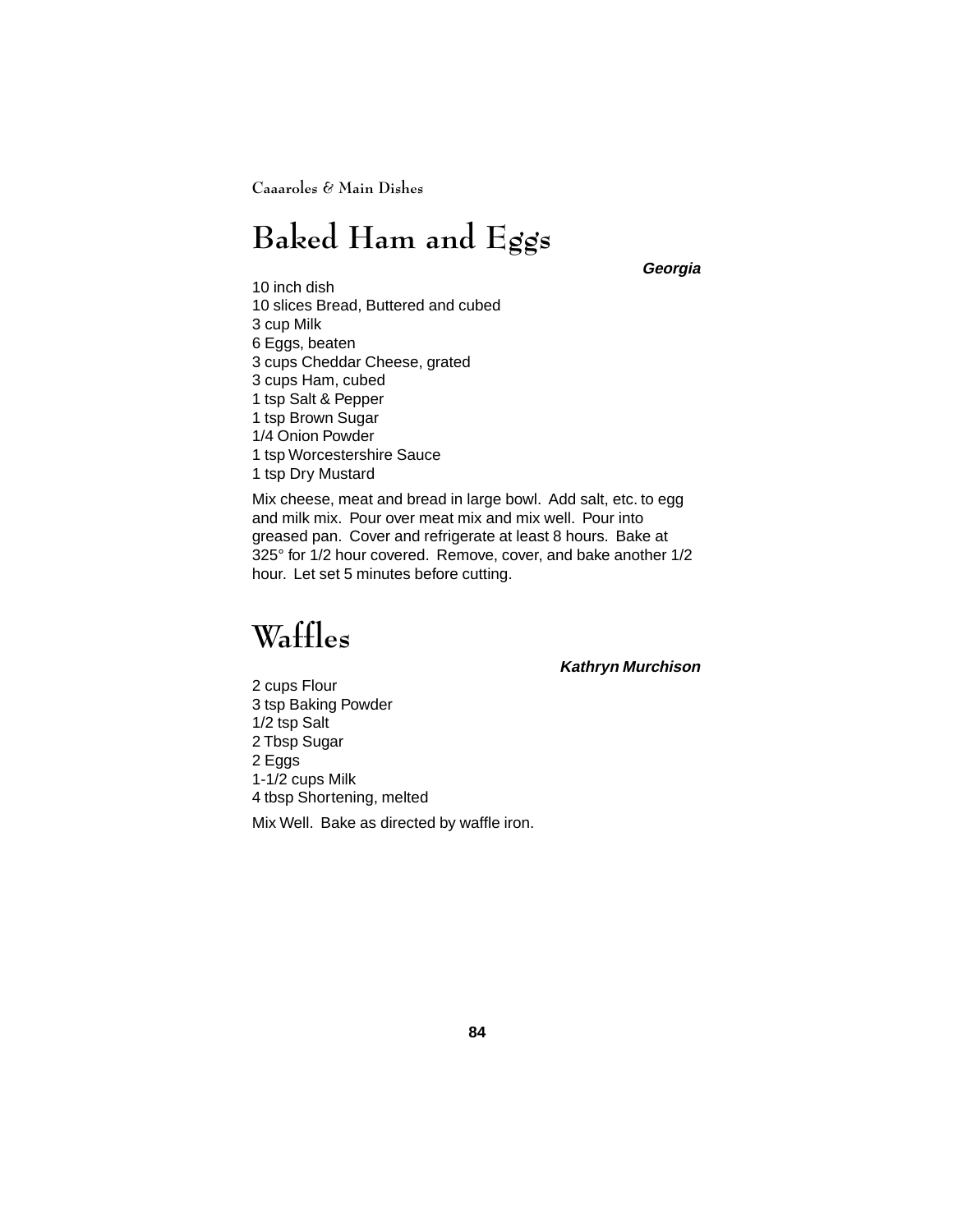# Baked Ham and Eggs

***Georgia***

10 inch dish
10 slices Bread, Buttered and cubed
3 cup Milk
6 Eggs, beaten
3 cups Cheddar Cheese, grated
3 cups Ham, cubed
1 tsp Salt & Pepper
1 tsp Brown Sugar
1/4 Onion Powder
1 tsp Worcestershire Sauce
1 tsp Dry Mustard

Mix cheese, meat and bread in large bowl. Add salt, etc. to egg and milk mix. Pour over meat mix and mix well. Pour into greased pan. Cover and refrigerate at least 8 hours. Bake at 325° for 1/2 hour covered. Remove, cover, and bake another 1/2 hour. Let set 5 minutes before cutting.

# Waffles

***Kathryn Murchison***

2 cups Flour
3 tsp Baking Powder
1/2 tsp Salt
2 Tbsp Sugar
2 Eggs
1-1/2 cups Milk
4 tbsp Shortening, melted

Mix Well. Bake as directed by waffle iron.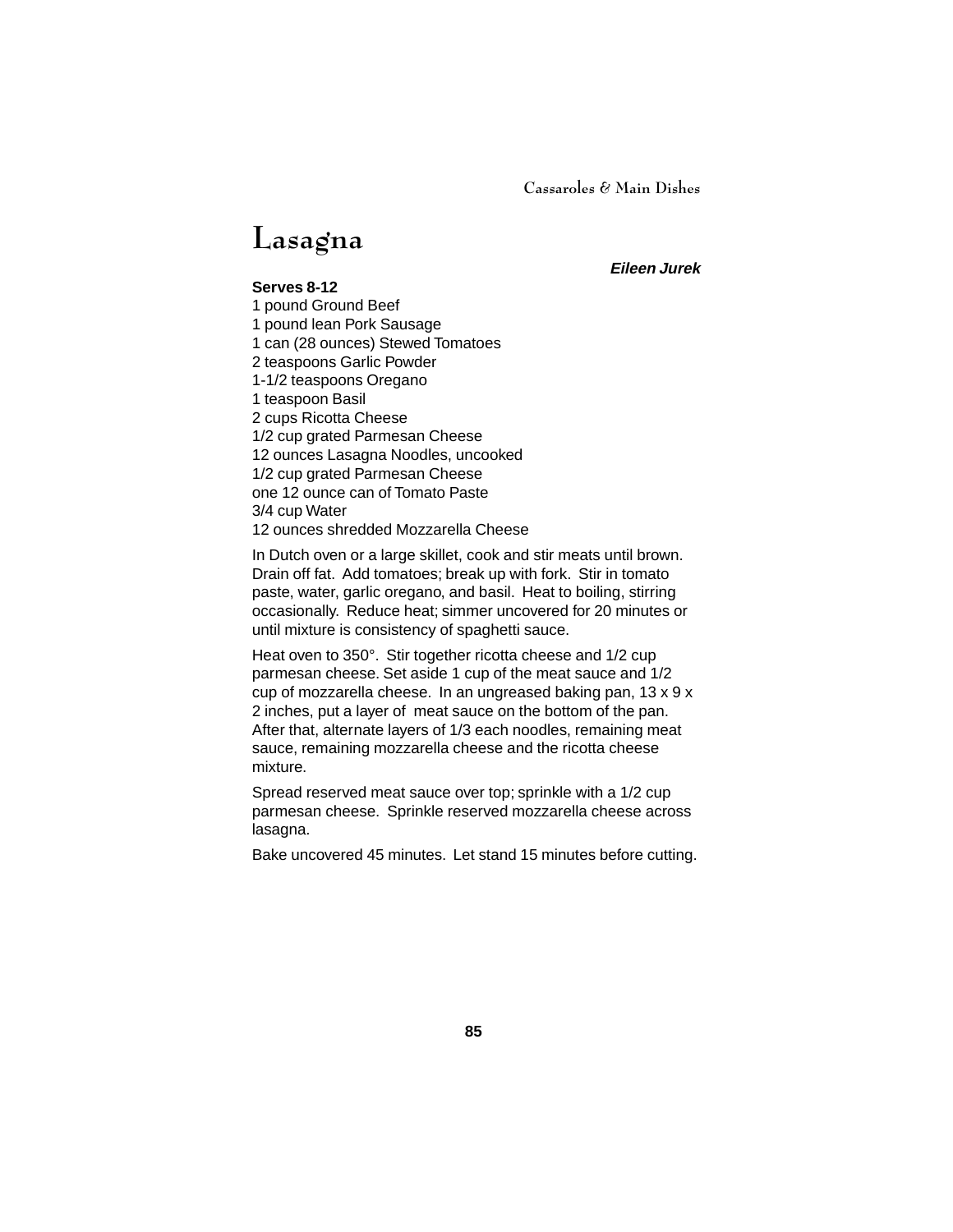# Lasagna

***Eileen Jurek***

**Serves 8-12**

1 pound Ground Beef
1 pound lean Pork Sausage
1 can (28 ounces) Stewed Tomatoes
2 teaspoons Garlic Powder
1-1/2 teaspoons Oregano
1 teaspoon Basil
2 cups Ricotta Cheese
1/2 cup grated Parmesan Cheese
12 ounces Lasagna Noodles, uncooked
1/2 cup grated Parmesan Cheese
one 12 ounce can of Tomato Paste
3/4 cup Water
12 ounces shredded Mozzarella Cheese

In Dutch oven or a large skillet, cook and stir meats until brown. Drain off fat. Add tomatoes; break up with fork. Stir in tomato paste, water, garlic oregano, and basil. Heat to boiling, stirring occasionally. Reduce heat; simmer uncovered for 20 minutes or until mixture is consistency of spaghetti sauce.

Heat oven to 350°. Stir together ricotta cheese and 1/2 cup parmesan cheese. Set aside 1 cup of the meat sauce and 1/2 cup of mozzarella cheese. In an ungreased baking pan, 13 x 9 x 2 inches, put a layer of meat sauce on the bottom of the pan. After that, alternate layers of 1/3 each noodles, remaining meat sauce, remaining mozzarella cheese and the ricotta cheese mixture.

Spread reserved meat sauce over top; sprinkle with a 1/2 cup parmesan cheese. Sprinkle reserved mozzarella cheese across lasagna.

Bake uncovered 45 minutes. Let stand 15 minutes before cutting.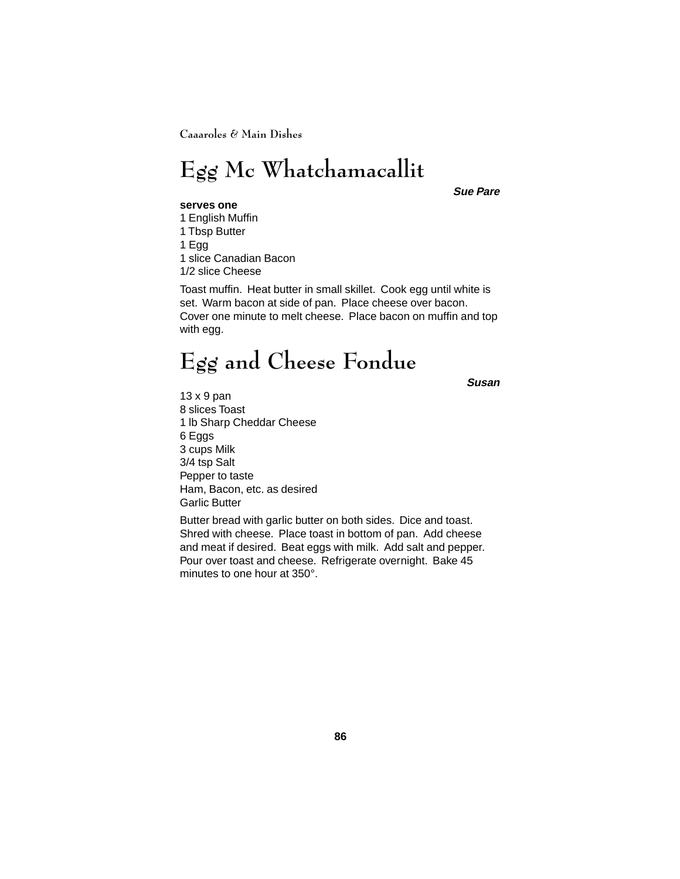# Egg Mc Whatchamacallit

***Sue Pare***

**serves one**

1 English Muffin
1 Tbsp Butter
1 Egg
1 slice Canadian Bacon
1/2 slice Cheese

Toast muffin. Heat butter in small skillet. Cook egg until white is set. Warm bacon at side of pan. Place cheese over bacon. Cover one minute to melt cheese. Place bacon on muffin and top with egg.

# Egg and Cheese Fondue

***Susan***

13 x 9 pan
8 slices Toast
1 lb Sharp Cheddar Cheese
6 Eggs
3 cups Milk
3/4 tsp Salt
Pepper to taste
Ham, Bacon, etc. as desired
Garlic Butter

Butter bread with garlic butter on both sides. Dice and toast. Shred with cheese. Place toast in bottom of pan. Add cheese and meat if desired. Beat eggs with milk. Add salt and pepper. Pour over toast and cheese. Refrigerate overnight. Bake 45 minutes to one hour at 350°.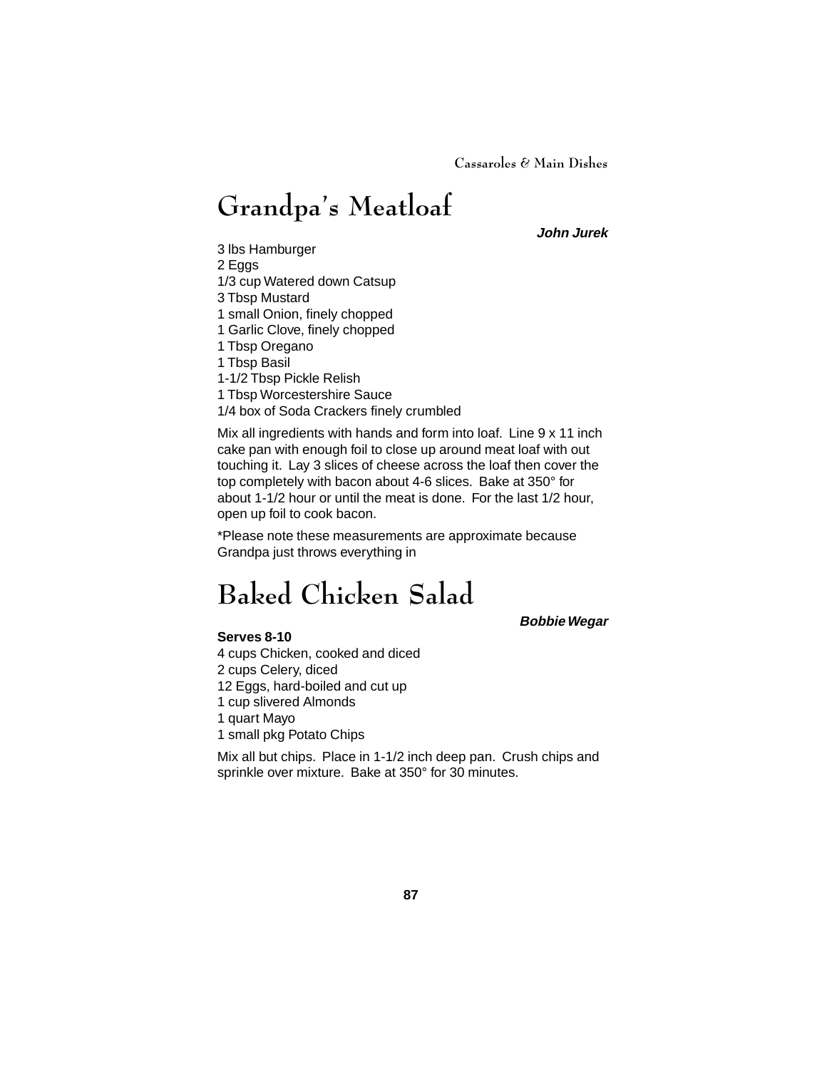# Grandpa's Meatloaf

***John Jurek***

3 lbs Hamburger
2 Eggs
1/3 cup Watered down Catsup
3 Tbsp Mustard
1 small Onion, finely chopped
1 Garlic Clove, finely chopped
1 Tbsp Oregano
1 Tbsp Basil
1-1/2 Tbsp Pickle Relish
1 Tbsp Worcestershire Sauce
1/4 box of Soda Crackers finely crumbled

Mix all ingredients with hands and form into loaf. Line 9 x 11 inch cake pan with enough foil to close up around meat loaf with out touching it. Lay 3 slices of cheese across the loaf then cover the top completely with bacon about 4-6 slices. Bake at 350° for about 1-1/2 hour or until the meat is done. For the last 1/2 hour, open up foil to cook bacon.

*Please note these measurements are approximate because Grandpa just throws everything in

# Baked Chicken Salad

***Bobbie Wegar***

**Serves 8-10**

4 cups Chicken, cooked and diced
2 cups Celery, diced
12 Eggs, hard-boiled and cut up
1 cup slivered Almonds
1 quart Mayo
1 small pkg Potato Chips

Mix all but chips. Place in 1-1/2 inch deep pan. Crush chips and sprinkle over mixture. Bake at 350° for 30 minutes.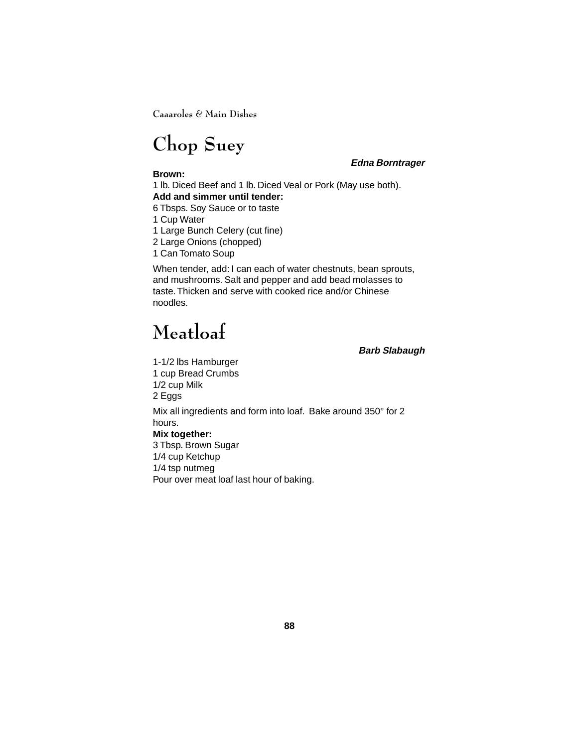# Chop Suey

***Edna Borntrager***

**Brown:**
1 lb. Diced Beef and 1 lb. Diced Veal or Pork (May use both).
**Add and simmer until tender:**
6 Tbsps. Soy Sauce or to taste
1 Cup Water
1 Large Bunch Celery (cut fine)
2 Large Onions (chopped)
1 Can Tomato Soup

When tender, add: I can each of water chestnuts, bean sprouts, and mushrooms. Salt and pepper and add bead molasses to taste. Thicken and serve with cooked rice and/or Chinese noodles.

# Meatloaf

***Barb Slabaugh***

1-1/2 lbs Hamburger
1 cup Bread Crumbs
1/2 cup Milk
2 Eggs

Mix all ingredients and form into loaf. Bake around 350° for 2 hours.
**Mix together:**
3 Tbsp. Brown Sugar
1/4 cup Ketchup
1/4 tsp nutmeg
Pour over meat loaf last hour of baking.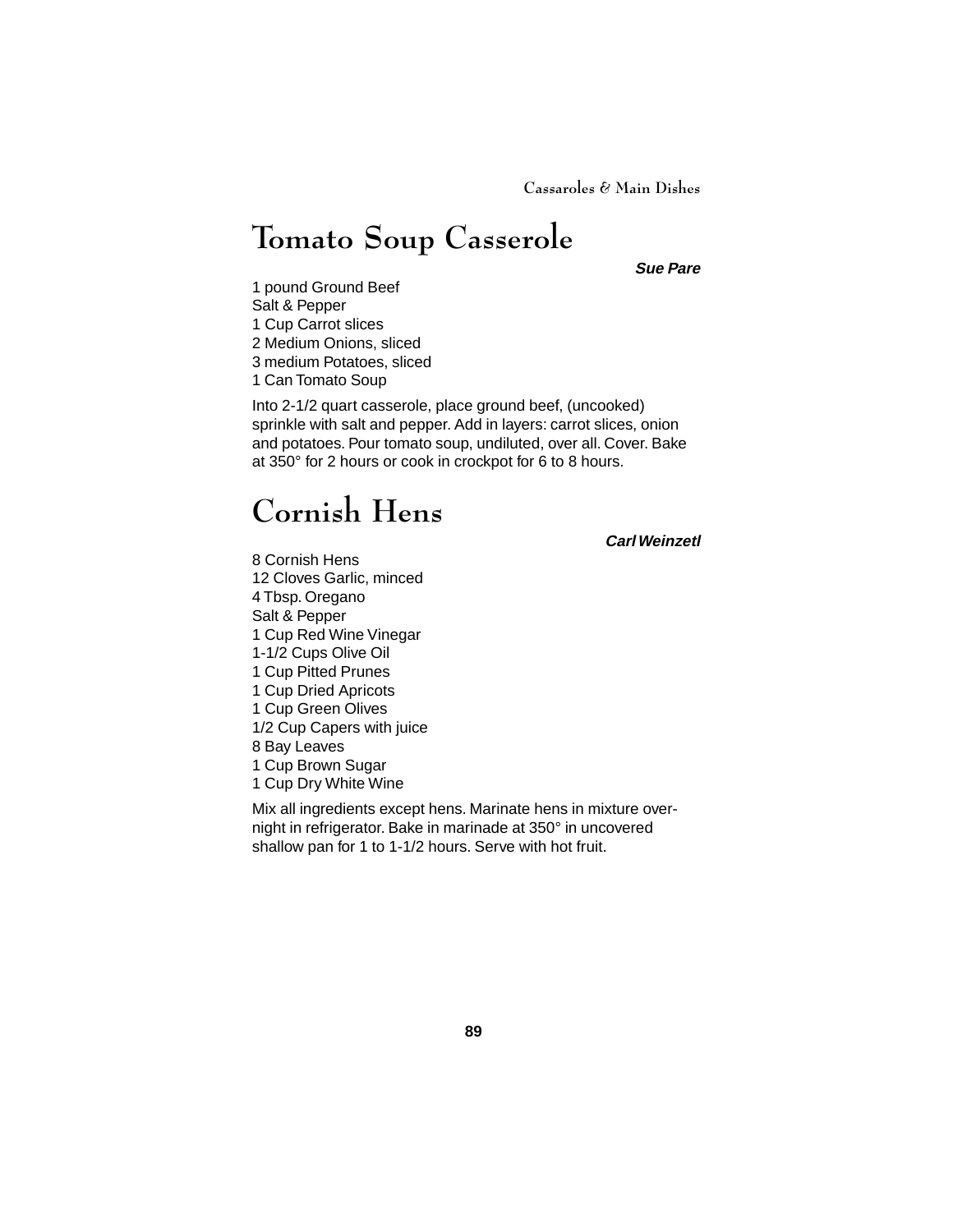# Tomato Soup Casserole

***Sue Pare***

1 pound Ground Beef
Salt & Pepper
1 Cup Carrot slices
2 Medium Onions, sliced
3 medium Potatoes, sliced
1 Can Tomato Soup

Into 2-1/2 quart casserole, place ground beef, (uncooked) sprinkle with salt and pepper. Add in layers: carrot slices, onion and potatoes. Pour tomato soup, undiluted, over all. Cover. Bake at 350° for 2 hours or cook in crockpot for 6 to 8 hours.

# Cornish Hens

***Carl Weinzetl***

8 Cornish Hens
12 Cloves Garlic, minced
4 Tbsp. Oregano
Salt & Pepper
1 Cup Red Wine Vinegar
1-1/2 Cups Olive Oil
1 Cup Pitted Prunes
1 Cup Dried Apricots
1 Cup Green Olives
1/2 Cup Capers with juice
8 Bay Leaves
1 Cup Brown Sugar
1 Cup Dry White Wine

Mix all ingredients except hens. Marinate hens in mixture overnight in refrigerator. Bake in marinade at 350° in uncovered shallow pan for 1 to 1-1/2 hours. Serve with hot fruit.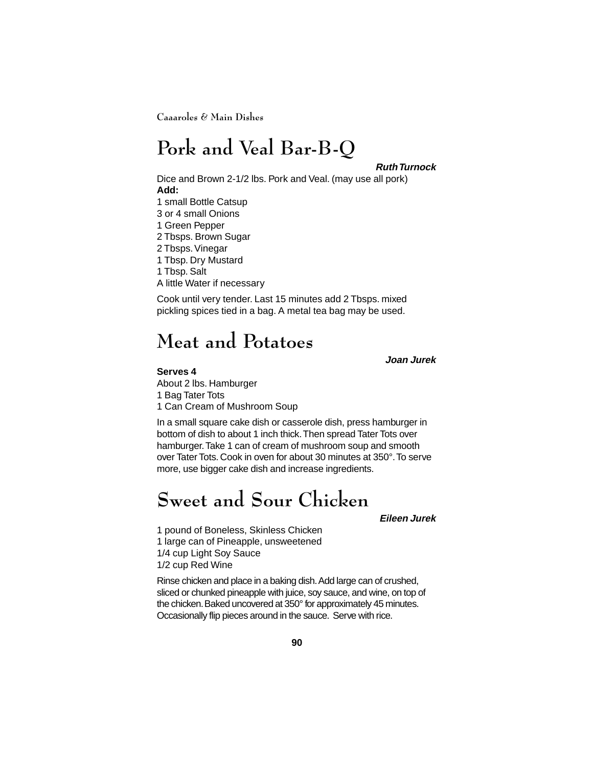# Pork and Veal Bar-B-Q

***Ruth Turnock***

Dice and Brown 2-1/2 lbs. Pork and Veal. (may use all pork)

**Add:**

1 small Bottle Catsup
3 or 4 small Onions
1 Green Pepper
2 Tbsps. Brown Sugar
2 Tbsps. Vinegar
1 Tbsp. Dry Mustard
1 Tbsp. Salt
A little Water if necessary

Cook until very tender. Last 15 minutes add 2 Tbsps. mixed pickling spices tied in a bag. A metal tea bag may be used.

# Meat and Potatoes

***Joan Jurek***

**Serves 4**

About 2 lbs. Hamburger
1 Bag Tater Tots
1 Can Cream of Mushroom Soup

In a small square cake dish or casserole dish, press hamburger in bottom of dish to about 1 inch thick. Then spread Tater Tots over hamburger. Take 1 can of cream of mushroom soup and smooth over Tater Tots. Cook in oven for about 30 minutes at 350°. To serve more, use bigger cake dish and increase ingredients.

# Sweet and Sour Chicken

***Eileen Jurek***

1 pound of Boneless, Skinless Chicken
1 large can of Pineapple, unsweetened
1/4 cup Light Soy Sauce
1/2 cup Red Wine

Rinse chicken and place in a baking dish. Add large can of crushed, sliced or chunked pineapple with juice, soy sauce, and wine, on top of the chicken. Baked uncovered at 350° for approximately 45 minutes. Occasionally flip pieces around in the sauce. Serve with rice.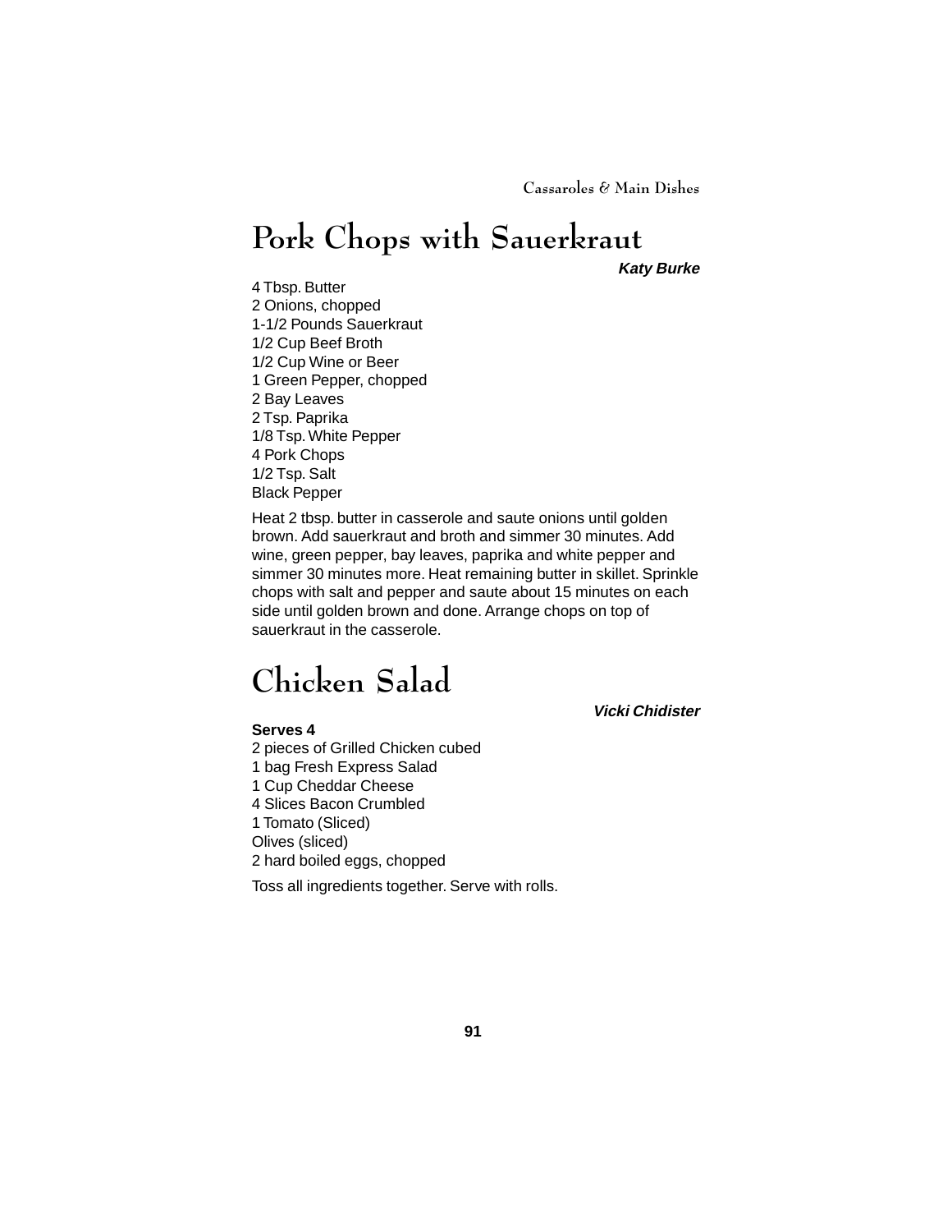# Pork Chops with Sauerkraut

***Katy Burke***

4 Tbsp. Butter
2 Onions, chopped
1-1/2 Pounds Sauerkraut
1/2 Cup Beef Broth
1/2 Cup Wine or Beer
1 Green Pepper, chopped
2 Bay Leaves
2 Tsp. Paprika
1/8 Tsp. White Pepper
4 Pork Chops
1/2 Tsp. Salt
Black Pepper

Heat 2 tbsp. butter in casserole and saute onions until golden brown. Add sauerkraut and broth and simmer 30 minutes. Add wine, green pepper, bay leaves, paprika and white pepper and simmer 30 minutes more. Heat remaining butter in skillet. Sprinkle chops with salt and pepper and saute about 15 minutes on each side until golden brown and done. Arrange chops on top of sauerkraut in the casserole.

# Chicken Salad

***Vicki Chidister***

**Serves 4**

2 pieces of Grilled Chicken cubed
1 bag Fresh Express Salad
1 Cup Cheddar Cheese
4 Slices Bacon Crumbled
1 Tomato (Sliced)
Olives (sliced)
2 hard boiled eggs, chopped

Toss all ingredients together. Serve with rolls.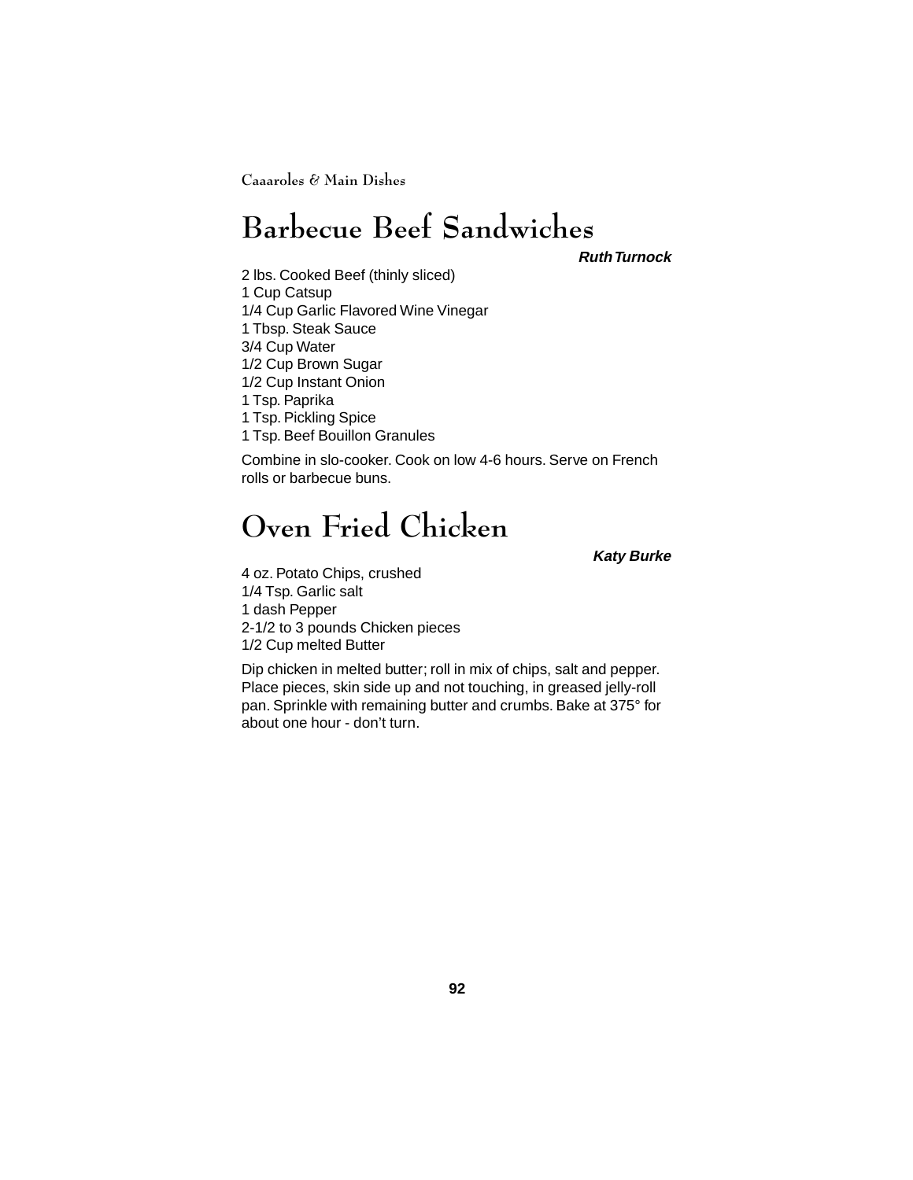# Barbecue Beef Sandwiches

***Ruth Turnock***

2 lbs. Cooked Beef (thinly sliced)
1 Cup Catsup
1/4 Cup Garlic Flavored Wine Vinegar
1 Tbsp. Steak Sauce
3/4 Cup Water
1/2 Cup Brown Sugar
1/2 Cup Instant Onion
1 Tsp. Paprika
1 Tsp. Pickling Spice
1 Tsp. Beef Bouillon Granules

Combine in slo-cooker. Cook on low 4-6 hours. Serve on French rolls or barbecue buns.

# Oven Fried Chicken

***Katy Burke***

4 oz. Potato Chips, crushed
1/4 Tsp. Garlic salt
1 dash Pepper
2-1/2 to 3 pounds Chicken pieces
1/2 Cup melted Butter

Dip chicken in melted butter; roll in mix of chips, salt and pepper. Place pieces, skin side up and not touching, in greased jelly-roll pan. Sprinkle with remaining butter and crumbs. Bake at 375° for about one hour - don't turn.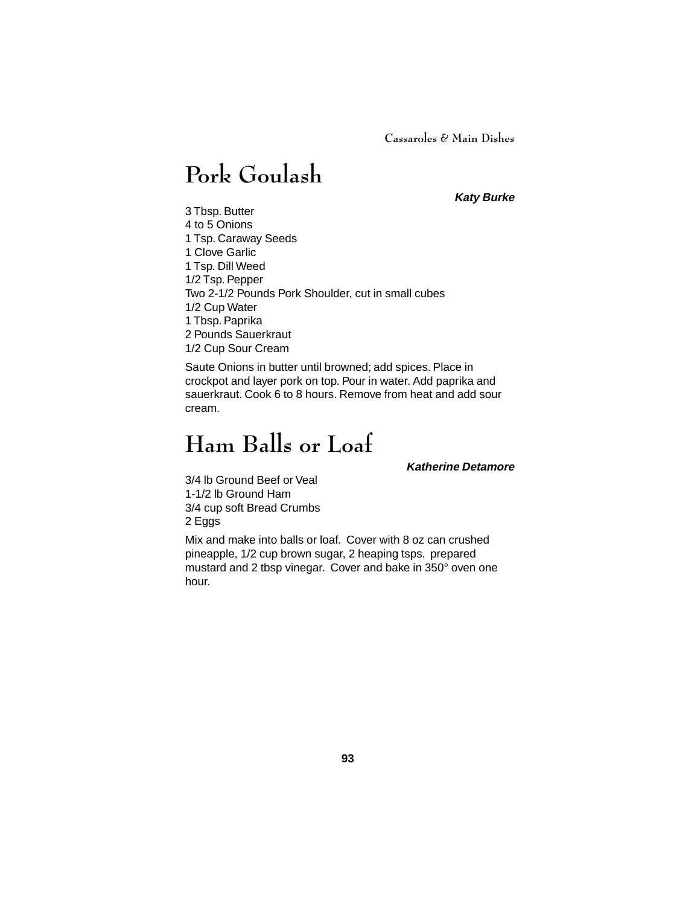# Pork Goulash

***Katy Burke***

3 Tbsp. Butter
4 to 5 Onions
1 Tsp. Caraway Seeds
1 Clove Garlic
1 Tsp. Dill Weed
1/2 Tsp. Pepper
Two 2-1/2 Pounds Pork Shoulder, cut in small cubes
1/2 Cup Water
1 Tbsp. Paprika
2 Pounds Sauerkraut
1/2 Cup Sour Cream

Saute Onions in butter until browned; add spices. Place in crockpot and layer pork on top. Pour in water. Add paprika and sauerkraut. Cook 6 to 8 hours. Remove from heat and add sour cream.

# Ham Balls or Loaf

***Katherine Detamore***

3/4 lb Ground Beef or Veal
1-1/2 lb Ground Ham
3/4 cup soft Bread Crumbs
2 Eggs

Mix and make into balls or loaf. Cover with 8 oz can crushed pineapple, 1/2 cup brown sugar, 2 heaping tsps. prepared mustard and 2 tbsp vinegar. Cover and bake in 350° oven one hour.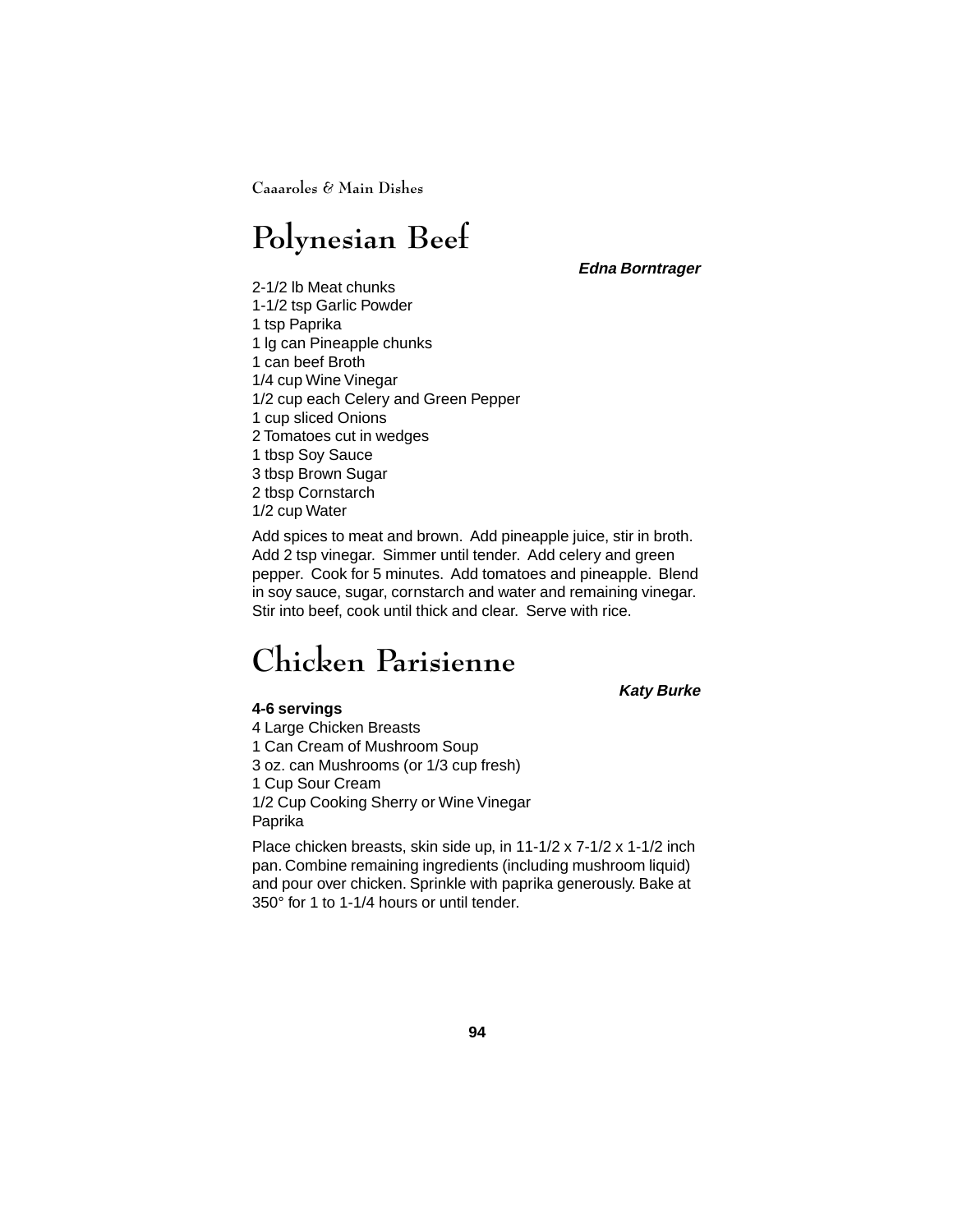# Polynesian Beef

***Edna Borntrager***

2-1/2 lb Meat chunks
1-1/2 tsp Garlic Powder
1 tsp Paprika
1 lg can Pineapple chunks
1 can beef Broth
1/4 cup Wine Vinegar
1/2 cup each Celery and Green Pepper
1 cup sliced Onions
2 Tomatoes cut in wedges
1 tbsp Soy Sauce
3 tbsp Brown Sugar
2 tbsp Cornstarch
1/2 cup Water

Add spices to meat and brown. Add pineapple juice, stir in broth. Add 2 tsp vinegar. Simmer until tender. Add celery and green pepper. Cook for 5 minutes. Add tomatoes and pineapple. Blend in soy sauce, sugar, cornstarch and water and remaining vinegar. Stir into beef, cook until thick and clear. Serve with rice.

# Chicken Parisienne

***Katy Burke***

**4-6 servings**

4 Large Chicken Breasts
1 Can Cream of Mushroom Soup
3 oz. can Mushrooms (or 1/3 cup fresh)
1 Cup Sour Cream
1/2 Cup Cooking Sherry or Wine Vinegar
Paprika

Place chicken breasts, skin side up, in 11-1/2 x 7-1/2 x 1-1/2 inch pan. Combine remaining ingredients (including mushroom liquid) and pour over chicken. Sprinkle with paprika generously. Bake at 350° for 1 to 1-1/4 hours or until tender.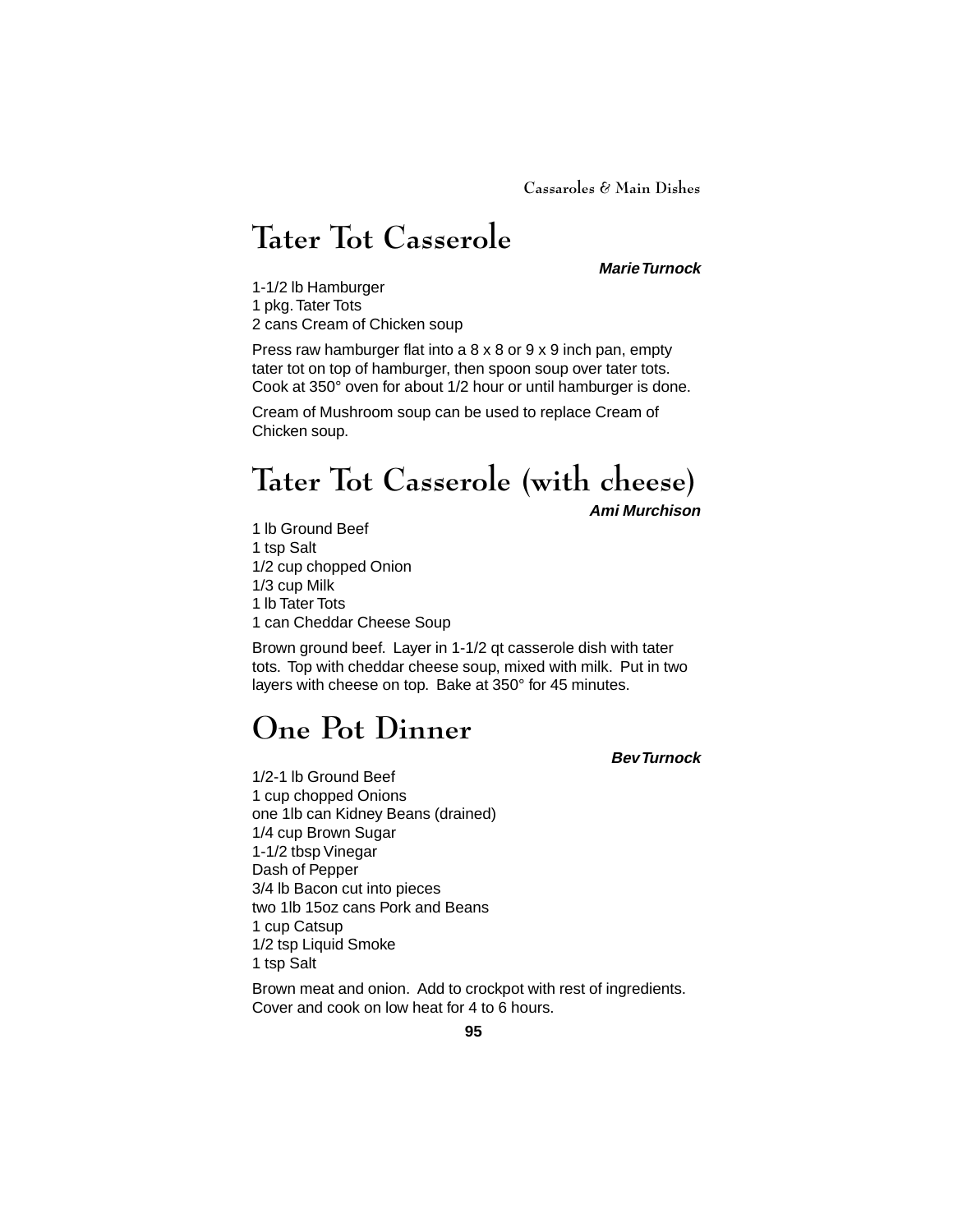# Tater Tot Casserole

***Marie Turnock***

1-1/2 lb Hamburger
1 pkg. Tater Tots
2 cans Cream of Chicken soup

Press raw hamburger flat into a 8 x 8 or 9 x 9 inch pan, empty tater tot on top of hamburger, then spoon soup over tater tots. Cook at 350° oven for about 1/2 hour or until hamburger is done.

Cream of Mushroom soup can be used to replace Cream of Chicken soup.

# Tater Tot Casserole (with cheese)

***Ami Murchison***

1 lb Ground Beef
1 tsp Salt
1/2 cup chopped Onion
1/3 cup Milk
1 lb Tater Tots
1 can Cheddar Cheese Soup

Brown ground beef. Layer in 1-1/2 qt casserole dish with tater tots. Top with cheddar cheese soup, mixed with milk. Put in two layers with cheese on top. Bake at 350° for 45 minutes.

# One Pot Dinner

***Bev Turnock***

1/2-1 lb Ground Beef
1 cup chopped Onions
one 1lb can Kidney Beans (drained)
1/4 cup Brown Sugar
1-1/2 tbsp Vinegar
Dash of Pepper
3/4 lb Bacon cut into pieces
two 1lb 15oz cans Pork and Beans
1 cup Catsup
1/2 tsp Liquid Smoke
1 tsp Salt

Brown meat and onion. Add to crockpot with rest of ingredients. Cover and cook on low heat for 4 to 6 hours.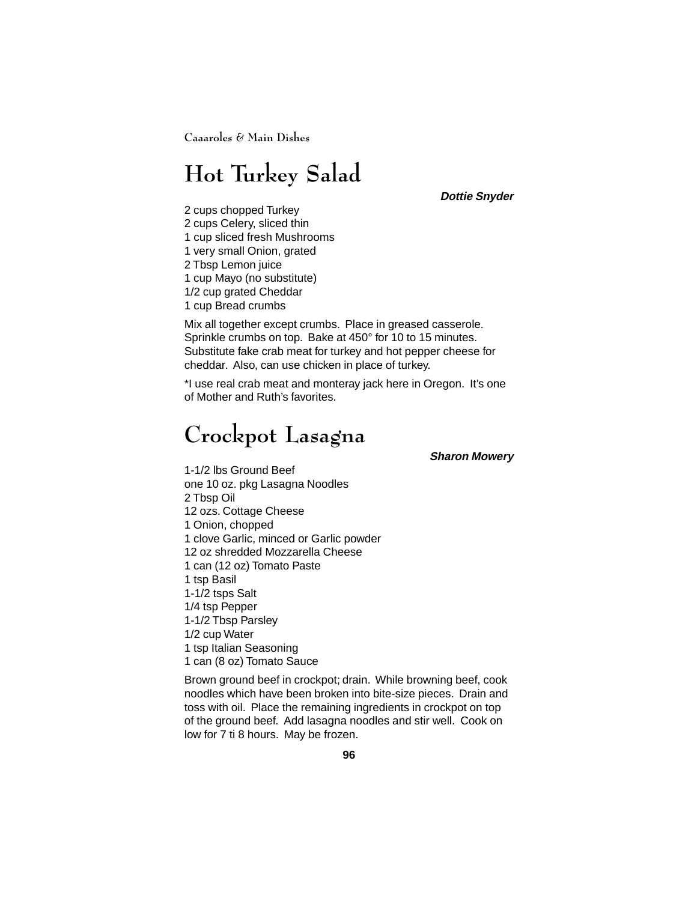# Hot Turkey Salad

***Dottie Snyder***

2 cups chopped Turkey
2 cups Celery, sliced thin
1 cup sliced fresh Mushrooms
1 very small Onion, grated
2 Tbsp Lemon juice
1 cup Mayo (no substitute)
1/2 cup grated Cheddar
1 cup Bread crumbs

Mix all together except crumbs. Place in greased casserole. Sprinkle crumbs on top. Bake at 450° for 10 to 15 minutes. Substitute fake crab meat for turkey and hot pepper cheese for cheddar. Also, can use chicken in place of turkey.

*I use real crab meat and monteray jack here in Oregon. It's one of Mother and Ruth's favorites.

# Crockpot Lasagna

***Sharon Mowery***

1-1/2 lbs Ground Beef
one 10 oz. pkg Lasagna Noodles
2 Tbsp Oil
12 ozs. Cottage Cheese
1 Onion, chopped
1 clove Garlic, minced or Garlic powder
12 oz shredded Mozzarella Cheese
1 can (12 oz) Tomato Paste
1 tsp Basil
1-1/2 tsps Salt
1/4 tsp Pepper
1-1/2 Tbsp Parsley
1/2 cup Water
1 tsp Italian Seasoning
1 can (8 oz) Tomato Sauce

Brown ground beef in crockpot; drain. While browning beef, cook noodles which have been broken into bite-size pieces. Drain and toss with oil. Place the remaining ingredients in crockpot on top of the ground beef. Add lasagna noodles and stir well. Cook on low for 7 ti 8 hours. May be frozen.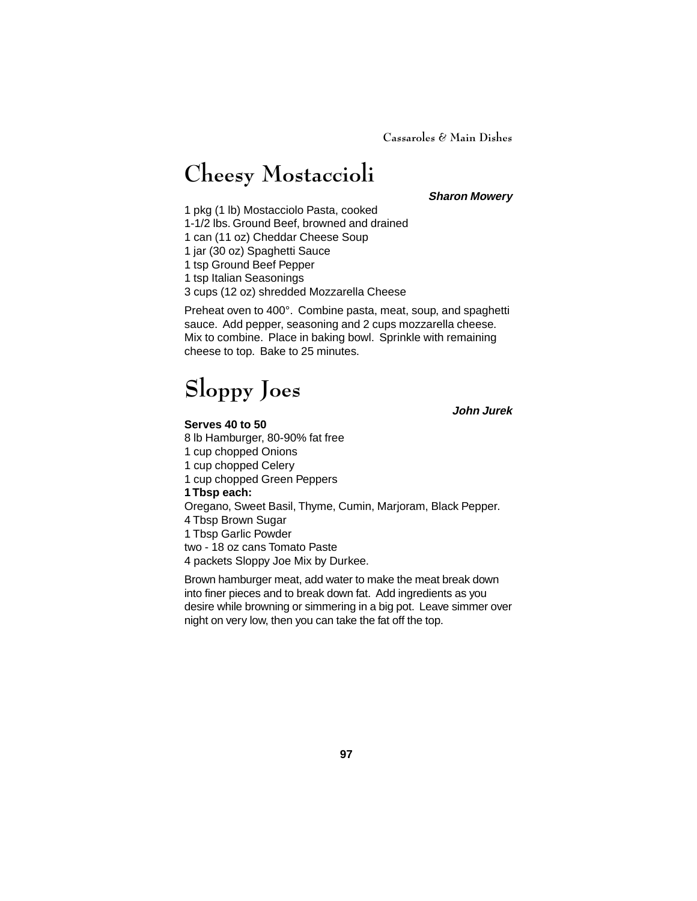# Cheesy Mostaccioli

***Sharon Mowery***

1 pkg (1 lb) Mostacciolo Pasta, cooked
1-1/2 lbs. Ground Beef, browned and drained
1 can (11 oz) Cheddar Cheese Soup
1 jar (30 oz) Spaghetti Sauce
1 tsp Ground Beef Pepper
1 tsp Italian Seasonings
3 cups (12 oz) shredded Mozzarella Cheese

Preheat oven to 400°. Combine pasta, meat, soup, and spaghetti sauce. Add pepper, seasoning and 2 cups mozzarella cheese. Mix to combine. Place in baking bowl. Sprinkle with remaining cheese to top. Bake to 25 minutes.

# Sloppy Joes

***John Jurek***

**Serves 40 to 50**
8 lb Hamburger, 80-90% fat free
1 cup chopped Onions
1 cup chopped Celery
1 cup chopped Green Peppers
**1 Tbsp each:**
Oregano, Sweet Basil, Thyme, Cumin, Marjoram, Black Pepper.
4 Tbsp Brown Sugar
1 Tbsp Garlic Powder
two - 18 oz cans Tomato Paste
4 packets Sloppy Joe Mix by Durkee.

Brown hamburger meat, add water to make the meat break down into finer pieces and to break down fat. Add ingredients as you desire while browning or simmering in a big pot. Leave simmer over night on very low, then you can take the fat off the top.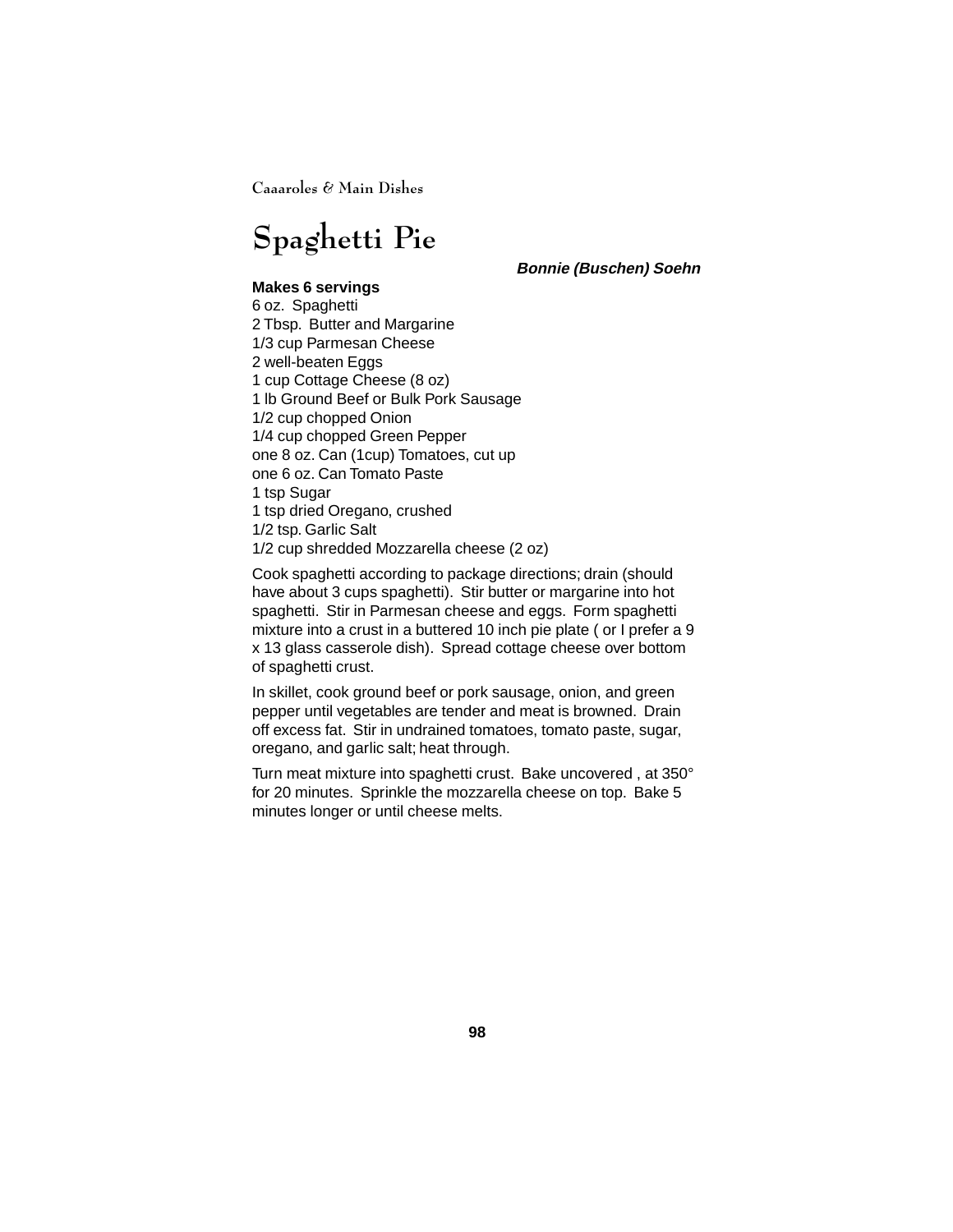# Spaghetti Pie

***Bonnie (Buschen) Soehn***

**Makes 6 servings**

6 oz.  Spaghetti
2 Tbsp.  Butter and Margarine
1/3 cup Parmesan Cheese
2 well-beaten Eggs
1 cup Cottage Cheese (8 oz)
1 lb Ground Beef or Bulk Pork Sausage
1/2 cup chopped Onion
1/4 cup chopped Green Pepper
one 8 oz. Can (1cup) Tomatoes, cut up
one 6 oz. Can Tomato Paste
1 tsp Sugar
1 tsp dried Oregano, crushed
1/2 tsp. Garlic Salt
1/2 cup shredded Mozzarella cheese (2 oz)

Cook spaghetti according to package directions; drain (should have about 3 cups spaghetti).  Stir butter or margarine into hot spaghetti.  Stir in Parmesan cheese and eggs.  Form spaghetti mixture into a crust in a buttered 10 inch pie plate ( or I prefer a 9 x 13 glass casserole dish).  Spread cottage cheese over bottom of spaghetti crust.

In skillet, cook ground beef or pork sausage, onion, and green pepper until vegetables are tender and meat is browned.  Drain off excess fat.  Stir in undrained tomatoes, tomato paste, sugar, oregano, and garlic salt; heat through.

Turn meat mixture into spaghetti crust.  Bake uncovered , at 350° for 20 minutes.  Sprinkle the mozzarella cheese on top.  Bake 5 minutes longer or until cheese melts.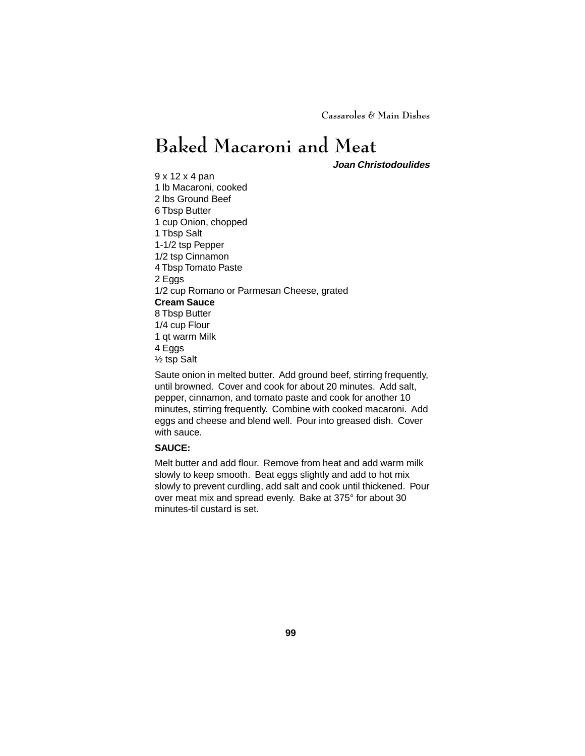# Baked Macaroni and Meat

***Joan Christodoulides***

9 x 12 x 4 pan
1 lb Macaroni, cooked
2 lbs Ground Beef
6 Tbsp Butter
1 cup Onion, chopped
1 Tbsp Salt
1-1/2 tsp Pepper
1/2 tsp Cinnamon
4 Tbsp Tomato Paste
2 Eggs
1/2 cup Romano or Parmesan Cheese, grated

**Cream Sauce**

8 Tbsp Butter
1/4 cup Flour
1 qt warm Milk
4 Eggs
½ tsp Salt

Saute onion in melted butter. Add ground beef, stirring frequently, until browned. Cover and cook for about 20 minutes. Add salt, pepper, cinnamon, and tomato paste and cook for another 10 minutes, stirring frequently. Combine with cooked macaroni. Add eggs and cheese and blend well. Pour into greased dish. Cover with sauce.

**SAUCE:**

Melt butter and add flour. Remove from heat and add warm milk slowly to keep smooth. Beat eggs slightly and add to hot mix slowly to prevent curdling, add salt and cook until thickened. Pour over meat mix and spread evenly. Bake at 375° for about 30 minutes-til custard is set.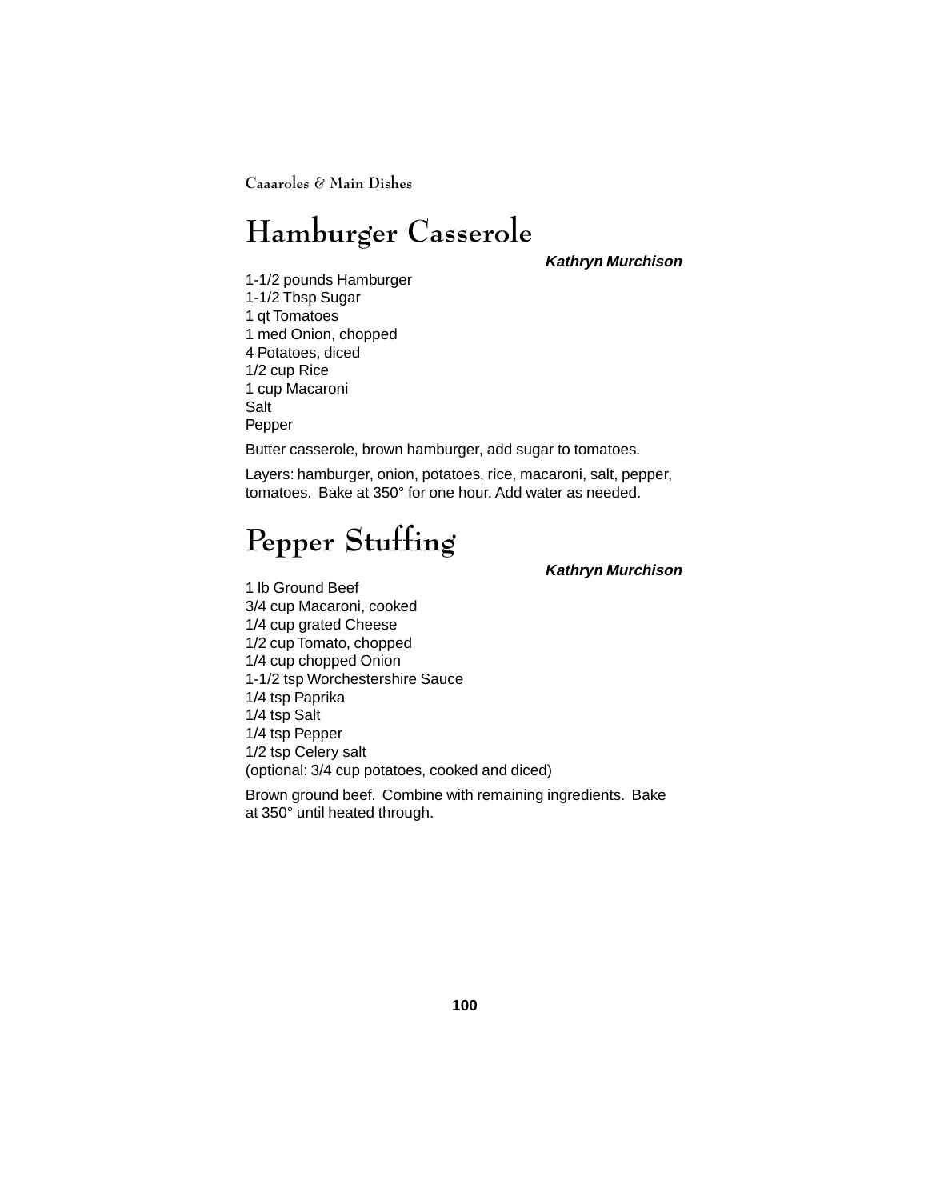# Hamburger Casserole

***Kathryn Murchison***

1-1/2 pounds Hamburger
1-1/2 Tbsp Sugar
1 qt Tomatoes
1 med Onion, chopped
4 Potatoes, diced
1/2 cup Rice
1 cup Macaroni
Salt
Pepper

Butter casserole, brown hamburger, add sugar to tomatoes.

Layers: hamburger, onion, potatoes, rice, macaroni, salt, pepper, tomatoes. Bake at 350° for one hour. Add water as needed.

# Pepper Stuffing

***Kathryn Murchison***

1 lb Ground Beef
3/4 cup Macaroni, cooked
1/4 cup grated Cheese
1/2 cup Tomato, chopped
1/4 cup chopped Onion
1-1/2 tsp Worchestershire Sauce
1/4 tsp Paprika
1/4 tsp Salt
1/4 tsp Pepper
1/2 tsp Celery salt
(optional: 3/4 cup potatoes, cooked and diced)

Brown ground beef. Combine with remaining ingredients. Bake at 350° until heated through.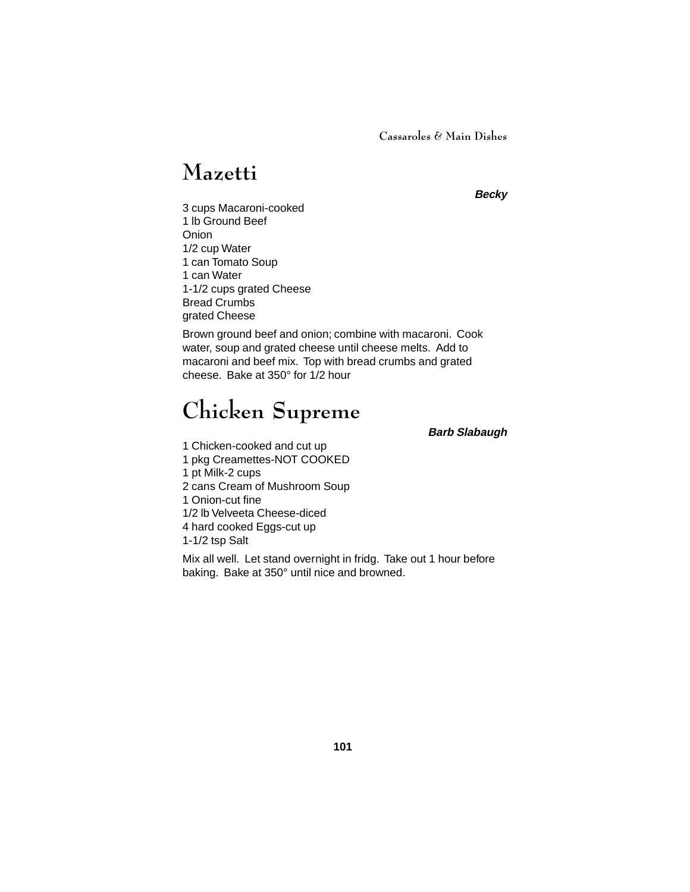# Mazetti

***Becky***

3 cups Macaroni-cooked
1 lb Ground Beef
Onion
1/2 cup Water
1 can Tomato Soup
1 can Water
1-1/2 cups grated Cheese
Bread Crumbs
grated Cheese

Brown ground beef and onion; combine with macaroni. Cook water, soup and grated cheese until cheese melts. Add to macaroni and beef mix. Top with bread crumbs and grated cheese. Bake at 350° for 1/2 hour

# Chicken Supreme

***Barb Slabaugh***

1 Chicken-cooked and cut up
1 pkg Creamettes-NOT COOKED
1 pt Milk-2 cups
2 cans Cream of Mushroom Soup
1 Onion-cut fine
1/2 lb Velveeta Cheese-diced
4 hard cooked Eggs-cut up
1-1/2 tsp Salt

Mix all well. Let stand overnight in fridg. Take out 1 hour before baking. Bake at 350° until nice and browned.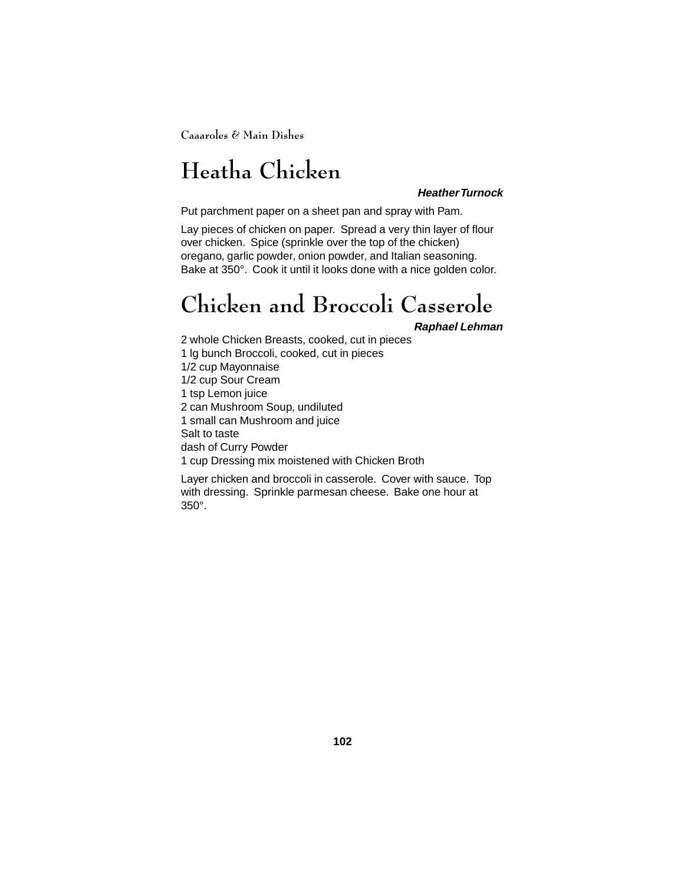# Heatha Chicken

***Heather Turnock***

Put parchment paper on a sheet pan and spray with Pam.

Lay pieces of chicken on paper. Spread a very thin layer of flour over chicken. Spice (sprinkle over the top of the chicken) oregano, garlic powder, onion powder, and Italian seasoning. Bake at 350°. Cook it until it looks done with a nice golden color.

# Chicken and Broccoli Casserole

***Raphael Lehman***

2 whole Chicken Breasts, cooked, cut in pieces
1 lg bunch Broccoli, cooked, cut in pieces
1/2 cup Mayonnaise
1/2 cup Sour Cream
1 tsp Lemon juice
2 can Mushroom Soup, undiluted
1 small can Mushroom and juice
Salt to taste
dash of Curry Powder
1 cup Dressing mix moistened with Chicken Broth

Layer chicken and broccoli in casserole. Cover with sauce. Top with dressing. Sprinkle parmesan cheese. Bake one hour at 350°.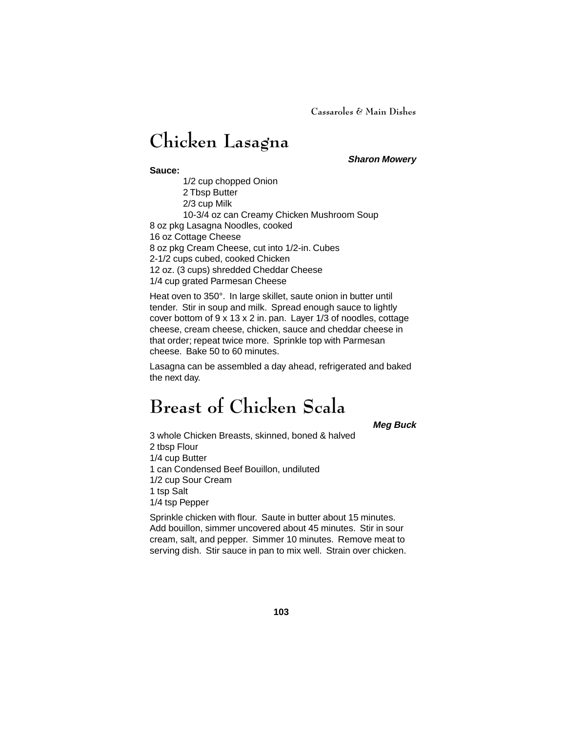# Chicken Lasagna

***Sharon Mowery***

**Sauce:**

- 1/2 cup chopped Onion
- 2 Tbsp Butter
- 2/3 cup Milk
- 10-3/4 oz can Creamy Chicken Mushroom Soup

8 oz pkg Lasagna Noodles, cooked
16 oz Cottage Cheese
8 oz pkg Cream Cheese, cut into 1/2-in. Cubes
2-1/2 cups cubed, cooked Chicken
12 oz. (3 cups) shredded Cheddar Cheese
1/4 cup grated Parmesan Cheese

Heat oven to 350°. In large skillet, saute onion in butter until tender. Stir in soup and milk. Spread enough sauce to lightly cover bottom of 9 x 13 x 2 in. pan. Layer 1/3 of noodles, cottage cheese, cream cheese, chicken, sauce and cheddar cheese in that order; repeat twice more. Sprinkle top with Parmesan cheese. Bake 50 to 60 minutes.

Lasagna can be assembled a day ahead, refrigerated and baked the next day.

# Breast of Chicken Scala

***Meg Buck***

3 whole Chicken Breasts, skinned, boned & halved
2 tbsp Flour
1/4 cup Butter
1 can Condensed Beef Bouillon, undiluted
1/2 cup Sour Cream
1 tsp Salt
1/4 tsp Pepper

Sprinkle chicken with flour. Saute in butter about 15 minutes. Add bouillon, simmer uncovered about 45 minutes. Stir in sour cream, salt, and pepper. Simmer 10 minutes. Remove meat to serving dish. Stir sauce in pan to mix well. Strain over chicken.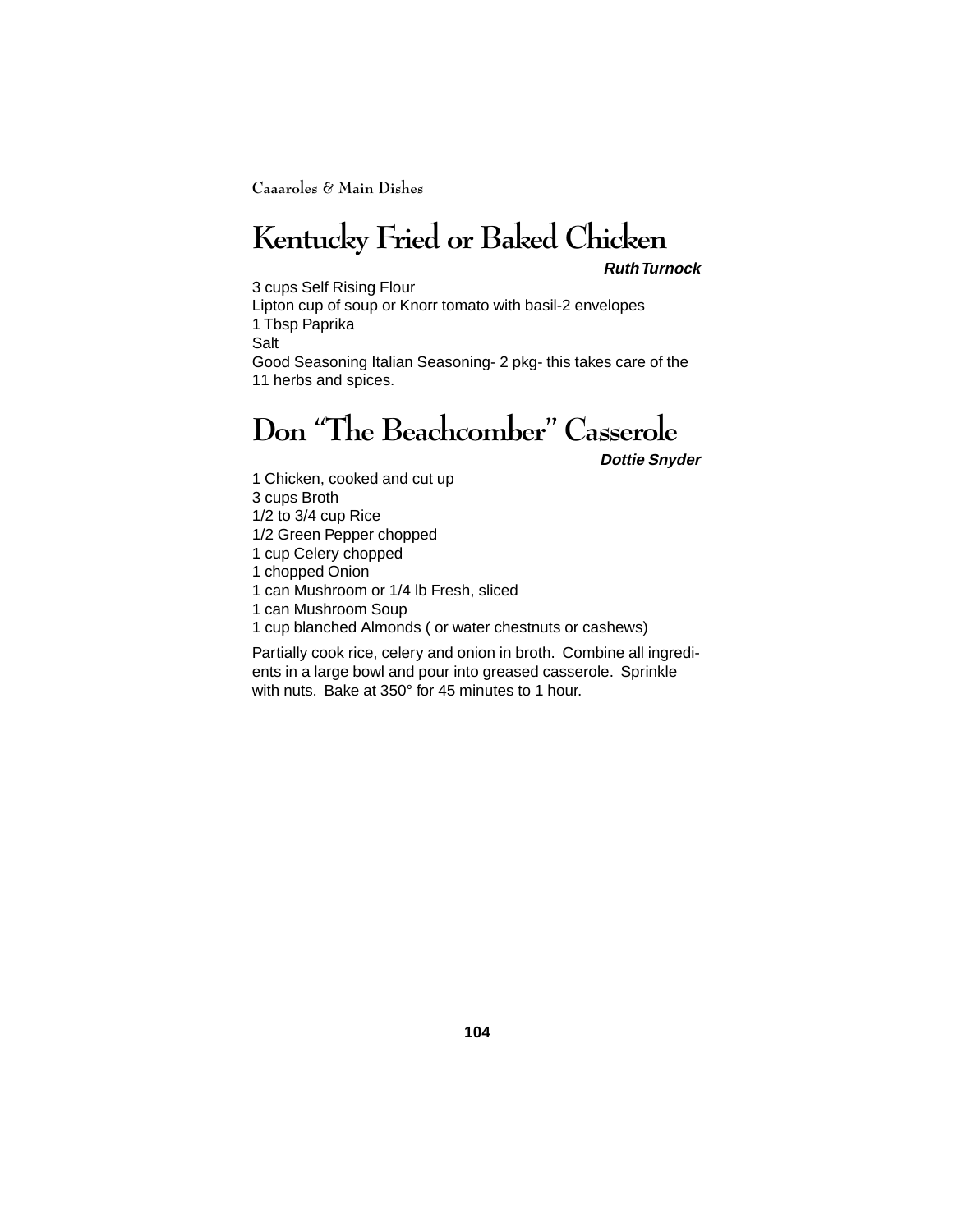# Kentucky Fried or Baked Chicken

***Ruth Turnock***

3 cups Self Rising Flour
Lipton cup of soup or Knorr tomato with basil-2 envelopes
1 Tbsp Paprika
Salt
Good Seasoning Italian Seasoning- 2 pkg- this takes care of the 11 herbs and spices.

# Don "The Beachcomber" Casserole

***Dottie Snyder***

1 Chicken, cooked and cut up
3 cups Broth
1/2 to 3/4 cup Rice
1/2 Green Pepper chopped
1 cup Celery chopped
1 chopped Onion
1 can Mushroom or 1/4 lb Fresh, sliced
1 can Mushroom Soup
1 cup blanched Almonds ( or water chestnuts or cashews)

Partially cook rice, celery and onion in broth. Combine all ingredients in a large bowl and pour into greased casserole. Sprinkle with nuts. Bake at 350° for 45 minutes to 1 hour.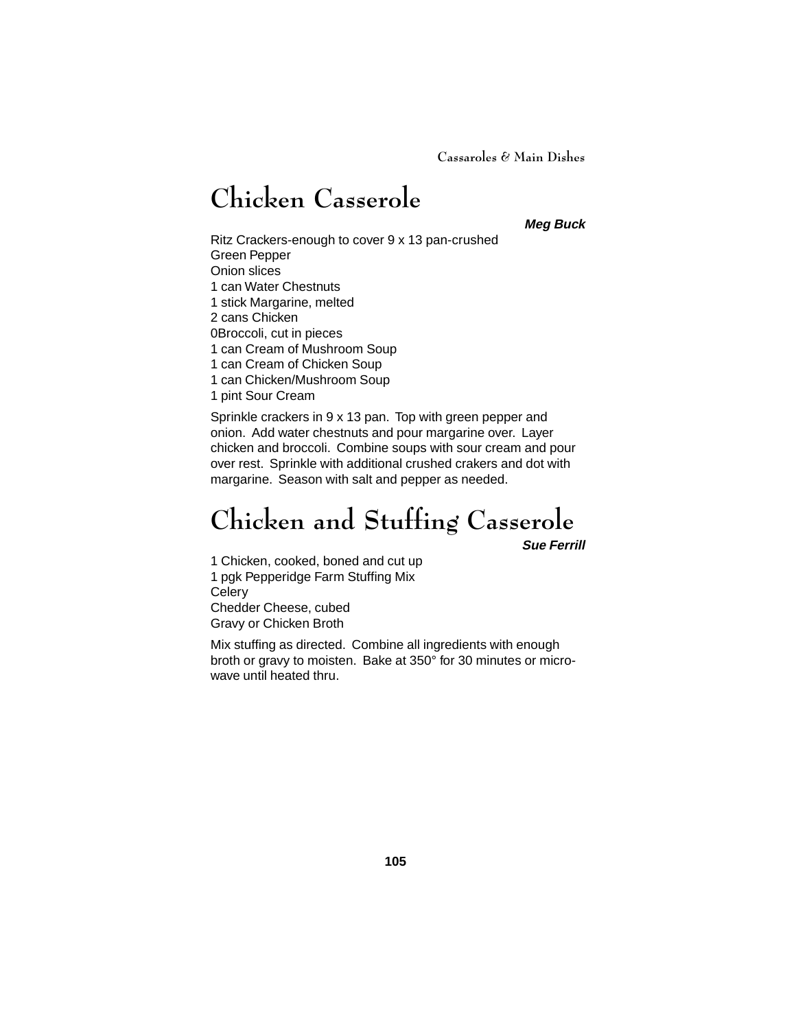# Chicken Casserole

***Meg Buck***

Ritz Crackers-enough to cover 9 x 13 pan-crushed
Green Pepper
Onion slices
1 can Water Chestnuts
1 stick Margarine, melted
2 cans Chicken
0Broccoli, cut in pieces
1 can Cream of Mushroom Soup
1 can Cream of Chicken Soup
1 can Chicken/Mushroom Soup
1 pint Sour Cream

Sprinkle crackers in 9 x 13 pan. Top with green pepper and onion. Add water chestnuts and pour margarine over. Layer chicken and broccoli. Combine soups with sour cream and pour over rest. Sprinkle with additional crushed crakers and dot with margarine. Season with salt and pepper as needed.

# Chicken and Stuffing Casserole

***Sue Ferrill***

1 Chicken, cooked, boned and cut up
1 pgk Pepperidge Farm Stuffing Mix
Celery
Chedder Cheese, cubed
Gravy or Chicken Broth

Mix stuffing as directed. Combine all ingredients with enough broth or gravy to moisten. Bake at 350° for 30 minutes or micro-wave until heated thru.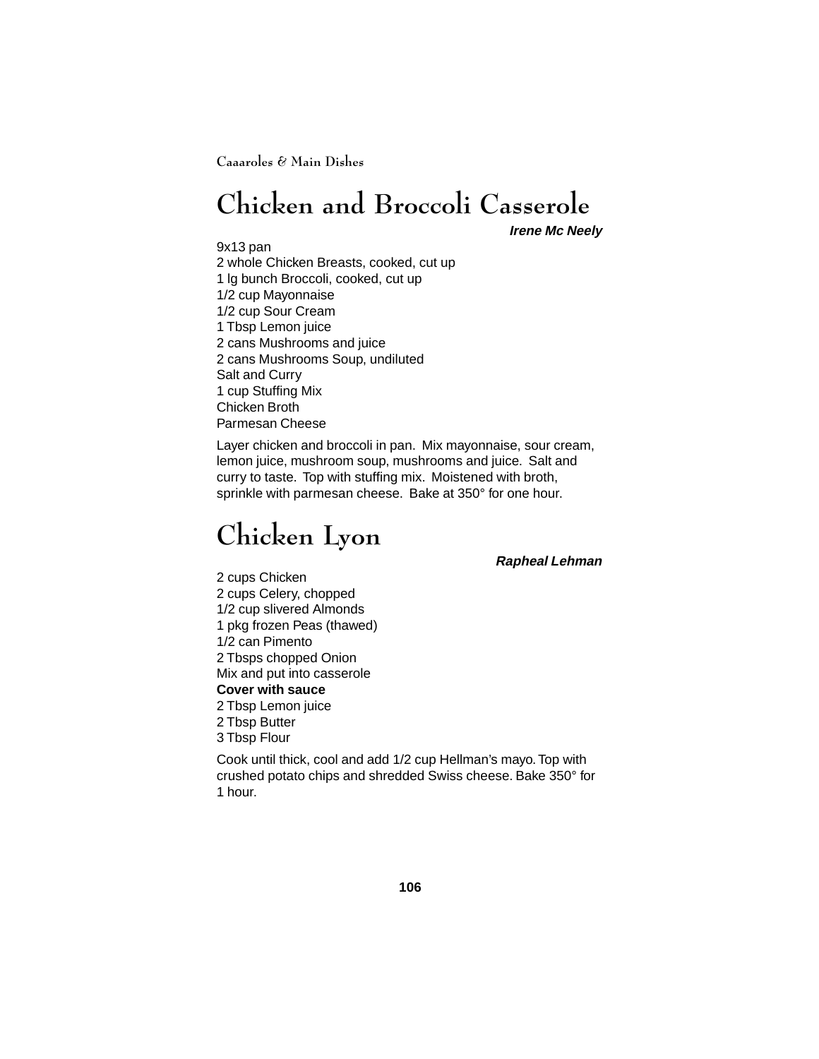# Chicken and Broccoli Casserole

***Irene Mc Neely***

9x13 pan
2 whole Chicken Breasts, cooked, cut up
1 lg bunch Broccoli, cooked, cut up
1/2 cup Mayonnaise
1/2 cup Sour Cream
1 Tbsp Lemon juice
2 cans Mushrooms and juice
2 cans Mushrooms Soup, undiluted
Salt and Curry
1 cup Stuffing Mix
Chicken Broth
Parmesan Cheese

Layer chicken and broccoli in pan. Mix mayonnaise, sour cream, lemon juice, mushroom soup, mushrooms and juice. Salt and curry to taste. Top with stuffing mix. Moistened with broth, sprinkle with parmesan cheese. Bake at 350° for one hour.

# Chicken Lyon

***Rapheal Lehman***

2 cups Chicken
2 cups Celery, chopped
1/2 cup slivered Almonds
1 pkg frozen Peas (thawed)
1/2 can Pimento
2 Tbsps chopped Onion
Mix and put into casserole
**Cover with sauce**
2 Tbsp Lemon juice
2 Tbsp Butter
3 Tbsp Flour

Cook until thick, cool and add 1/2 cup Hellman's mayo. Top with crushed potato chips and shredded Swiss cheese. Bake 350° for 1 hour.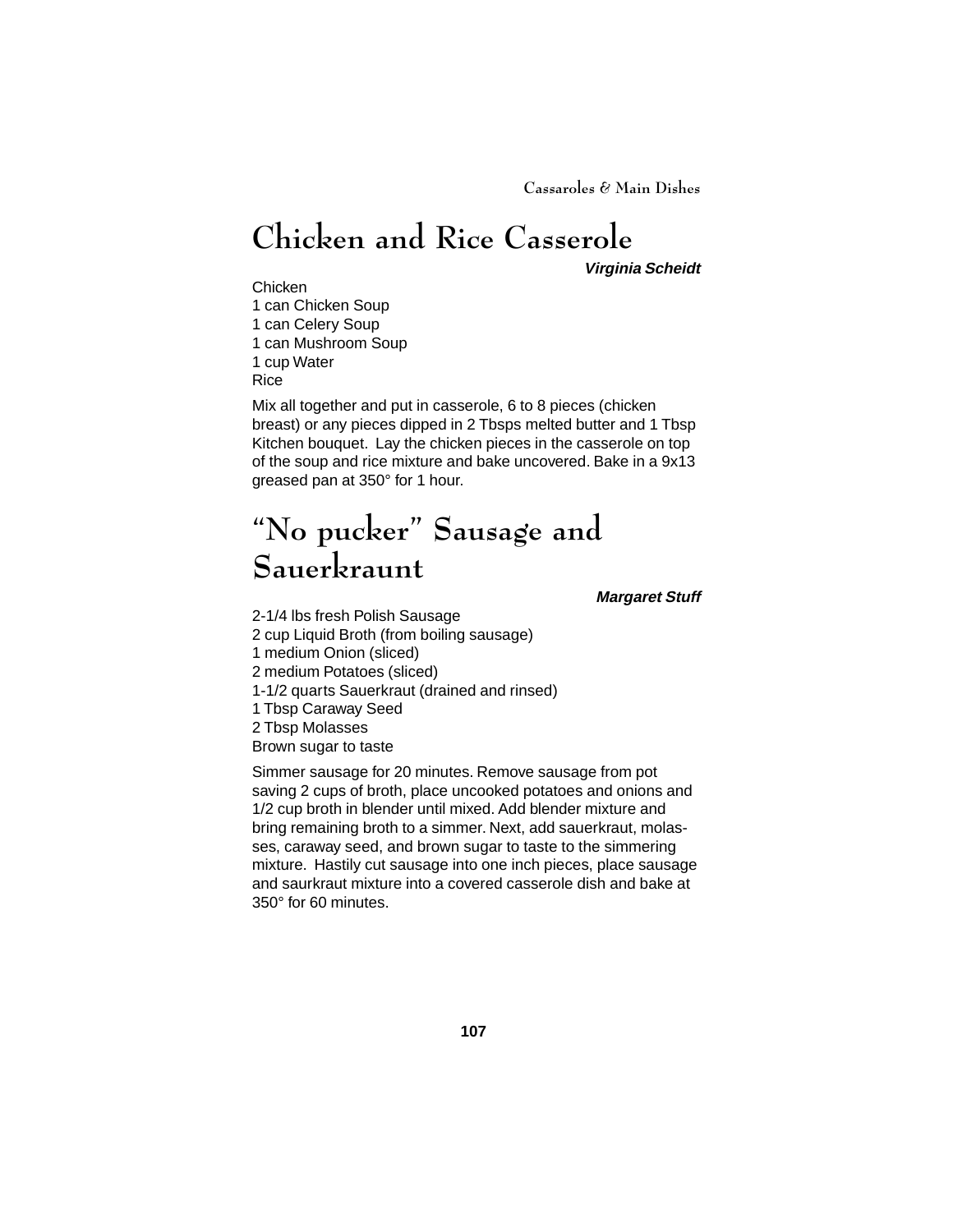# Chicken and Rice Casserole

***Virginia Scheidt***

Chicken
1 can Chicken Soup
1 can Celery Soup
1 can Mushroom Soup
1 cup Water
Rice

Mix all together and put in casserole, 6 to 8 pieces (chicken breast) or any pieces dipped in 2 Tbsps melted butter and 1 Tbsp Kitchen bouquet. Lay the chicken pieces in the casserole on top of the soup and rice mixture and bake uncovered. Bake in a 9x13 greased pan at 350° for 1 hour.

# "No pucker" Sausage and Sauerkraunt

***Margaret Stuff***

2-1/4 lbs fresh Polish Sausage
2 cup Liquid Broth (from boiling sausage)
1 medium Onion (sliced)
2 medium Potatoes (sliced)
1-1/2 quarts Sauerkraut (drained and rinsed)
1 Tbsp Caraway Seed
2 Tbsp Molasses
Brown sugar to taste

Simmer sausage for 20 minutes. Remove sausage from pot saving 2 cups of broth, place uncooked potatoes and onions and 1/2 cup broth in blender until mixed. Add blender mixture and bring remaining broth to a simmer. Next, add sauerkraut, molasses, caraway seed, and brown sugar to taste to the simmering mixture. Hastily cut sausage into one inch pieces, place sausage and saurkraut mixture into a covered casserole dish and bake at 350° for 60 minutes.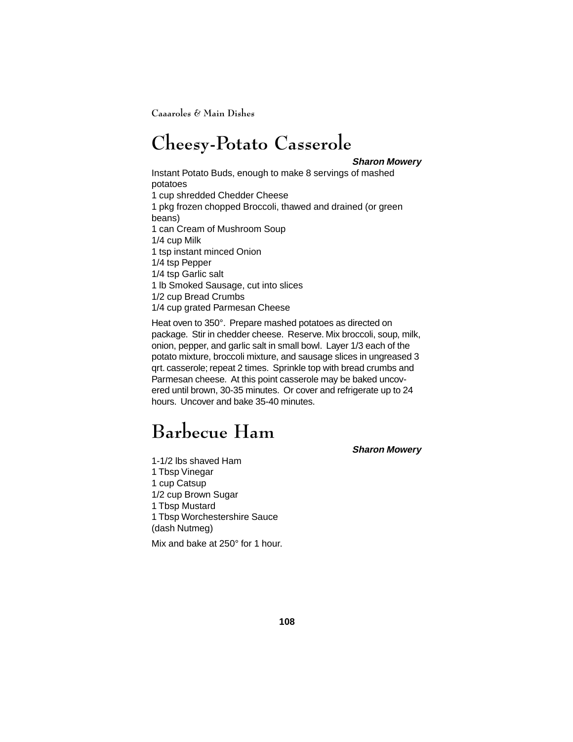# Cheesy-Potato Casserole

***Sharon Mowery***

Instant Potato Buds, enough to make 8 servings of mashed potatoes
1 cup shredded Chedder Cheese
1 pkg frozen chopped Broccoli, thawed and drained (or green beans)
1 can Cream of Mushroom Soup
1/4 cup Milk
1 tsp instant minced Onion
1/4 tsp Pepper
1/4 tsp Garlic salt
1 lb Smoked Sausage, cut into slices
1/2 cup Bread Crumbs
1/4 cup grated Parmesan Cheese

Heat oven to 350°. Prepare mashed potatoes as directed on package. Stir in chedder cheese. Reserve. Mix broccoli, soup, milk, onion, pepper, and garlic salt in small bowl. Layer 1/3 each of the potato mixture, broccoli mixture, and sausage slices in ungreased 3 qrt. casserole; repeat 2 times. Sprinkle top with bread crumbs and Parmesan cheese. At this point casserole may be baked uncovered until brown, 30-35 minutes. Or cover and refrigerate up to 24 hours. Uncover and bake 35-40 minutes.

# Barbecue Ham

***Sharon Mowery***

1-1/2 lbs shaved Ham
1 Tbsp Vinegar
1 cup Catsup
1/2 cup Brown Sugar
1 Tbsp Mustard
1 Tbsp Worchestershire Sauce
(dash Nutmeg)

Mix and bake at 250° for 1 hour.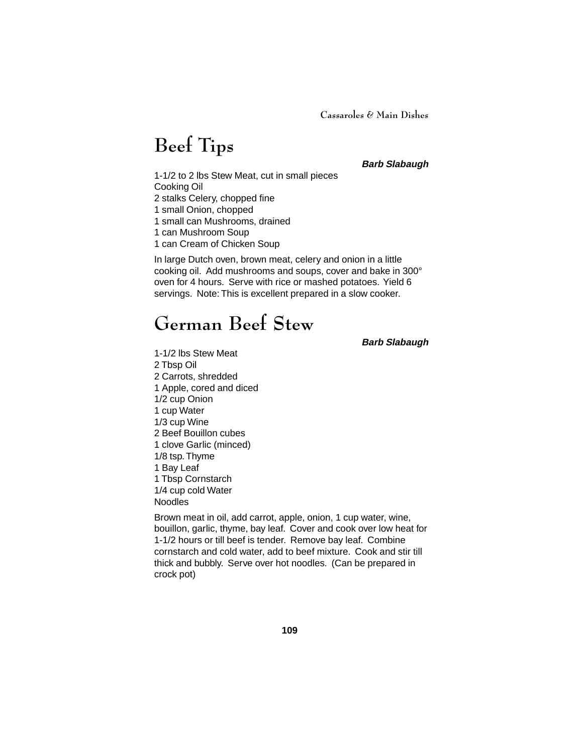# Beef Tips

***Barb Slabaugh***

1-1/2 to 2 lbs Stew Meat, cut in small pieces
Cooking Oil
2 stalks Celery, chopped fine
1 small Onion, chopped
1 small can Mushrooms, drained
1 can Mushroom Soup
1 can Cream of Chicken Soup

In large Dutch oven, brown meat, celery and onion in a little cooking oil. Add mushrooms and soups, cover and bake in 300° oven for 4 hours. Serve with rice or mashed potatoes. Yield 6 servings. Note: This is excellent prepared in a slow cooker.

# German Beef Stew

***Barb Slabaugh***

1-1/2 lbs Stew Meat
2 Tbsp Oil
2 Carrots, shredded
1 Apple, cored and diced
1/2 cup Onion
1 cup Water
1/3 cup Wine
2 Beef Bouillon cubes
1 clove Garlic (minced)
1/8 tsp. Thyme
1 Bay Leaf
1 Tbsp Cornstarch
1/4 cup cold Water
Noodles

Brown meat in oil, add carrot, apple, onion, 1 cup water, wine, bouillon, garlic, thyme, bay leaf. Cover and cook over low heat for 1-1/2 hours or till beef is tender. Remove bay leaf. Combine cornstarch and cold water, add to beef mixture. Cook and stir till thick and bubbly. Serve over hot noodles. (Can be prepared in crock pot)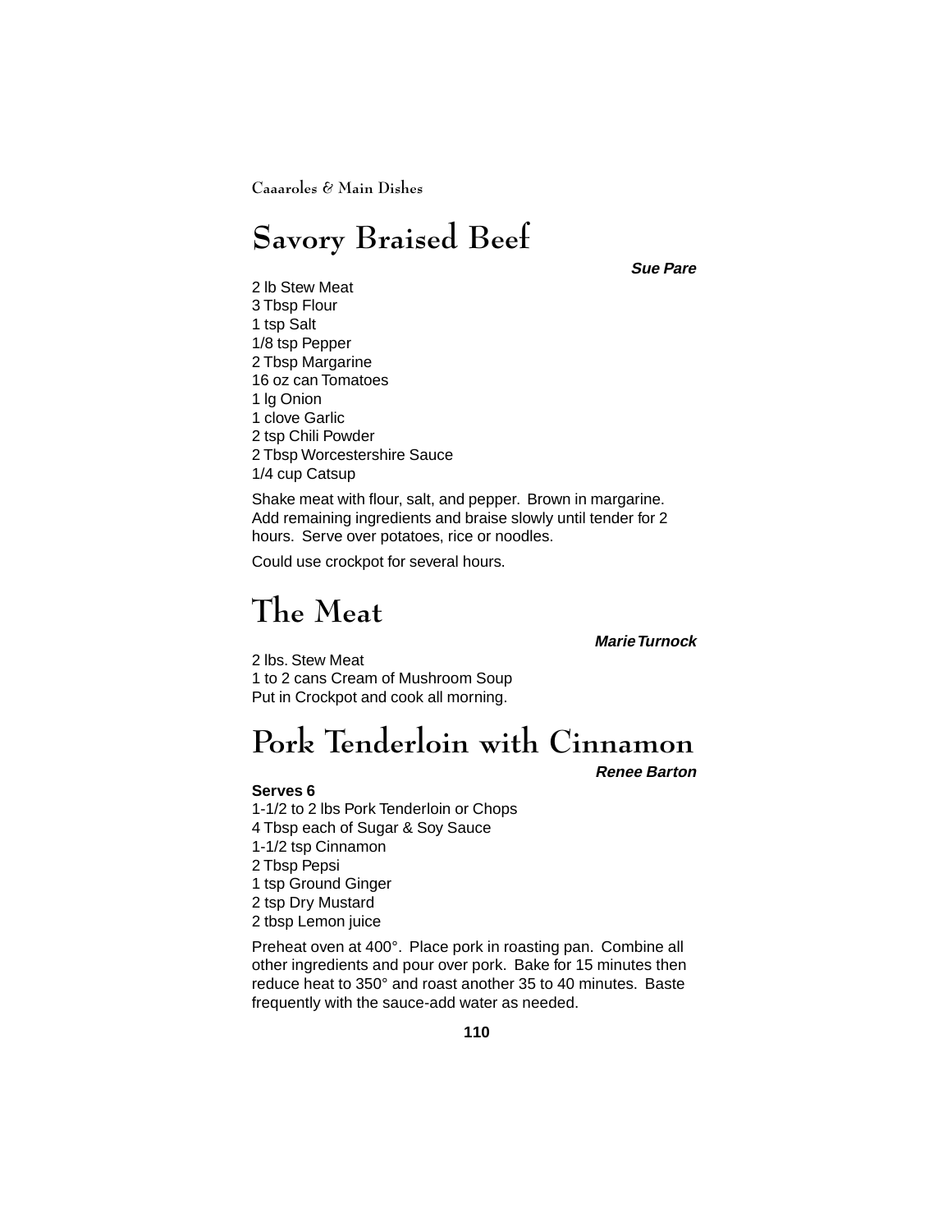# Savory Braised Beef

***Sue Pare***

2 lb Stew Meat
3 Tbsp Flour
1 tsp Salt
1/8 tsp Pepper
2 Tbsp Margarine
16 oz can Tomatoes
1 lg Onion
1 clove Garlic
2 tsp Chili Powder
2 Tbsp Worcestershire Sauce
1/4 cup Catsup

Shake meat with flour, salt, and pepper. Brown in margarine. Add remaining ingredients and braise slowly until tender for 2 hours. Serve over potatoes, rice or noodles.

Could use crockpot for several hours.

# The Meat

***Marie Turnock***

2 lbs. Stew Meat
1 to 2 cans Cream of Mushroom Soup
Put in Crockpot and cook all morning.

# Pork Tenderloin with Cinnamon

***Renee Barton***

**Serves 6**

1-1/2 to 2 lbs Pork Tenderloin or Chops
4 Tbsp each of Sugar & Soy Sauce
1-1/2 tsp Cinnamon
2 Tbsp Pepsi
1 tsp Ground Ginger
2 tsp Dry Mustard
2 tbsp Lemon juice

Preheat oven at 400°. Place pork in roasting pan. Combine all other ingredients and pour over pork. Bake for 15 minutes then reduce heat to 350° and roast another 35 to 40 minutes. Baste frequently with the sauce-add water as needed.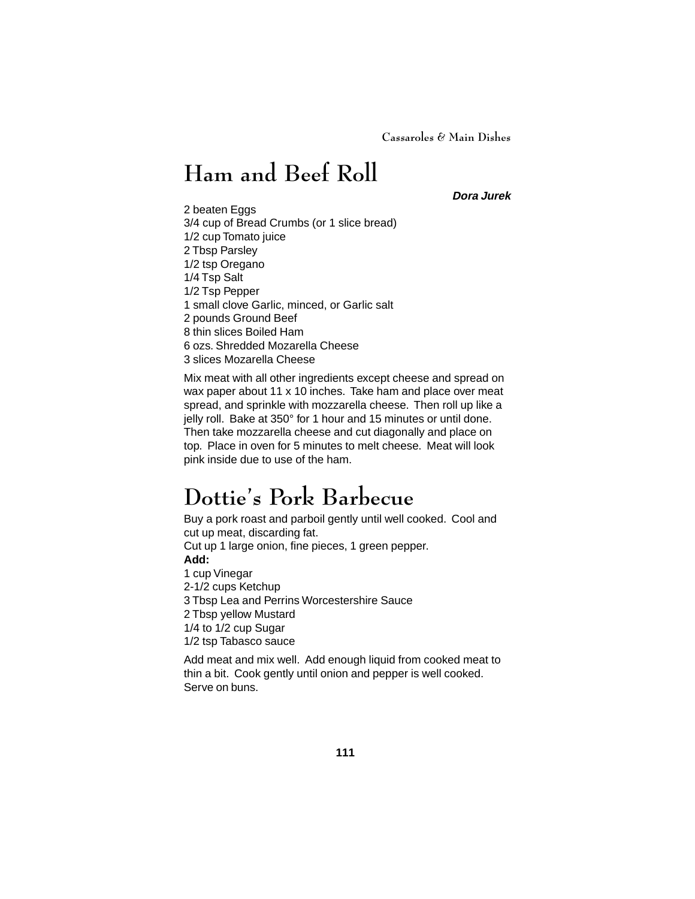# Ham and Beef Roll

***Dora Jurek***

2 beaten Eggs
3/4 cup of Bread Crumbs (or 1 slice bread)
1/2 cup Tomato juice
2 Tbsp Parsley
1/2 tsp Oregano
1/4 Tsp Salt
1/2 Tsp Pepper
1 small clove Garlic, minced, or Garlic salt
2 pounds Ground Beef
8 thin slices Boiled Ham
6 ozs. Shredded Mozarella Cheese
3 slices Mozarella Cheese

Mix meat with all other ingredients except cheese and spread on wax paper about 11 x 10 inches. Take ham and place over meat spread, and sprinkle with mozzarella cheese. Then roll up like a jelly roll. Bake at 350° for 1 hour and 15 minutes or until done. Then take mozzarella cheese and cut diagonally and place on top. Place in oven for 5 minutes to melt cheese. Meat will look pink inside due to use of the ham.

# Dottie's Pork Barbecue

Buy a pork roast and parboil gently until well cooked. Cool and cut up meat, discarding fat.
Cut up 1 large onion, fine pieces, 1 green pepper.
**Add:**
1 cup Vinegar
2-1/2 cups Ketchup
3 Tbsp Lea and Perrins Worcestershire Sauce
2 Tbsp yellow Mustard
1/4 to 1/2 cup Sugar
1/2 tsp Tabasco sauce

Add meat and mix well. Add enough liquid from cooked meat to thin a bit. Cook gently until onion and pepper is well cooked. Serve on buns.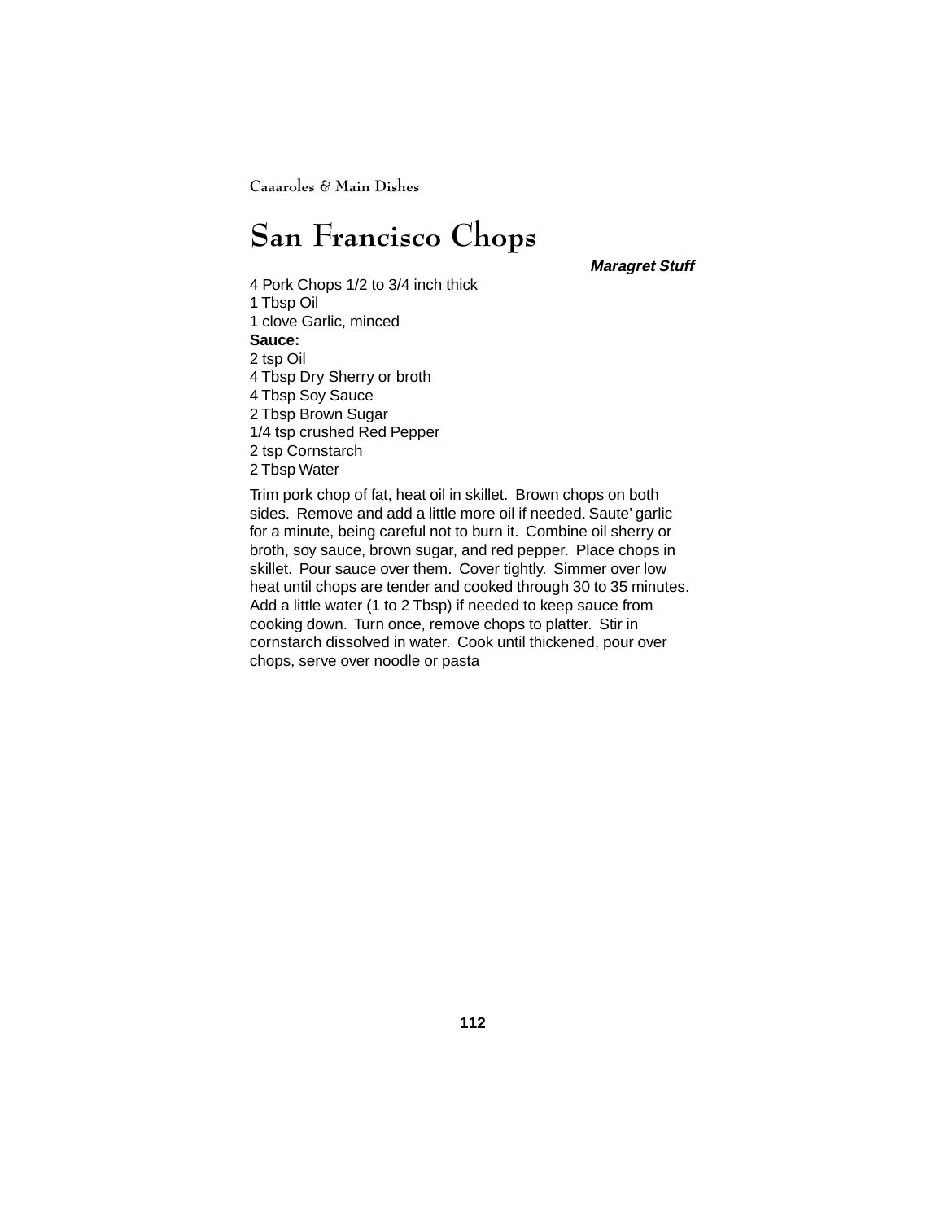# San Francisco Chops

***Maragret Stuff***

4 Pork Chops 1/2 to 3/4 inch thick
1 Tbsp Oil
1 clove Garlic, minced
**Sauce:**
2 tsp Oil
4 Tbsp Dry Sherry or broth
4 Tbsp Soy Sauce
2 Tbsp Brown Sugar
1/4 tsp crushed Red Pepper
2 tsp Cornstarch
2 Tbsp Water

Trim pork chop of fat, heat oil in skillet. Brown chops on both sides. Remove and add a little more oil if needed. Saute' garlic for a minute, being careful not to burn it. Combine oil sherry or broth, soy sauce, brown sugar, and red pepper. Place chops in skillet. Pour sauce over them. Cover tightly. Simmer over low heat until chops are tender and cooked through 30 to 35 minutes. Add a little water (1 to 2 Tbsp) if needed to keep sauce from cooking down. Turn once, remove chops to platter. Stir in cornstarch dissolved in water. Cook until thickened, pour over chops, serve over noodle or pasta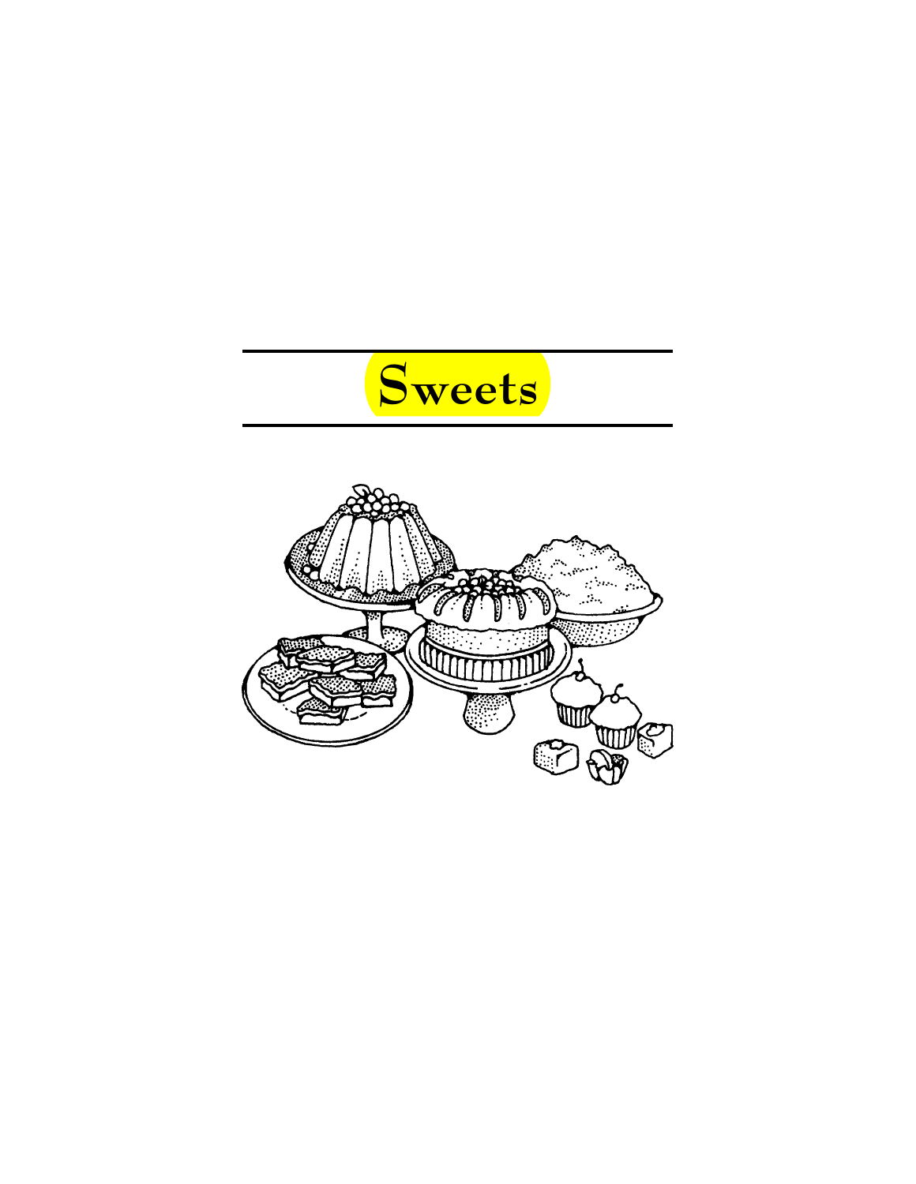# Sweets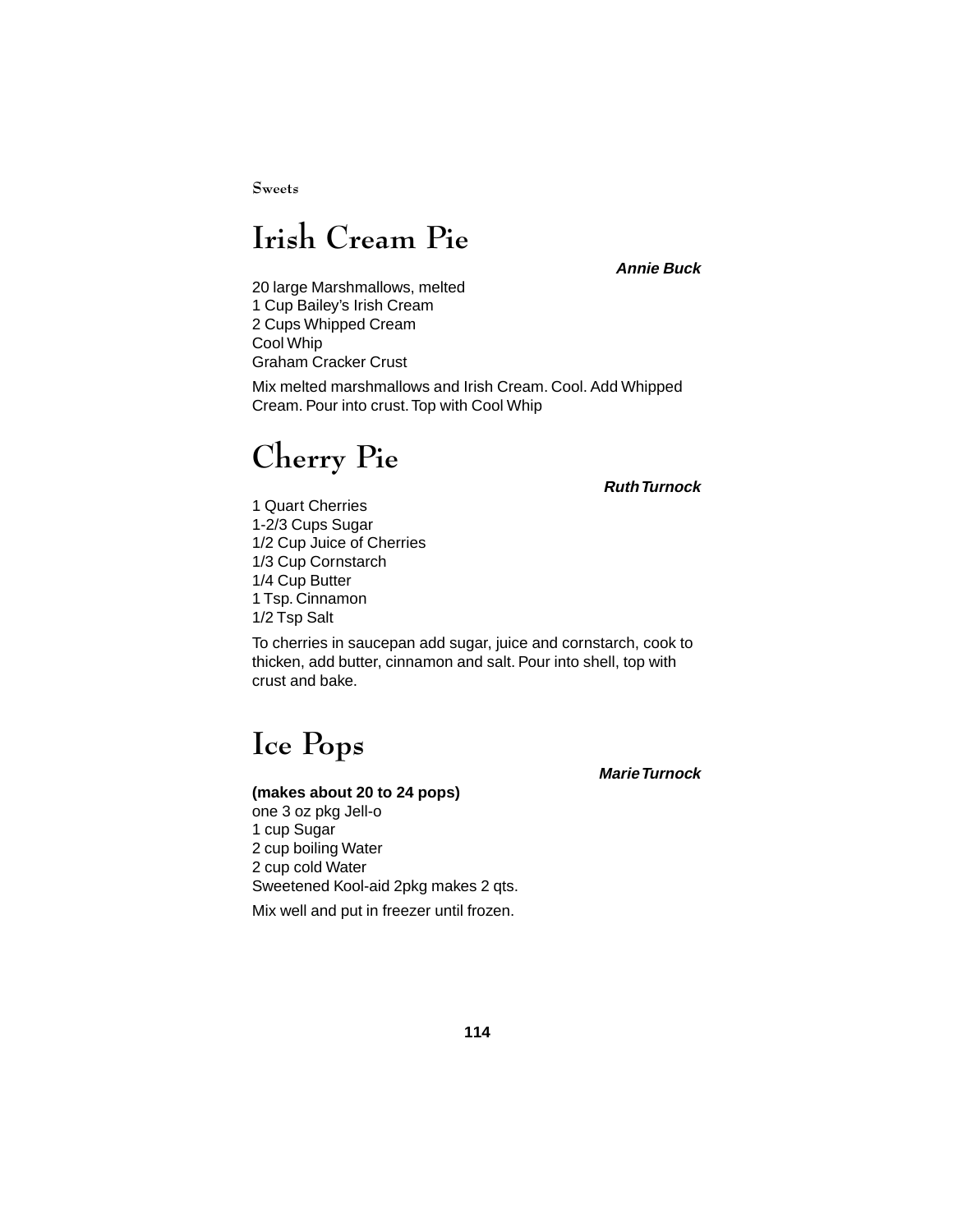# Irish Cream Pie

***Annie Buck***

20 large Marshmallows, melted
1 Cup Bailey's Irish Cream
2 Cups Whipped Cream
Cool Whip
Graham Cracker Crust

Mix melted marshmallows and Irish Cream. Cool. Add Whipped Cream. Pour into crust. Top with Cool Whip

# Cherry Pie

***Ruth Turnock***

1 Quart Cherries
1-2/3 Cups Sugar
1/2 Cup Juice of Cherries
1/3 Cup Cornstarch
1/4 Cup Butter
1 Tsp. Cinnamon
1/2 Tsp Salt

To cherries in saucepan add sugar, juice and cornstarch, cook to thicken, add butter, cinnamon and salt. Pour into shell, top with crust and bake.

# Ice Pops

***Marie Turnock***

**(makes about 20 to 24 pops)**
one 3 oz pkg Jell-o
1 cup Sugar
2 cup boiling Water
2 cup cold Water
Sweetened Kool-aid 2pkg makes 2 qts.

Mix well and put in freezer until frozen.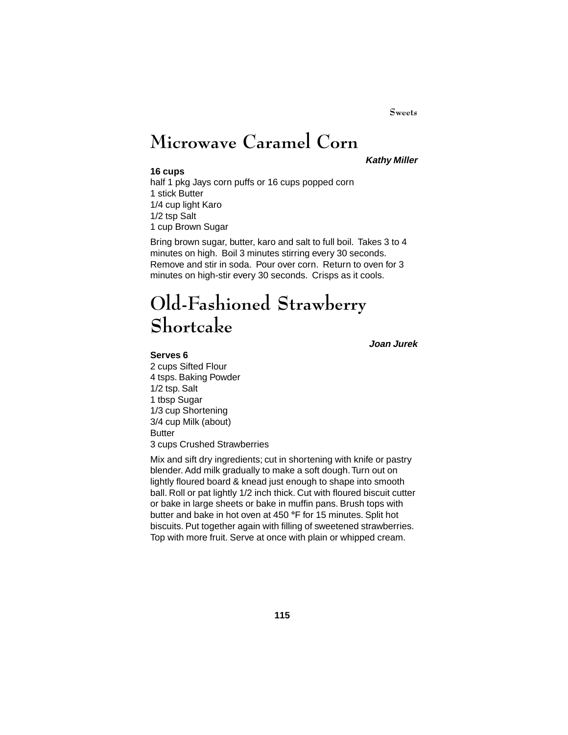# Microwave Caramel Corn

***Kathy Miller***

**16 cups**

half 1 pkg Jays corn puffs or 16 cups popped corn
1 stick Butter
1/4 cup light Karo
1/2 tsp Salt
1 cup Brown Sugar

Bring brown sugar, butter, karo and salt to full boil. Takes 3 to 4 minutes on high. Boil 3 minutes stirring every 30 seconds. Remove and stir in soda. Pour over corn. Return to oven for 3 minutes on high-stir every 30 seconds. Crisps as it cools.

# Old-Fashioned Strawberry Shortcake

***Joan Jurek***

**Serves 6**

2 cups Sifted Flour
4 tsps. Baking Powder
1/2 tsp. Salt
1 tbsp Sugar
1/3 cup Shortening
3/4 cup Milk (about)
Butter
3 cups Crushed Strawberries

Mix and sift dry ingredients; cut in shortening with knife or pastry blender. Add milk gradually to make a soft dough. Turn out on lightly floured board & knead just enough to shape into smooth ball. Roll or pat lightly 1/2 inch thick. Cut with floured biscuit cutter or bake in large sheets or bake in muffin pans. Brush tops with butter and bake in hot oven at 450 °F for 15 minutes. Split hot biscuits. Put together again with filling of sweetened strawberries. Top with more fruit. Serve at once with plain or whipped cream.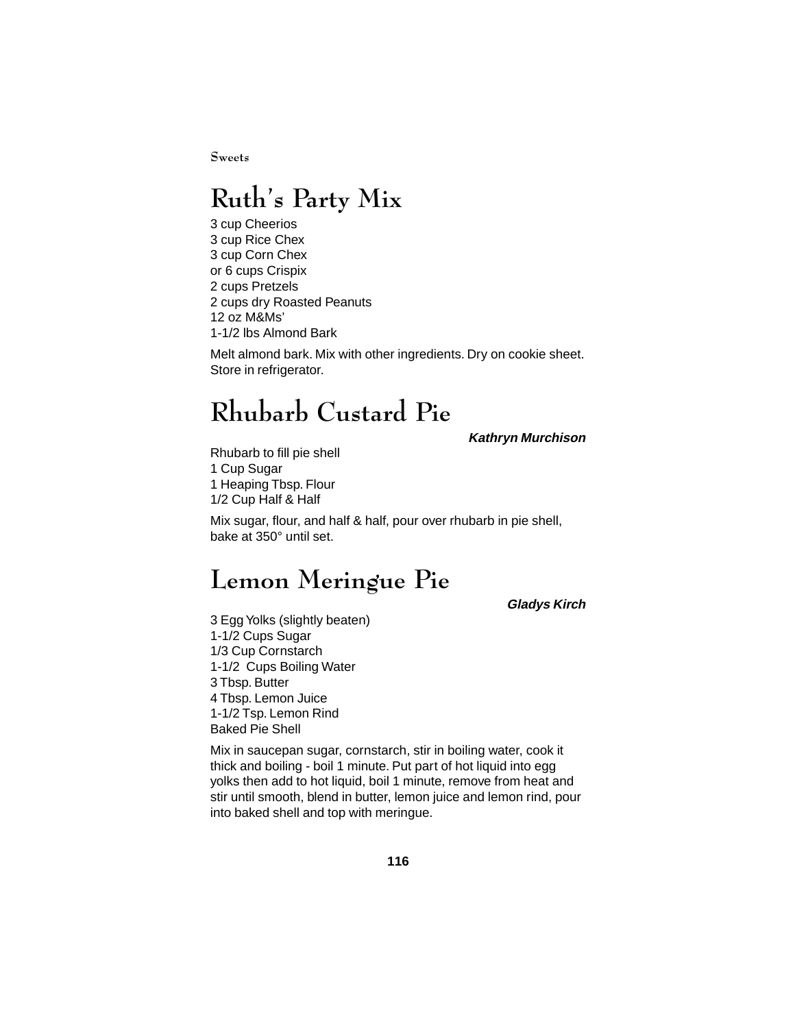# Ruth's Party Mix

3 cup Cheerios
3 cup Rice Chex
3 cup Corn Chex
or 6 cups Crispix
2 cups Pretzels
2 cups dry Roasted Peanuts
12 oz M&Ms'
1-1/2 lbs Almond Bark

Melt almond bark. Mix with other ingredients. Dry on cookie sheet. Store in refrigerator.

# Rhubarb Custard Pie

***Kathryn Murchison***

Rhubarb to fill pie shell
1 Cup Sugar
1 Heaping Tbsp. Flour
1/2 Cup Half & Half

Mix sugar, flour, and half & half, pour over rhubarb in pie shell, bake at 350° until set.

# Lemon Meringue Pie

***Gladys Kirch***

3 Egg Yolks (slightly beaten)
1-1/2 Cups Sugar
1/3 Cup Cornstarch
1-1/2 Cups Boiling Water
3 Tbsp. Butter
4 Tbsp. Lemon Juice
1-1/2 Tsp. Lemon Rind
Baked Pie Shell

Mix in saucepan sugar, cornstarch, stir in boiling water, cook it thick and boiling - boil 1 minute. Put part of hot liquid into egg yolks then add to hot liquid, boil 1 minute, remove from heat and stir until smooth, blend in butter, lemon juice and lemon rind, pour into baked shell and top with meringue.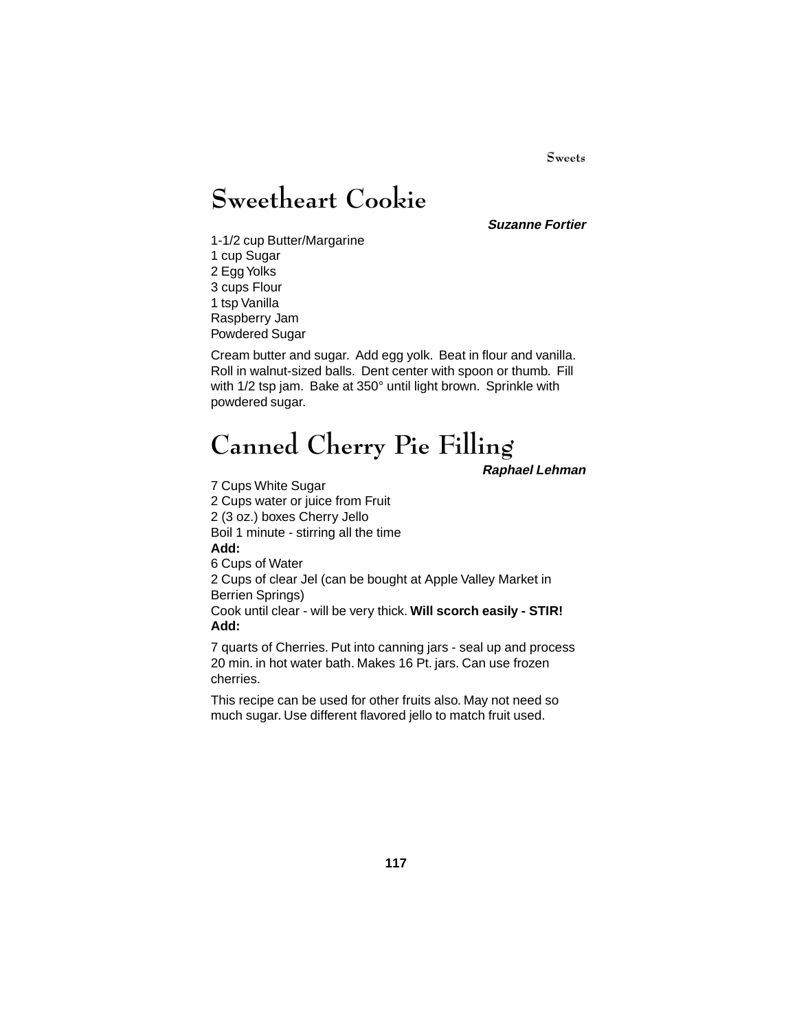# Sweetheart Cookie

***Suzanne Fortier***

1-1/2 cup Butter/Margarine
1 cup Sugar
2 Egg Yolks
3 cups Flour
1 tsp Vanilla
Raspberry Jam
Powdered Sugar

Cream butter and sugar. Add egg yolk. Beat in flour and vanilla. Roll in walnut-sized balls. Dent center with spoon or thumb. Fill with 1/2 tsp jam. Bake at 350° until light brown. Sprinkle with powdered sugar.

# Canned Cherry Pie Filling

***Raphael Lehman***

7 Cups White Sugar
2 Cups water or juice from Fruit
2 (3 oz.) boxes Cherry Jello
Boil 1 minute - stirring all the time
**Add:**
6 Cups of Water
2 Cups of clear Jel (can be bought at Apple Valley Market in Berrien Springs)
Cook until clear - will be very thick. **Will scorch easily - STIR!**
**Add:**

7 quarts of Cherries. Put into canning jars - seal up and process 20 min. in hot water bath. Makes 16 Pt. jars. Can use frozen cherries.

This recipe can be used for other fruits also. May not need so much sugar. Use different flavored jello to match fruit used.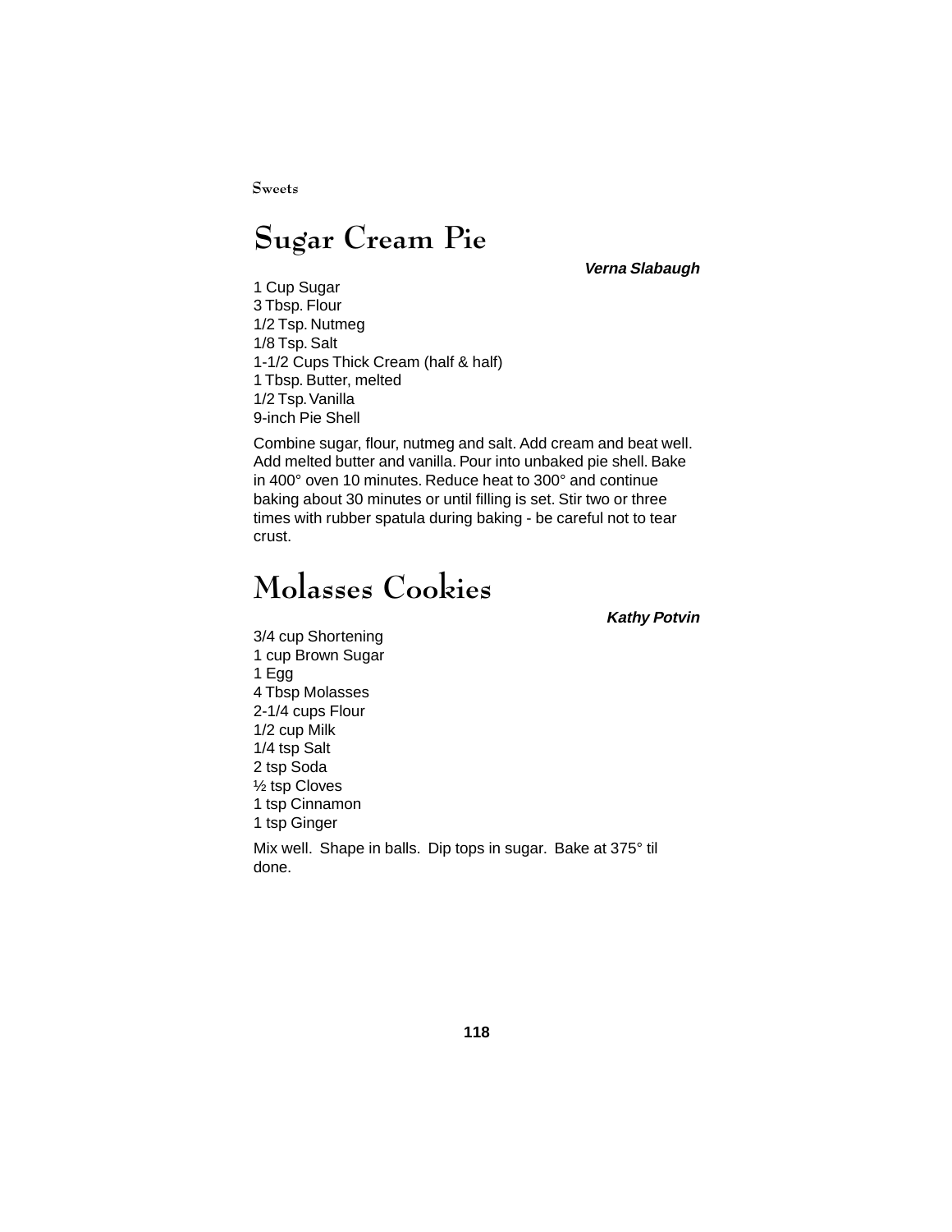# Sugar Cream Pie

***Verna Slabaugh***

1 Cup Sugar
3 Tbsp. Flour
1/2 Tsp. Nutmeg
1/8 Tsp. Salt
1-1/2 Cups Thick Cream (half & half)
1 Tbsp. Butter, melted
1/2 Tsp. Vanilla
9-inch Pie Shell

Combine sugar, flour, nutmeg and salt. Add cream and beat well. Add melted butter and vanilla. Pour into unbaked pie shell. Bake in 400° oven 10 minutes. Reduce heat to 300° and continue baking about 30 minutes or until filling is set. Stir two or three times with rubber spatula during baking - be careful not to tear crust.

# Molasses Cookies

***Kathy Potvin***

3/4 cup Shortening
1 cup Brown Sugar
1 Egg
4 Tbsp Molasses
2-1/4 cups Flour
1/2 cup Milk
1/4 tsp Salt
2 tsp Soda
½ tsp Cloves
1 tsp Cinnamon
1 tsp Ginger

Mix well. Shape in balls. Dip tops in sugar. Bake at 375° til done.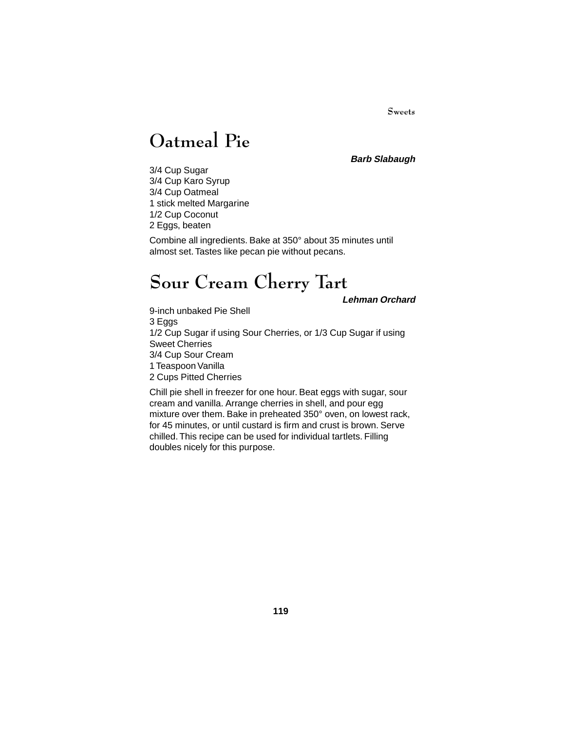# Oatmeal Pie

***Barb Slabaugh***

3/4 Cup Sugar
3/4 Cup Karo Syrup
3/4 Cup Oatmeal
1 stick melted Margarine
1/2 Cup Coconut
2 Eggs, beaten

Combine all ingredients. Bake at 350° about 35 minutes until almost set. Tastes like pecan pie without pecans.

# Sour Cream Cherry Tart

***Lehman Orchard***

9-inch unbaked Pie Shell
3 Eggs
1/2 Cup Sugar if using Sour Cherries, or 1/3 Cup Sugar if using Sweet Cherries
3/4 Cup Sour Cream
1 Teaspoon Vanilla
2 Cups Pitted Cherries

Chill pie shell in freezer for one hour. Beat eggs with sugar, sour cream and vanilla. Arrange cherries in shell, and pour egg mixture over them. Bake in preheated 350° oven, on lowest rack, for 45 minutes, or until custard is firm and crust is brown. Serve chilled. This recipe can be used for individual tartlets. Filling doubles nicely for this purpose.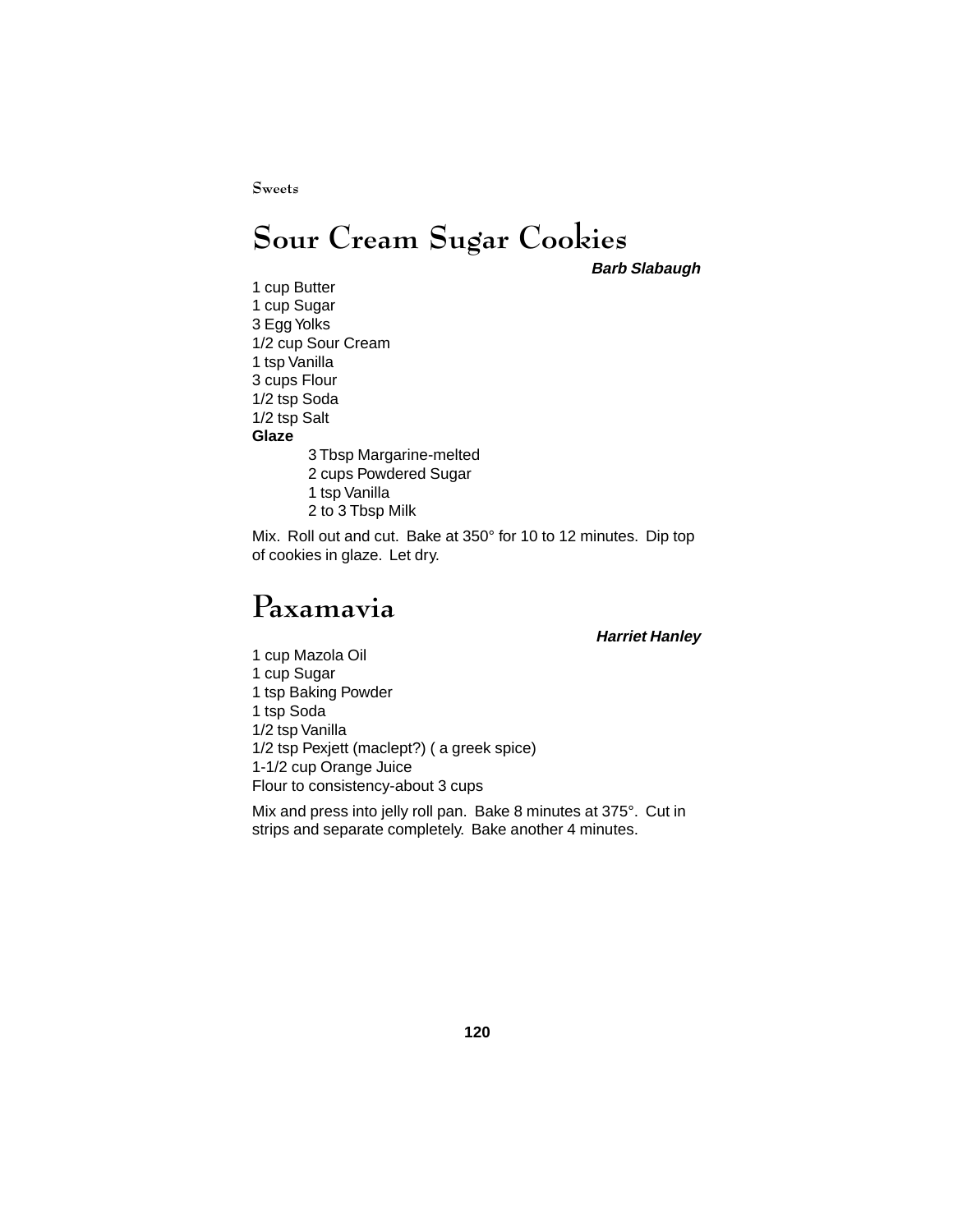# Sour Cream Sugar Cookies

***Barb Slabaugh***

1 cup Butter
1 cup Sugar
3 Egg Yolks
1/2 cup Sour Cream
1 tsp Vanilla
3 cups Flour
1/2 tsp Soda
1/2 tsp Salt

**Glaze**

3 Tbsp Margarine-melted
2 cups Powdered Sugar
1 tsp Vanilla
2 to 3 Tbsp Milk

Mix. Roll out and cut. Bake at 350° for 10 to 12 minutes. Dip top of cookies in glaze. Let dry.

# Paxamavia

***Harriet Hanley***

1 cup Mazola Oil
1 cup Sugar
1 tsp Baking Powder
1 tsp Soda
1/2 tsp Vanilla
1/2 tsp Pexjett (maclept?) ( a greek spice)
1-1/2 cup Orange Juice
Flour to consistency-about 3 cups

Mix and press into jelly roll pan. Bake 8 minutes at 375°. Cut in strips and separate completely. Bake another 4 minutes.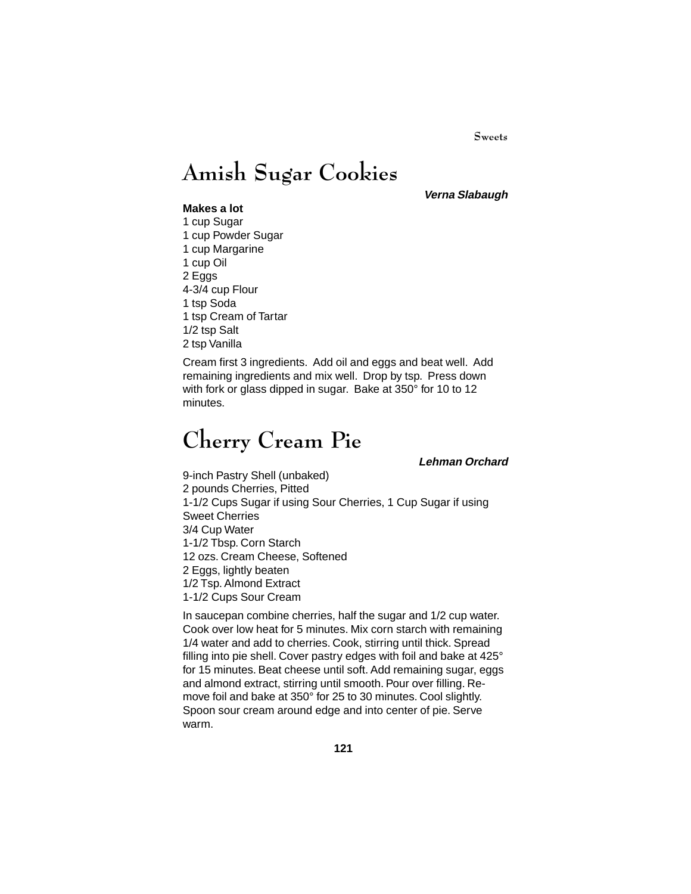# Amish Sugar Cookies

***Verna Slabaugh***

**Makes a lot**

1 cup Sugar
1 cup Powder Sugar
1 cup Margarine
1 cup Oil
2 Eggs
4-3/4 cup Flour
1 tsp Soda
1 tsp Cream of Tartar
1/2 tsp Salt
2 tsp Vanilla

Cream first 3 ingredients. Add oil and eggs and beat well. Add remaining ingredients and mix well. Drop by tsp. Press down with fork or glass dipped in sugar. Bake at 350° for 10 to 12 minutes.

# Cherry Cream Pie

***Lehman Orchard***

9-inch Pastry Shell (unbaked)
2 pounds Cherries, Pitted
1-1/2 Cups Sugar if using Sour Cherries, 1 Cup Sugar if using Sweet Cherries
3/4 Cup Water
1-1/2 Tbsp. Corn Starch
12 ozs. Cream Cheese, Softened
2 Eggs, lightly beaten
1/2 Tsp. Almond Extract
1-1/2 Cups Sour Cream

In saucepan combine cherries, half the sugar and 1/2 cup water. Cook over low heat for 5 minutes. Mix corn starch with remaining 1/4 water and add to cherries. Cook, stirring until thick. Spread filling into pie shell. Cover pastry edges with foil and bake at 425° for 15 minutes. Beat cheese until soft. Add remaining sugar, eggs and almond extract, stirring until smooth. Pour over filling. Remove foil and bake at 350° for 25 to 30 minutes. Cool slightly. Spoon sour cream around edge and into center of pie. Serve warm.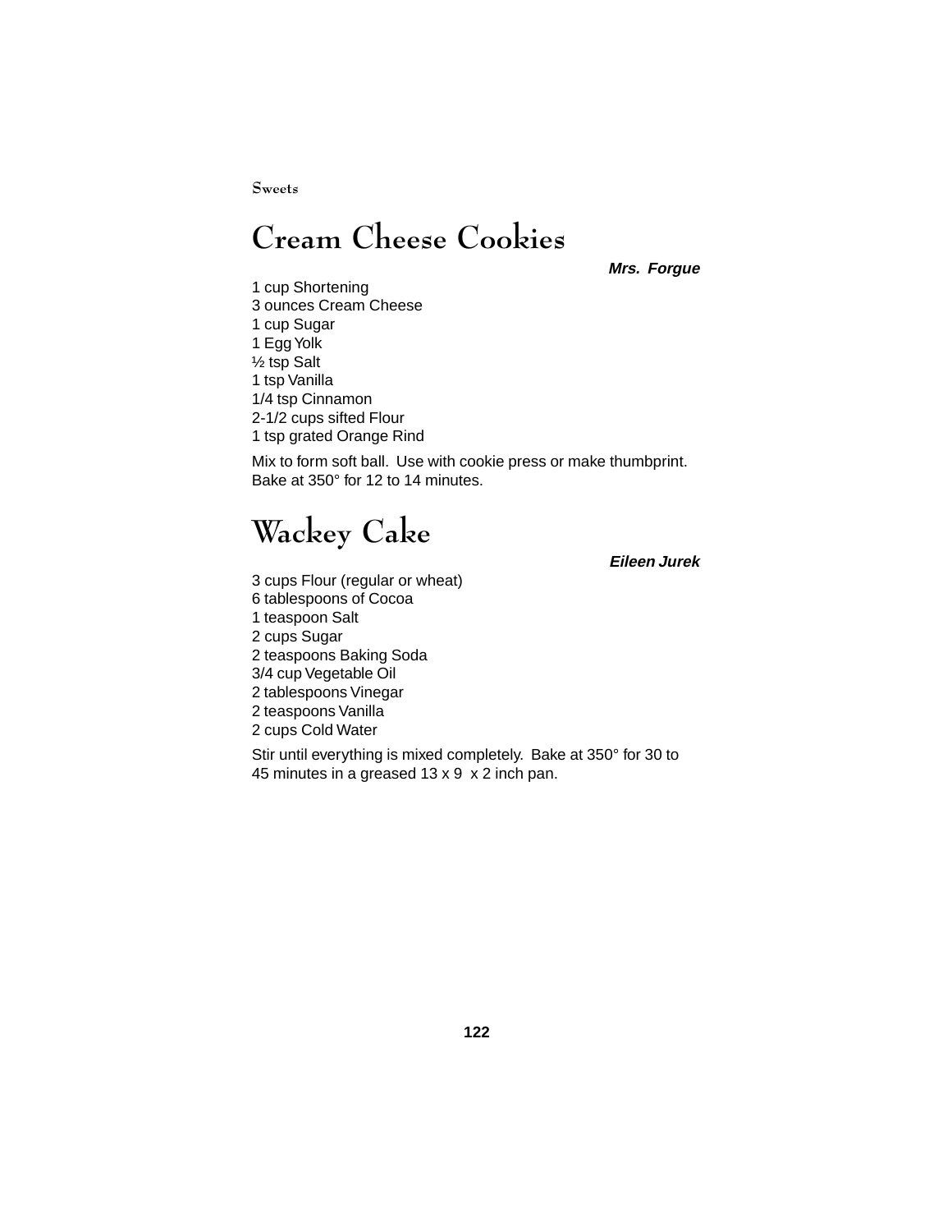# Cream Cheese Cookies

***Mrs. Forgue***

1 cup Shortening
3 ounces Cream Cheese
1 cup Sugar
1 Egg Yolk
½ tsp Salt
1 tsp Vanilla
1/4 tsp Cinnamon
2-1/2 cups sifted Flour
1 tsp grated Orange Rind

Mix to form soft ball. Use with cookie press or make thumbprint. Bake at 350° for 12 to 14 minutes.

# Wackey Cake

***Eileen Jurek***

3 cups Flour (regular or wheat)
6 tablespoons of Cocoa
1 teaspoon Salt
2 cups Sugar
2 teaspoons Baking Soda
3/4 cup Vegetable Oil
2 tablespoons Vinegar
2 teaspoons Vanilla
2 cups Cold Water

Stir until everything is mixed completely. Bake at 350° for 30 to 45 minutes in a greased 13 x 9 x 2 inch pan.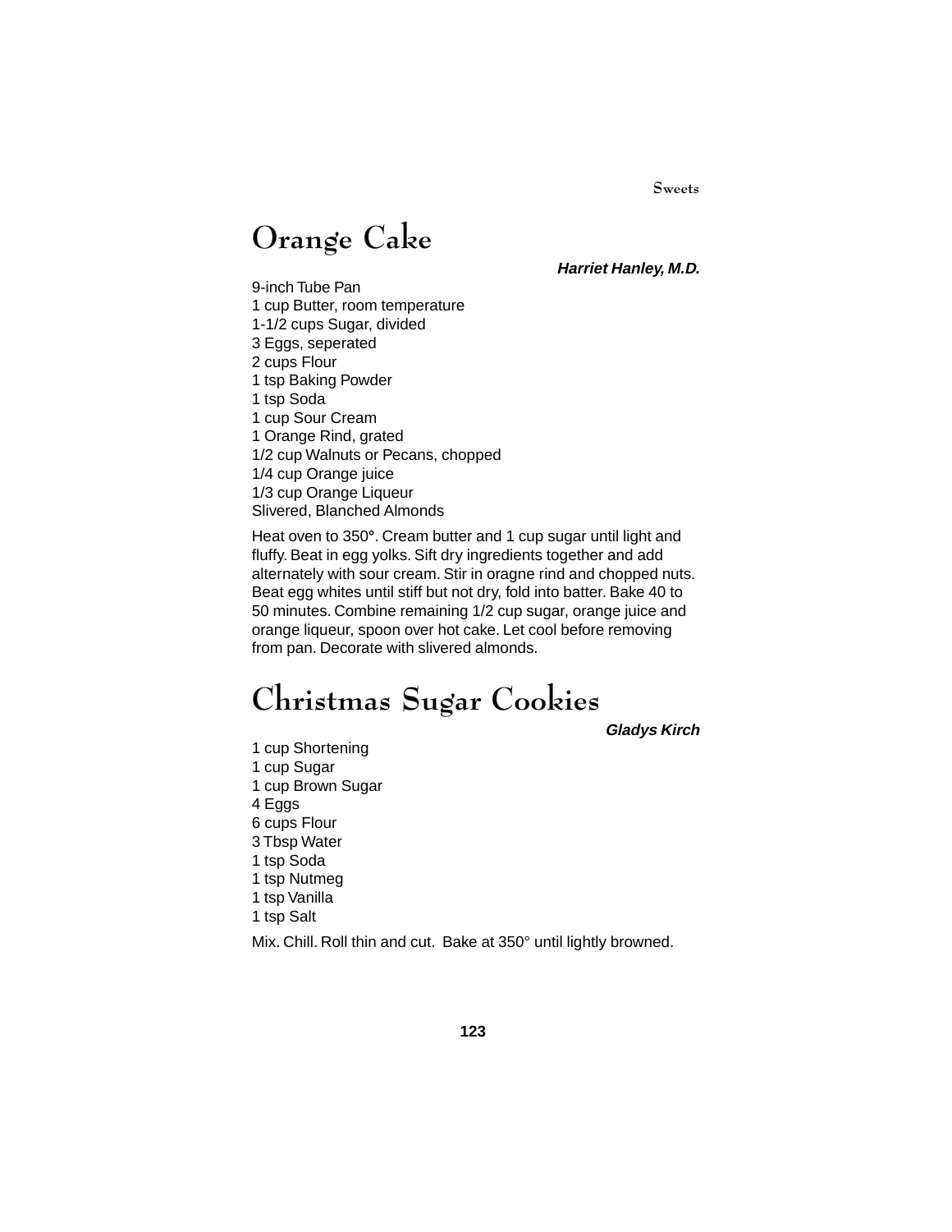# Orange Cake

***Harriet Hanley, M.D.***

9-inch Tube Pan
1 cup Butter, room temperature
1-1/2 cups Sugar, divided
3 Eggs, seperated
2 cups Flour
1 tsp Baking Powder
1 tsp Soda
1 cup Sour Cream
1 Orange Rind, grated
1/2 cup Walnuts or Pecans, chopped
1/4 cup Orange juice
1/3 cup Orange Liqueur
Slivered, Blanched Almonds

Heat oven to 350°. Cream butter and 1 cup sugar until light and fluffy. Beat in egg yolks. Sift dry ingredients together and add alternately with sour cream. Stir in oragne rind and chopped nuts. Beat egg whites until stiff but not dry, fold into batter. Bake 40 to 50 minutes. Combine remaining 1/2 cup sugar, orange juice and orange liqueur, spoon over hot cake. Let cool before removing from pan. Decorate with slivered almonds.

# Christmas Sugar Cookies

***Gladys Kirch***

1 cup Shortening
1 cup Sugar
1 cup Brown Sugar
4 Eggs
6 cups Flour
3 Tbsp Water
1 tsp Soda
1 tsp Nutmeg
1 tsp Vanilla
1 tsp Salt

Mix. Chill. Roll thin and cut. Bake at 350° until lightly browned.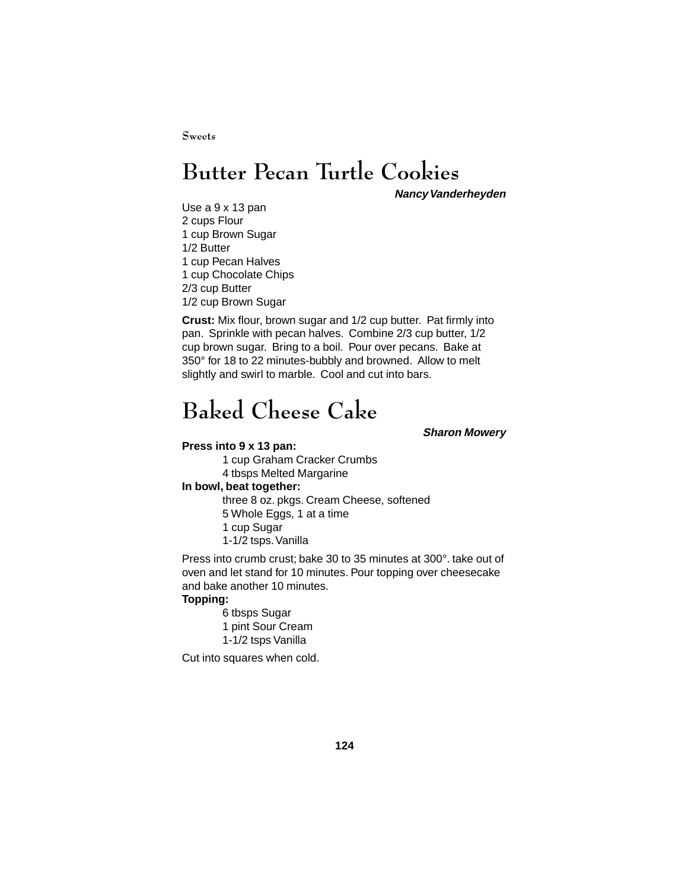# Butter Pecan Turtle Cookies

***Nancy Vanderheyden***

Use a 9 x 13 pan
2 cups Flour
1 cup Brown Sugar
1/2 Butter
1 cup Pecan Halves
1 cup Chocolate Chips
2/3 cup Butter
1/2 cup Brown Sugar

**Crust:** Mix flour, brown sugar and 1/2 cup butter. Pat firmly into pan. Sprinkle with pecan halves. Combine 2/3 cup butter, 1/2 cup brown sugar. Bring to a boil. Pour over pecans. Bake at 350° for 18 to 22 minutes-bubbly and browned. Allow to melt slightly and swirl to marble. Cool and cut into bars.

# Baked Cheese Cake

***Sharon Mowery***

**Press into 9 x 13 pan:**

1 cup Graham Cracker Crumbs
4 tbsps Melted Margarine

**In bowl, beat together:**

three 8 oz. pkgs. Cream Cheese, softened
5 Whole Eggs, 1 at a time
1 cup Sugar
1-1/2 tsps. Vanilla

Press into crumb crust; bake 30 to 35 minutes at 300°. take out of oven and let stand for 10 minutes. Pour topping over cheesecake and bake another 10 minutes.

**Topping:**

6 tbsps Sugar
1 pint Sour Cream
1-1/2 tsps Vanilla

Cut into squares when cold.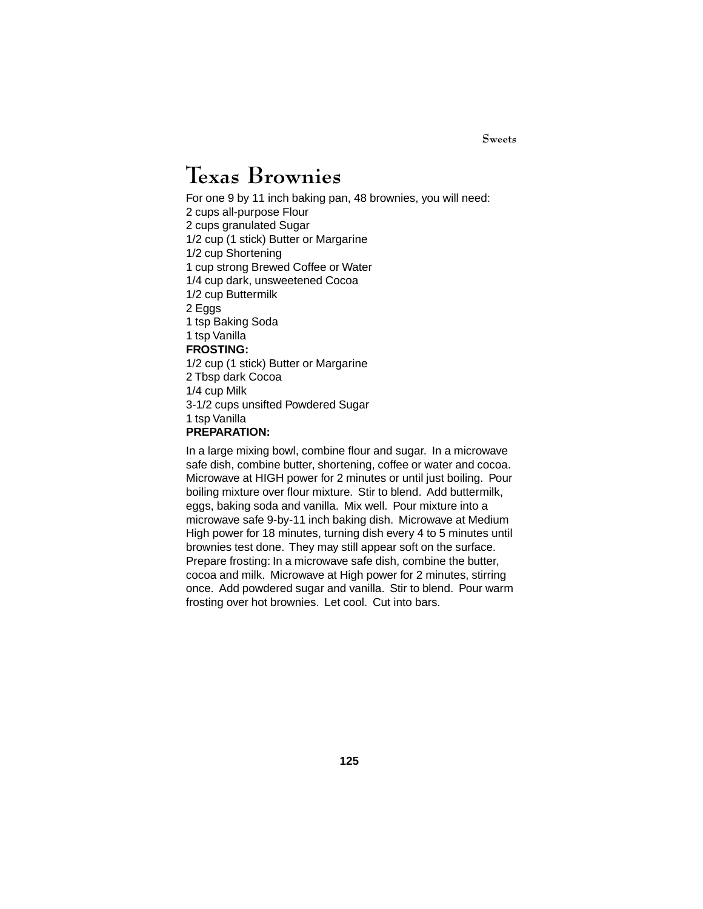# Texas Brownies

For one 9 by 11 inch baking pan, 48 brownies, you will need:
2 cups all-purpose Flour
2 cups granulated Sugar
1/2 cup (1 stick) Butter or Margarine
1/2 cup Shortening
1 cup strong Brewed Coffee or Water
1/4 cup dark, unsweetened Cocoa
1/2 cup Buttermilk
2 Eggs
1 tsp Baking Soda
1 tsp Vanilla

**FROSTING:**

1/2 cup (1 stick) Butter or Margarine
2 Tbsp dark Cocoa
1/4 cup Milk
3-1/2 cups unsifted Powdered Sugar
1 tsp Vanilla

**PREPARATION:**

In a large mixing bowl, combine flour and sugar. In a microwave safe dish, combine butter, shortening, coffee or water and cocoa. Microwave at HIGH power for 2 minutes or until just boiling. Pour boiling mixture over flour mixture. Stir to blend. Add buttermilk, eggs, baking soda and vanilla. Mix well. Pour mixture into a microwave safe 9-by-11 inch baking dish. Microwave at Medium High power for 18 minutes, turning dish every 4 to 5 minutes until brownies test done. They may still appear soft on the surface. Prepare frosting: In a microwave safe dish, combine the butter, cocoa and milk. Microwave at High power for 2 minutes, stirring once. Add powdered sugar and vanilla. Stir to blend. Pour warm frosting over hot brownies. Let cool. Cut into bars.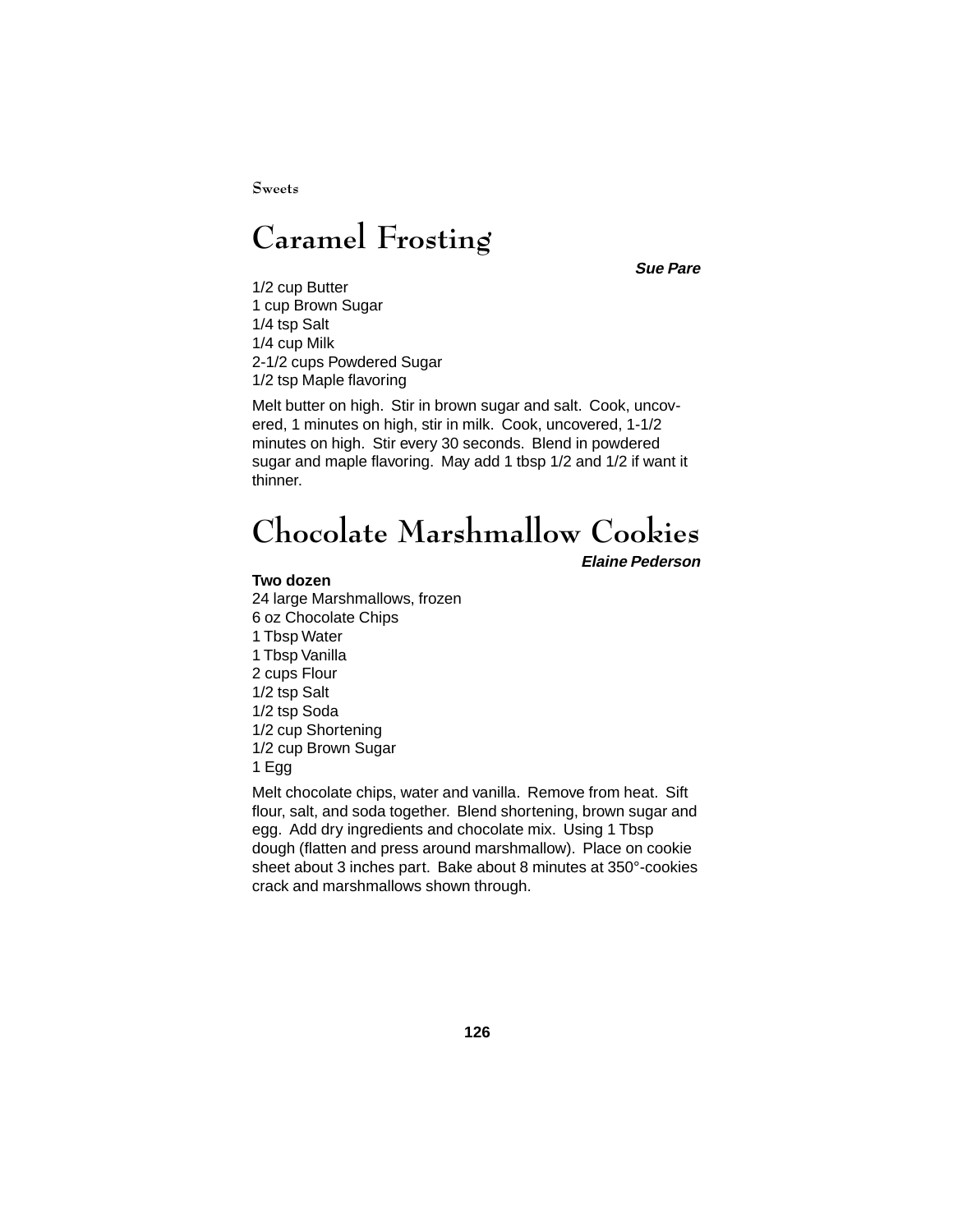# Caramel Frosting

***Sue Pare***

1/2 cup Butter
1 cup Brown Sugar
1/4 tsp Salt
1/4 cup Milk
2-1/2 cups Powdered Sugar
1/2 tsp Maple flavoring

Melt butter on high. Stir in brown sugar and salt. Cook, uncovered, 1 minutes on high, stir in milk. Cook, uncovered, 1-1/2 minutes on high. Stir every 30 seconds. Blend in powdered sugar and maple flavoring. May add 1 tbsp 1/2 and 1/2 if want it thinner.

# Chocolate Marshmallow Cookies

***Elaine Pederson***

**Two dozen**

24 large Marshmallows, frozen
6 oz Chocolate Chips
1 Tbsp Water
1 Tbsp Vanilla
2 cups Flour
1/2 tsp Salt
1/2 tsp Soda
1/2 cup Shortening
1/2 cup Brown Sugar
1 Egg

Melt chocolate chips, water and vanilla. Remove from heat. Sift flour, salt, and soda together. Blend shortening, brown sugar and egg. Add dry ingredients and chocolate mix. Using 1 Tbsp dough (flatten and press around marshmallow). Place on cookie sheet about 3 inches part. Bake about 8 minutes at 350°-cookies crack and marshmallows shown through.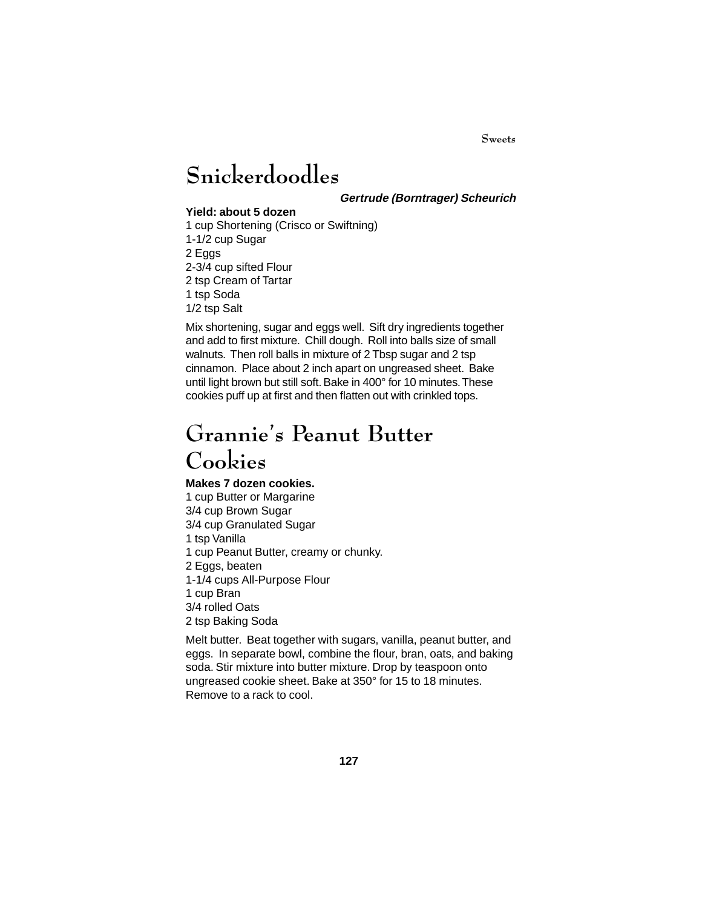# Snickerdoodles

***Gertrude (Borntrager) Scheurich***

**Yield: about 5 dozen**

1 cup Shortening (Crisco or Swiftning)
1-1/2 cup Sugar
2 Eggs
2-3/4 cup sifted Flour
2 tsp Cream of Tartar
1 tsp Soda
1/2 tsp Salt

Mix shortening, sugar and eggs well. Sift dry ingredients together and add to first mixture. Chill dough. Roll into balls size of small walnuts. Then roll balls in mixture of 2 Tbsp sugar and 2 tsp cinnamon. Place about 2 inch apart on ungreased sheet. Bake until light brown but still soft. Bake in 400° for 10 minutes. These cookies puff up at first and then flatten out with crinkled tops.

# Grannie's Peanut Butter Cookies

**Makes 7 dozen cookies.**

1 cup Butter or Margarine
3/4 cup Brown Sugar
3/4 cup Granulated Sugar
1 tsp Vanilla
1 cup Peanut Butter, creamy or chunky.
2 Eggs, beaten
1-1/4 cups All-Purpose Flour
1 cup Bran
3/4 rolled Oats
2 tsp Baking Soda

Melt butter. Beat together with sugars, vanilla, peanut butter, and eggs. In separate bowl, combine the flour, bran, oats, and baking soda. Stir mixture into butter mixture. Drop by teaspoon onto ungreased cookie sheet. Bake at 350° for 15 to 18 minutes. Remove to a rack to cool.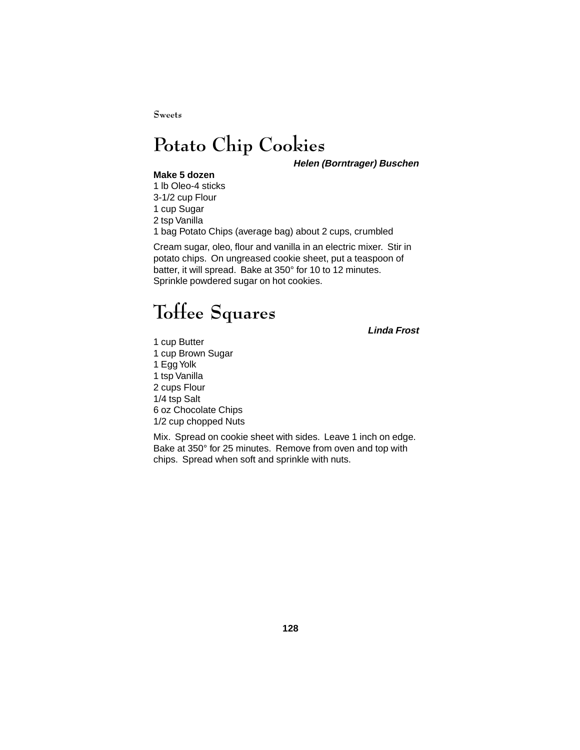# Potato Chip Cookies

***Helen (Borntrager) Buschen***

**Make 5 dozen**

1 lb Oleo-4 sticks
3-1/2 cup Flour
1 cup Sugar
2 tsp Vanilla
1 bag Potato Chips (average bag) about 2 cups, crumbled

Cream sugar, oleo, flour and vanilla in an electric mixer. Stir in potato chips. On ungreased cookie sheet, put a teaspoon of batter, it will spread. Bake at 350° for 10 to 12 minutes. Sprinkle powdered sugar on hot cookies.

# Toffee Squares

***Linda Frost***

1 cup Butter
1 cup Brown Sugar
1 Egg Yolk
1 tsp Vanilla
2 cups Flour
1/4 tsp Salt
6 oz Chocolate Chips
1/2 cup chopped Nuts

Mix. Spread on cookie sheet with sides. Leave 1 inch on edge. Bake at 350° for 25 minutes. Remove from oven and top with chips. Spread when soft and sprinkle with nuts.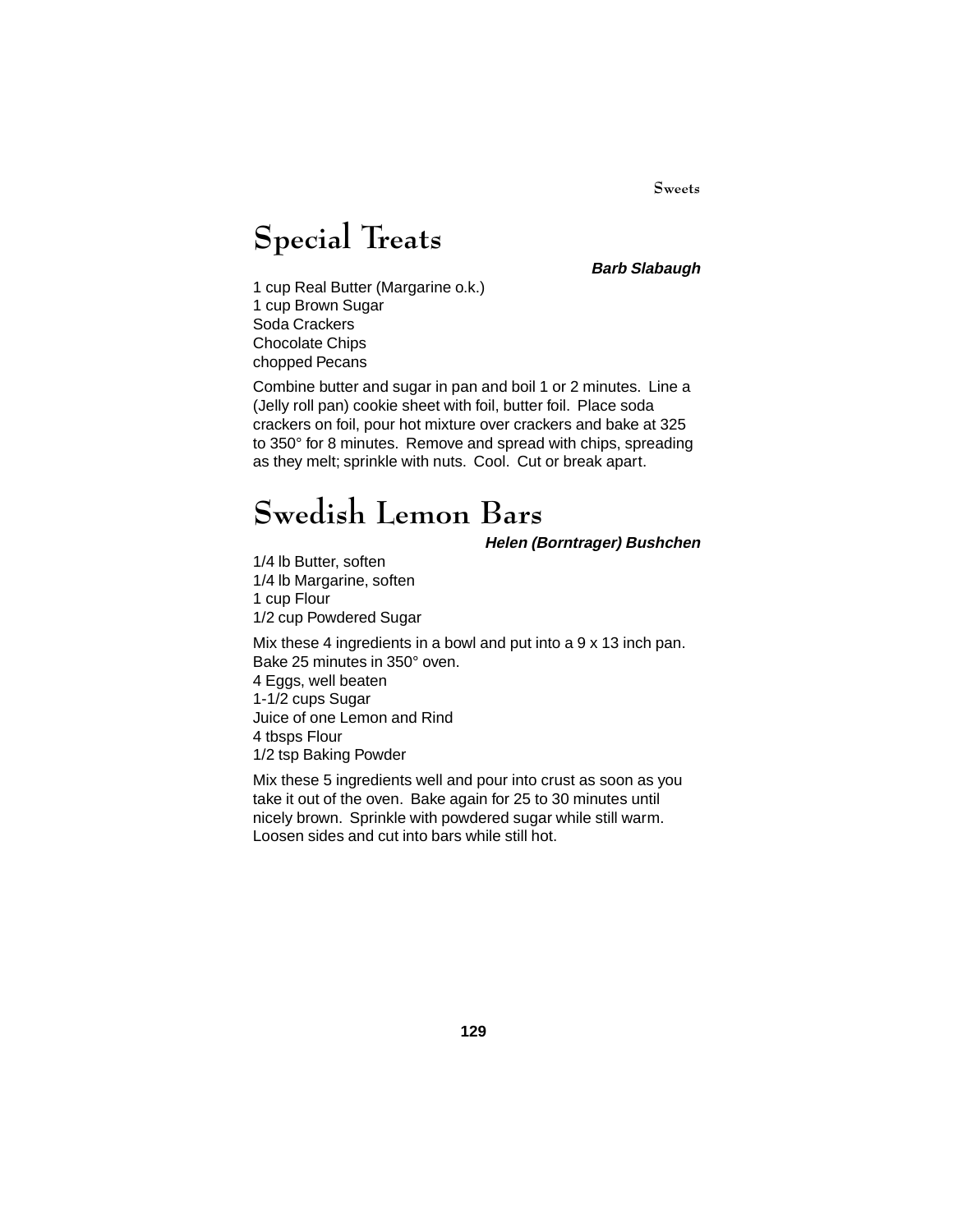# Special Treats

***Barb Slabaugh***

1 cup Real Butter (Margarine o.k.)
1 cup Brown Sugar
Soda Crackers
Chocolate Chips
chopped Pecans

Combine butter and sugar in pan and boil 1 or 2 minutes. Line a (Jelly roll pan) cookie sheet with foil, butter foil. Place soda crackers on foil, pour hot mixture over crackers and bake at 325 to 350° for 8 minutes. Remove and spread with chips, spreading as they melt; sprinkle with nuts. Cool. Cut or break apart.

# Swedish Lemon Bars

***Helen (Borntrager) Bushchen***

1/4 lb Butter, soften
1/4 lb Margarine, soften
1 cup Flour
1/2 cup Powdered Sugar

Mix these 4 ingredients in a bowl and put into a 9 x 13 inch pan. Bake 25 minutes in 350° oven.
4 Eggs, well beaten
1-1/2 cups Sugar
Juice of one Lemon and Rind
4 tbsps Flour
1/2 tsp Baking Powder

Mix these 5 ingredients well and pour into crust as soon as you take it out of the oven. Bake again for 25 to 30 minutes until nicely brown. Sprinkle with powdered sugar while still warm. Loosen sides and cut into bars while still hot.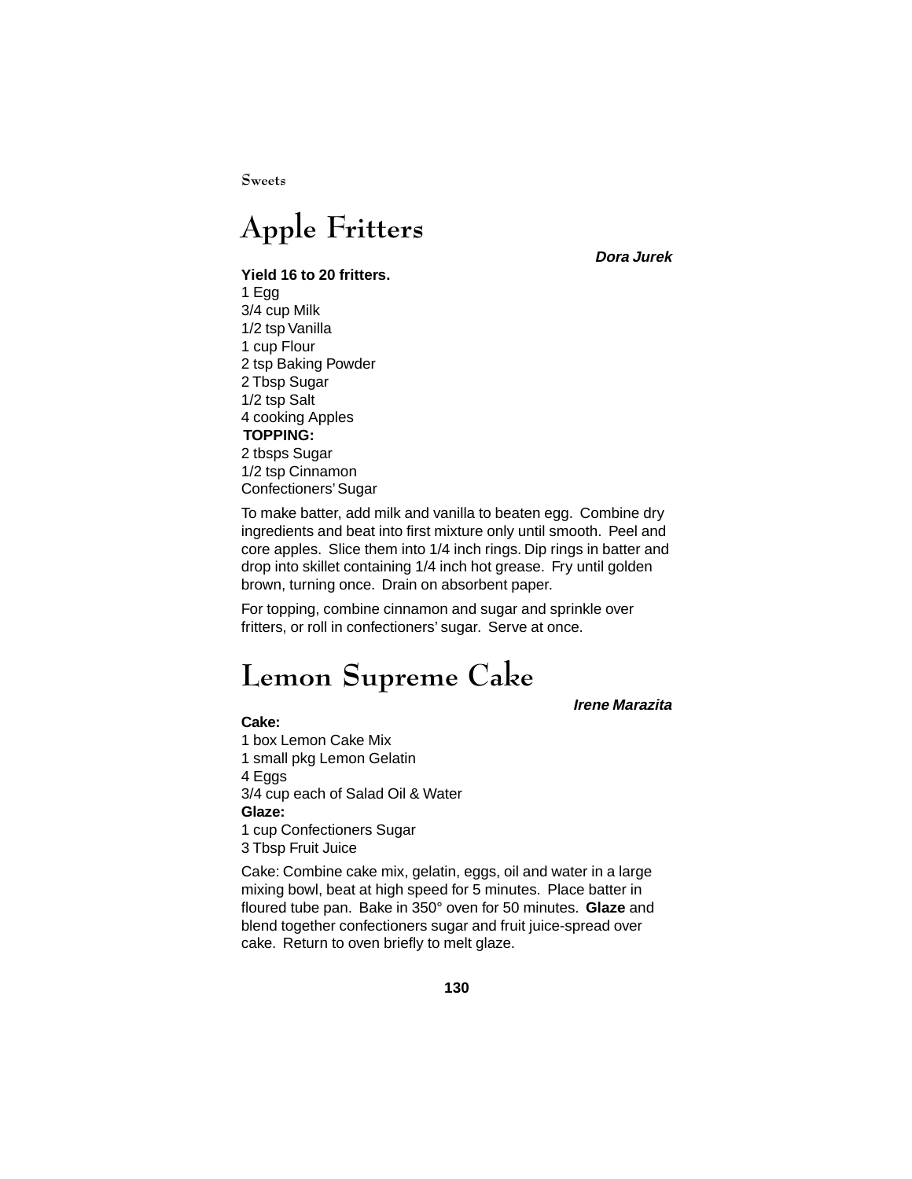# Apple Fritters

***Dora Jurek***

**Yield 16 to 20 fritters.**
1 Egg
3/4 cup Milk
1/2 tsp Vanilla
1 cup Flour
2 tsp Baking Powder
2 Tbsp Sugar
1/2 tsp Salt
4 cooking Apples
**TOPPING:**
2 tbsps Sugar
1/2 tsp Cinnamon
Confectioners' Sugar

To make batter, add milk and vanilla to beaten egg. Combine dry ingredients and beat into first mixture only until smooth. Peel and core apples. Slice them into 1/4 inch rings. Dip rings in batter and drop into skillet containing 1/4 inch hot grease. Fry until golden brown, turning once. Drain on absorbent paper.

For topping, combine cinnamon and sugar and sprinkle over fritters, or roll in confectioners' sugar. Serve at once.

# Lemon Supreme Cake

***Irene Marazita***

**Cake:**
1 box Lemon Cake Mix
1 small pkg Lemon Gelatin
4 Eggs
3/4 cup each of Salad Oil & Water
**Glaze:**
1 cup Confectioners Sugar
3 Tbsp Fruit Juice

Cake: Combine cake mix, gelatin, eggs, oil and water in a large mixing bowl, beat at high speed for 5 minutes. Place batter in floured tube pan. Bake in 350° oven for 50 minutes. **Glaze** and blend together confectioners sugar and fruit juice-spread over cake. Return to oven briefly to melt glaze.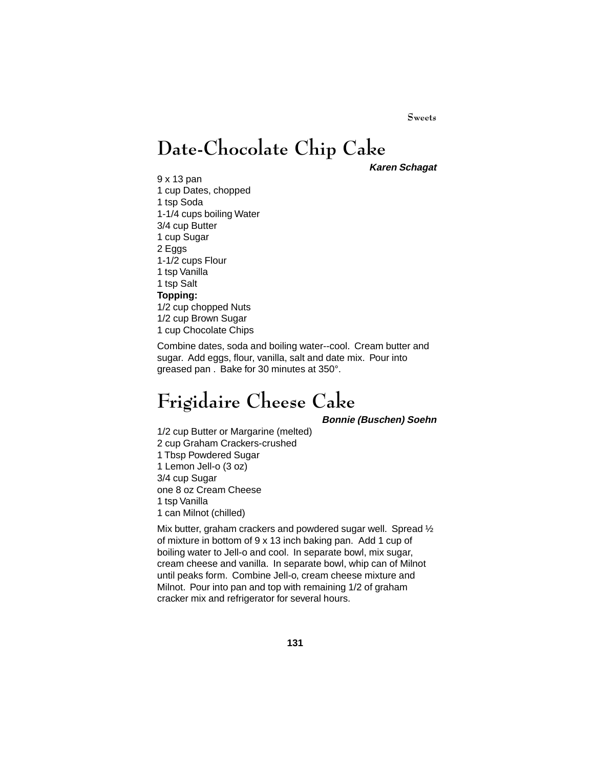# Date-Chocolate Chip Cake

***Karen Schagat***

9 x 13 pan
1 cup Dates, chopped
1 tsp Soda
1-1/4 cups boiling Water
3/4 cup Butter
1 cup Sugar
2 Eggs
1-1/2 cups Flour
1 tsp Vanilla
1 tsp Salt
**Topping:**
1/2 cup chopped Nuts
1/2 cup Brown Sugar
1 cup Chocolate Chips

Combine dates, soda and boiling water--cool. Cream butter and sugar. Add eggs, flour, vanilla, salt and date mix. Pour into greased pan . Bake for 30 minutes at 350°.

# Frigidaire Cheese Cake

***Bonnie (Buschen) Soehn***

1/2 cup Butter or Margarine (melted)
2 cup Graham Crackers-crushed
1 Tbsp Powdered Sugar
1 Lemon Jell-o (3 oz)
3/4 cup Sugar
one 8 oz Cream Cheese
1 tsp Vanilla
1 can Milnot (chilled)

Mix butter, graham crackers and powdered sugar well. Spread ½ of mixture in bottom of 9 x 13 inch baking pan. Add 1 cup of boiling water to Jell-o and cool. In separate bowl, mix sugar, cream cheese and vanilla. In separate bowl, whip can of Milnot until peaks form. Combine Jell-o, cream cheese mixture and Milnot. Pour into pan and top with remaining 1/2 of graham cracker mix and refrigerator for several hours.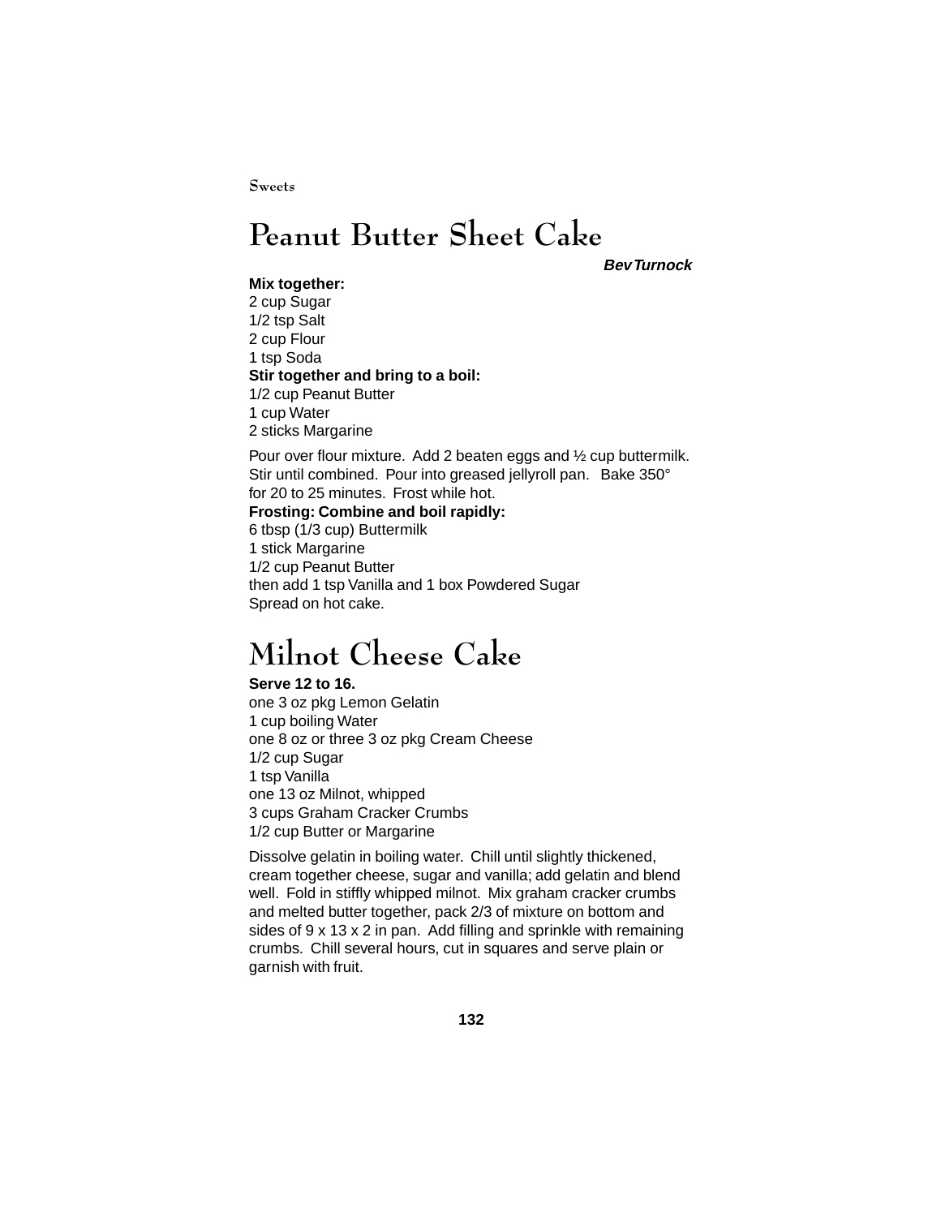# Peanut Butter Sheet Cake

***Bev Turnock***

**Mix together:**
2 cup Sugar
1/2 tsp Salt
2 cup Flour
1 tsp Soda
**Stir together and bring to a boil:**
1/2 cup Peanut Butter
1 cup Water
2 sticks Margarine

Pour over flour mixture. Add 2 beaten eggs and ½ cup buttermilk. Stir until combined. Pour into greased jellyroll pan. Bake 350° for 20 to 25 minutes. Frost while hot.
**Frosting: Combine and boil rapidly:**
6 tbsp (1/3 cup) Buttermilk
1 stick Margarine
1/2 cup Peanut Butter
then add 1 tsp Vanilla and 1 box Powdered Sugar
Spread on hot cake.

# Milnot Cheese Cake

**Serve 12 to 16.**
one 3 oz pkg Lemon Gelatin
1 cup boiling Water
one 8 oz or three 3 oz pkg Cream Cheese
1/2 cup Sugar
1 tsp Vanilla
one 13 oz Milnot, whipped
3 cups Graham Cracker Crumbs
1/2 cup Butter or Margarine

Dissolve gelatin in boiling water. Chill until slightly thickened, cream together cheese, sugar and vanilla; add gelatin and blend well. Fold in stiffly whipped milnot. Mix graham cracker crumbs and melted butter together, pack 2/3 of mixture on bottom and sides of 9 x 13 x 2 in pan. Add filling and sprinkle with remaining crumbs. Chill several hours, cut in squares and serve plain or garnish with fruit.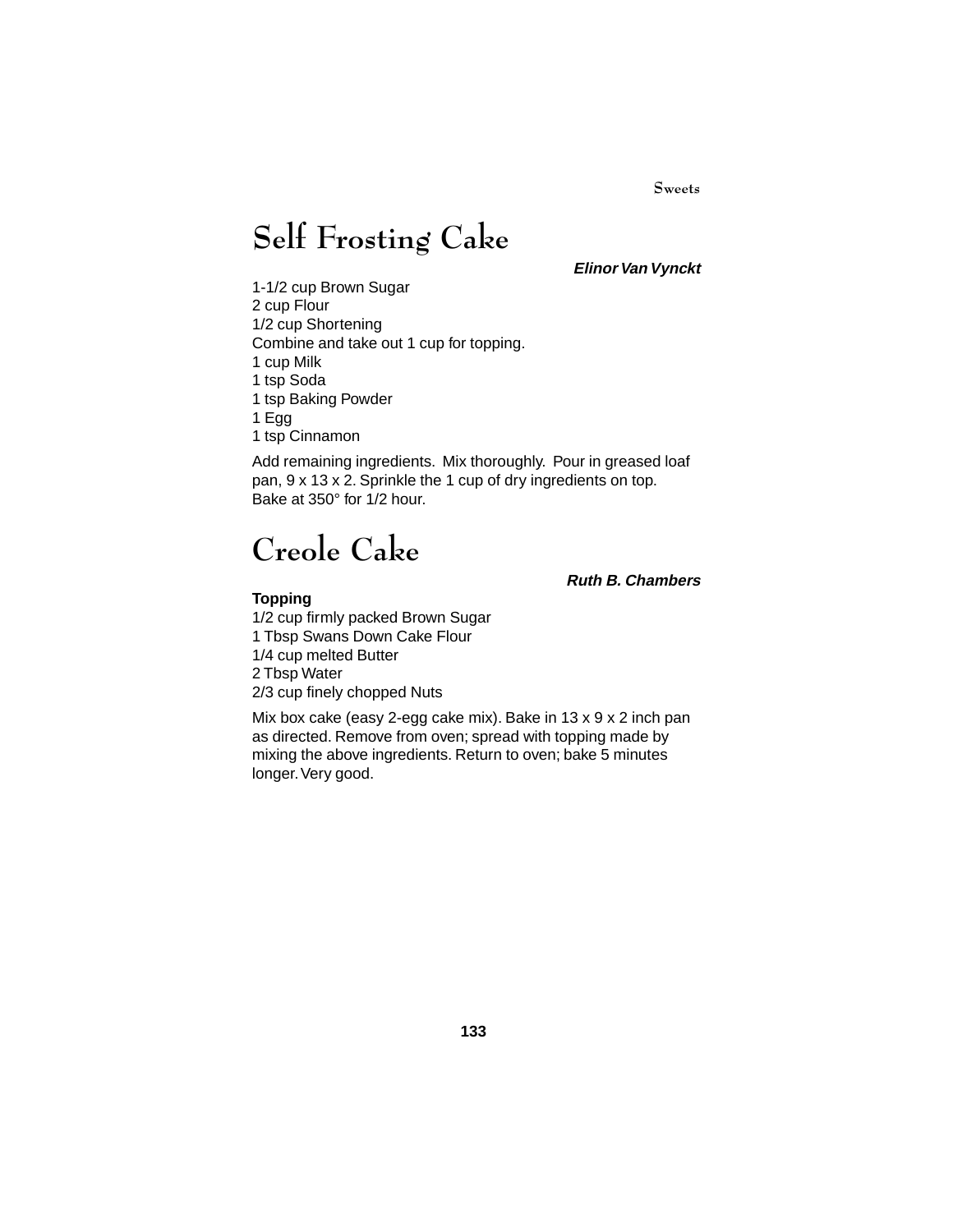# Self Frosting Cake

***Elinor Van Vynckt***

1-1/2 cup Brown Sugar
2 cup Flour
1/2 cup Shortening
Combine and take out 1 cup for topping.
1 cup Milk
1 tsp Soda
1 tsp Baking Powder
1 Egg
1 tsp Cinnamon

Add remaining ingredients. Mix thoroughly. Pour in greased loaf pan, 9 x 13 x 2. Sprinkle the 1 cup of dry ingredients on top. Bake at 350° for 1/2 hour.

# Creole Cake

***Ruth B. Chambers***

**Topping**
1/2 cup firmly packed Brown Sugar
1 Tbsp Swans Down Cake Flour
1/4 cup melted Butter
2 Tbsp Water
2/3 cup finely chopped Nuts

Mix box cake (easy 2-egg cake mix). Bake in 13 x 9 x 2 inch pan as directed. Remove from oven; spread with topping made by mixing the above ingredients. Return to oven; bake 5 minutes longer. Very good.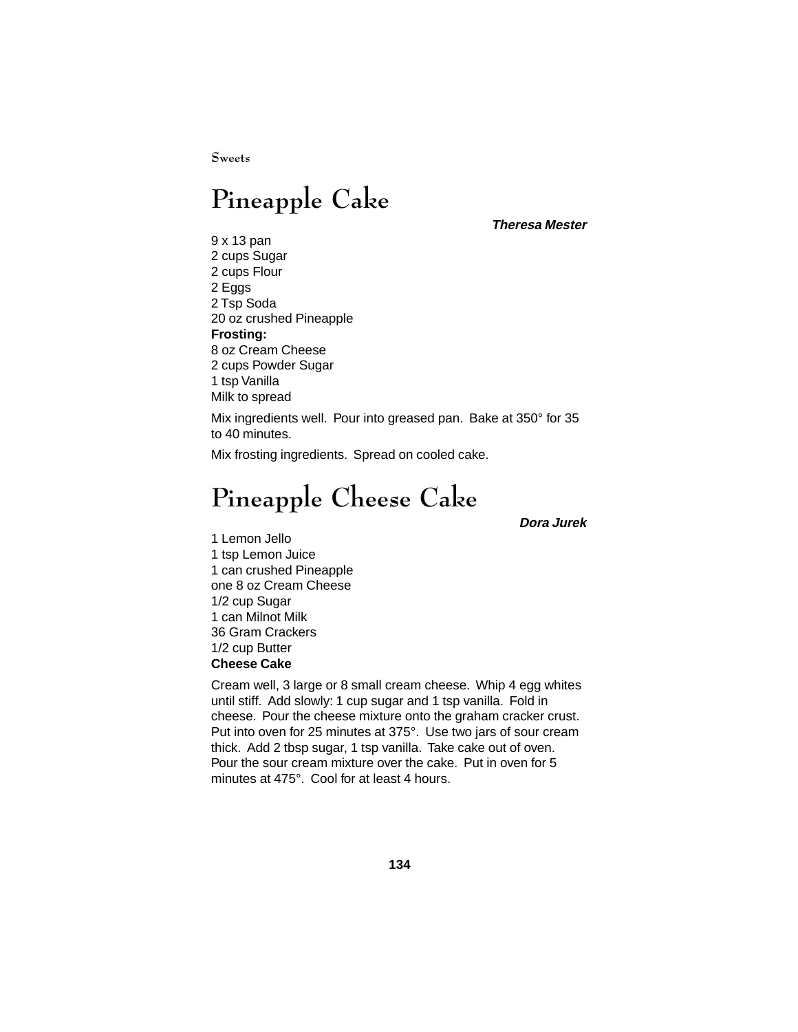# Pineapple Cake

***Theresa Mester***

9 x 13 pan
2 cups Sugar
2 cups Flour
2 Eggs
2 Tsp Soda
20 oz crushed Pineapple
**Frosting:**
8 oz Cream Cheese
2 cups Powder Sugar
1 tsp Vanilla
Milk to spread

Mix ingredients well. Pour into greased pan. Bake at 350° for 35 to 40 minutes.

Mix frosting ingredients. Spread on cooled cake.

# Pineapple Cheese Cake

***Dora Jurek***

1 Lemon Jello
1 tsp Lemon Juice
1 can crushed Pineapple
one 8 oz Cream Cheese
1/2 cup Sugar
1 can Milnot Milk
36 Gram Crackers
1/2 cup Butter
**Cheese Cake**

Cream well, 3 large or 8 small cream cheese. Whip 4 egg whites until stiff. Add slowly: 1 cup sugar and 1 tsp vanilla. Fold in cheese. Pour the cheese mixture onto the graham cracker crust. Put into oven for 25 minutes at 375°. Use two jars of sour cream thick. Add 2 tbsp sugar, 1 tsp vanilla. Take cake out of oven. Pour the sour cream mixture over the cake. Put in oven for 5 minutes at 475°. Cool for at least 4 hours.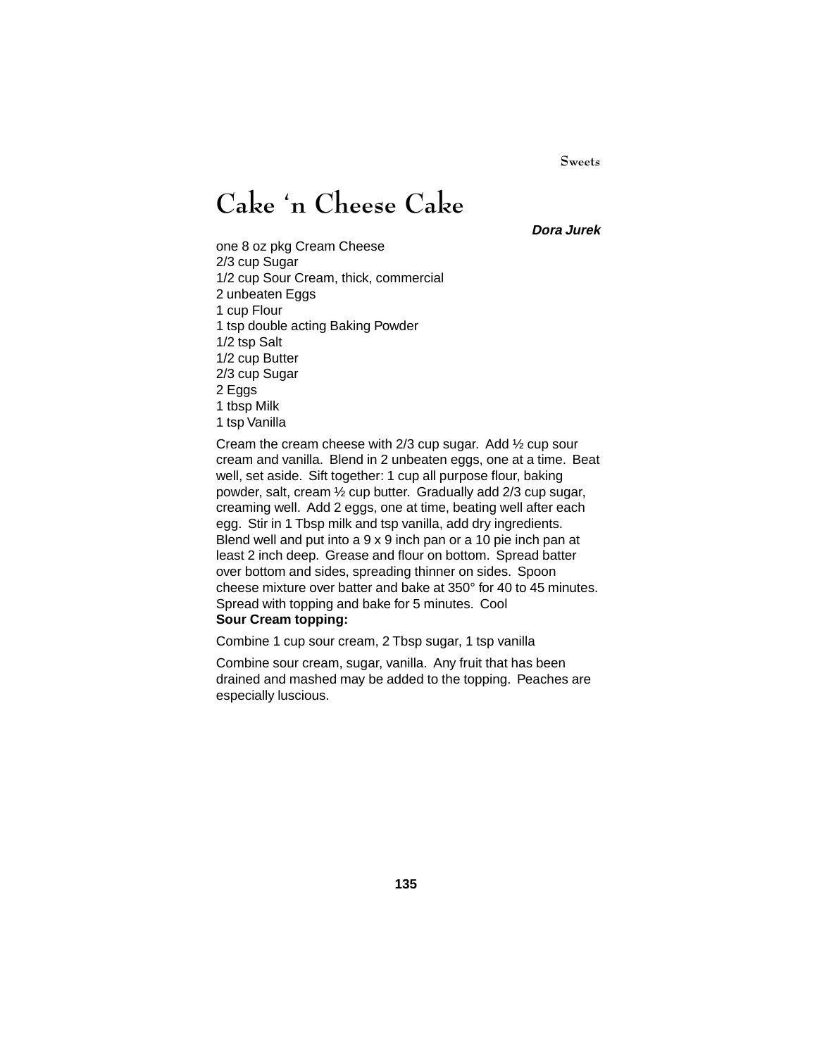# Cake 'n Cheese Cake

***Dora Jurek***

one 8 oz pkg Cream Cheese
2/3 cup Sugar
1/2 cup Sour Cream, thick, commercial
2 unbeaten Eggs
1 cup Flour
1 tsp double acting Baking Powder
1/2 tsp Salt
1/2 cup Butter
2/3 cup Sugar
2 Eggs
1 tbsp Milk
1 tsp Vanilla

Cream the cream cheese with 2/3 cup sugar. Add ½ cup sour cream and vanilla. Blend in 2 unbeaten eggs, one at a time. Beat well, set aside. Sift together: 1 cup all purpose flour, baking powder, salt, cream ½ cup butter. Gradually add 2/3 cup sugar, creaming well. Add 2 eggs, one at time, beating well after each egg. Stir in 1 Tbsp milk and tsp vanilla, add dry ingredients. Blend well and put into a 9 x 9 inch pan or a 10 pie inch pan at least 2 inch deep. Grease and flour on bottom. Spread batter over bottom and sides, spreading thinner on sides. Spoon cheese mixture over batter and bake at 350° for 40 to 45 minutes. Spread with topping and bake for 5 minutes. Cool

**Sour Cream topping:**

Combine 1 cup sour cream, 2 Tbsp sugar, 1 tsp vanilla

Combine sour cream, sugar, vanilla. Any fruit that has been drained and mashed may be added to the topping. Peaches are especially luscious.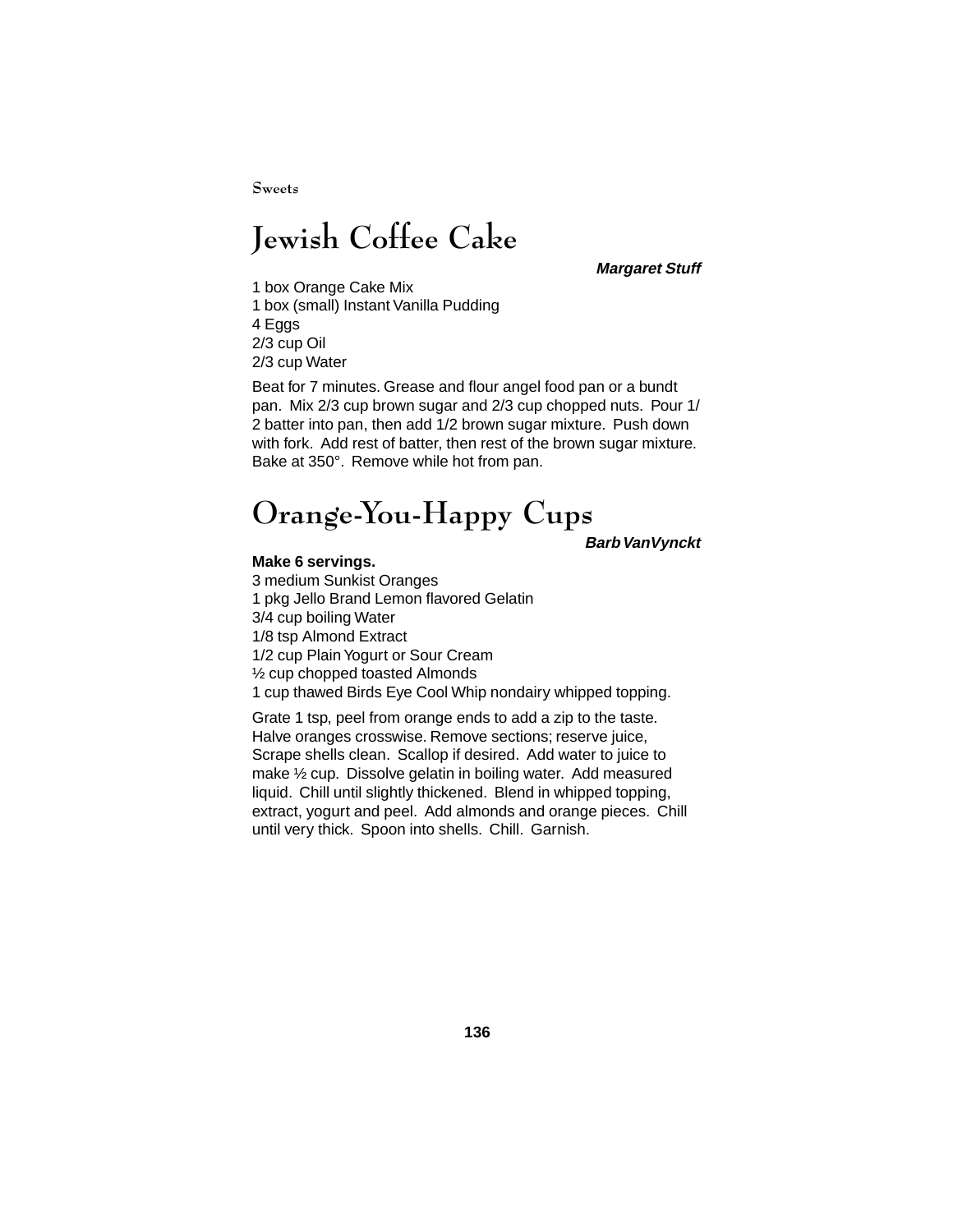# Jewish Coffee Cake

***Margaret Stuff***

1 box Orange Cake Mix
1 box (small) Instant Vanilla Pudding
4 Eggs
2/3 cup Oil
2/3 cup Water

Beat for 7 minutes. Grease and flour angel food pan or a bundt pan. Mix 2/3 cup brown sugar and 2/3 cup chopped nuts. Pour 1/2 batter into pan, then add 1/2 brown sugar mixture. Push down with fork. Add rest of batter, then rest of the brown sugar mixture. Bake at 350°. Remove while hot from pan.

# Orange-You-Happy Cups

***Barb VanVynckt***

**Make 6 servings.**

3 medium Sunkist Oranges
1 pkg Jello Brand Lemon flavored Gelatin
3/4 cup boiling Water
1/8 tsp Almond Extract
1/2 cup Plain Yogurt or Sour Cream
½ cup chopped toasted Almonds
1 cup thawed Birds Eye Cool Whip nondairy whipped topping.

Grate 1 tsp, peel from orange ends to add a zip to the taste. Halve oranges crosswise. Remove sections; reserve juice, Scrape shells clean. Scallop if desired. Add water to juice to make ½ cup. Dissolve gelatin in boiling water. Add measured liquid. Chill until slightly thickened. Blend in whipped topping, extract, yogurt and peel. Add almonds and orange pieces. Chill until very thick. Spoon into shells. Chill. Garnish.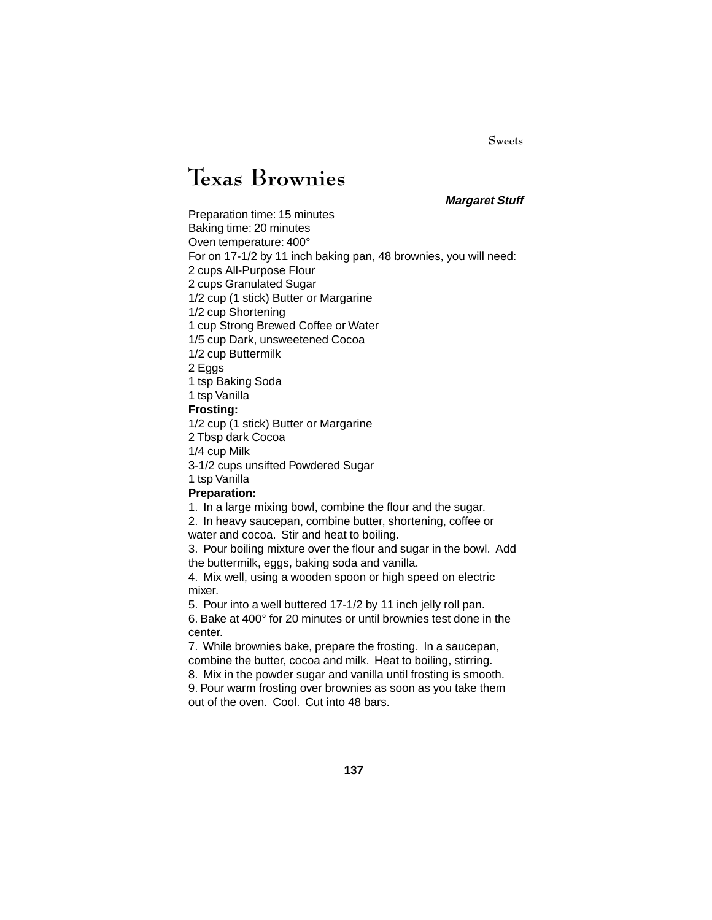# Texas Brownies

***Margaret Stuff***

Preparation time: 15 minutes
Baking time: 20 minutes
Oven temperature: 400°
For on 17-1/2 by 11 inch baking pan, 48 brownies, you will need:
2 cups All-Purpose Flour
2 cups Granulated Sugar
1/2 cup (1 stick) Butter or Margarine
1/2 cup Shortening
1 cup Strong Brewed Coffee or Water
1/5 cup Dark, unsweetened Cocoa
1/2 cup Buttermilk
2 Eggs
1 tsp Baking Soda
1 tsp Vanilla

**Frosting:**
1/2 cup (1 stick) Butter or Margarine
2 Tbsp dark Cocoa
1/4 cup Milk
3-1/2 cups unsifted Powdered Sugar
1 tsp Vanilla

**Preparation:**

1. In a large mixing bowl, combine the flour and the sugar.
2. In heavy saucepan, combine butter, shortening, coffee or water and cocoa. Stir and heat to boiling.
3. Pour boiling mixture over the flour and sugar in the bowl. Add the buttermilk, eggs, baking soda and vanilla.
4. Mix well, using a wooden spoon or high speed on electric mixer.
5. Pour into a well buttered 17-1/2 by 11 inch jelly roll pan.
6. Bake at 400° for 20 minutes or until brownies test done in the center.
7. While brownies bake, prepare the frosting. In a saucepan, combine the butter, cocoa and milk. Heat to boiling, stirring.
8. Mix in the powder sugar and vanilla until frosting is smooth.
9. Pour warm frosting over brownies as soon as you take them out of the oven. Cool. Cut into 48 bars.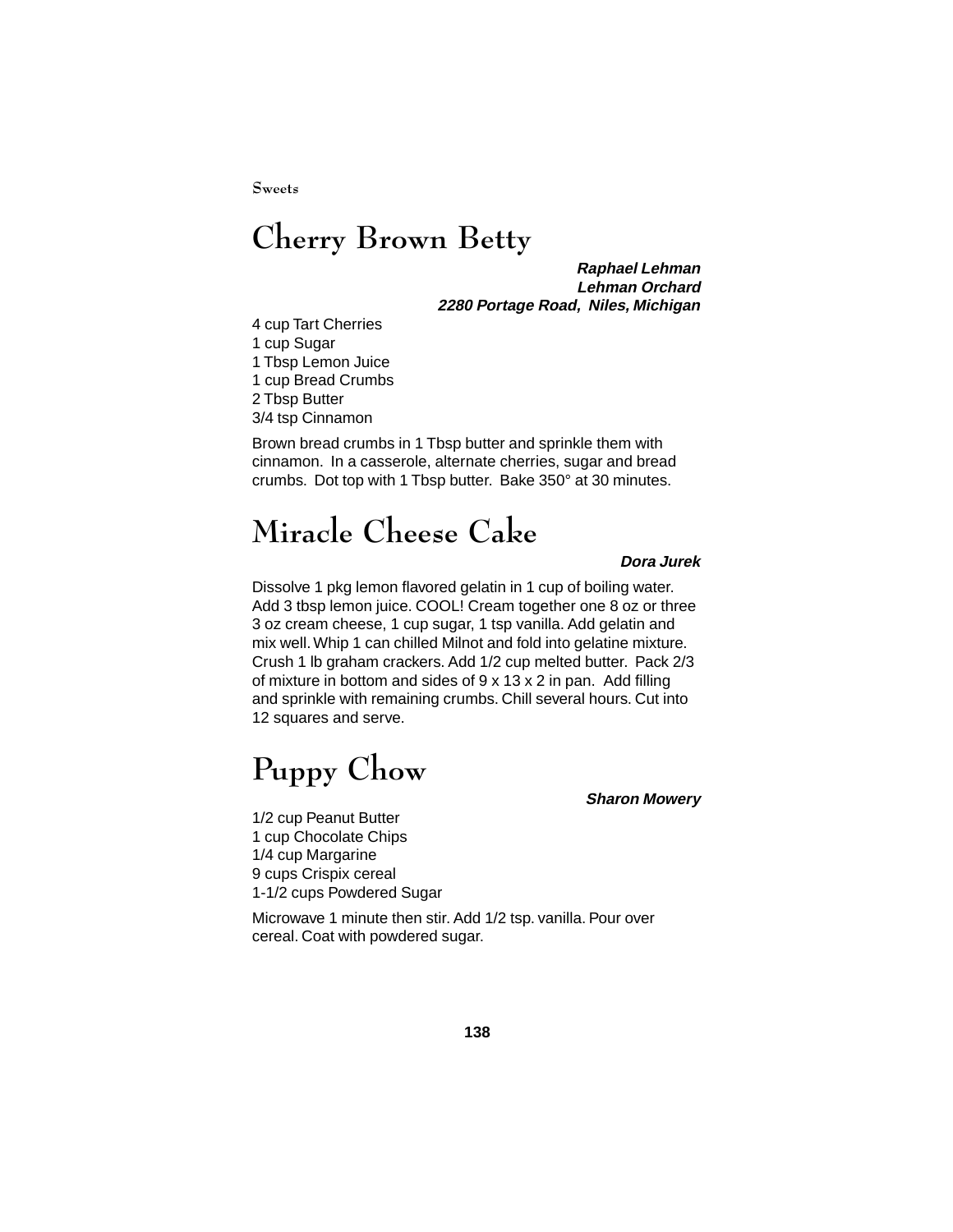# Cherry Brown Betty

***Raphael Lehman***
***Lehman Orchard***
***2280 Portage Road, Niles, Michigan***

4 cup Tart Cherries
1 cup Sugar
1 Tbsp Lemon Juice
1 cup Bread Crumbs
2 Tbsp Butter
3/4 tsp Cinnamon

Brown bread crumbs in 1 Tbsp butter and sprinkle them with cinnamon. In a casserole, alternate cherries, sugar and bread crumbs. Dot top with 1 Tbsp butter. Bake 350° at 30 minutes.

# Miracle Cheese Cake

***Dora Jurek***

Dissolve 1 pkg lemon flavored gelatin in 1 cup of boiling water. Add 3 tbsp lemon juice. COOL! Cream together one 8 oz or three 3 oz cream cheese, 1 cup sugar, 1 tsp vanilla. Add gelatin and mix well. Whip 1 can chilled Milnot and fold into gelatine mixture. Crush 1 lb graham crackers. Add 1/2 cup melted butter. Pack 2/3 of mixture in bottom and sides of 9 x 13 x 2 in pan. Add filling and sprinkle with remaining crumbs. Chill several hours. Cut into 12 squares and serve.

# Puppy Chow

***Sharon Mowery***

1/2 cup Peanut Butter
1 cup Chocolate Chips
1/4 cup Margarine
9 cups Crispix cereal
1-1/2 cups Powdered Sugar

Microwave 1 minute then stir. Add 1/2 tsp. vanilla. Pour over cereal. Coat with powdered sugar.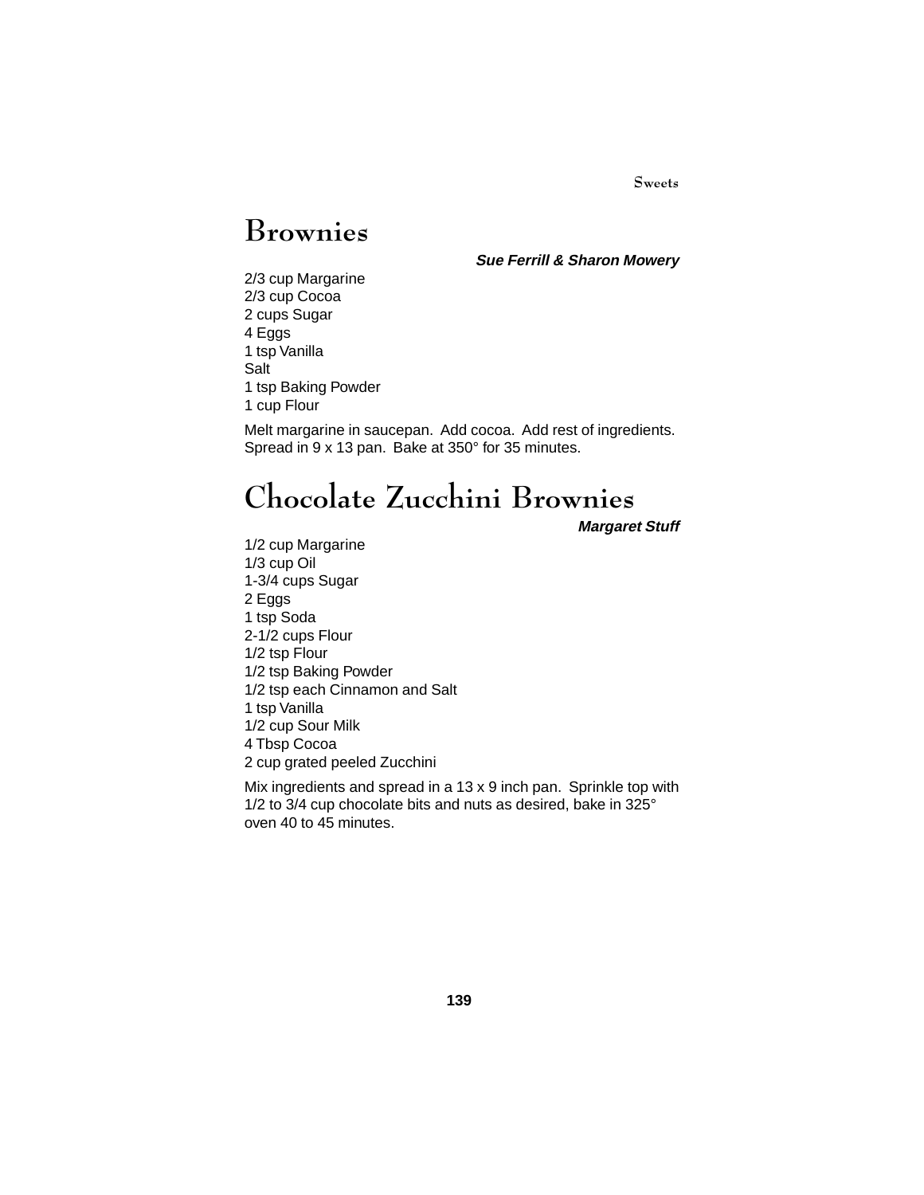# Brownies

***Sue Ferrill & Sharon Mowery***

2/3 cup Margarine
2/3 cup Cocoa
2 cups Sugar
4 Eggs
1 tsp Vanilla
Salt
1 tsp Baking Powder
1 cup Flour

Melt margarine in saucepan. Add cocoa. Add rest of ingredients. Spread in 9 x 13 pan. Bake at 350° for 35 minutes.

# Chocolate Zucchini Brownies

***Margaret Stuff***

1/2 cup Margarine
1/3 cup Oil
1-3/4 cups Sugar
2 Eggs
1 tsp Soda
2-1/2 cups Flour
1/2 tsp Flour
1/2 tsp Baking Powder
1/2 tsp each Cinnamon and Salt
1 tsp Vanilla
1/2 cup Sour Milk
4 Tbsp Cocoa
2 cup grated peeled Zucchini

Mix ingredients and spread in a 13 x 9 inch pan. Sprinkle top with 1/2 to 3/4 cup chocolate bits and nuts as desired, bake in 325° oven 40 to 45 minutes.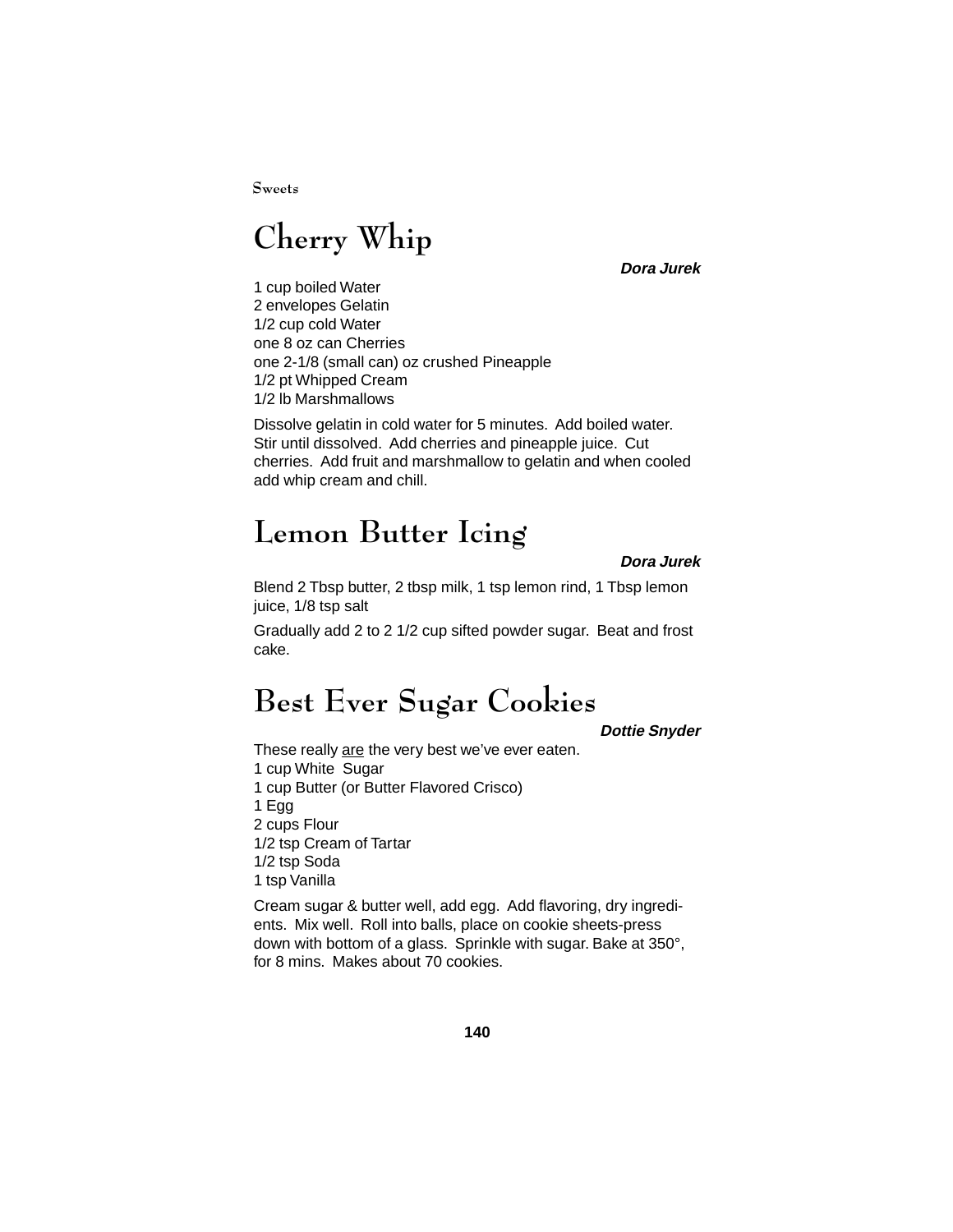# Cherry Whip

***Dora Jurek***

1 cup boiled Water
2 envelopes Gelatin
1/2 cup cold Water
one 8 oz can Cherries
one 2-1/8 (small can) oz crushed Pineapple
1/2 pt Whipped Cream
1/2 lb Marshmallows

Dissolve gelatin in cold water for 5 minutes. Add boiled water. Stir until dissolved. Add cherries and pineapple juice. Cut cherries. Add fruit and marshmallow to gelatin and when cooled add whip cream and chill.

# Lemon Butter Icing

***Dora Jurek***

Blend 2 Tbsp butter, 2 tbsp milk, 1 tsp lemon rind, 1 Tbsp lemon juice, 1/8 tsp salt

Gradually add 2 to 2 1/2 cup sifted powder sugar. Beat and frost cake.

# Best Ever Sugar Cookies

***Dottie Snyder***

These really <u>are</u> the very best we've ever eaten.
1 cup White Sugar
1 cup Butter (or Butter Flavored Crisco)
1 Egg
2 cups Flour
1/2 tsp Cream of Tartar
1/2 tsp Soda
1 tsp Vanilla

Cream sugar & butter well, add egg. Add flavoring, dry ingredients. Mix well. Roll into balls, place on cookie sheets-press down with bottom of a glass. Sprinkle with sugar. Bake at 350°, for 8 mins. Makes about 70 cookies.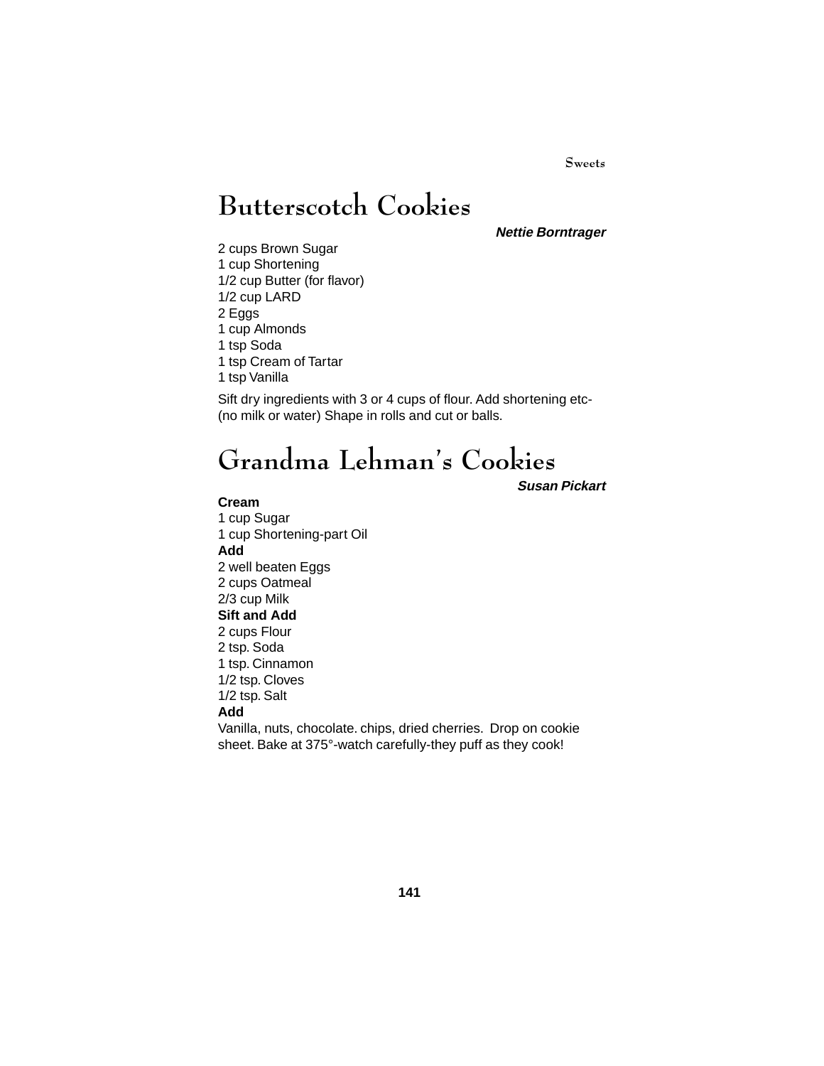# Butterscotch Cookies

***Nettie Borntrager***

2 cups Brown Sugar
1 cup Shortening
1/2 cup Butter (for flavor)
1/2 cup LARD
2 Eggs
1 cup Almonds
1 tsp Soda
1 tsp Cream of Tartar
1 tsp Vanilla

Sift dry ingredients with 3 or 4 cups of flour. Add shortening etc- (no milk or water) Shape in rolls and cut or balls.

# Grandma Lehman's Cookies

***Susan Pickart***

**Cream**
1 cup Sugar
1 cup Shortening-part Oil
**Add**
2 well beaten Eggs
2 cups Oatmeal
2/3 cup Milk
**Sift and Add**
2 cups Flour
2 tsp. Soda
1 tsp. Cinnamon
1/2 tsp. Cloves
1/2 tsp. Salt
**Add**
Vanilla, nuts, chocolate. chips, dried cherries. Drop on cookie sheet. Bake at 375°-watch carefully-they puff as they cook!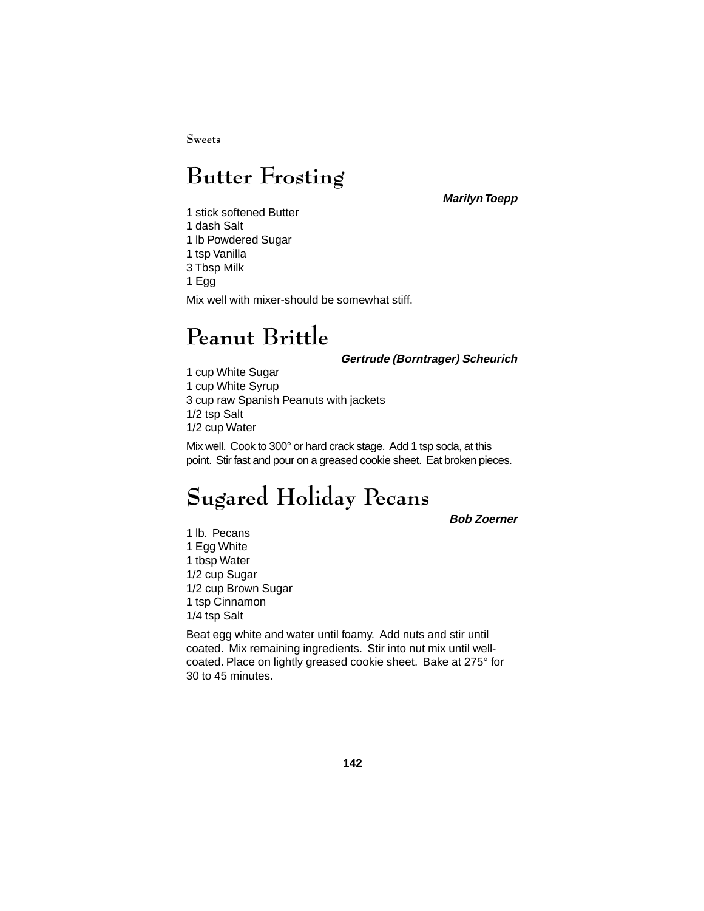# Butter Frosting

***Marilyn Toepp***

1 stick softened Butter
1 dash Salt
1 lb Powdered Sugar
1 tsp Vanilla
3 Tbsp Milk
1 Egg

Mix well with mixer-should be somewhat stiff.

# Peanut Brittle

***Gertrude (Borntrager) Scheurich***

1 cup White Sugar
1 cup White Syrup
3 cup raw Spanish Peanuts with jackets
1/2 tsp Salt
1/2 cup Water

Mix well. Cook to 300° or hard crack stage. Add 1 tsp soda, at this point. Stir fast and pour on a greased cookie sheet. Eat broken pieces.

# Sugared Holiday Pecans

***Bob Zoerner***

1 lb. Pecans
1 Egg White
1 tbsp Water
1/2 cup Sugar
1/2 cup Brown Sugar
1 tsp Cinnamon
1/4 tsp Salt

Beat egg white and water until foamy. Add nuts and stir until coated. Mix remaining ingredients. Stir into nut mix until well-coated. Place on lightly greased cookie sheet. Bake at 275° for 30 to 45 minutes.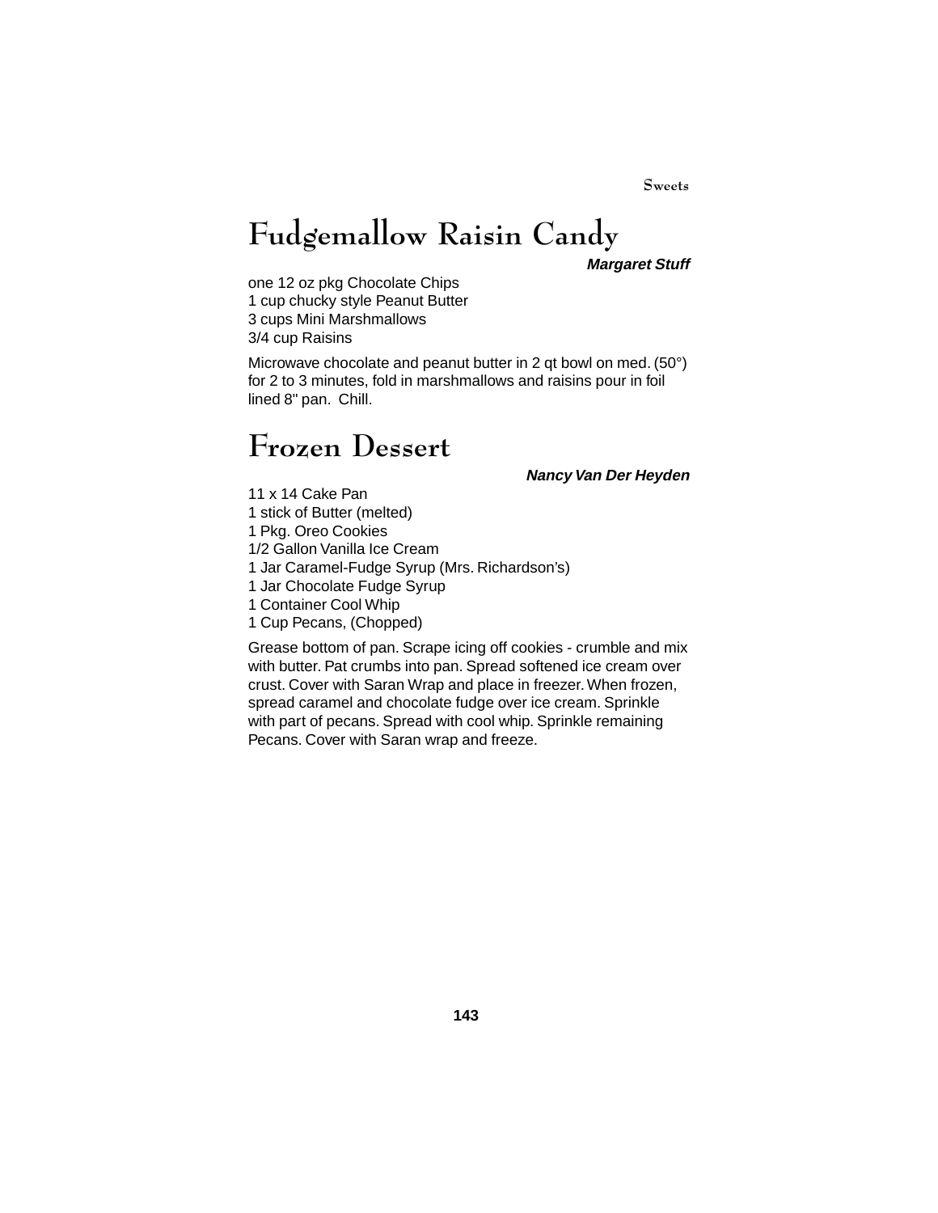# Fudgemallow Raisin Candy

***Margaret Stuff***

one 12 oz pkg Chocolate Chips
1 cup chucky style Peanut Butter
3 cups Mini Marshmallows
3/4 cup Raisins

Microwave chocolate and peanut butter in 2 qt bowl on med. (50°) for 2 to 3 minutes, fold in marshmallows and raisins pour in foil lined 8" pan. Chill.

# Frozen Dessert

***Nancy Van Der Heyden***

11 x 14 Cake Pan
1 stick of Butter (melted)
1 Pkg. Oreo Cookies
1/2 Gallon Vanilla Ice Cream
1 Jar Caramel-Fudge Syrup (Mrs. Richardson's)
1 Jar Chocolate Fudge Syrup
1 Container Cool Whip
1 Cup Pecans, (Chopped)

Grease bottom of pan. Scrape icing off cookies - crumble and mix with butter. Pat crumbs into pan. Spread softened ice cream over crust. Cover with Saran Wrap and place in freezer. When frozen, spread caramel and chocolate fudge over ice cream. Sprinkle with part of pecans. Spread with cool whip. Sprinkle remaining Pecans. Cover with Saran wrap and freeze.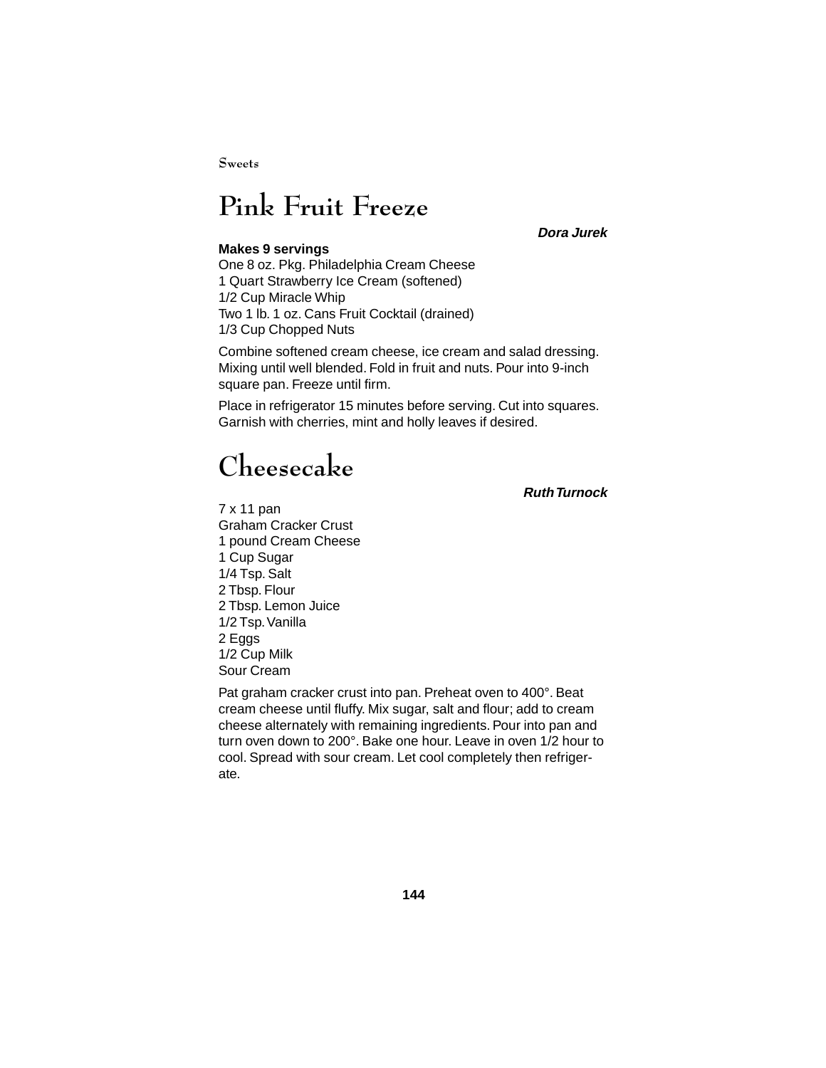# Pink Fruit Freeze

***Dora Jurek***

**Makes 9 servings**

One 8 oz. Pkg. Philadelphia Cream Cheese
1 Quart Strawberry Ice Cream (softened)
1/2 Cup Miracle Whip
Two 1 lb. 1 oz. Cans Fruit Cocktail (drained)
1/3 Cup Chopped Nuts

Combine softened cream cheese, ice cream and salad dressing. Mixing until well blended. Fold in fruit and nuts. Pour into 9-inch square pan. Freeze until firm.

Place in refrigerator 15 minutes before serving. Cut into squares. Garnish with cherries, mint and holly leaves if desired.

# Cheesecake

***Ruth Turnock***

7 x 11 pan
Graham Cracker Crust
1 pound Cream Cheese
1 Cup Sugar
1/4 Tsp. Salt
2 Tbsp. Flour
2 Tbsp. Lemon Juice
1/2 Tsp. Vanilla
2 Eggs
1/2 Cup Milk
Sour Cream

Pat graham cracker crust into pan. Preheat oven to 400°. Beat cream cheese until fluffy. Mix sugar, salt and flour; add to cream cheese alternately with remaining ingredients. Pour into pan and turn oven down to 200°. Bake one hour. Leave in oven 1/2 hour to cool. Spread with sour cream. Let cool completely then refrigerate.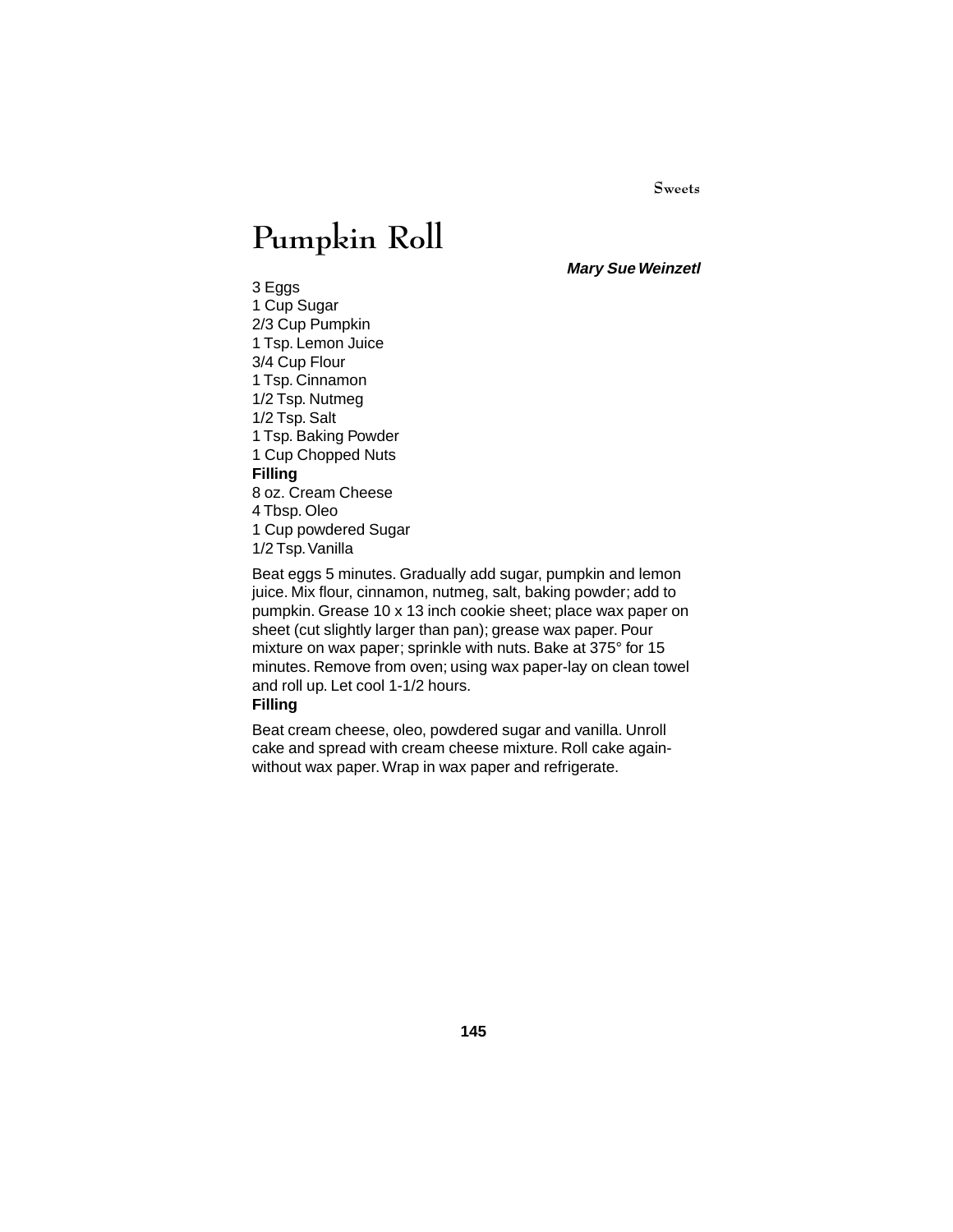# Pumpkin Roll

***Mary Sue Weinzetl***

3 Eggs
1 Cup Sugar
2/3 Cup Pumpkin
1 Tsp. Lemon Juice
3/4 Cup Flour
1 Tsp. Cinnamon
1/2 Tsp. Nutmeg
1/2 Tsp. Salt
1 Tsp. Baking Powder
1 Cup Chopped Nuts

**Filling**

8 oz. Cream Cheese
4 Tbsp. Oleo
1 Cup powdered Sugar
1/2 Tsp. Vanilla

Beat eggs 5 minutes. Gradually add sugar, pumpkin and lemon juice. Mix flour, cinnamon, nutmeg, salt, baking powder; add to pumpkin. Grease 10 x 13 inch cookie sheet; place wax paper on sheet (cut slightly larger than pan); grease wax paper. Pour mixture on wax paper; sprinkle with nuts. Bake at 375° for 15 minutes. Remove from oven; using wax paper-lay on clean towel and roll up. Let cool 1-1/2 hours.

**Filling**

Beat cream cheese, oleo, powdered sugar and vanilla. Unroll cake and spread with cream cheese mixture. Roll cake again-without wax paper. Wrap in wax paper and refrigerate.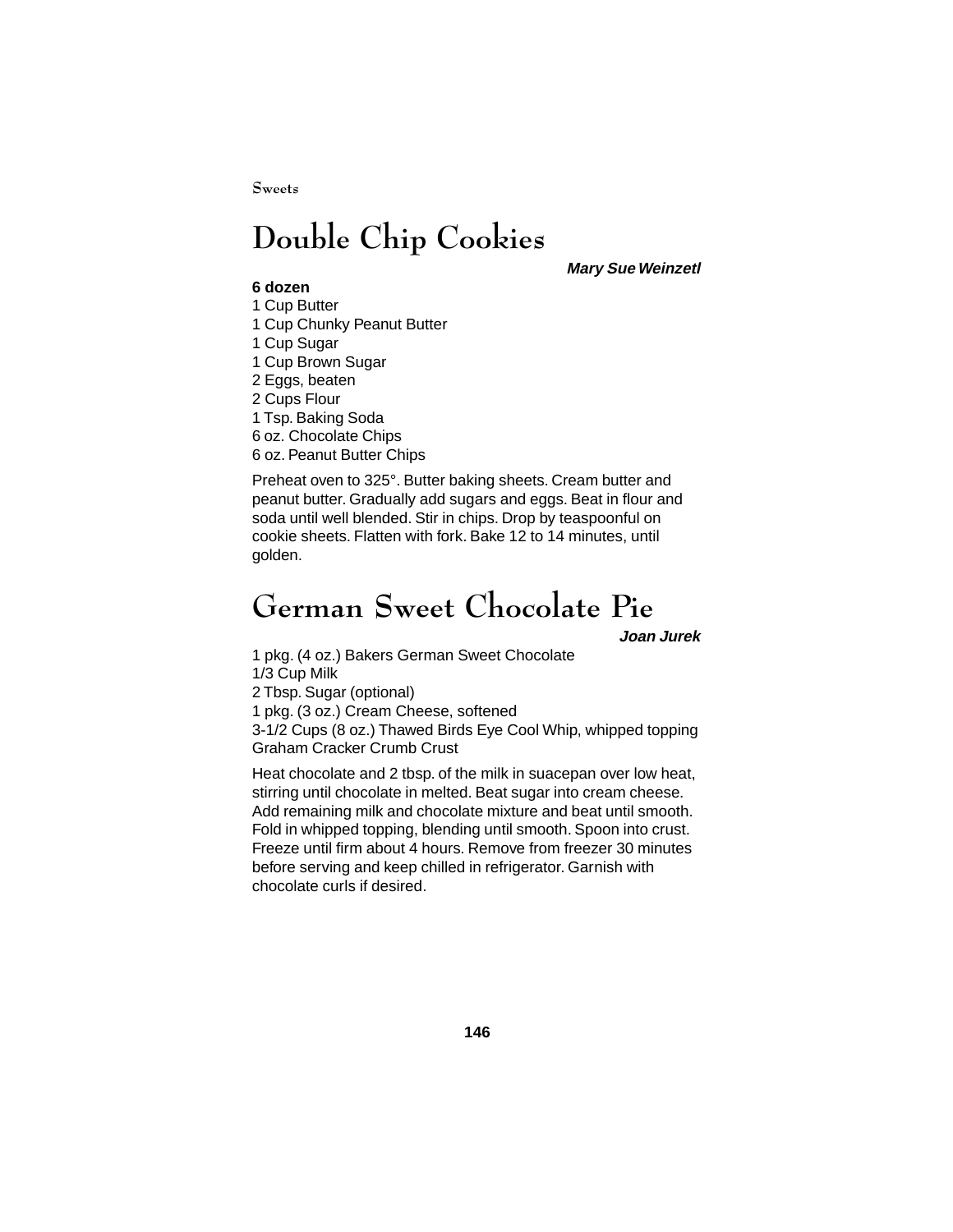# Double Chip Cookies

***Mary Sue Weinzetl***

**6 dozen**

1 Cup Butter
1 Cup Chunky Peanut Butter
1 Cup Sugar
1 Cup Brown Sugar
2 Eggs, beaten
2 Cups Flour
1 Tsp. Baking Soda
6 oz. Chocolate Chips
6 oz. Peanut Butter Chips

Preheat oven to 325°. Butter baking sheets. Cream butter and peanut butter. Gradually add sugars and eggs. Beat in flour and soda until well blended. Stir in chips. Drop by teaspoonful on cookie sheets. Flatten with fork. Bake 12 to 14 minutes, until golden.

# German Sweet Chocolate Pie

***Joan Jurek***

1 pkg. (4 oz.) Bakers German Sweet Chocolate
1/3 Cup Milk
2 Tbsp. Sugar (optional)
1 pkg. (3 oz.) Cream Cheese, softened
3-1/2 Cups (8 oz.) Thawed Birds Eye Cool Whip, whipped topping
Graham Cracker Crumb Crust

Heat chocolate and 2 tbsp. of the milk in suacepan over low heat, stirring until chocolate in melted. Beat sugar into cream cheese. Add remaining milk and chocolate mixture and beat until smooth. Fold in whipped topping, blending until smooth. Spoon into crust. Freeze until firm about 4 hours. Remove from freezer 30 minutes before serving and keep chilled in refrigerator. Garnish with chocolate curls if desired.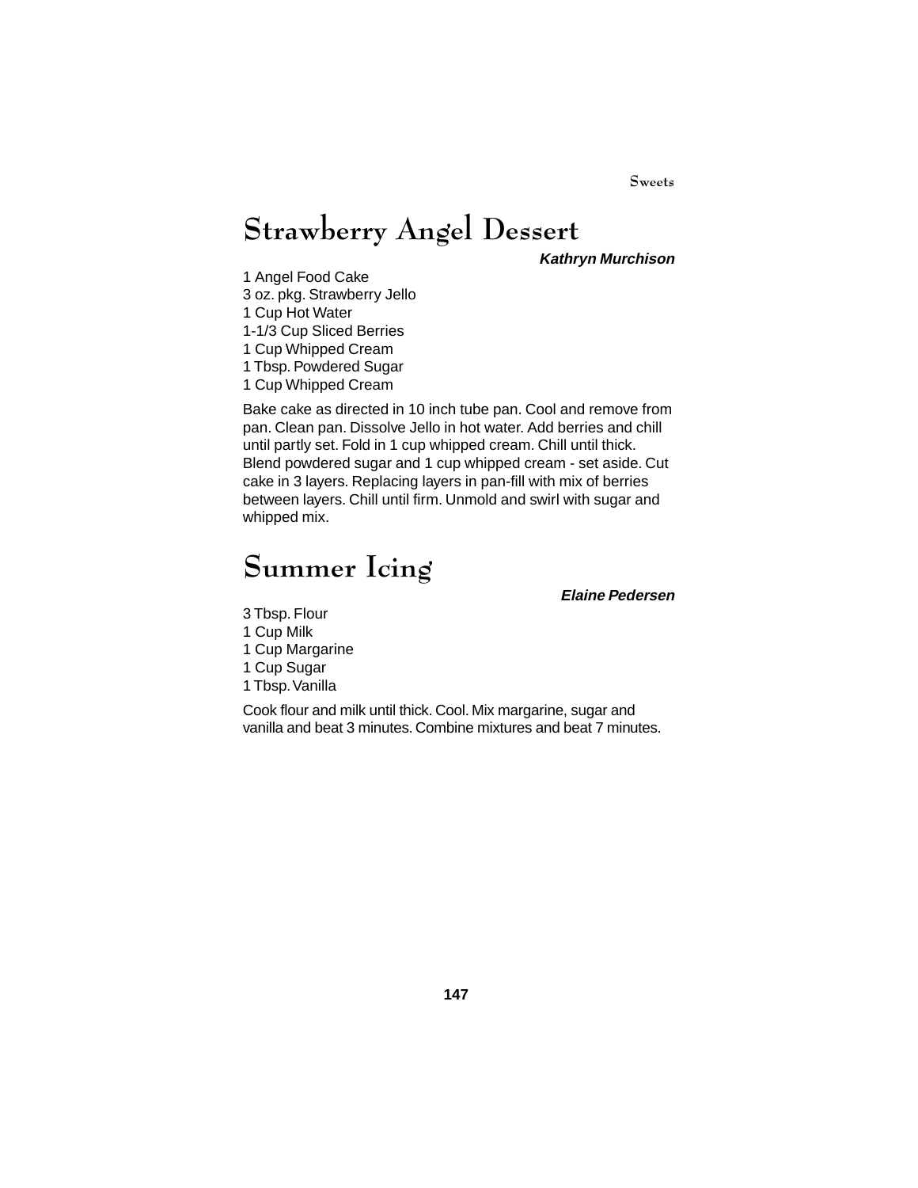## Strawberry Angel Dessert

***Kathryn Murchison***

1 Angel Food Cake
3 oz. pkg. Strawberry Jello
1 Cup Hot Water
1-1/3 Cup Sliced Berries
1 Cup Whipped Cream
1 Tbsp. Powdered Sugar
1 Cup Whipped Cream

Bake cake as directed in 10 inch tube pan. Cool and remove from pan. Clean pan. Dissolve Jello in hot water. Add berries and chill until partly set. Fold in 1 cup whipped cream. Chill until thick. Blend powdered sugar and 1 cup whipped cream - set aside. Cut cake in 3 layers. Replacing layers in pan-fill with mix of berries between layers. Chill until firm. Unmold and swirl with sugar and whipped mix.

## Summer Icing

***Elaine Pedersen***

3 Tbsp. Flour
1 Cup Milk
1 Cup Margarine
1 Cup Sugar
1 Tbsp. Vanilla

Cook flour and milk until thick. Cool. Mix margarine, sugar and vanilla and beat 3 minutes. Combine mixtures and beat 7 minutes.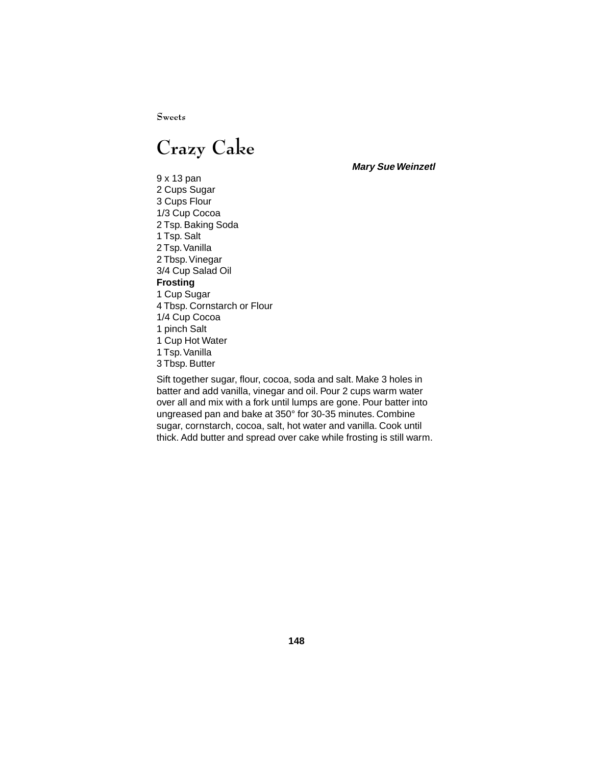# Crazy Cake

***Mary Sue Weinzetl***

9 x 13 pan
2 Cups Sugar
3 Cups Flour
1/3 Cup Cocoa
2 Tsp. Baking Soda
1 Tsp. Salt
2 Tsp. Vanilla
2 Tbsp. Vinegar
3/4 Cup Salad Oil

**Frosting**

1 Cup Sugar
4 Tbsp. Cornstarch or Flour
1/4 Cup Cocoa
1 pinch Salt
1 Cup Hot Water
1 Tsp. Vanilla
3 Tbsp. Butter

Sift together sugar, flour, cocoa, soda and salt. Make 3 holes in batter and add vanilla, vinegar and oil. Pour 2 cups warm water over all and mix with a fork until lumps are gone. Pour batter into ungreased pan and bake at 350° for 30-35 minutes. Combine sugar, cornstarch, cocoa, salt, hot water and vanilla. Cook until thick. Add butter and spread over cake while frosting is still warm.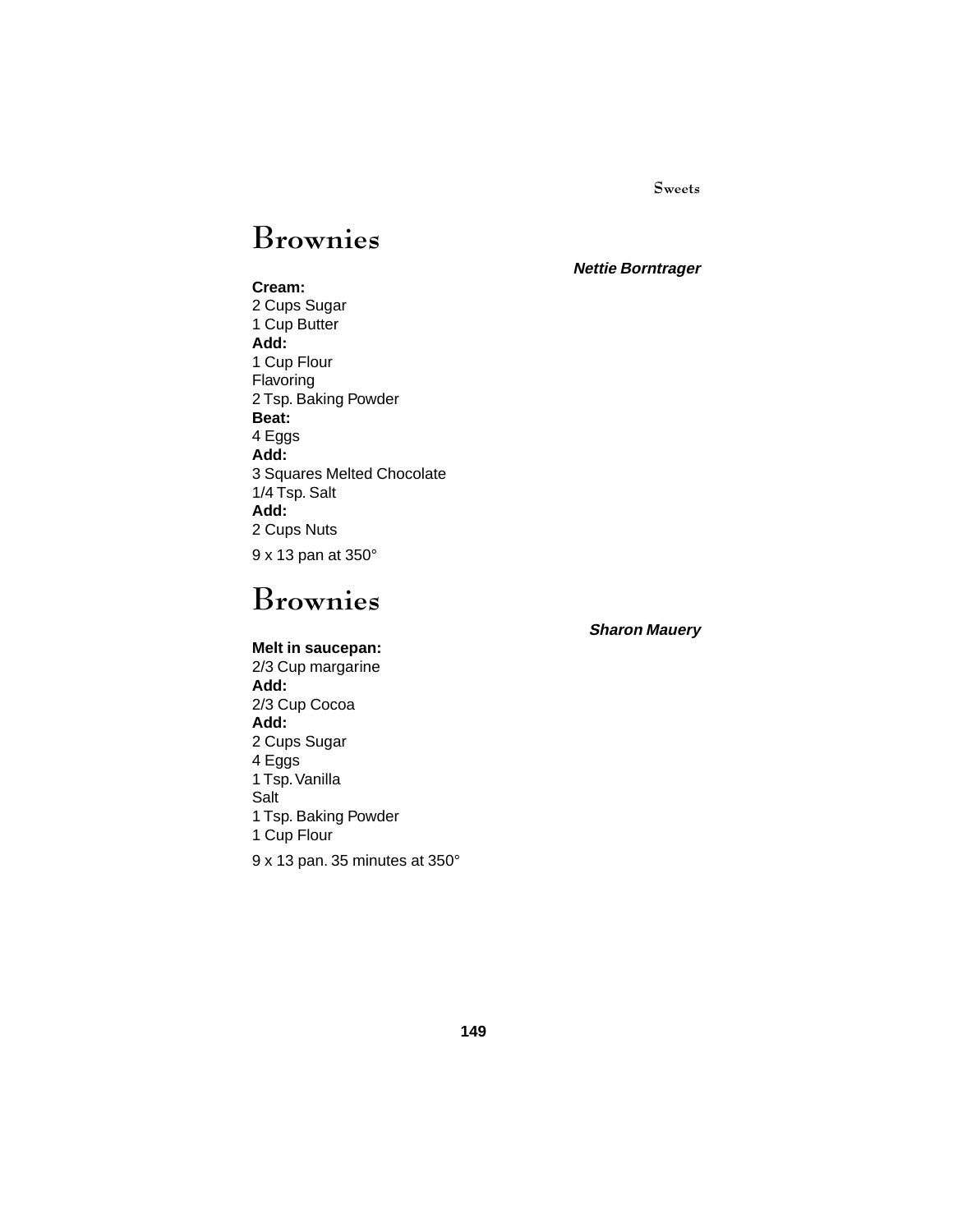# Brownies

***Nettie Borntrager***

**Cream:**
2 Cups Sugar
1 Cup Butter
**Add:**
1 Cup Flour
Flavoring
2 Tsp. Baking Powder
**Beat:**
4 Eggs
**Add:**
3 Squares Melted Chocolate
1/4 Tsp. Salt
**Add:**
2 Cups Nuts

9 x 13 pan at 350°

# Brownies

***Sharon Mauery***

**Melt in saucepan:**
2/3 Cup margarine
**Add:**
2/3 Cup Cocoa
**Add:**
2 Cups Sugar
4 Eggs
1 Tsp. Vanilla
Salt
1 Tsp. Baking Powder
1 Cup Flour

9 x 13 pan. 35 minutes at 350°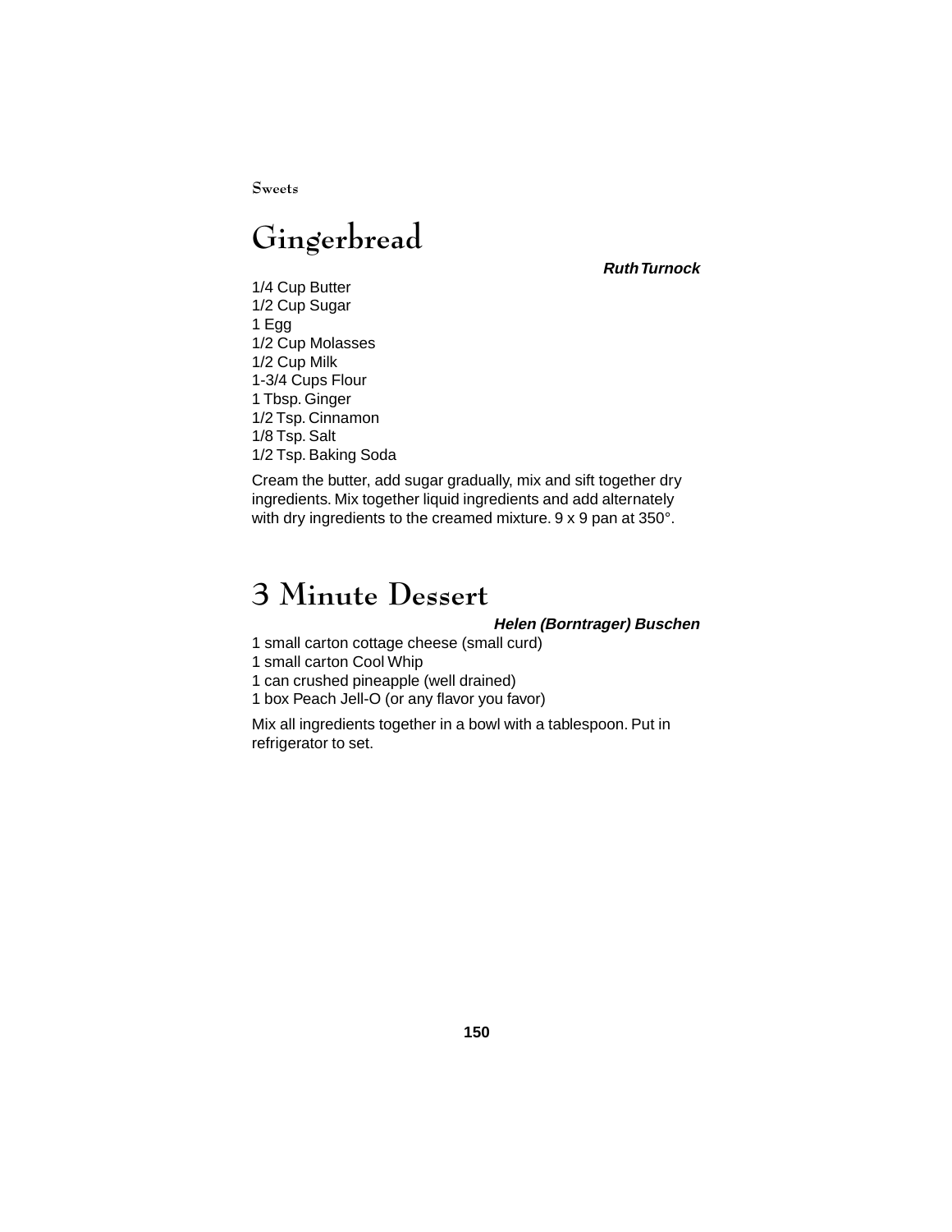# Gingerbread

***Ruth Turnock***

1/4 Cup Butter
1/2 Cup Sugar
1 Egg
1/2 Cup Molasses
1/2 Cup Milk
1-3/4 Cups Flour
1 Tbsp. Ginger
1/2 Tsp. Cinnamon
1/8 Tsp. Salt
1/2 Tsp. Baking Soda

Cream the butter, add sugar gradually, mix and sift together dry ingredients. Mix together liquid ingredients and add alternately with dry ingredients to the creamed mixture. 9 x 9 pan at 350°.

# 3 Minute Dessert

***Helen (Borntrager) Buschen***

1 small carton cottage cheese (small curd)
1 small carton Cool Whip
1 can crushed pineapple (well drained)
1 box Peach Jell-O (or any flavor you favor)

Mix all ingredients together in a bowl with a tablespoon. Put in refrigerator to set.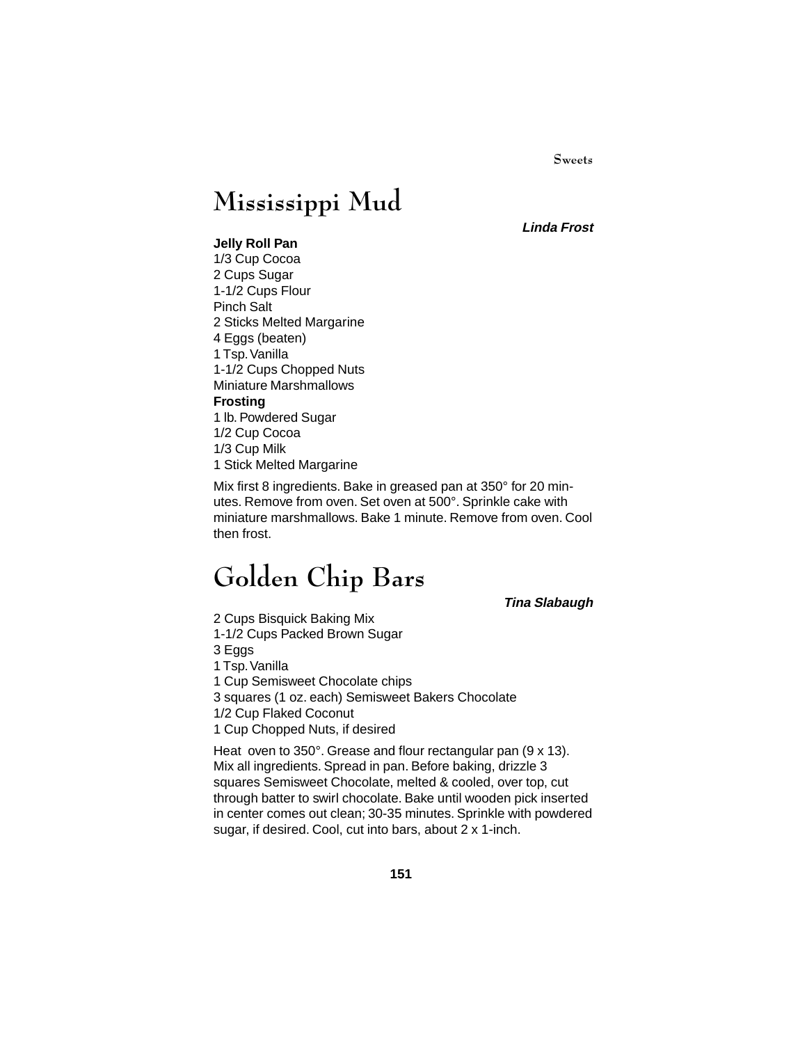# Mississippi Mud

***Linda Frost***

**Jelly Roll Pan**
1/3 Cup Cocoa
2 Cups Sugar
1-1/2 Cups Flour
Pinch Salt
2 Sticks Melted Margarine
4 Eggs (beaten)
1 Tsp. Vanilla
1-1/2 Cups Chopped Nuts
Miniature Marshmallows
**Frosting**
1 lb. Powdered Sugar
1/2 Cup Cocoa
1/3 Cup Milk
1 Stick Melted Margarine

Mix first 8 ingredients. Bake in greased pan at 350° for 20 minutes. Remove from oven. Set oven at 500°. Sprinkle cake with miniature marshmallows. Bake 1 minute. Remove from oven. Cool then frost.

# Golden Chip Bars

***Tina Slabaugh***

2 Cups Bisquick Baking Mix
1-1/2 Cups Packed Brown Sugar
3 Eggs
1 Tsp. Vanilla
1 Cup Semisweet Chocolate chips
3 squares (1 oz. each) Semisweet Bakers Chocolate
1/2 Cup Flaked Coconut
1 Cup Chopped Nuts, if desired

Heat oven to 350°. Grease and flour rectangular pan (9 x 13). Mix all ingredients. Spread in pan. Before baking, drizzle 3 squares Semisweet Chocolate, melted & cooled, over top, cut through batter to swirl chocolate. Bake until wooden pick inserted in center comes out clean; 30-35 minutes. Sprinkle with powdered sugar, if desired. Cool, cut into bars, about 2 x 1-inch.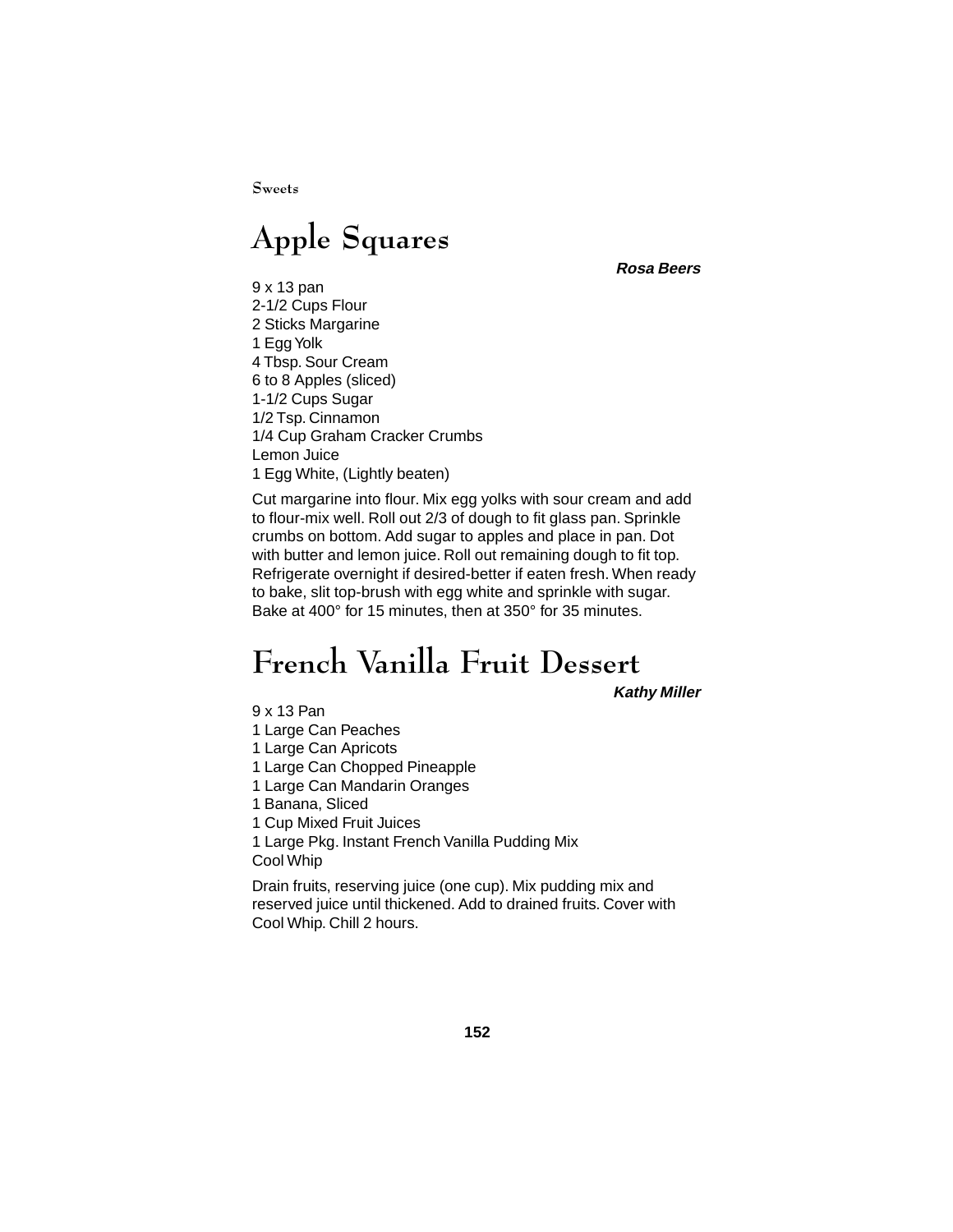# Apple Squares

***Rosa Beers***

9 x 13 pan
2-1/2 Cups Flour
2 Sticks Margarine
1 Egg Yolk
4 Tbsp. Sour Cream
6 to 8 Apples (sliced)
1-1/2 Cups Sugar
1/2 Tsp. Cinnamon
1/4 Cup Graham Cracker Crumbs
Lemon Juice
1 Egg White, (Lightly beaten)

Cut margarine into flour. Mix egg yolks with sour cream and add to flour-mix well. Roll out 2/3 of dough to fit glass pan. Sprinkle crumbs on bottom. Add sugar to apples and place in pan. Dot with butter and lemon juice. Roll out remaining dough to fit top. Refrigerate overnight if desired-better if eaten fresh. When ready to bake, slit top-brush with egg white and sprinkle with sugar. Bake at 400° for 15 minutes, then at 350° for 35 minutes.

# French Vanilla Fruit Dessert

***Kathy Miller***

9 x 13 Pan
1 Large Can Peaches
1 Large Can Apricots
1 Large Can Chopped Pineapple
1 Large Can Mandarin Oranges
1 Banana, Sliced
1 Cup Mixed Fruit Juices
1 Large Pkg. Instant French Vanilla Pudding Mix
Cool Whip

Drain fruits, reserving juice (one cup). Mix pudding mix and reserved juice until thickened. Add to drained fruits. Cover with Cool Whip. Chill 2 hours.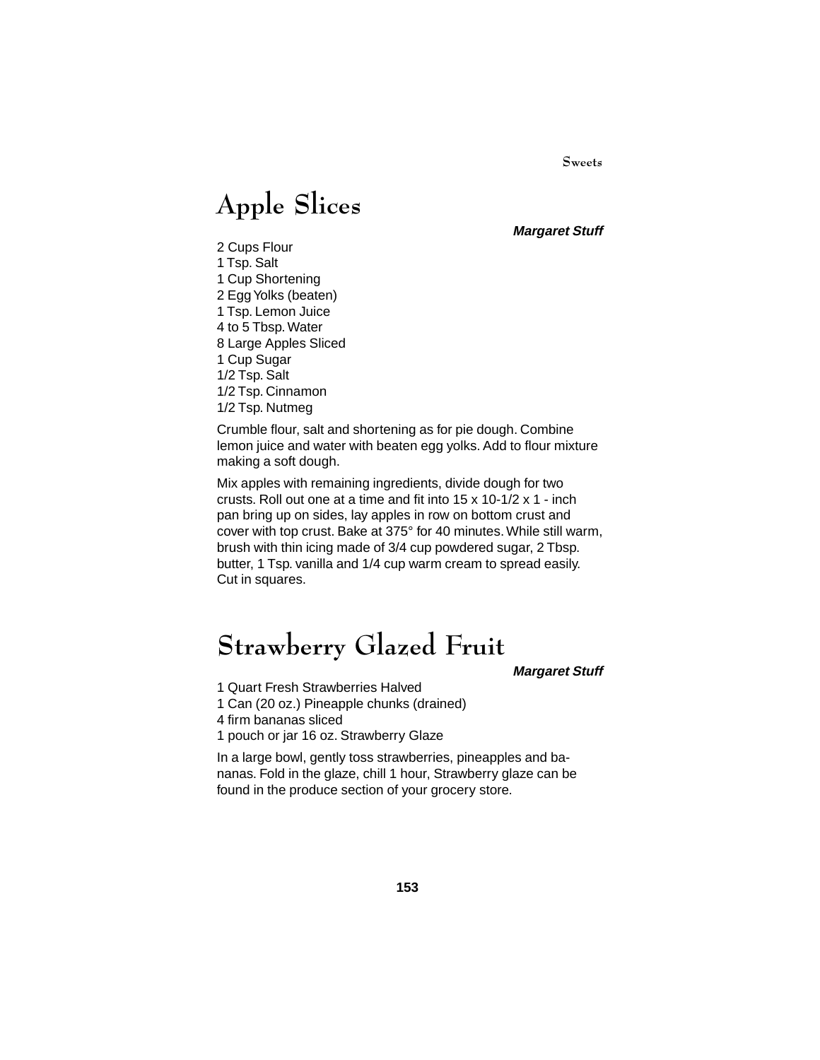# Apple Slices

***Margaret Stuff***

2 Cups Flour
1 Tsp. Salt
1 Cup Shortening
2 Egg Yolks (beaten)
1 Tsp. Lemon Juice
4 to 5 Tbsp. Water
8 Large Apples Sliced
1 Cup Sugar
1/2 Tsp. Salt
1/2 Tsp. Cinnamon
1/2 Tsp. Nutmeg

Crumble flour, salt and shortening as for pie dough. Combine lemon juice and water with beaten egg yolks. Add to flour mixture making a soft dough.

Mix apples with remaining ingredients, divide dough for two crusts. Roll out one at a time and fit into 15 x 10-1/2 x 1 - inch pan bring up on sides, lay apples in row on bottom crust and cover with top crust. Bake at 375° for 40 minutes. While still warm, brush with thin icing made of 3/4 cup powdered sugar, 2 Tbsp. butter, 1 Tsp. vanilla and 1/4 cup warm cream to spread easily. Cut in squares.

# Strawberry Glazed Fruit

***Margaret Stuff***

1 Quart Fresh Strawberries Halved
1 Can (20 oz.) Pineapple chunks (drained)
4 firm bananas sliced
1 pouch or jar 16 oz. Strawberry Glaze

In a large bowl, gently toss strawberries, pineapples and bananas. Fold in the glaze, chill 1 hour, Strawberry glaze can be found in the produce section of your grocery store.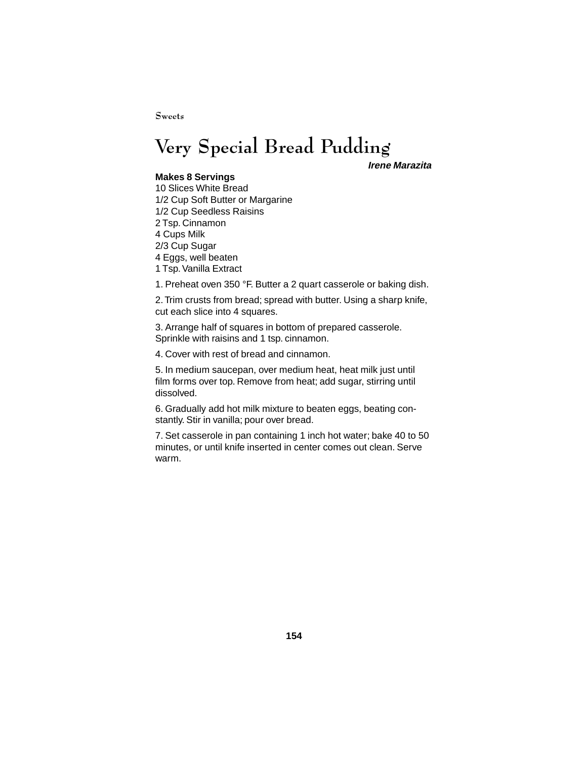# Very Special Bread Pudding

***Irene Marazita***

**Makes 8 Servings**

10 Slices White Bread
1/2 Cup Soft Butter or Margarine
1/2 Cup Seedless Raisins
2 Tsp. Cinnamon
4 Cups Milk
2/3 Cup Sugar
4 Eggs, well beaten
1 Tsp. Vanilla Extract

1. Preheat oven 350 °F. Butter a 2 quart casserole or baking dish.

2. Trim crusts from bread; spread with butter. Using a sharp knife, cut each slice into 4 squares.

3. Arrange half of squares in bottom of prepared casserole. Sprinkle with raisins and 1 tsp. cinnamon.

4. Cover with rest of bread and cinnamon.

5. In medium saucepan, over medium heat, heat milk just until film forms over top. Remove from heat; add sugar, stirring until dissolved.

6. Gradually add hot milk mixture to beaten eggs, beating constantly. Stir in vanilla; pour over bread.

7. Set casserole in pan containing 1 inch hot water; bake 40 to 50 minutes, or until knife inserted in center comes out clean. Serve warm.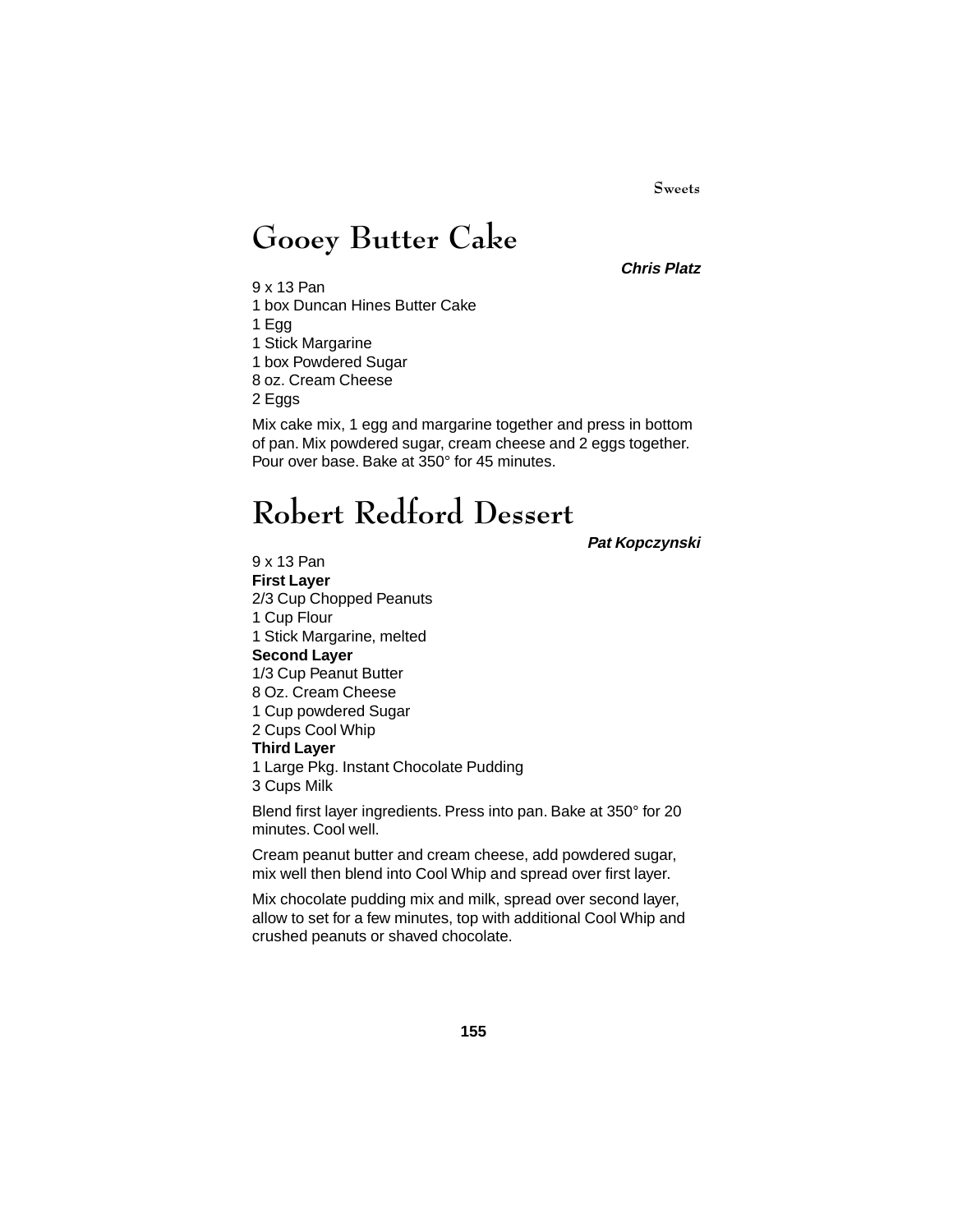# Gooey Butter Cake

***Chris Platz***

9 x 13 Pan
1 box Duncan Hines Butter Cake
1 Egg
1 Stick Margarine
1 box Powdered Sugar
8 oz. Cream Cheese
2 Eggs

Mix cake mix, 1 egg and margarine together and press in bottom of pan. Mix powdered sugar, cream cheese and 2 eggs together. Pour over base. Bake at 350° for 45 minutes.

# Robert Redford Dessert

***Pat Kopczynski***

9 x 13 Pan
**First Layer**
2/3 Cup Chopped Peanuts
1 Cup Flour
1 Stick Margarine, melted
**Second Layer**
1/3 Cup Peanut Butter
8 Oz. Cream Cheese
1 Cup powdered Sugar
2 Cups Cool Whip
**Third Layer**
1 Large Pkg. Instant Chocolate Pudding
3 Cups Milk

Blend first layer ingredients. Press into pan. Bake at 350° for 20 minutes. Cool well.

Cream peanut butter and cream cheese, add powdered sugar, mix well then blend into Cool Whip and spread over first layer.

Mix chocolate pudding mix and milk, spread over second layer, allow to set for a few minutes, top with additional Cool Whip and crushed peanuts or shaved chocolate.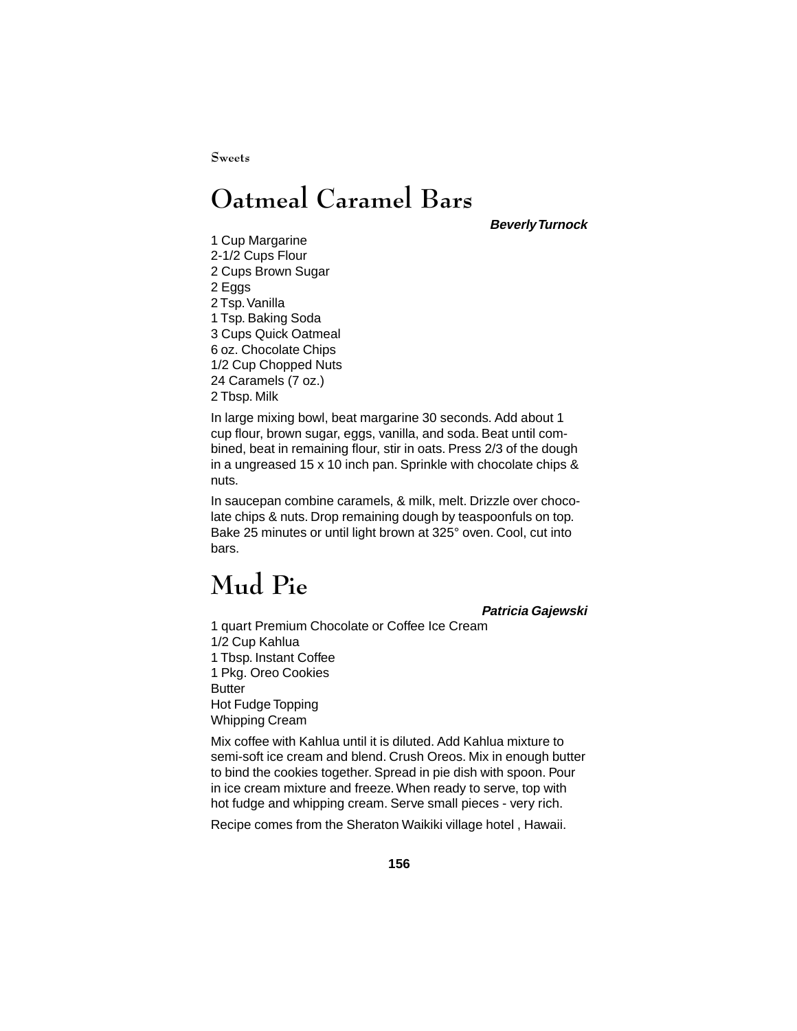# Oatmeal Caramel Bars

***Beverly Turnock***

1 Cup Margarine
2-1/2 Cups Flour
2 Cups Brown Sugar
2 Eggs
2 Tsp. Vanilla
1 Tsp. Baking Soda
3 Cups Quick Oatmeal
6 oz. Chocolate Chips
1/2 Cup Chopped Nuts
24 Caramels (7 oz.)
2 Tbsp. Milk

In large mixing bowl, beat margarine 30 seconds. Add about 1 cup flour, brown sugar, eggs, vanilla, and soda. Beat until combined, beat in remaining flour, stir in oats. Press 2/3 of the dough in a ungreased 15 x 10 inch pan. Sprinkle with chocolate chips & nuts.

In saucepan combine caramels, & milk, melt. Drizzle over chocolate chips & nuts. Drop remaining dough by teaspoonfuls on top. Bake 25 minutes or until light brown at 325° oven. Cool, cut into bars.

# Mud Pie

***Patricia Gajewski***

1 quart Premium Chocolate or Coffee Ice Cream
1/2 Cup Kahlua
1 Tbsp. Instant Coffee
1 Pkg. Oreo Cookies
Butter
Hot Fudge Topping
Whipping Cream

Mix coffee with Kahlua until it is diluted. Add Kahlua mixture to semi-soft ice cream and blend. Crush Oreos. Mix in enough butter to bind the cookies together. Spread in pie dish with spoon. Pour in ice cream mixture and freeze. When ready to serve, top with hot fudge and whipping cream. Serve small pieces - very rich.

Recipe comes from the Sheraton Waikiki village hotel , Hawaii.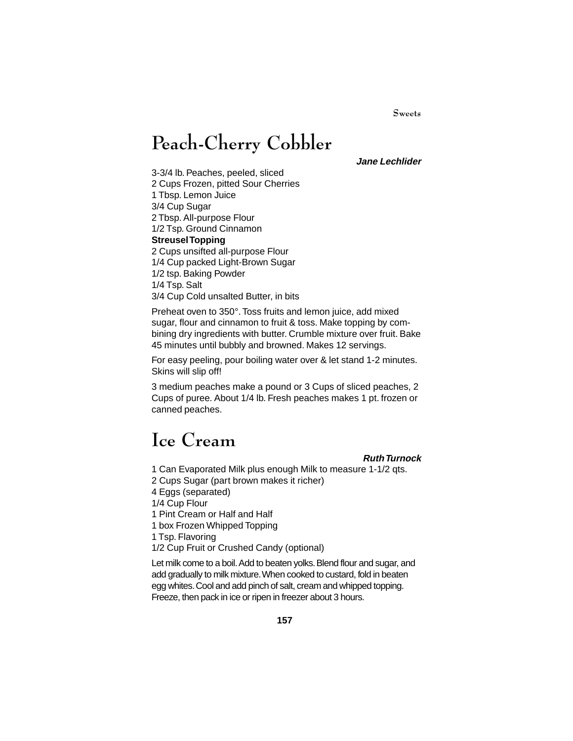# Peach-Cherry Cobbler

***Jane Lechlider***

3-3/4 lb. Peaches, peeled, sliced
2 Cups Frozen, pitted Sour Cherries
1 Tbsp. Lemon Juice
3/4 Cup Sugar
2 Tbsp. All-purpose Flour
1/2 Tsp. Ground Cinnamon
**Streusel Topping**
2 Cups unsifted all-purpose Flour
1/4 Cup packed Light-Brown Sugar
1/2 tsp. Baking Powder
1/4 Tsp. Salt
3/4 Cup Cold unsalted Butter, in bits

Preheat oven to 350°. Toss fruits and lemon juice, add mixed sugar, flour and cinnamon to fruit & toss. Make topping by combining dry ingredients with butter. Crumble mixture over fruit. Bake 45 minutes until bubbly and browned. Makes 12 servings.

For easy peeling, pour boiling water over & let stand 1-2 minutes. Skins will slip off!

3 medium peaches make a pound or 3 Cups of sliced peaches, 2 Cups of puree. About 1/4 lb. Fresh peaches makes 1 pt. frozen or canned peaches.

# Ice Cream

***Ruth Turnock***

1 Can Evaporated Milk plus enough Milk to measure 1-1/2 qts.
2 Cups Sugar (part brown makes it richer)
4 Eggs (separated)
1/4 Cup Flour
1 Pint Cream or Half and Half
1 box Frozen Whipped Topping
1 Tsp. Flavoring
1/2 Cup Fruit or Crushed Candy (optional)

Let milk come to a boil. Add to beaten yolks. Blend flour and sugar, and add gradually to milk mixture. When cooked to custard, fold in beaten egg whites. Cool and add pinch of salt, cream and whipped topping. Freeze, then pack in ice or ripen in freezer about 3 hours.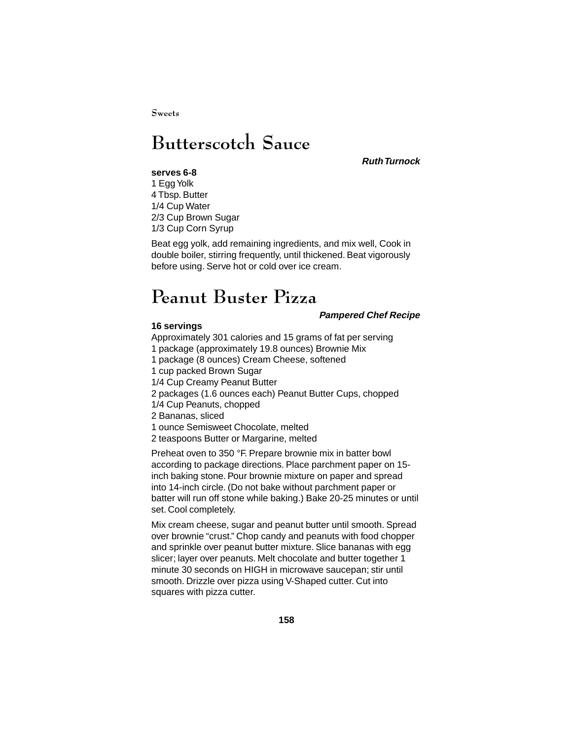# Butterscotch Sauce

***Ruth Turnock***

**serves 6-8**

1 Egg Yolk
4 Tbsp. Butter
1/4 Cup Water
2/3 Cup Brown Sugar
1/3 Cup Corn Syrup

Beat egg yolk, add remaining ingredients, and mix well, Cook in double boiler, stirring frequently, until thickened. Beat vigorously before using. Serve hot or cold over ice cream.

# Peanut Buster Pizza

***Pampered Chef Recipe***

**16 servings**

Approximately 301 calories and 15 grams of fat per serving
1 package (approximately 19.8 ounces) Brownie Mix
1 package (8 ounces) Cream Cheese, softened
1 cup packed Brown Sugar
1/4 Cup Creamy Peanut Butter
2 packages (1.6 ounces each) Peanut Butter Cups, chopped
1/4 Cup Peanuts, chopped
2 Bananas, sliced
1 ounce Semisweet Chocolate, melted
2 teaspoons Butter or Margarine, melted

Preheat oven to 350 °F. Prepare brownie mix in batter bowl according to package directions. Place parchment paper on 15-inch baking stone. Pour brownie mixture on paper and spread into 14-inch circle. (Do not bake without parchment paper or batter will run off stone while baking.) Bake 20-25 minutes or until set. Cool completely.

Mix cream cheese, sugar and peanut butter until smooth. Spread over brownie "crust." Chop candy and peanuts with food chopper and sprinkle over peanut butter mixture. Slice bananas with egg slicer; layer over peanuts. Melt chocolate and butter together 1 minute 30 seconds on HIGH in microwave saucepan; stir until smooth. Drizzle over pizza using V-Shaped cutter. Cut into squares with pizza cutter.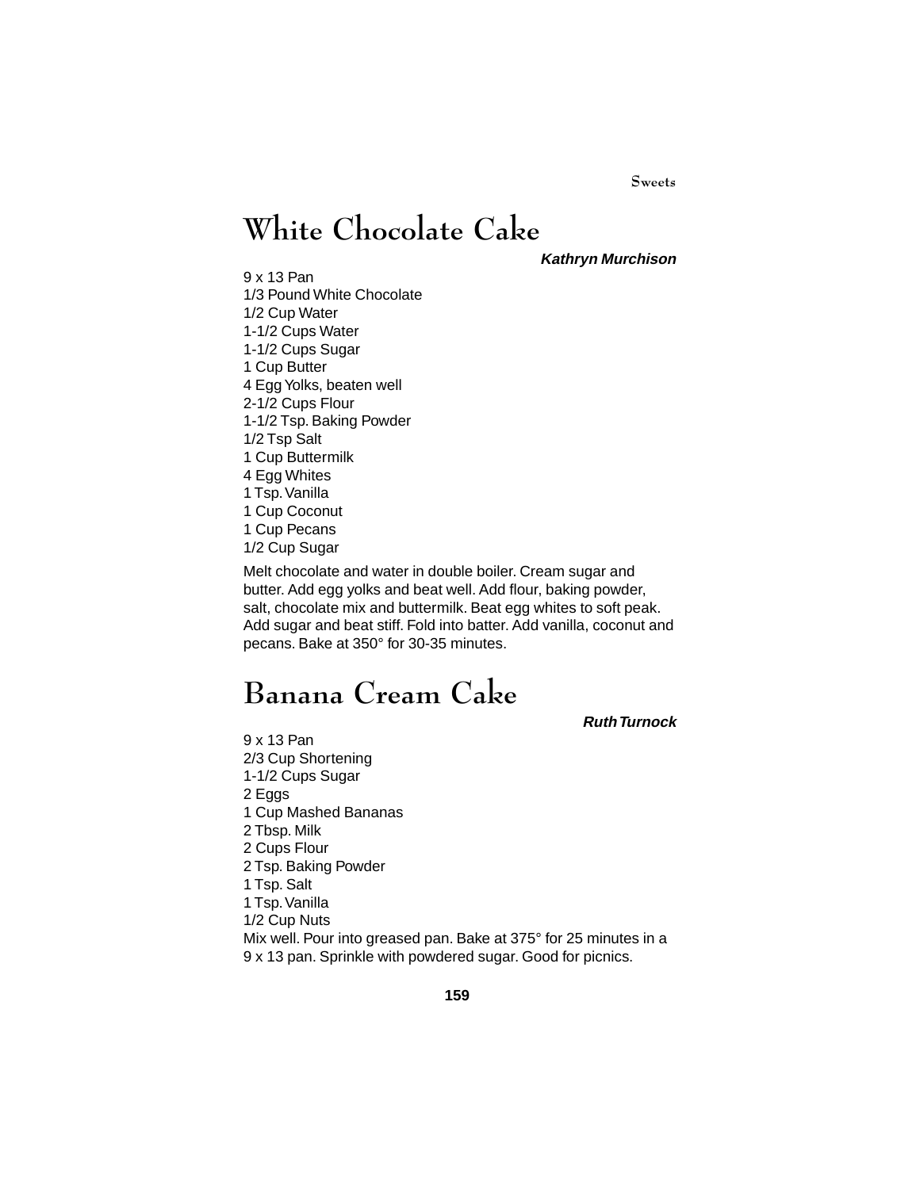# White Chocolate Cake

***Kathryn Murchison***

9 x 13 Pan
1/3 Pound White Chocolate
1/2 Cup Water
1-1/2 Cups Water
1-1/2 Cups Sugar
1 Cup Butter
4 Egg Yolks, beaten well
2-1/2 Cups Flour
1-1/2 Tsp. Baking Powder
1/2 Tsp Salt
1 Cup Buttermilk
4 Egg Whites
1 Tsp. Vanilla
1 Cup Coconut
1 Cup Pecans
1/2 Cup Sugar

Melt chocolate and water in double boiler. Cream sugar and butter. Add egg yolks and beat well. Add flour, baking powder, salt, chocolate mix and buttermilk. Beat egg whites to soft peak. Add sugar and beat stiff. Fold into batter. Add vanilla, coconut and pecans. Bake at 350° for 30-35 minutes.

# Banana Cream Cake

***Ruth Turnock***

9 x 13 Pan
2/3 Cup Shortening
1-1/2 Cups Sugar
2 Eggs
1 Cup Mashed Bananas
2 Tbsp. Milk
2 Cups Flour
2 Tsp. Baking Powder
1 Tsp. Salt
1 Tsp. Vanilla
1/2 Cup Nuts

Mix well. Pour into greased pan. Bake at 375° for 25 minutes in a 9 x 13 pan. Sprinkle with powdered sugar. Good for picnics.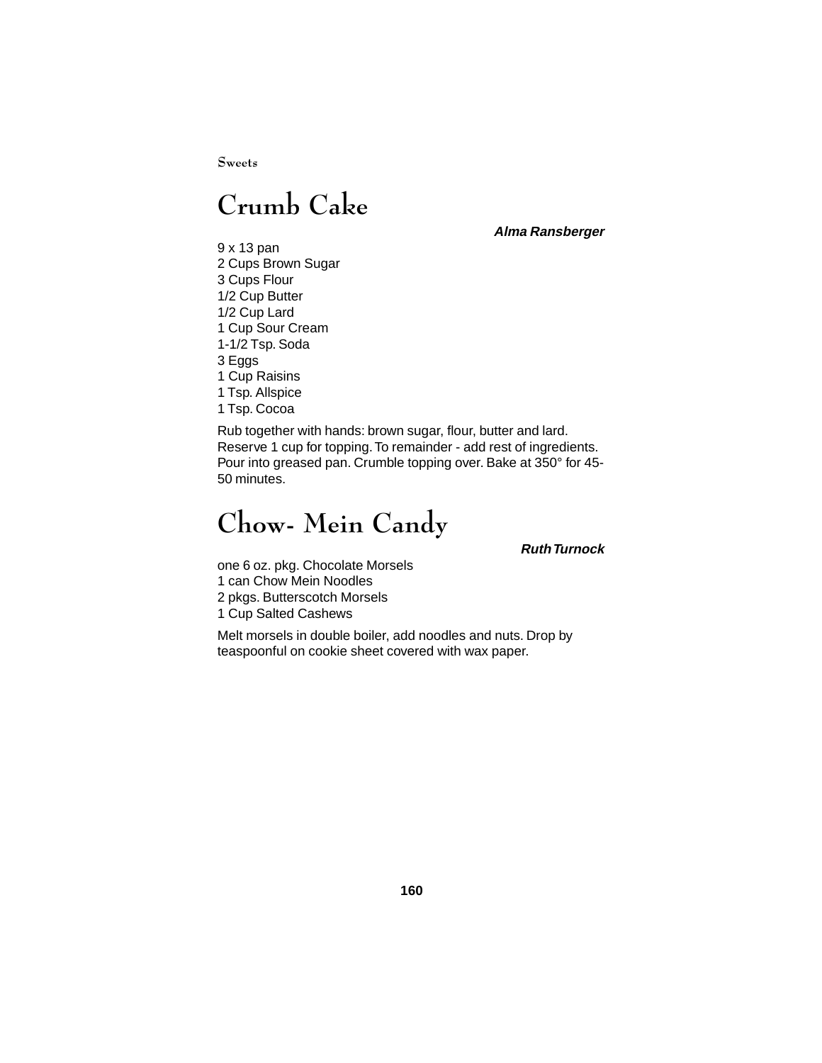# Crumb Cake

***Alma Ransberger***

9 x 13 pan
2 Cups Brown Sugar
3 Cups Flour
1/2 Cup Butter
1/2 Cup Lard
1 Cup Sour Cream
1-1/2 Tsp. Soda
3 Eggs
1 Cup Raisins
1 Tsp. Allspice
1 Tsp. Cocoa

Rub together with hands: brown sugar, flour, butter and lard. Reserve 1 cup for topping. To remainder - add rest of ingredients. Pour into greased pan. Crumble topping over. Bake at 350° for 45-50 minutes.

# Chow- Mein Candy

***Ruth Turnock***

one 6 oz. pkg. Chocolate Morsels
1 can Chow Mein Noodles
2 pkgs. Butterscotch Morsels
1 Cup Salted Cashews

Melt morsels in double boiler, add noodles and nuts. Drop by teaspoonful on cookie sheet covered with wax paper.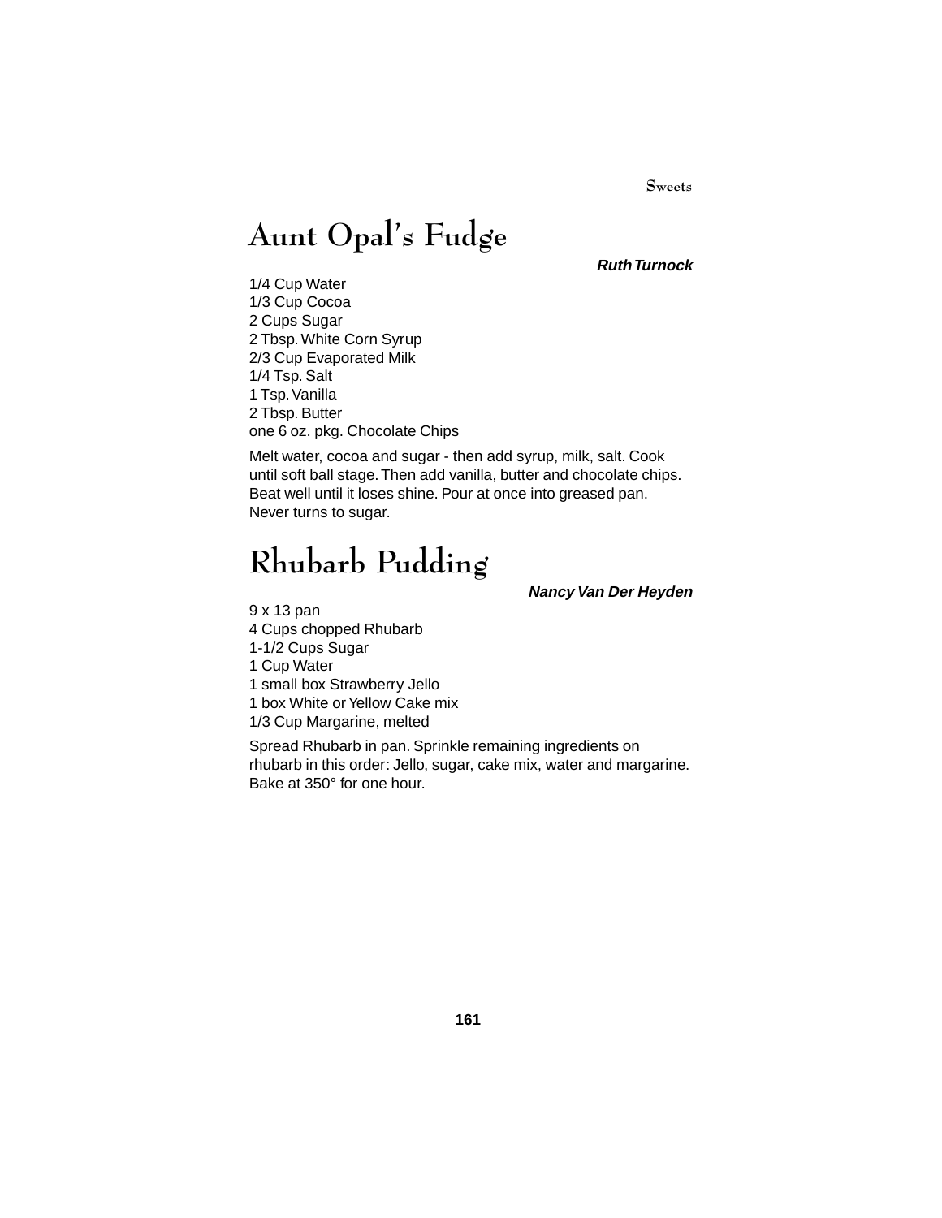# Aunt Opal's Fudge

***Ruth Turnock***

1/4 Cup Water
1/3 Cup Cocoa
2 Cups Sugar
2 Tbsp. White Corn Syrup
2/3 Cup Evaporated Milk
1/4 Tsp. Salt
1 Tsp. Vanilla
2 Tbsp. Butter
one 6 oz. pkg. Chocolate Chips

Melt water, cocoa and sugar - then add syrup, milk, salt. Cook until soft ball stage. Then add vanilla, butter and chocolate chips. Beat well until it loses shine. Pour at once into greased pan. Never turns to sugar.

# Rhubarb Pudding

***Nancy Van Der Heyden***

9 x 13 pan
4 Cups chopped Rhubarb
1-1/2 Cups Sugar
1 Cup Water
1 small box Strawberry Jello
1 box White or Yellow Cake mix
1/3 Cup Margarine, melted

Spread Rhubarb in pan. Sprinkle remaining ingredients on rhubarb in this order: Jello, sugar, cake mix, water and margarine. Bake at 350° for one hour.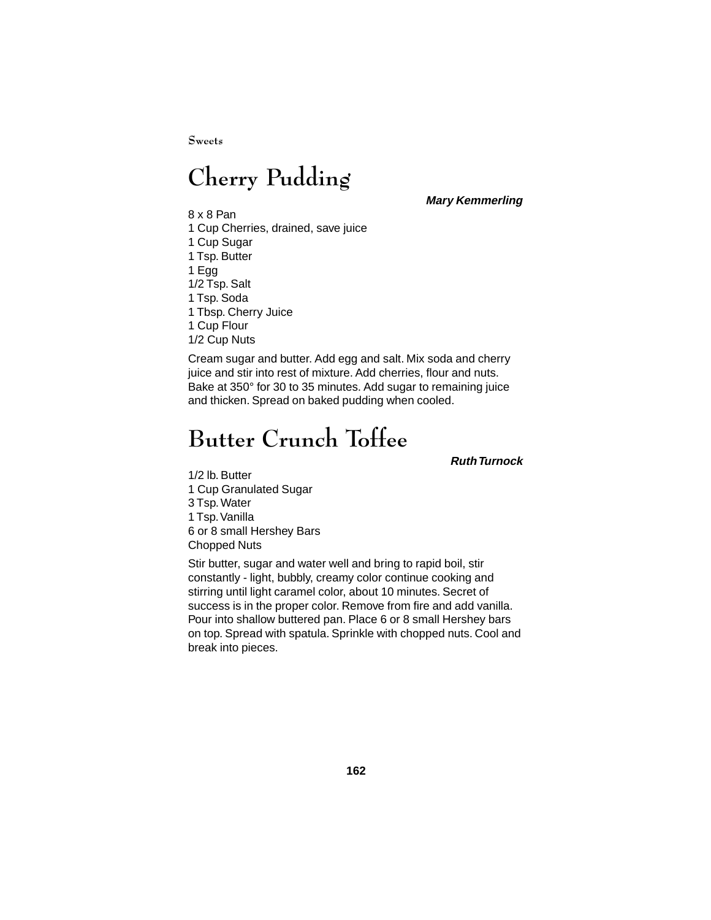# Cherry Pudding

***Mary Kemmerling***

8 x 8 Pan
1 Cup Cherries, drained, save juice
1 Cup Sugar
1 Tsp. Butter
1 Egg
1/2 Tsp. Salt
1 Tsp. Soda
1 Tbsp. Cherry Juice
1 Cup Flour
1/2 Cup Nuts

Cream sugar and butter. Add egg and salt. Mix soda and cherry juice and stir into rest of mixture. Add cherries, flour and nuts. Bake at 350° for 30 to 35 minutes. Add sugar to remaining juice and thicken. Spread on baked pudding when cooled.

# Butter Crunch Toffee

***Ruth Turnock***

1/2 lb. Butter
1 Cup Granulated Sugar
3 Tsp. Water
1 Tsp. Vanilla
6 or 8 small Hershey Bars
Chopped Nuts

Stir butter, sugar and water well and bring to rapid boil, stir constantly - light, bubbly, creamy color continue cooking and stirring until light caramel color, about 10 minutes. Secret of success is in the proper color. Remove from fire and add vanilla. Pour into shallow buttered pan. Place 6 or 8 small Hershey bars on top. Spread with spatula. Sprinkle with chopped nuts. Cool and break into pieces.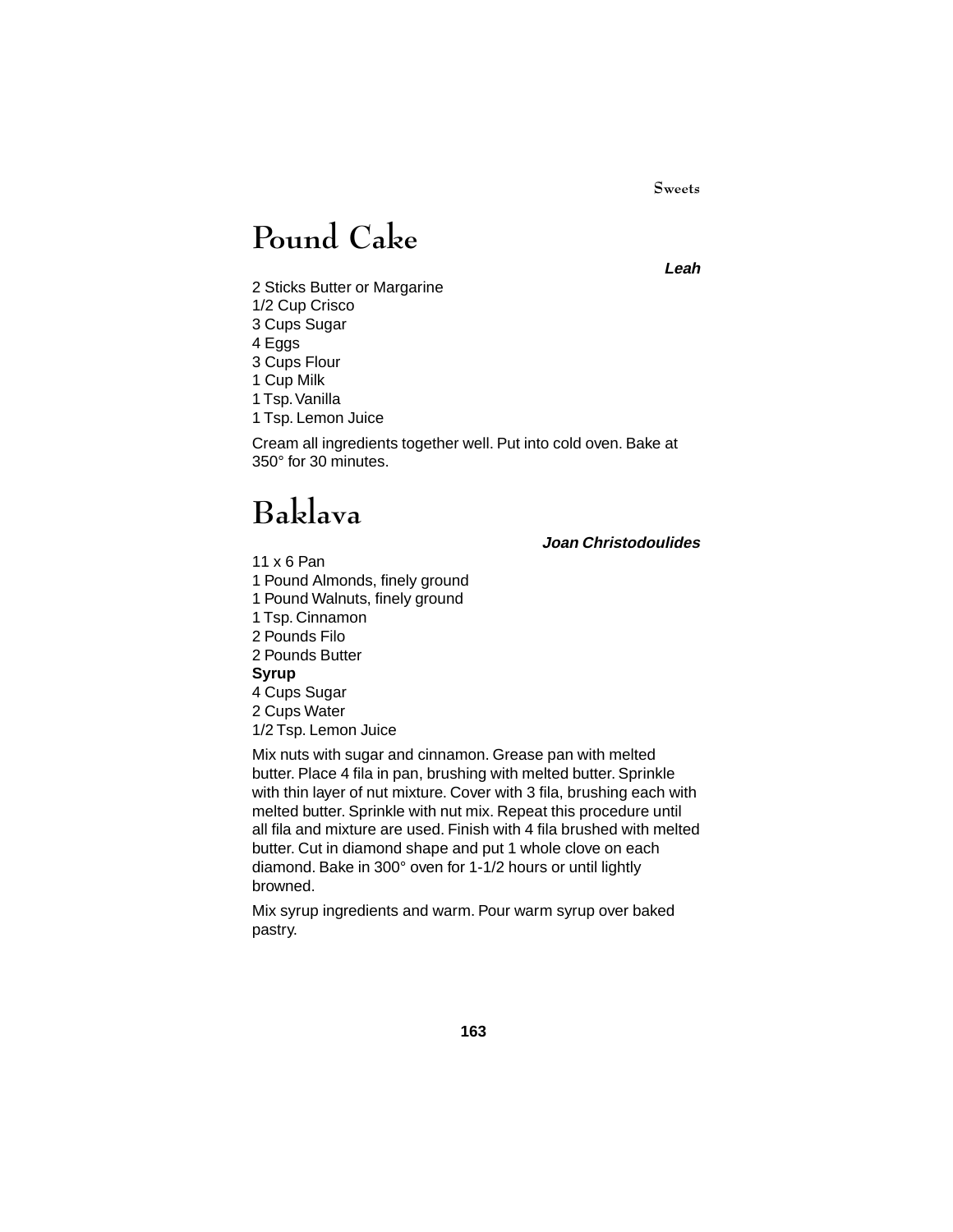# Pound Cake

***Leah***

2 Sticks Butter or Margarine
1/2 Cup Crisco
3 Cups Sugar
4 Eggs
3 Cups Flour
1 Cup Milk
1 Tsp. Vanilla
1 Tsp. Lemon Juice

Cream all ingredients together well. Put into cold oven. Bake at 350° for 30 minutes.

# Baklava

***Joan Christodoulides***

11 x 6 Pan
1 Pound Almonds, finely ground
1 Pound Walnuts, finely ground
1 Tsp. Cinnamon
2 Pounds Filo
2 Pounds Butter
**Syrup**
4 Cups Sugar
2 Cups Water
1/2 Tsp. Lemon Juice

Mix nuts with sugar and cinnamon. Grease pan with melted butter. Place 4 fila in pan, brushing with melted butter. Sprinkle with thin layer of nut mixture. Cover with 3 fila, brushing each with melted butter. Sprinkle with nut mix. Repeat this procedure until all fila and mixture are used. Finish with 4 fila brushed with melted butter. Cut in diamond shape and put 1 whole clove on each diamond. Bake in 300° oven for 1-1/2 hours or until lightly browned.

Mix syrup ingredients and warm. Pour warm syrup over baked pastry.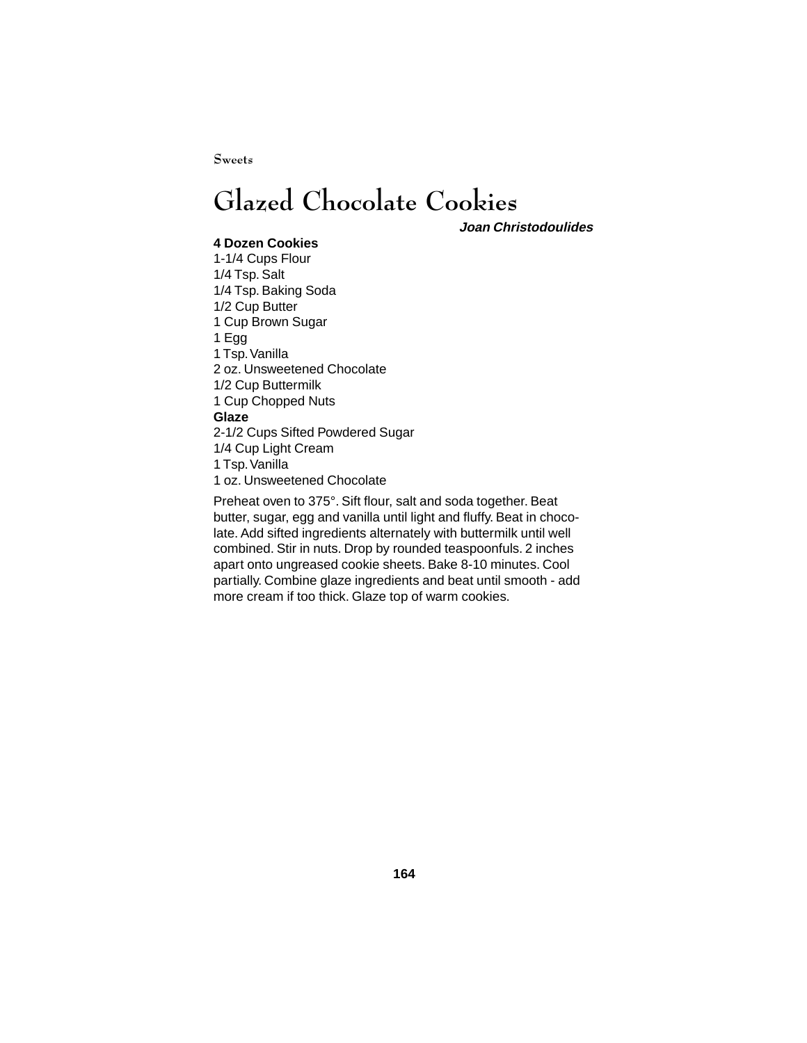# Glazed Chocolate Cookies

***Joan Christodoulides***

**4 Dozen Cookies**

1-1/4 Cups Flour
1/4 Tsp. Salt
1/4 Tsp. Baking Soda
1/2 Cup Butter
1 Cup Brown Sugar
1 Egg
1 Tsp. Vanilla
2 oz. Unsweetened Chocolate
1/2 Cup Buttermilk
1 Cup Chopped Nuts

**Glaze**

2-1/2 Cups Sifted Powdered Sugar
1/4 Cup Light Cream
1 Tsp. Vanilla
1 oz. Unsweetened Chocolate

Preheat oven to 375°. Sift flour, salt and soda together. Beat butter, sugar, egg and vanilla until light and fluffy. Beat in chocolate. Add sifted ingredients alternately with buttermilk until well combined. Stir in nuts. Drop by rounded teaspoonfuls. 2 inches apart onto ungreased cookie sheets. Bake 8-10 minutes. Cool partially. Combine glaze ingredients and beat until smooth - add more cream if too thick. Glaze top of warm cookies.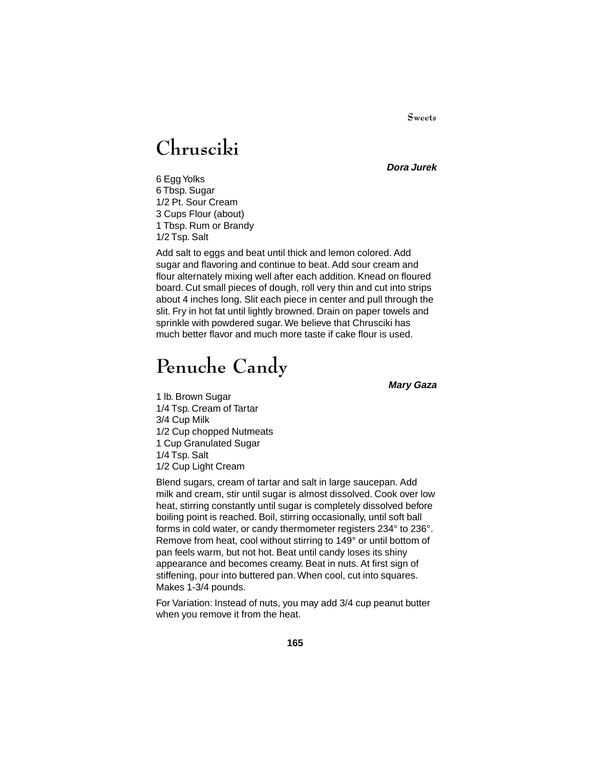# Chrusciki

***Dora Jurek***

6 Egg Yolks
6 Tbsp. Sugar
1/2 Pt. Sour Cream
3 Cups Flour (about)
1 Tbsp. Rum or Brandy
1/2 Tsp. Salt

Add salt to eggs and beat until thick and lemon colored. Add sugar and flavoring and continue to beat. Add sour cream and flour alternately mixing well after each addition. Knead on floured board. Cut small pieces of dough, roll very thin and cut into strips about 4 inches long. Slit each piece in center and pull through the slit. Fry in hot fat until lightly browned. Drain on paper towels and sprinkle with powdered sugar. We believe that Chrusciki has much better flavor and much more taste if cake flour is used.

# Penuche Candy

***Mary Gaza***

1 lb. Brown Sugar
1/4 Tsp. Cream of Tartar
3/4 Cup Milk
1/2 Cup chopped Nutmeats
1 Cup Granulated Sugar
1/4 Tsp. Salt
1/2 Cup Light Cream

Blend sugars, cream of tartar and salt in large saucepan. Add milk and cream, stir until sugar is almost dissolved. Cook over low heat, stirring constantly until sugar is completely dissolved before boiling point is reached. Boil, stirring occasionally, until soft ball forms in cold water, or candy thermometer registers 234° to 236°. Remove from heat, cool without stirring to 149° or until bottom of pan feels warm, but not hot. Beat until candy loses its shiny appearance and becomes creamy. Beat in nuts. At first sign of stiffening, pour into buttered pan. When cool, cut into squares. Makes 1-3/4 pounds.

For Variation: Instead of nuts, you may add 3/4 cup peanut butter when you remove it from the heat.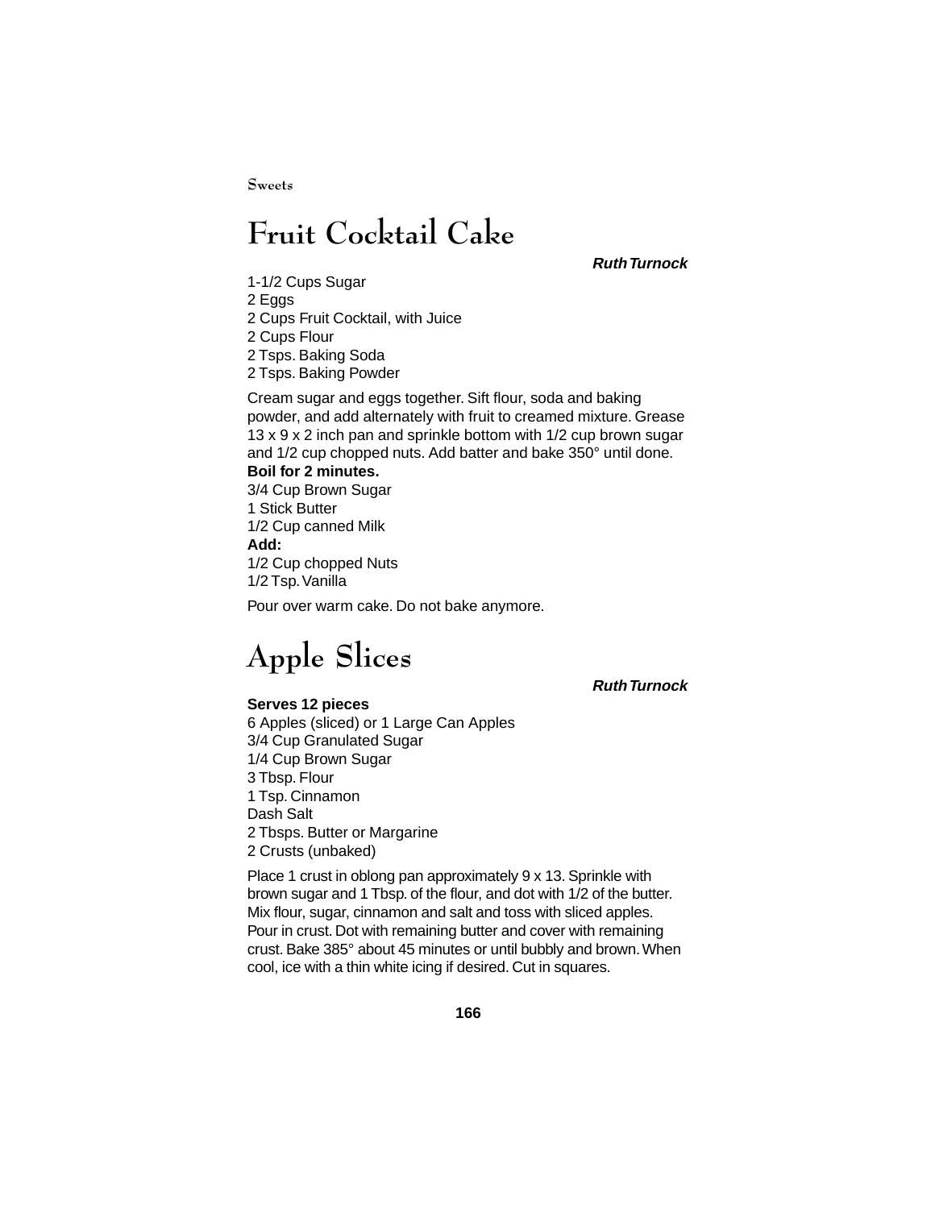# Fruit Cocktail Cake

***Ruth Turnock***

1-1/2 Cups Sugar
2 Eggs
2 Cups Fruit Cocktail, with Juice
2 Cups Flour
2 Tsps. Baking Soda
2 Tsps. Baking Powder

Cream sugar and eggs together. Sift flour, soda and baking powder, and add alternately with fruit to creamed mixture. Grease 13 x 9 x 2 inch pan and sprinkle bottom with 1/2 cup brown sugar and 1/2 cup chopped nuts. Add batter and bake 350° until done.

**Boil for 2 minutes.**

3/4 Cup Brown Sugar
1 Stick Butter
1/2 Cup canned Milk

**Add:**

1/2 Cup chopped Nuts
1/2 Tsp. Vanilla

Pour over warm cake. Do not bake anymore.

# Apple Slices

***Ruth Turnock***

**Serves 12 pieces**

6 Apples (sliced) or 1 Large Can Apples
3/4 Cup Granulated Sugar
1/4 Cup Brown Sugar
3 Tbsp. Flour
1 Tsp. Cinnamon
Dash Salt
2 Tbsps. Butter or Margarine
2 Crusts (unbaked)

Place 1 crust in oblong pan approximately 9 x 13. Sprinkle with brown sugar and 1 Tbsp. of the flour, and dot with 1/2 of the butter. Mix flour, sugar, cinnamon and salt and toss with sliced apples. Pour in crust. Dot with remaining butter and cover with remaining crust. Bake 385° about 45 minutes or until bubbly and brown. When cool, ice with a thin white icing if desired. Cut in squares.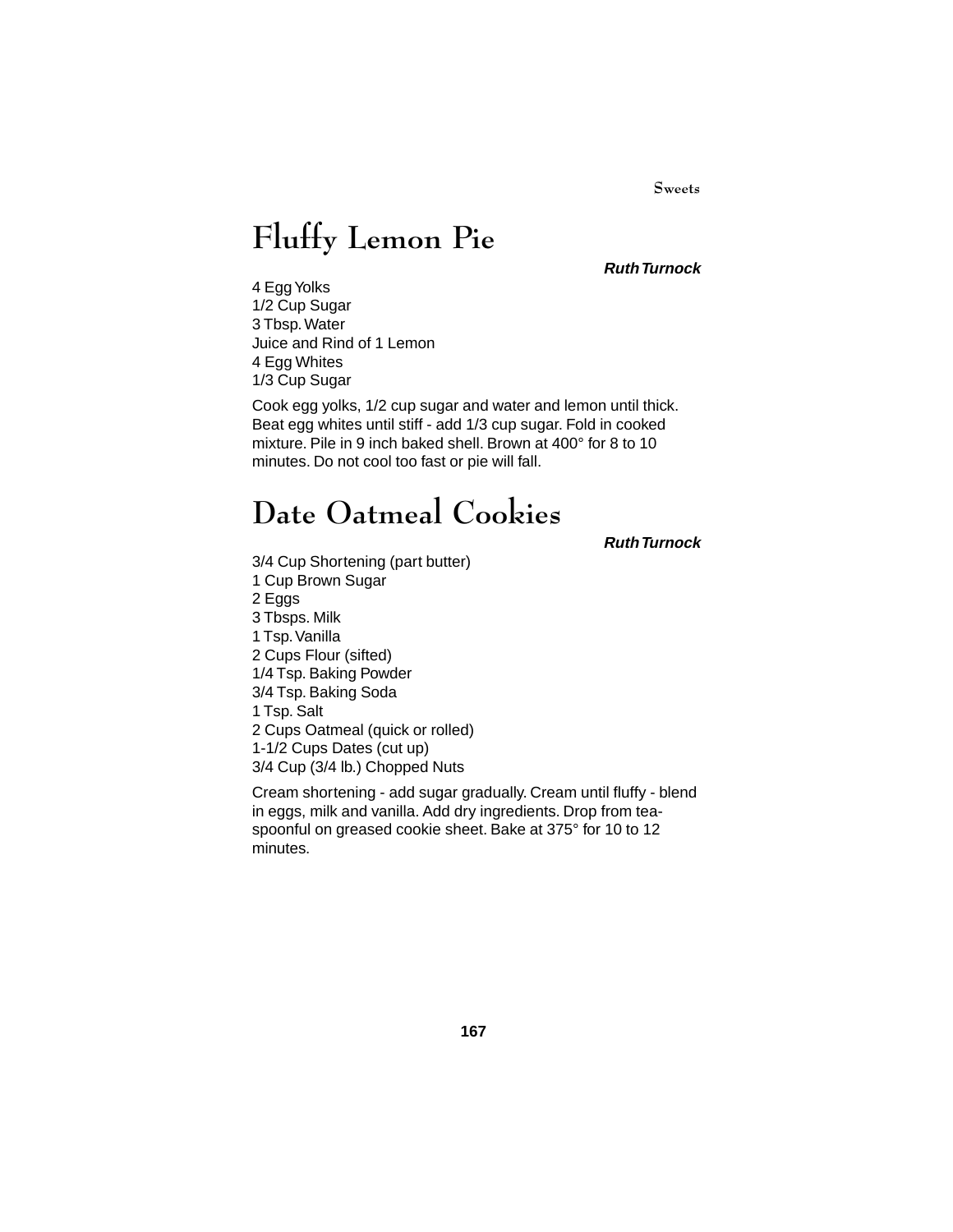# Fluffy Lemon Pie

***Ruth Turnock***

4 Egg Yolks
1/2 Cup Sugar
3 Tbsp. Water
Juice and Rind of 1 Lemon
4 Egg Whites
1/3 Cup Sugar

Cook egg yolks, 1/2 cup sugar and water and lemon until thick. Beat egg whites until stiff - add 1/3 cup sugar. Fold in cooked mixture. Pile in 9 inch baked shell. Brown at 400° for 8 to 10 minutes. Do not cool too fast or pie will fall.

# Date Oatmeal Cookies

***Ruth Turnock***

3/4 Cup Shortening (part butter)
1 Cup Brown Sugar
2 Eggs
3 Tbsps. Milk
1 Tsp. Vanilla
2 Cups Flour (sifted)
1/4 Tsp. Baking Powder
3/4 Tsp. Baking Soda
1 Tsp. Salt
2 Cups Oatmeal (quick or rolled)
1-1/2 Cups Dates (cut up)
3/4 Cup (3/4 lb.) Chopped Nuts

Cream shortening - add sugar gradually. Cream until fluffy - blend in eggs, milk and vanilla. Add dry ingredients. Drop from teaspoonful on greased cookie sheet. Bake at 375° for 10 to 12 minutes.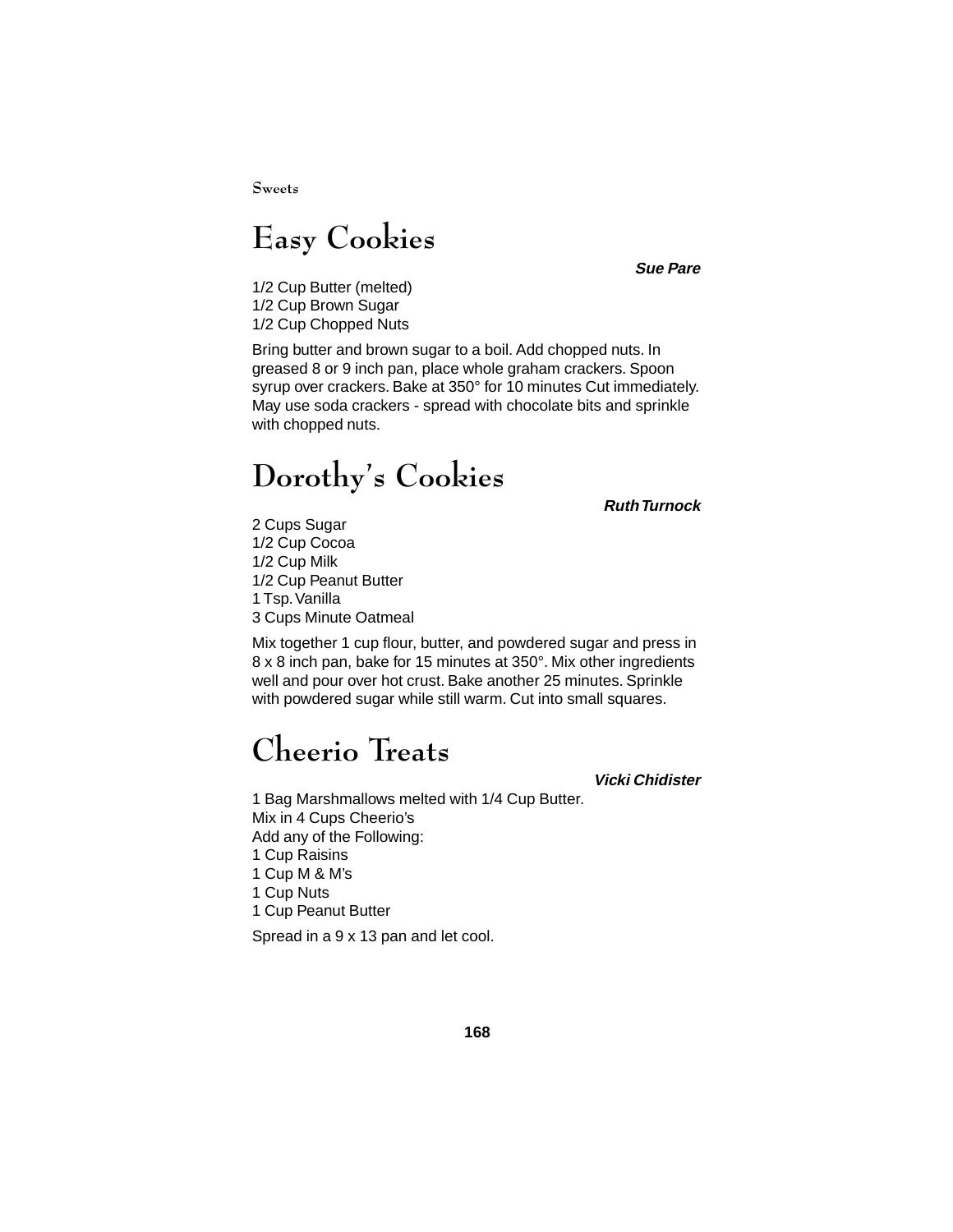# Easy Cookies

***Sue Pare***

1/2 Cup Butter (melted)
1/2 Cup Brown Sugar
1/2 Cup Chopped Nuts

Bring butter and brown sugar to a boil. Add chopped nuts. In greased 8 or 9 inch pan, place whole graham crackers. Spoon syrup over crackers. Bake at 350° for 10 minutes Cut immediately. May use soda crackers - spread with chocolate bits and sprinkle with chopped nuts.

# Dorothy's Cookies

***Ruth Turnock***

2 Cups Sugar
1/2 Cup Cocoa
1/2 Cup Milk
1/2 Cup Peanut Butter
1 Tsp. Vanilla
3 Cups Minute Oatmeal

Mix together 1 cup flour, butter, and powdered sugar and press in 8 x 8 inch pan, bake for 15 minutes at 350°. Mix other ingredients well and pour over hot crust. Bake another 25 minutes. Sprinkle with powdered sugar while still warm. Cut into small squares.

# Cheerio Treats

***Vicki Chidister***

1 Bag Marshmallows melted with 1/4 Cup Butter.
Mix in 4 Cups Cheerio's
Add any of the Following:
1 Cup Raisins
1 Cup M & M's
1 Cup Nuts
1 Cup Peanut Butter

Spread in a 9 x 13 pan and let cool.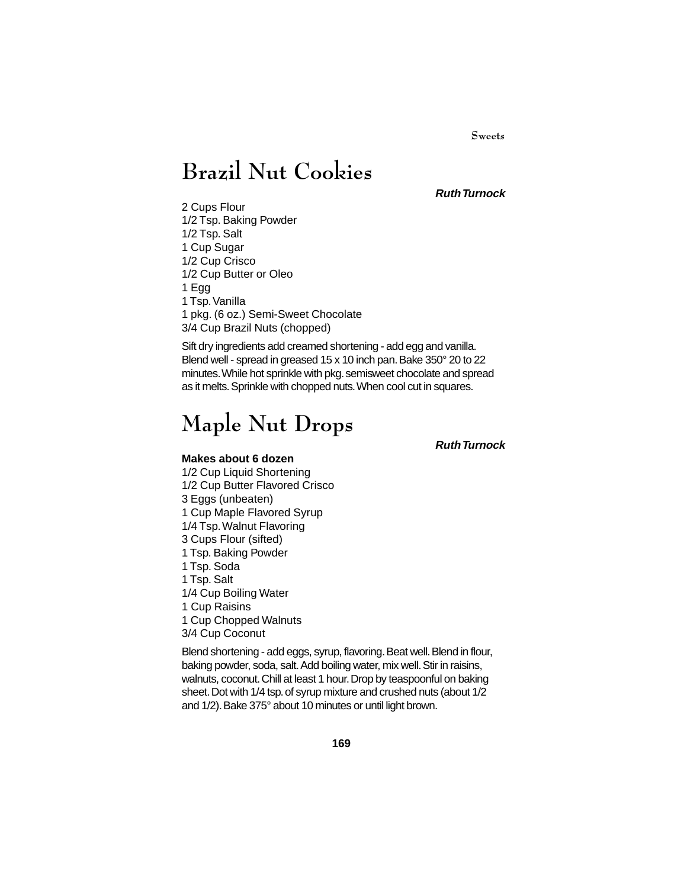# Brazil Nut Cookies

***Ruth Turnock***

2 Cups Flour
1/2 Tsp. Baking Powder
1/2 Tsp. Salt
1 Cup Sugar
1/2 Cup Crisco
1/2 Cup Butter or Oleo
1 Egg
1 Tsp. Vanilla
1 pkg. (6 oz.) Semi-Sweet Chocolate
3/4 Cup Brazil Nuts (chopped)

Sift dry ingredients add creamed shortening - add egg and vanilla. Blend well - spread in greased 15 x 10 inch pan. Bake 350° 20 to 22 minutes. While hot sprinkle with pkg. semisweet chocolate and spread as it melts. Sprinkle with chopped nuts. When cool cut in squares.

# Maple Nut Drops

***Ruth Turnock***

**Makes about 6 dozen**
1/2 Cup Liquid Shortening
1/2 Cup Butter Flavored Crisco
3 Eggs (unbeaten)
1 Cup Maple Flavored Syrup
1/4 Tsp. Walnut Flavoring
3 Cups Flour (sifted)
1 Tsp. Baking Powder
1 Tsp. Soda
1 Tsp. Salt
1/4 Cup Boiling Water
1 Cup Raisins
1 Cup Chopped Walnuts
3/4 Cup Coconut

Blend shortening - add eggs, syrup, flavoring. Beat well. Blend in flour, baking powder, soda, salt. Add boiling water, mix well. Stir in raisins, walnuts, coconut. Chill at least 1 hour. Drop by teaspoonful on baking sheet. Dot with 1/4 tsp. of syrup mixture and crushed nuts (about 1/2 and 1/2). Bake 375° about 10 minutes or until light brown.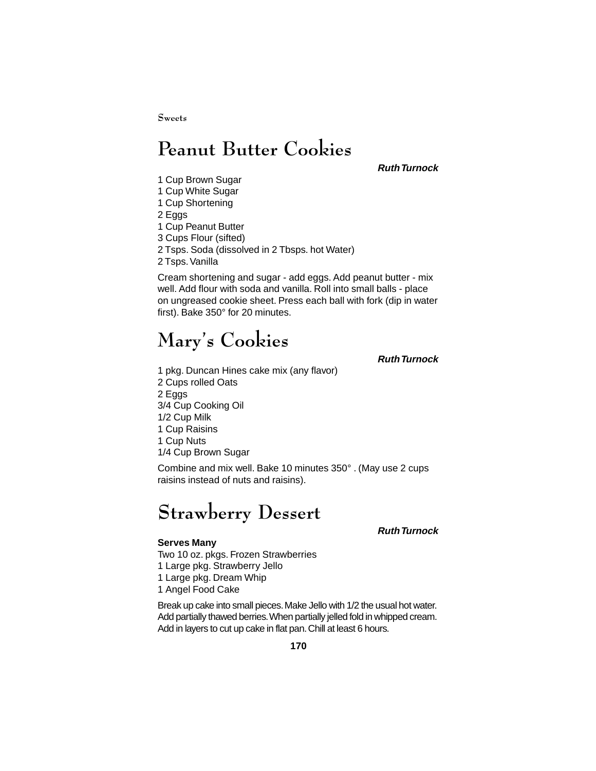# Peanut Butter Cookies

***Ruth Turnock***

1 Cup Brown Sugar
1 Cup White Sugar
1 Cup Shortening
2 Eggs
1 Cup Peanut Butter
3 Cups Flour (sifted)
2 Tsps. Soda (dissolved in 2 Tbsps. hot Water)
2 Tsps. Vanilla

Cream shortening and sugar - add eggs. Add peanut butter - mix well. Add flour with soda and vanilla. Roll into small balls - place on ungreased cookie sheet. Press each ball with fork (dip in water first). Bake 350° for 20 minutes.

# Mary's Cookies

***Ruth Turnock***

1 pkg. Duncan Hines cake mix (any flavor)
2 Cups rolled Oats
2 Eggs
3/4 Cup Cooking Oil
1/2 Cup Milk
1 Cup Raisins
1 Cup Nuts
1/4 Cup Brown Sugar

Combine and mix well. Bake 10 minutes 350° . (May use 2 cups raisins instead of nuts and raisins).

# Strawberry Dessert

***Ruth Turnock***

**Serves Many**

Two 10 oz. pkgs. Frozen Strawberries
1 Large pkg. Strawberry Jello
1 Large pkg. Dream Whip
1 Angel Food Cake

Break up cake into small pieces. Make Jello with 1/2 the usual hot water. Add partially thawed berries. When partially jelled fold in whipped cream. Add in layers to cut up cake in flat pan. Chill at least 6 hours.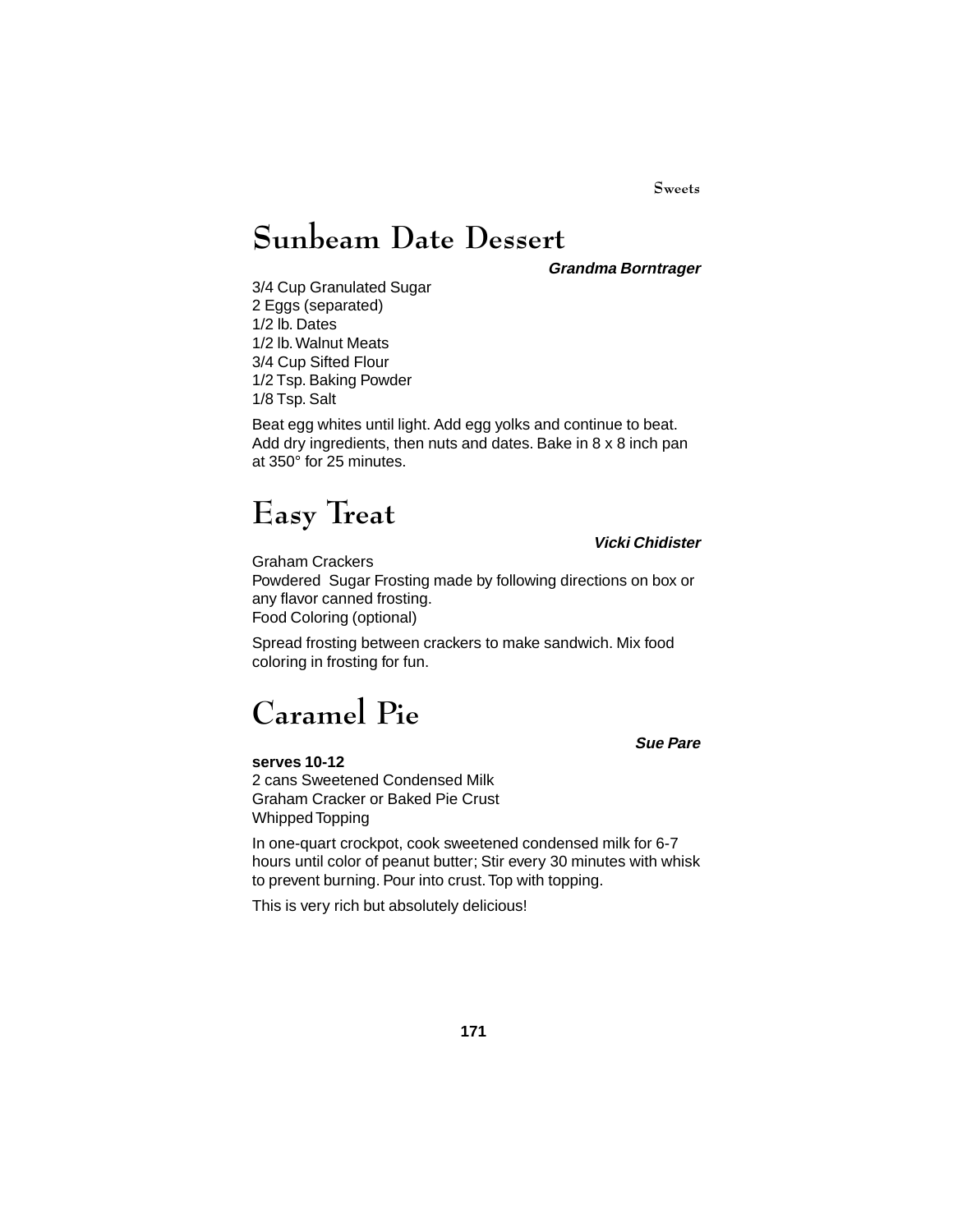# Sunbeam Date Dessert

***Grandma Borntrager***

3/4 Cup Granulated Sugar
2 Eggs (separated)
1/2 lb. Dates
1/2 lb. Walnut Meats
3/4 Cup Sifted Flour
1/2 Tsp. Baking Powder
1/8 Tsp. Salt

Beat egg whites until light. Add egg yolks and continue to beat. Add dry ingredients, then nuts and dates. Bake in 8 x 8 inch pan at 350° for 25 minutes.

# Easy Treat

***Vicki Chidister***

Graham Crackers
Powdered Sugar Frosting made by following directions on box or any flavor canned frosting.
Food Coloring (optional)

Spread frosting between crackers to make sandwich. Mix food coloring in frosting for fun.

# Caramel Pie

***Sue Pare***

**serves 10-12**
2 cans Sweetened Condensed Milk
Graham Cracker or Baked Pie Crust
Whipped Topping

In one-quart crockpot, cook sweetened condensed milk for 6-7 hours until color of peanut butter; Stir every 30 minutes with whisk to prevent burning. Pour into crust. Top with topping.

This is very rich but absolutely delicious!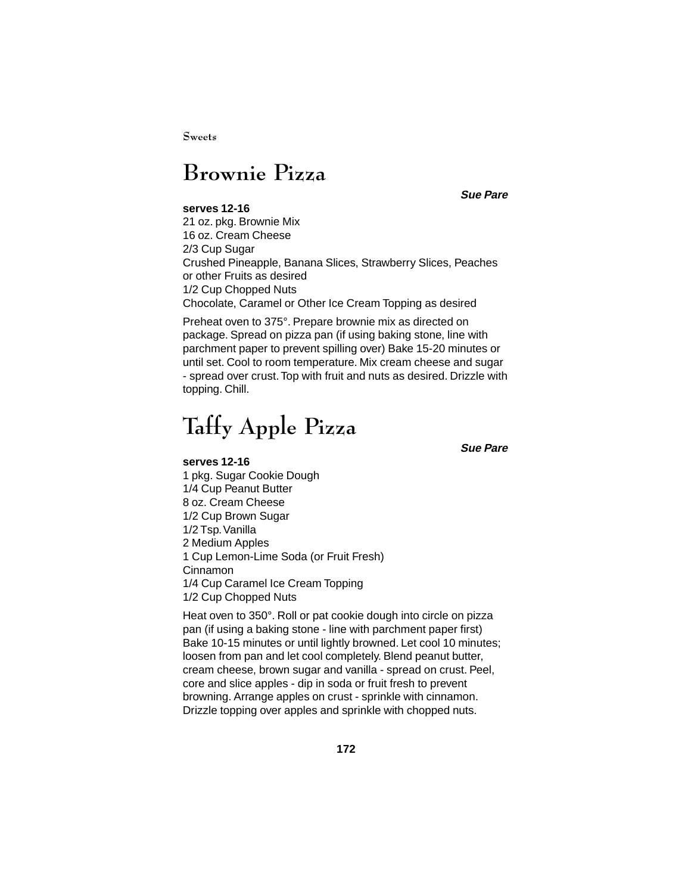Sweets

# Brownie Pizza

***Sue Pare***

**serves 12-16**

21 oz. pkg. Brownie Mix
16 oz. Cream Cheese
2/3 Cup Sugar
Crushed Pineapple, Banana Slices, Strawberry Slices, Peaches or other Fruits as desired
1/2 Cup Chopped Nuts
Chocolate, Caramel or Other Ice Cream Topping as desired

Preheat oven to 375°. Prepare brownie mix as directed on package. Spread on pizza pan (if using baking stone, line with parchment paper to prevent spilling over) Bake 15-20 minutes or until set. Cool to room temperature. Mix cream cheese and sugar - spread over crust. Top with fruit and nuts as desired. Drizzle with topping. Chill.

# Taffy Apple Pizza

***Sue Pare***

**serves 12-16**

1 pkg. Sugar Cookie Dough
1/4 Cup Peanut Butter
8 oz. Cream Cheese
1/2 Cup Brown Sugar
1/2 Tsp. Vanilla
2 Medium Apples
1 Cup Lemon-Lime Soda (or Fruit Fresh)
Cinnamon
1/4 Cup Caramel Ice Cream Topping
1/2 Cup Chopped Nuts

Heat oven to 350°. Roll or pat cookie dough into circle on pizza pan (if using a baking stone - line with parchment paper first) Bake 10-15 minutes or until lightly browned. Let cool 10 minutes; loosen from pan and let cool completely. Blend peanut butter, cream cheese, brown sugar and vanilla - spread on crust. Peel, core and slice apples - dip in soda or fruit fresh to prevent browning. Arrange apples on crust - sprinkle with cinnamon. Drizzle topping over apples and sprinkle with chopped nuts.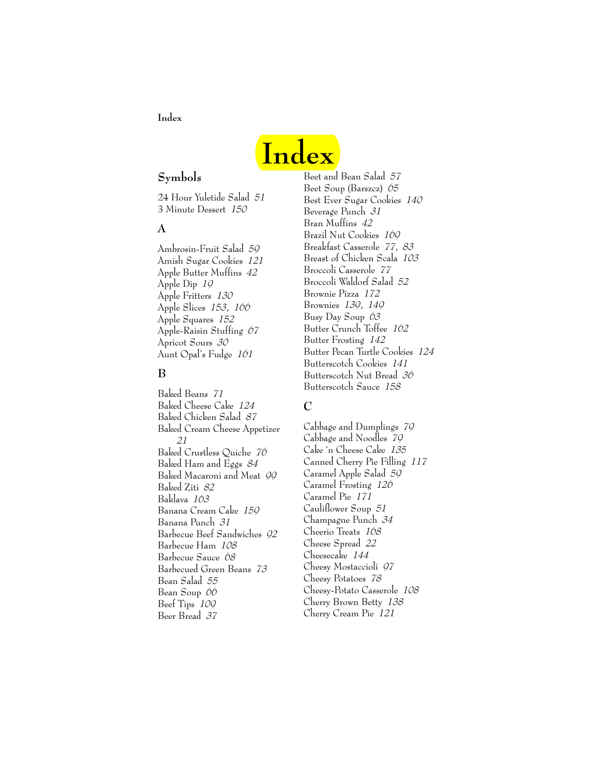# Index

## Symbols

24 Hour Yuletide Salad *51*
3 Minute Dessert *150*

## A

Ambrosin-Fruit Salad *59*
Amish Sugar Cookies *121*
Apple Butter Muffins *42*
Apple Dip *19*
Apple Fritters *130*
Apple Slices *153*, *166*
Apple Squares *152*
Apple-Raisin Stuffing *67*
Apricot Sours *30*
Aunt Opal's Fudge *161*

## B

Baked Beans *71*
Baked Cheese Cake *124*
Baked Chicken Salad *87*
Baked Cream Cheese Appetizer *21*
Baked Crustless Quiche *76*
Baked Ham and Eggs *84*
Baked Macaroni and Meat *99*
Baked Ziti *82*
Baklava *163*
Banana Cream Cake *159*
Banana Punch *31*
Barbecue Beef Sandwiches *92*
Barbecue Ham *108*
Barbecue Sauce *68*
Barbecued Green Beans *73*
Bean Salad *55*
Bean Soup *66*
Beef Tips *109*
Beer Bread *37*
Beet and Bean Salad *57*
Beet Soup (Barszcz) *65*
Best Ever Sugar Cookies *140*
Beverage Punch *31*
Bran Muffins *42*
Brazil Nut Cookies *169*
Breakfast Casserole *77*, *83*
Breast of Chicken Scala *103*
Broccoli Casserole *77*
Broccoli Waldorf Salad *52*
Brownie Pizza *172*
Brownies *139*, *149*
Busy Day Soup *63*
Butter Crunch Toffee *162*
Butter Frosting *142*
Butter Pecan Turtle Cookies *124*
Butterscotch Cookies *141*
Butterscotch Nut Bread *36*
Butterscotch Sauce *158*

## C

Cabbage and Dumplings *79*
Cabbage and Noodles *79*
Cake 'n Cheese Cake *135*
Canned Cherry Pie Filling *117*
Caramel Apple Salad *59*
Caramel Frosting *126*
Caramel Pie *171*
Cauliflower Soup *51*
Champagne Punch *34*
Cheerio Treats *168*
Cheese Spread *22*
Cheesecake *144*
Cheesy Mostaccioli *97*
Cheesy Potatoes *78*
Cheesy-Potato Casserole *108*
Cherry Brown Betty *138*
Cherry Cream Pie *121*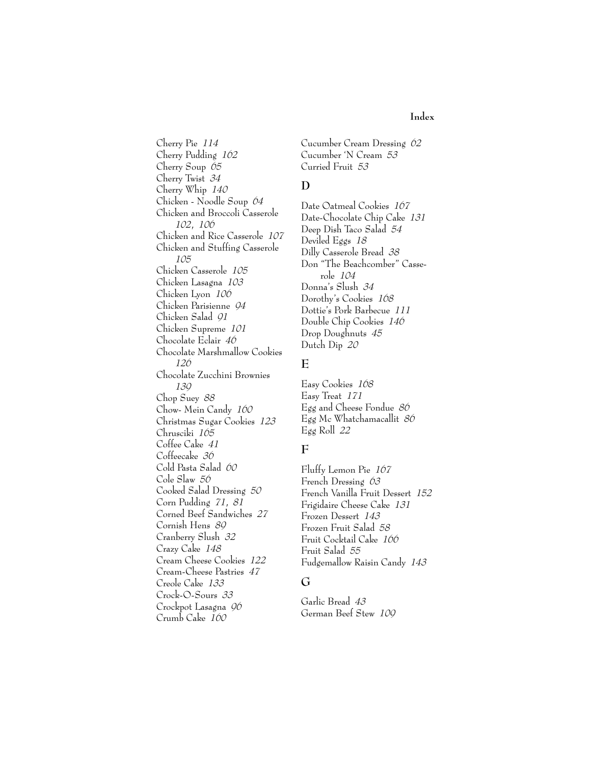Cherry Pie *114*
Cherry Pudding *162*
Cherry Soup *65*
Cherry Twist *34*
Cherry Whip *140*
Chicken - Noodle Soup *64*
Chicken and Broccoli Casserole *102, 106*
Chicken and Rice Casserole *107*
Chicken and Stuffing Casserole *105*
Chicken Casserole *105*
Chicken Lasagna *103*
Chicken Lyon *106*
Chicken Parisienne *94*
Chicken Salad *91*
Chicken Supreme *101*
Chocolate Eclair *46*
Chocolate Marshmallow Cookies *126*
Chocolate Zucchini Brownies *139*
Chop Suey *88*
Chow- Mein Candy *160*
Christmas Sugar Cookies *123*
Chrusciki *165*
Coffee Cake *41*
Coffeecake *36*
Cold Pasta Salad *60*
Cole Slaw *56*
Cooked Salad Dressing *50*
Corn Pudding *71, 81*
Corned Beef Sandwiches *27*
Cornish Hens *89*
Cranberry Slush *32*
Crazy Cake *148*
Cream Cheese Cookies *122*
Cream-Cheese Pastries *47*
Creole Cake *133*
Crock-O-Sours *33*
Crockpot Lasagna *96*
Crumb Cake *160*
Cucumber Cream Dressing *62*
Cucumber 'N Cream *53*
Curried Fruit *53*

## D

Date Oatmeal Cookies *167*
Date-Chocolate Chip Cake *131*
Deep Dish Taco Salad *54*
Deviled Eggs *18*
Dilly Casserole Bread *38*
Don "The Beachcomber" Casserole *104*
Donna's Slush *34*
Dorothy's Cookies *168*
Dottie's Pork Barbecue *111*
Double Chip Cookies *146*
Drop Doughnuts *45*
Dutch Dip *20*

## E

Easy Cookies *168*
Easy Treat *171*
Egg and Cheese Fondue *86*
Egg Mc Whatchamacallit *86*
Egg Roll *22*

## F

Fluffy Lemon Pie *167*
French Dressing *63*
French Vanilla Fruit Dessert *152*
Frigidaire Cheese Cake *131*
Frozen Dessert *143*
Frozen Fruit Salad *58*
Fruit Cocktail Cake *166*
Fruit Salad *55*
Fudgemallow Raisin Candy *143*

## G

Garlic Bread *43*
German Beef Stew *109*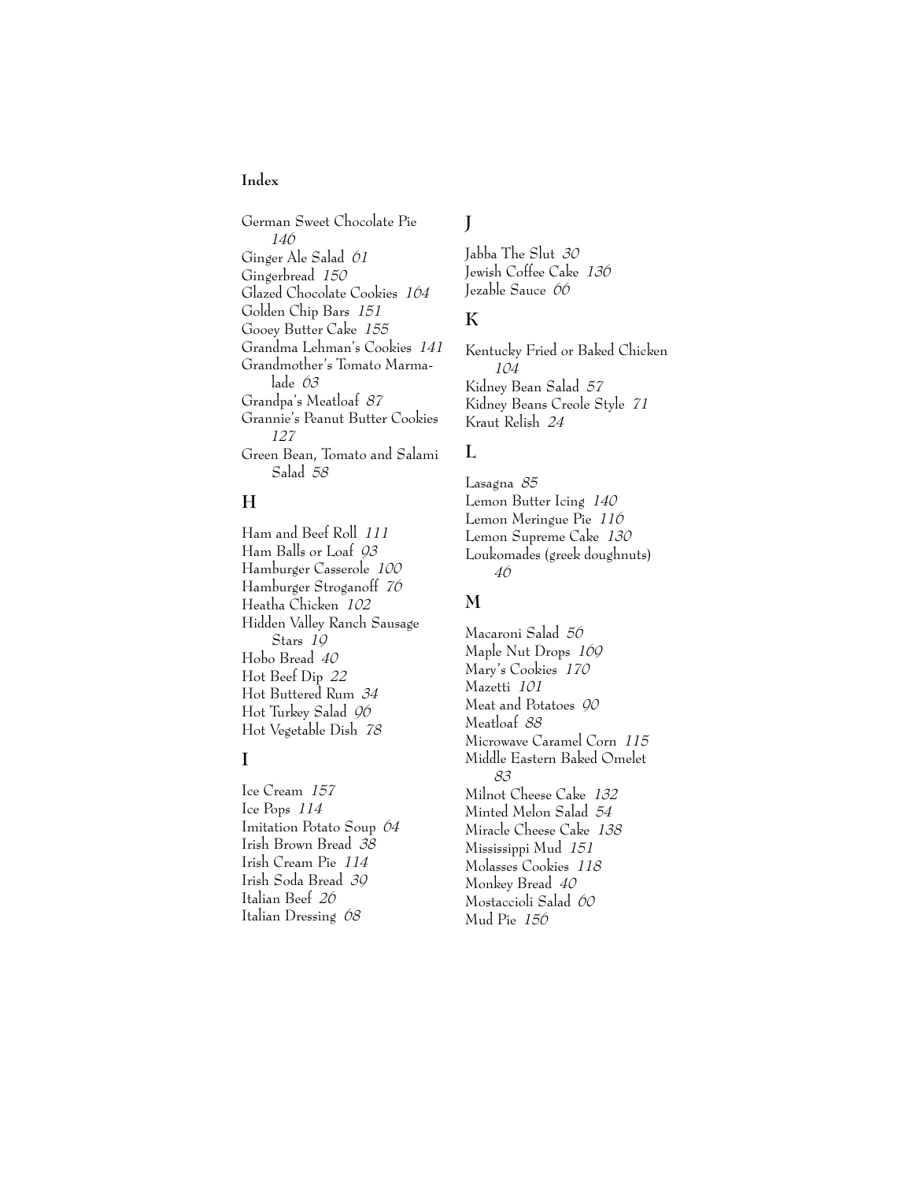**Index**

German Sweet Chocolate Pie *146*
Ginger Ale Salad *61*
Gingerbread *150*
Glazed Chocolate Cookies *164*
Golden Chip Bars *151*
Gooey Butter Cake *155*
Grandma Lehman's Cookies *141*
Grandmother's Tomato Marmalade *63*
Grandpa's Meatloaf *87*
Grannie's Peanut Butter Cookies *127*
Green Bean, Tomato and Salami Salad *58*

## H

Ham and Beef Roll *111*
Ham Balls or Loaf *93*
Hamburger Casserole *100*
Hamburger Stroganoff *76*
Heatha Chicken *102*
Hidden Valley Ranch Sausage Stars *19*
Hobo Bread *40*
Hot Beef Dip *22*
Hot Buttered Rum *34*
Hot Turkey Salad *96*
Hot Vegetable Dish *78*

## I

Ice Cream *157*
Ice Pops *114*
Imitation Potato Soup *64*
Irish Brown Bread *38*
Irish Cream Pie *114*
Irish Soda Bread *39*
Italian Beef *26*
Italian Dressing *68*

## J

Jabba The Slut *30*
Jewish Coffee Cake *136*
Jezable Sauce *66*

## K

Kentucky Fried or Baked Chicken *104*
Kidney Bean Salad *57*
Kidney Beans Creole Style *71*
Kraut Relish *24*

## L

Lasagna *85*
Lemon Butter Icing *140*
Lemon Meringue Pie *116*
Lemon Supreme Cake *130*
Loukomades (greek doughnuts) *46*

## M

Macaroni Salad *56*
Maple Nut Drops *169*
Mary's Cookies *170*
Mazetti *101*
Meat and Potatoes *90*
Meatloaf *88*
Microwave Caramel Corn *115*
Middle Eastern Baked Omelet *83*
Milnot Cheese Cake *132*
Minted Melon Salad *54*
Miracle Cheese Cake *138*
Mississippi Mud *151*
Molasses Cookies *118*
Monkey Bread *40*
Mostaccioli Salad *60*
Mud Pie *156*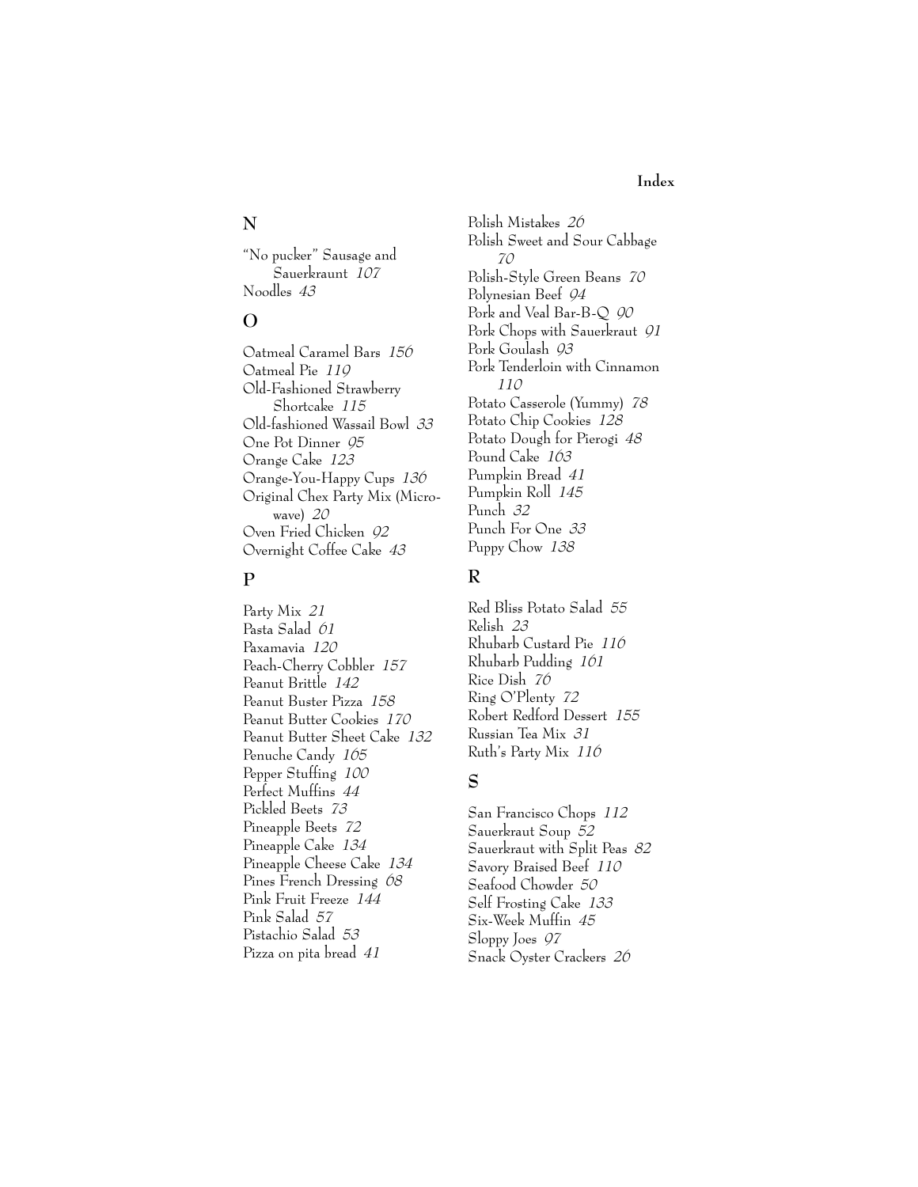## N

"No pucker" Sausage and Sauerkraunt *107*
Noodles *43*

## O

Oatmeal Caramel Bars *156*
Oatmeal Pie *119*
Old-Fashioned Strawberry Shortcake *115*
Old-fashioned Wassail Bowl *33*
One Pot Dinner *95*
Orange Cake *123*
Orange-You-Happy Cups *136*
Original Chex Party Mix (Microwave) *20*
Oven Fried Chicken *92*
Overnight Coffee Cake *43*

## P

Party Mix *21*
Pasta Salad *61*
Paxamavia *120*
Peach-Cherry Cobbler *157*
Peanut Brittle *142*
Peanut Buster Pizza *158*
Peanut Butter Cookies *170*
Peanut Butter Sheet Cake *132*
Penuche Candy *165*
Pepper Stuffing *100*
Perfect Muffins *44*
Pickled Beets *73*
Pineapple Beets *72*
Pineapple Cake *134*
Pineapple Cheese Cake *134*
Pines French Dressing *68*
Pink Fruit Freeze *144*
Pink Salad *57*
Pistachio Salad *53*
Pizza on pita bread *41*
Polish Mistakes *26*
Polish Sweet and Sour Cabbage *70*
Polish-Style Green Beans *70*
Polynesian Beef *94*
Pork and Veal Bar-B-Q *90*
Pork Chops with Sauerkraut *91*
Pork Goulash *93*
Pork Tenderloin with Cinnamon *110*
Potato Casserole (Yummy) *78*
Potato Chip Cookies *128*
Potato Dough for Pierogi *48*
Pound Cake *163*
Pumpkin Bread *41*
Pumpkin Roll *145*
Punch *32*
Punch For One *33*
Puppy Chow *138*

## R

Red Bliss Potato Salad *55*
Relish *23*
Rhubarb Custard Pie *116*
Rhubarb Pudding *161*
Rice Dish *76*
Ring O'Plenty *72*
Robert Redford Dessert *155*
Russian Tea Mix *31*
Ruth's Party Mix *116*

## S

San Francisco Chops *112*
Sauerkraut Soup *52*
Sauerkraut with Split Peas *82*
Savory Braised Beef *110*
Seafood Chowder *50*
Self Frosting Cake *133*
Six-Week Muffin *45*
Sloppy Joes *97*
Snack Oyster Crackers *26*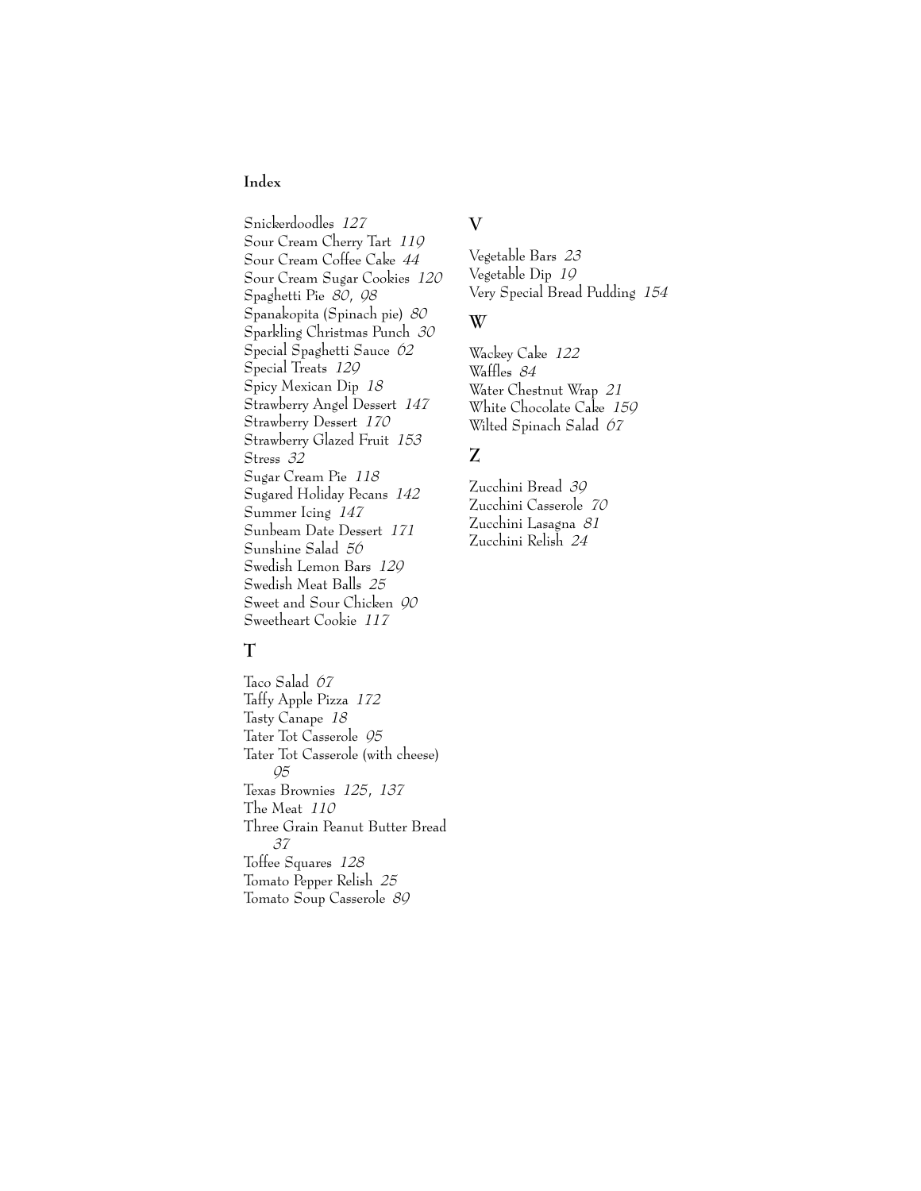**Index**

Snickerdoodles *127*
Sour Cream Cherry Tart *119*
Sour Cream Coffee Cake *44*
Sour Cream Sugar Cookies *120*
Spaghetti Pie *80*, *98*
Spanakopita (Spinach pie) *80*
Sparkling Christmas Punch *30*
Special Spaghetti Sauce *62*
Special Treats *129*
Spicy Mexican Dip *18*
Strawberry Angel Dessert *147*
Strawberry Dessert *170*
Strawberry Glazed Fruit *153*
Stress *32*
Sugar Cream Pie *118*
Sugared Holiday Pecans *142*
Summer Icing *147*
Sunbeam Date Dessert *171*
Sunshine Salad *56*
Swedish Lemon Bars *129*
Swedish Meat Balls *25*
Sweet and Sour Chicken *90*
Sweetheart Cookie *117*

## T

Taco Salad *67*
Taffy Apple Pizza *172*
Tasty Canape *18*
Tater Tot Casserole *95*
Tater Tot Casserole (with cheese) *95*
Texas Brownies *125*, *137*
The Meat *110*
Three Grain Peanut Butter Bread *37*
Toffee Squares *128*
Tomato Pepper Relish *25*
Tomato Soup Casserole *89*

## V

Vegetable Bars *23*
Vegetable Dip *19*
Very Special Bread Pudding *154*

## W

Wackey Cake *122*
Waffles *84*
Water Chestnut Wrap *21*
White Chocolate Cake *159*
Wilted Spinach Salad *67*

## Z

Zucchini Bread *39*
Zucchini Casserole *70*
Zucchini Lasagna *81*
Zucchini Relish *24*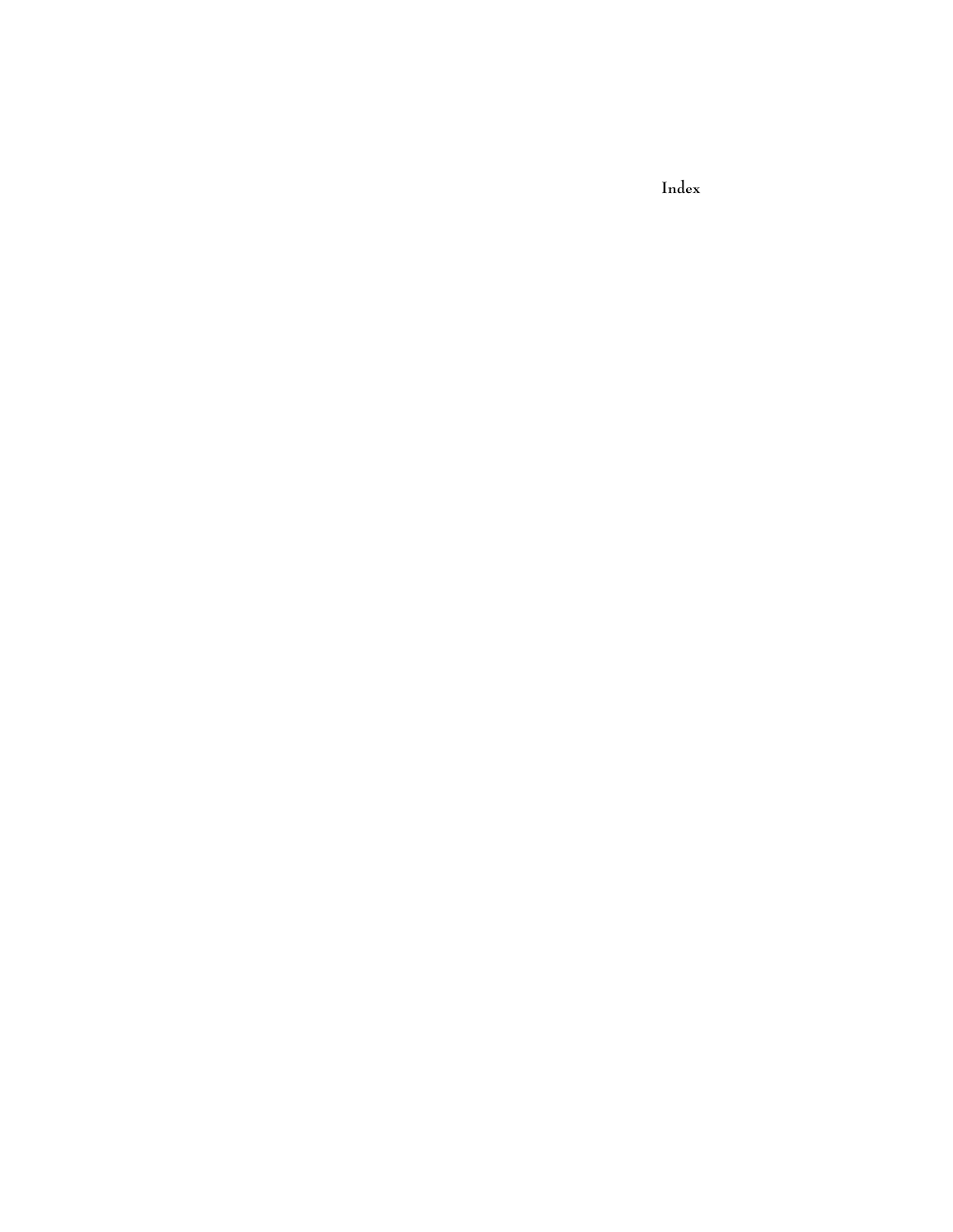# Index